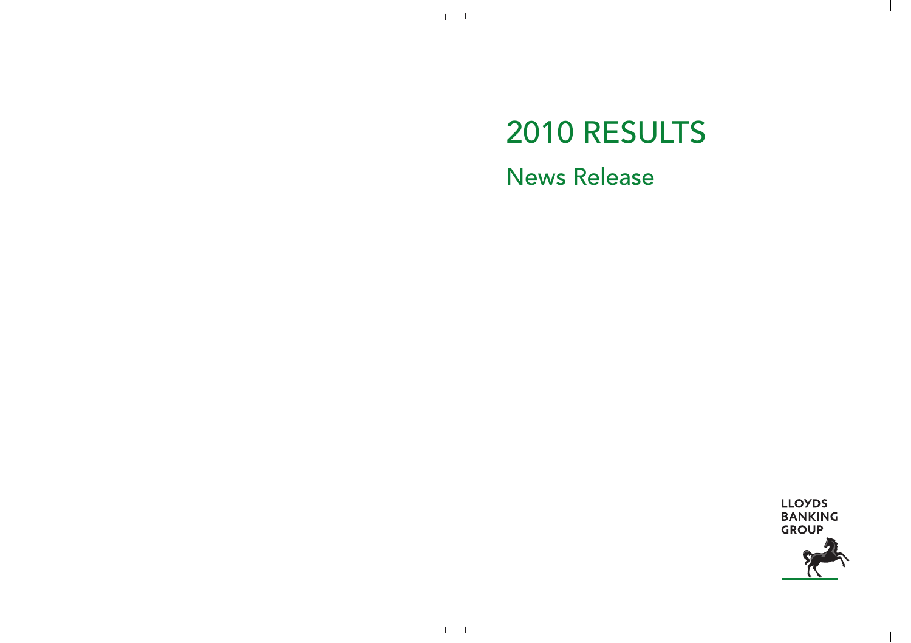# 2010 RESULTS

## News Release

LLOYDS
BANKING
GROUP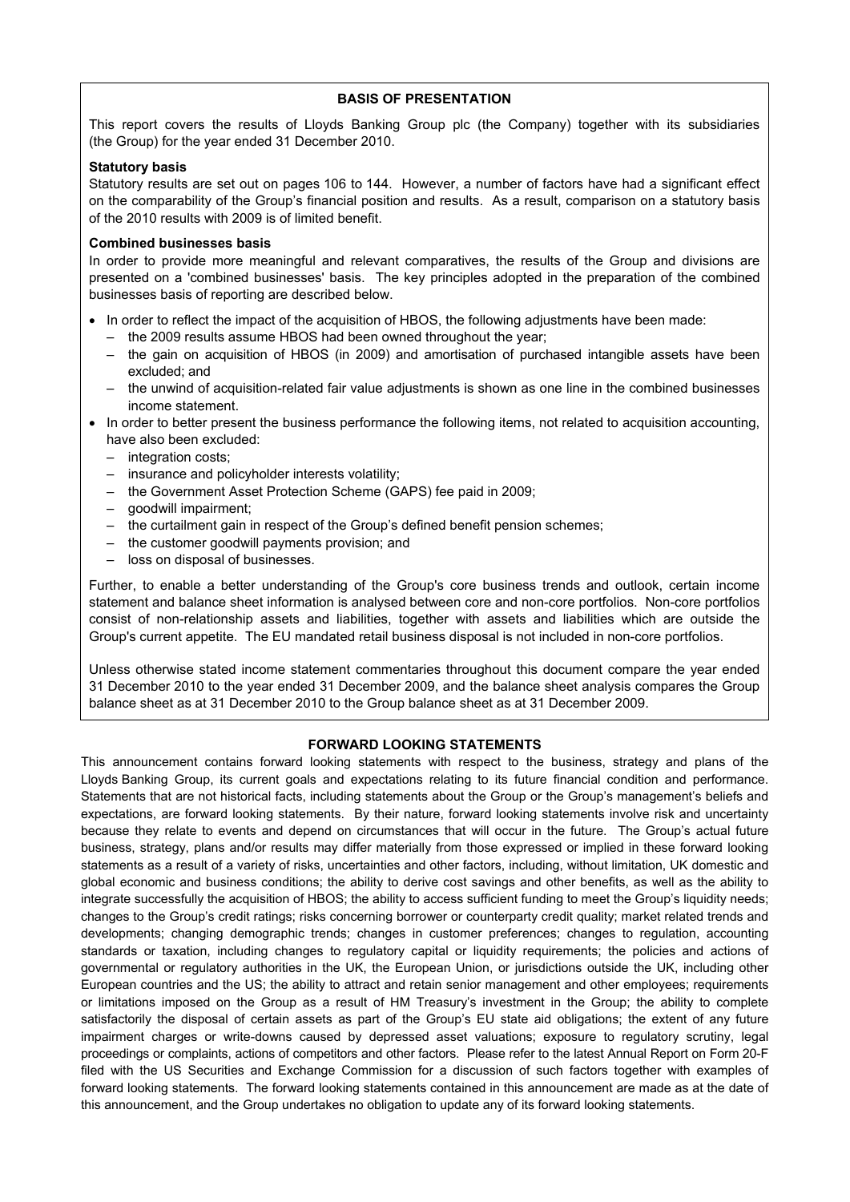## BASIS OF PRESENTATION

This report covers the results of Lloyds Banking Group plc (the Company) together with its subsidiaries (the Group) for the year ended 31 December 2010.

### Statutory basis

Statutory results are set out on pages 106 to 144. However, a number of factors have had a significant effect on the comparability of the Group's financial position and results. As a result, comparison on a statutory basis of the 2010 results with 2009 is of limited benefit.

### Combined businesses basis

In order to provide more meaningful and relevant comparatives, the results of the Group and divisions are presented on a 'combined businesses' basis. The key principles adopted in the preparation of the combined businesses basis of reporting are described below.

- In order to reflect the impact of the acquisition of HBOS, the following adjustments have been made:
  - the 2009 results assume HBOS had been owned throughout the year;
  - the gain on acquisition of HBOS (in 2009) and amortisation of purchased intangible assets have been excluded; and
  - the unwind of acquisition-related fair value adjustments is shown as one line in the combined businesses income statement.
- In order to better present the business performance the following items, not related to acquisition accounting, have also been excluded:
  - integration costs;
  - insurance and policyholder interests volatility;
  - the Government Asset Protection Scheme (GAPS) fee paid in 2009;
  - goodwill impairment;
  - the curtailment gain in respect of the Group's defined benefit pension schemes;
  - the customer goodwill payments provision; and
  - loss on disposal of businesses.

Further, to enable a better understanding of the Group's core business trends and outlook, certain income statement and balance sheet information is analysed between core and non-core portfolios. Non-core portfolios consist of non-relationship assets and liabilities, together with assets and liabilities which are outside the Group's current appetite. The EU mandated retail business disposal is not included in non-core portfolios.

Unless otherwise stated income statement commentaries throughout this document compare the year ended 31 December 2010 to the year ended 31 December 2009, and the balance sheet analysis compares the Group balance sheet as at 31 December 2010 to the Group balance sheet as at 31 December 2009.

## FORWARD LOOKING STATEMENTS

This announcement contains forward looking statements with respect to the business, strategy and plans of the Lloyds Banking Group, its current goals and expectations relating to its future financial condition and performance. Statements that are not historical facts, including statements about the Group or the Group's management's beliefs and expectations, are forward looking statements. By their nature, forward looking statements involve risk and uncertainty because they relate to events and depend on circumstances that will occur in the future. The Group's actual future business, strategy, plans and/or results may differ materially from those expressed or implied in these forward looking statements as a result of a variety of risks, uncertainties and other factors, including, without limitation, UK domestic and global economic and business conditions; the ability to derive cost savings and other benefits, as well as the ability to integrate successfully the acquisition of HBOS; the ability to access sufficient funding to meet the Group's liquidity needs; changes to the Group's credit ratings; risks concerning borrower or counterparty credit quality; market related trends and developments; changing demographic trends; changes in customer preferences; changes to regulation, accounting standards or taxation, including changes to regulatory capital or liquidity requirements; the policies and actions of governmental or regulatory authorities in the UK, the European Union, or jurisdictions outside the UK, including other European countries and the US; the ability to attract and retain senior management and other employees; requirements or limitations imposed on the Group as a result of HM Treasury's investment in the Group; the ability to complete satisfactorily the disposal of certain assets as part of the Group's EU state aid obligations; the extent of any future impairment charges or write-downs caused by depressed asset valuations; exposure to regulatory scrutiny, legal proceedings or complaints, actions of competitors and other factors. Please refer to the latest Annual Report on Form 20-F filed with the US Securities and Exchange Commission for a discussion of such factors together with examples of forward looking statements. The forward looking statements contained in this announcement are made as at the date of this announcement, and the Group undertakes no obligation to update any of its forward looking statements.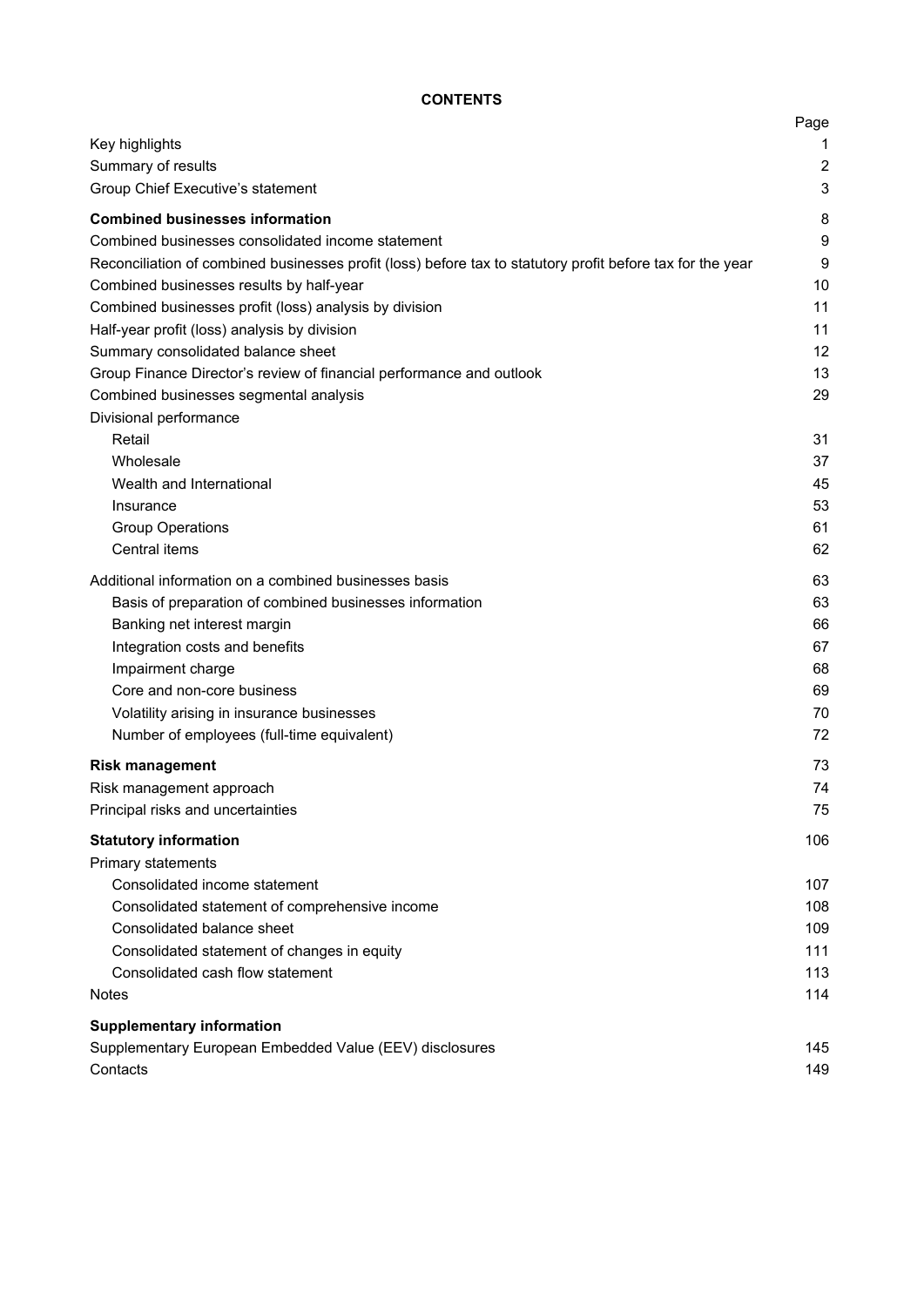**CONTENTS**

| | Page |
|---|---|
| Key highlights | 1 |
| Summary of results | 2 |
| Group Chief Executive's statement | 3 |
| **Combined businesses information** | 8 |
| Combined businesses consolidated income statement | 9 |
| Reconciliation of combined businesses profit (loss) before tax to statutory profit before tax for the year | 9 |
| Combined businesses results by half-year | 10 |
| Combined businesses profit (loss) analysis by division | 11 |
| Half-year profit (loss) analysis by division | 11 |
| Summary consolidated balance sheet | 12 |
| Group Finance Director's review of financial performance and outlook | 13 |
| Combined businesses segmental analysis | 29 |
| Divisional performance | |
| Retail | 31 |
| Wholesale | 37 |
| Wealth and International | 45 |
| Insurance | 53 |
| Group Operations | 61 |
| Central items | 62 |
| Additional information on a combined businesses basis | 63 |
| Basis of preparation of combined businesses information | 63 |
| Banking net interest margin | 66 |
| Integration costs and benefits | 67 |
| Impairment charge | 68 |
| Core and non-core business | 69 |
| Volatility arising in insurance businesses | 70 |
| Number of employees (full-time equivalent) | 72 |
| **Risk management** | 73 |
| Risk management approach | 74 |
| Principal risks and uncertainties | 75 |
| **Statutory information** | 106 |
| Primary statements | |
| Consolidated income statement | 107 |
| Consolidated statement of comprehensive income | 108 |
| Consolidated balance sheet | 109 |
| Consolidated statement of changes in equity | 111 |
| Consolidated cash flow statement | 113 |
| Notes | 114 |
| **Supplementary information** | |
| Supplementary European Embedded Value (EEV) disclosures | 145 |
| Contacts | 149 |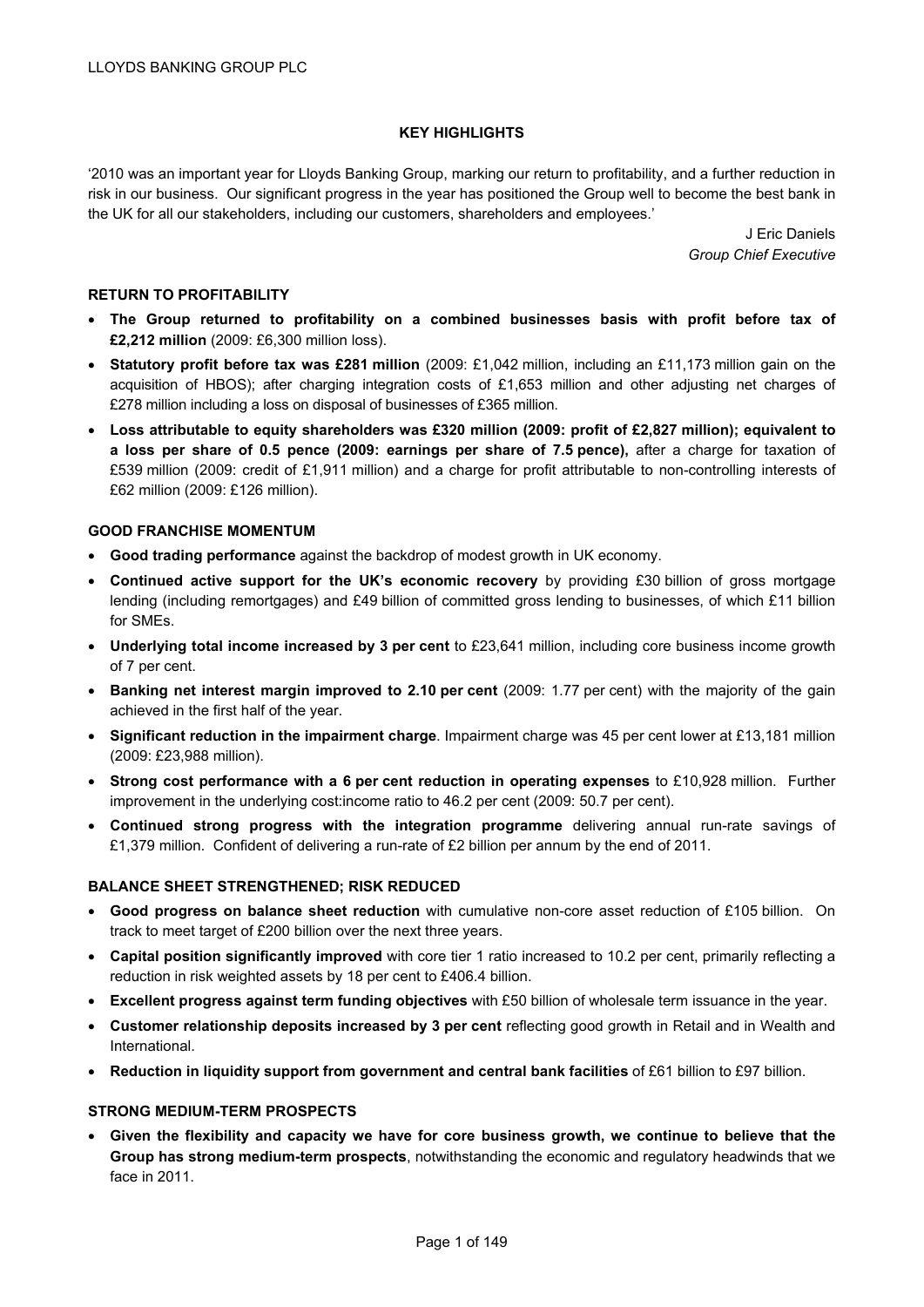# KEY HIGHLIGHTS

'2010 was an important year for Lloyds Banking Group, marking our return to profitability, and a further reduction in risk in our business. Our significant progress in the year has positioned the Group well to become the best bank in the UK for all our stakeholders, including our customers, shareholders and employees.'

J Eric Daniels
*Group Chief Executive*

## RETURN TO PROFITABILITY

- **The Group returned to profitability on a combined businesses basis with profit before tax of £2,212 million** (2009: £6,300 million loss).
- **Statutory profit before tax was £281 million** (2009: £1,042 million, including an £11,173 million gain on the acquisition of HBOS); after charging integration costs of £1,653 million and other adjusting net charges of £278 million including a loss on disposal of businesses of £365 million.
- **Loss attributable to equity shareholders was £320 million (2009: profit of £2,827 million); equivalent to a loss per share of 0.5 pence (2009: earnings per share of 7.5 pence),** after a charge for taxation of £539 million (2009: credit of £1,911 million) and a charge for profit attributable to non-controlling interests of £62 million (2009: £126 million).

## GOOD FRANCHISE MOMENTUM

- **Good trading performance** against the backdrop of modest growth in UK economy.
- **Continued active support for the UK's economic recovery** by providing £30 billion of gross mortgage lending (including remortgages) and £49 billion of committed gross lending to businesses, of which £11 billion for SMEs.
- **Underlying total income increased by 3 per cent** to £23,641 million, including core business income growth of 7 per cent.
- **Banking net interest margin improved to 2.10 per cent** (2009: 1.77 per cent) with the majority of the gain achieved in the first half of the year.
- **Significant reduction in the impairment charge**. Impairment charge was 45 per cent lower at £13,181 million (2009: £23,988 million).
- **Strong cost performance with a 6 per cent reduction in operating expenses** to £10,928 million. Further improvement in the underlying cost:income ratio to 46.2 per cent (2009: 50.7 per cent).
- **Continued strong progress with the integration programme** delivering annual run-rate savings of £1,379 million. Confident of delivering a run-rate of £2 billion per annum by the end of 2011.

## BALANCE SHEET STRENGTHENED; RISK REDUCED

- **Good progress on balance sheet reduction** with cumulative non-core asset reduction of £105 billion. On track to meet target of £200 billion over the next three years.
- **Capital position significantly improved** with core tier 1 ratio increased to 10.2 per cent, primarily reflecting a reduction in risk weighted assets by 18 per cent to £406.4 billion.
- **Excellent progress against term funding objectives** with £50 billion of wholesale term issuance in the year.
- **Customer relationship deposits increased by 3 per cent** reflecting good growth in Retail and in Wealth and International.
- **Reduction in liquidity support from government and central bank facilities** of £61 billion to £97 billion.

## STRONG MEDIUM-TERM PROSPECTS

- **Given the flexibility and capacity we have for core business growth, we continue to believe that the Group has strong medium-term prospects**, notwithstanding the economic and regulatory headwinds that we face in 2011.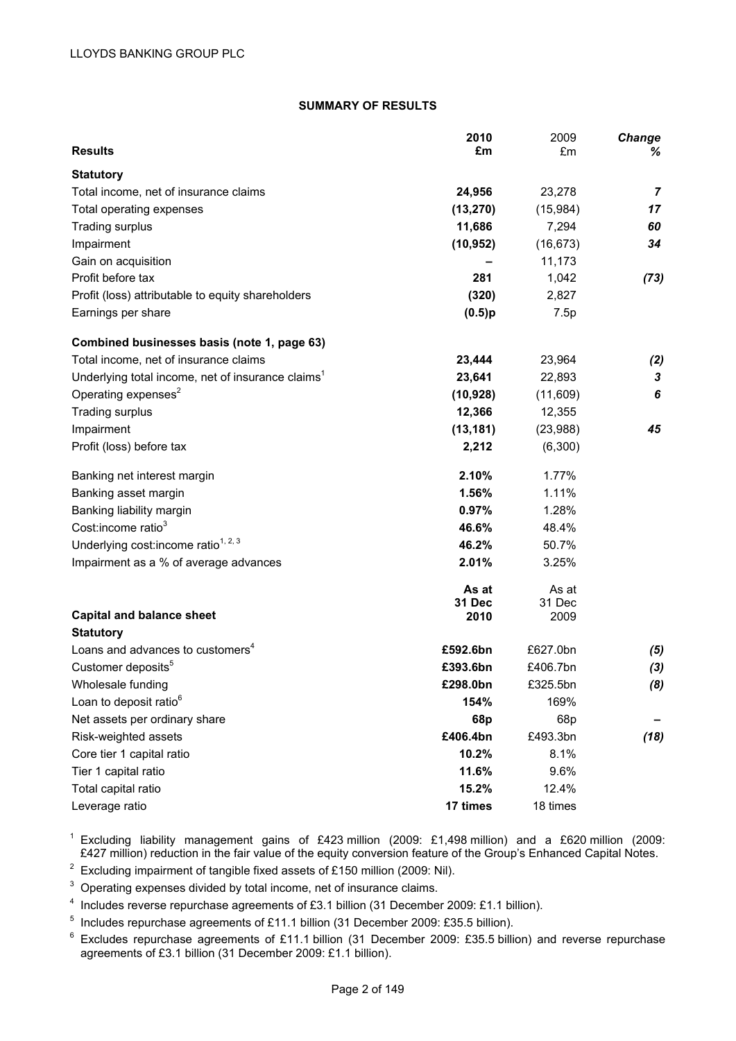## SUMMARY OF RESULTS

| Results | 2010 £m | 2009 £m | *Change %* |
|---|---|---|---|
| **Statutory** | | | |
| Total income, net of insurance claims | **24,956** | 23,278 | ***7*** |
| Total operating expenses | **(13,270)** | (15,984) | ***17*** |
| Trading surplus | **11,686** | 7,294 | ***60*** |
| Impairment | **(10,952)** | (16,673) | ***34*** |
| Gain on acquisition | **–** | 11,173 | |
| Profit before tax | **281** | 1,042 | ***(73)*** |
| Profit (loss) attributable to equity shareholders | **(320)** | 2,827 | |
| Earnings per share | **(0.5)p** | 7.5p | |
| **Combined businesses basis (note 1, page 63)** | | | |
| Total income, net of insurance claims | **23,444** | 23,964 | ***(2)*** |
| Underlying total income, net of insurance claims[1] | **23,641** | 22,893 | ***3*** |
| Operating expenses[2] | **(10,928)** | (11,609) | ***6*** |
| Trading surplus | **12,366** | 12,355 | |
| Impairment | **(13,181)** | (23,988) | ***45*** |
| Profit (loss) before tax | **2,212** | (6,300) | |
| Banking net interest margin | **2.10%** | 1.77% | |
| Banking asset margin | **1.56%** | 1.11% | |
| Banking liability margin | **0.97%** | 1.28% | |
| Cost:income ratio[3] | **46.6%** | 48.4% | |
| Underlying cost:income ratio[1, 2, 3] | **46.2%** | 50.7% | |
| Impairment as a % of average advances | **2.01%** | 3.25% | |

| Capital and balance sheet | As at 31 Dec 2010 | As at 31 Dec 2009 | |
|---|---|---|---|
| **Statutory** | | | |
| Loans and advances to customers[4] | **£592.6bn** | £627.0bn | ***(5)*** |
| Customer deposits[5] | **£393.6bn** | £406.7bn | ***(3)*** |
| Wholesale funding | **£298.0bn** | £325.5bn | ***(8)*** |
| Loan to deposit ratio[6] | **154%** | 169% | |
| Net assets per ordinary share | **68p** | 68p | ***–*** |
| Risk-weighted assets | **£406.4bn** | £493.3bn | ***(18)*** |
| Core tier 1 capital ratio | **10.2%** | 8.1% | |
| Tier 1 capital ratio | **11.6%** | 9.6% | |
| Total capital ratio | **15.2%** | 12.4% | |
| Leverage ratio | **17 times** | 18 times | |

[1] Excluding liability management gains of £423 million (2009: £1,498 million) and a £620 million (2009: £427 million) reduction in the fair value of the equity conversion feature of the Group's Enhanced Capital Notes.

[2] Excluding impairment of tangible fixed assets of £150 million (2009: Nil).

[3] Operating expenses divided by total income, net of insurance claims.

[4] Includes reverse repurchase agreements of £3.1 billion (31 December 2009: £1.1 billion).

[5] Includes repurchase agreements of £11.1 billion (31 December 2009: £35.5 billion).

[6] Excludes repurchase agreements of £11.1 billion (31 December 2009: £35.5 billion) and reverse repurchase agreements of £3.1 billion (31 December 2009: £1.1 billion).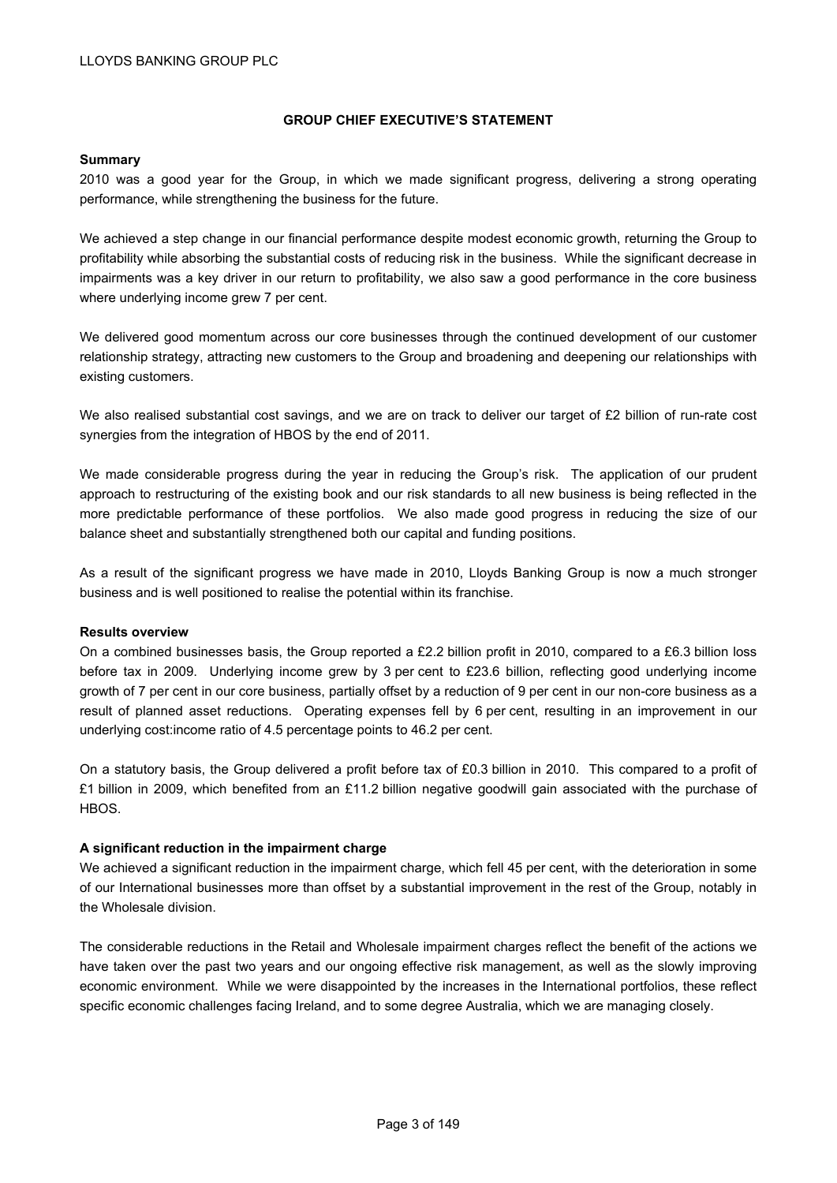## GROUP CHIEF EXECUTIVE'S STATEMENT

### Summary

2010 was a good year for the Group, in which we made significant progress, delivering a strong operating performance, while strengthening the business for the future.

We achieved a step change in our financial performance despite modest economic growth, returning the Group to profitability while absorbing the substantial costs of reducing risk in the business. While the significant decrease in impairments was a key driver in our return to profitability, we also saw a good performance in the core business where underlying income grew 7 per cent.

We delivered good momentum across our core businesses through the continued development of our customer relationship strategy, attracting new customers to the Group and broadening and deepening our relationships with existing customers.

We also realised substantial cost savings, and we are on track to deliver our target of £2 billion of run-rate cost synergies from the integration of HBOS by the end of 2011.

We made considerable progress during the year in reducing the Group's risk. The application of our prudent approach to restructuring of the existing book and our risk standards to all new business is being reflected in the more predictable performance of these portfolios. We also made good progress in reducing the size of our balance sheet and substantially strengthened both our capital and funding positions.

As a result of the significant progress we have made in 2010, Lloyds Banking Group is now a much stronger business and is well positioned to realise the potential within its franchise.

### Results overview

On a combined businesses basis, the Group reported a £2.2 billion profit in 2010, compared to a £6.3 billion loss before tax in 2009. Underlying income grew by 3 per cent to £23.6 billion, reflecting good underlying income growth of 7 per cent in our core business, partially offset by a reduction of 9 per cent in our non-core business as a result of planned asset reductions. Operating expenses fell by 6 per cent, resulting in an improvement in our underlying cost:income ratio of 4.5 percentage points to 46.2 per cent.

On a statutory basis, the Group delivered a profit before tax of £0.3 billion in 2010. This compared to a profit of £1 billion in 2009, which benefited from an £11.2 billion negative goodwill gain associated with the purchase of HBOS.

### A significant reduction in the impairment charge

We achieved a significant reduction in the impairment charge, which fell 45 per cent, with the deterioration in some of our International businesses more than offset by a substantial improvement in the rest of the Group, notably in the Wholesale division.

The considerable reductions in the Retail and Wholesale impairment charges reflect the benefit of the actions we have taken over the past two years and our ongoing effective risk management, as well as the slowly improving economic environment. While we were disappointed by the increases in the International portfolios, these reflect specific economic challenges facing Ireland, and to some degree Australia, which we are managing closely.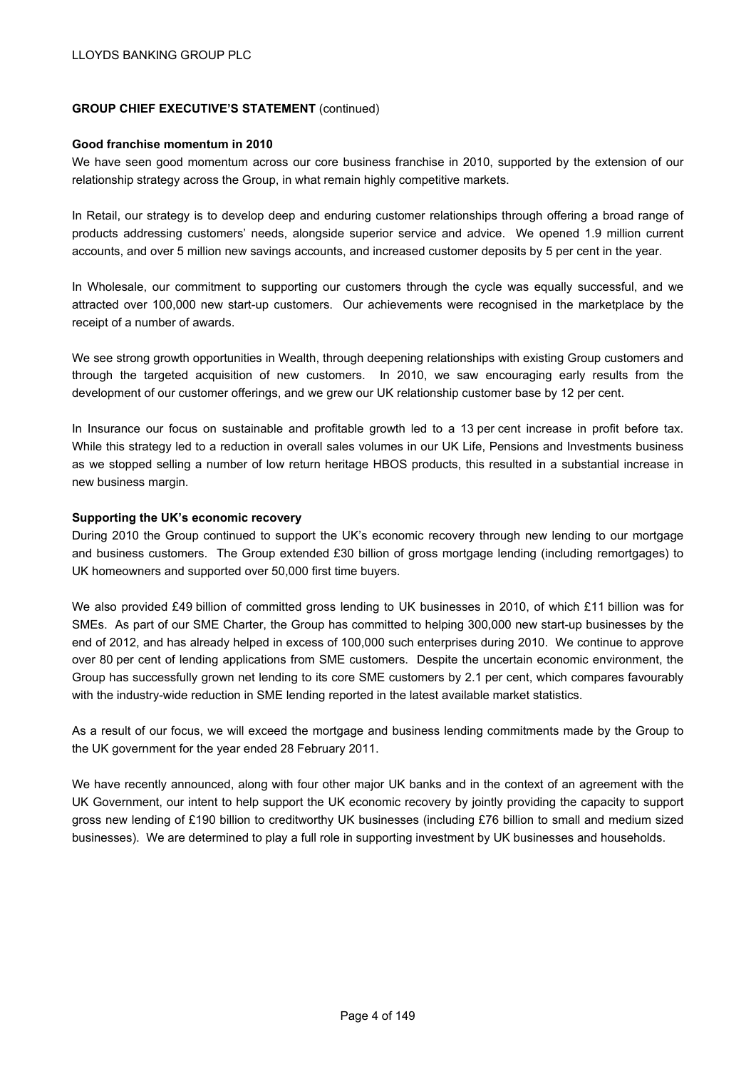## GROUP CHIEF EXECUTIVE'S STATEMENT (continued)

**Good franchise momentum in 2010**

We have seen good momentum across our core business franchise in 2010, supported by the extension of our relationship strategy across the Group, in what remain highly competitive markets.

In Retail, our strategy is to develop deep and enduring customer relationships through offering a broad range of products addressing customers' needs, alongside superior service and advice. We opened 1.9 million current accounts, and over 5 million new savings accounts, and increased customer deposits by 5 per cent in the year.

In Wholesale, our commitment to supporting our customers through the cycle was equally successful, and we attracted over 100,000 new start-up customers. Our achievements were recognised in the marketplace by the receipt of a number of awards.

We see strong growth opportunities in Wealth, through deepening relationships with existing Group customers and through the targeted acquisition of new customers. In 2010, we saw encouraging early results from the development of our customer offerings, and we grew our UK relationship customer base by 12 per cent.

In Insurance our focus on sustainable and profitable growth led to a 13 per cent increase in profit before tax. While this strategy led to a reduction in overall sales volumes in our UK Life, Pensions and Investments business as we stopped selling a number of low return heritage HBOS products, this resulted in a substantial increase in new business margin.

**Supporting the UK's economic recovery**

During 2010 the Group continued to support the UK's economic recovery through new lending to our mortgage and business customers. The Group extended £30 billion of gross mortgage lending (including remortgages) to UK homeowners and supported over 50,000 first time buyers.

We also provided £49 billion of committed gross lending to UK businesses in 2010, of which £11 billion was for SMEs. As part of our SME Charter, the Group has committed to helping 300,000 new start-up businesses by the end of 2012, and has already helped in excess of 100,000 such enterprises during 2010. We continue to approve over 80 per cent of lending applications from SME customers. Despite the uncertain economic environment, the Group has successfully grown net lending to its core SME customers by 2.1 per cent, which compares favourably with the industry-wide reduction in SME lending reported in the latest available market statistics.

As a result of our focus, we will exceed the mortgage and business lending commitments made by the Group to the UK government for the year ended 28 February 2011.

We have recently announced, along with four other major UK banks and in the context of an agreement with the UK Government, our intent to help support the UK economic recovery by jointly providing the capacity to support gross new lending of £190 billion to creditworthy UK businesses (including £76 billion to small and medium sized businesses). We are determined to play a full role in supporting investment by UK businesses and households.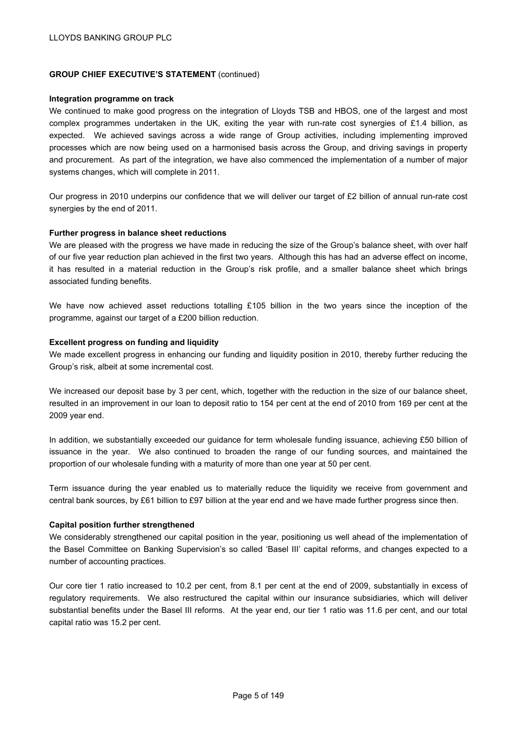## GROUP CHIEF EXECUTIVE'S STATEMENT (continued)

**Integration programme on track**

We continued to make good progress on the integration of Lloyds TSB and HBOS, one of the largest and most complex programmes undertaken in the UK, exiting the year with run-rate cost synergies of £1.4 billion, as expected. We achieved savings across a wide range of Group activities, including implementing improved processes which are now being used on a harmonised basis across the Group, and driving savings in property and procurement. As part of the integration, we have also commenced the implementation of a number of major systems changes, which will complete in 2011.

Our progress in 2010 underpins our confidence that we will deliver our target of £2 billion of annual run-rate cost synergies by the end of 2011.

**Further progress in balance sheet reductions**

We are pleased with the progress we have made in reducing the size of the Group's balance sheet, with over half of our five year reduction plan achieved in the first two years. Although this has had an adverse effect on income, it has resulted in a material reduction in the Group's risk profile, and a smaller balance sheet which brings associated funding benefits.

We have now achieved asset reductions totalling £105 billion in the two years since the inception of the programme, against our target of a £200 billion reduction.

**Excellent progress on funding and liquidity**

We made excellent progress in enhancing our funding and liquidity position in 2010, thereby further reducing the Group's risk, albeit at some incremental cost.

We increased our deposit base by 3 per cent, which, together with the reduction in the size of our balance sheet, resulted in an improvement in our loan to deposit ratio to 154 per cent at the end of 2010 from 169 per cent at the 2009 year end.

In addition, we substantially exceeded our guidance for term wholesale funding issuance, achieving £50 billion of issuance in the year. We also continued to broaden the range of our funding sources, and maintained the proportion of our wholesale funding with a maturity of more than one year at 50 per cent.

Term issuance during the year enabled us to materially reduce the liquidity we receive from government and central bank sources, by £61 billion to £97 billion at the year end and we have made further progress since then.

**Capital position further strengthened**

We considerably strengthened our capital position in the year, positioning us well ahead of the implementation of the Basel Committee on Banking Supervision's so called 'Basel III' capital reforms, and changes expected to a number of accounting practices.

Our core tier 1 ratio increased to 10.2 per cent, from 8.1 per cent at the end of 2009, substantially in excess of regulatory requirements. We also restructured the capital within our insurance subsidiaries, which will deliver substantial benefits under the Basel III reforms. At the year end, our tier 1 ratio was 11.6 per cent, and our total capital ratio was 15.2 per cent.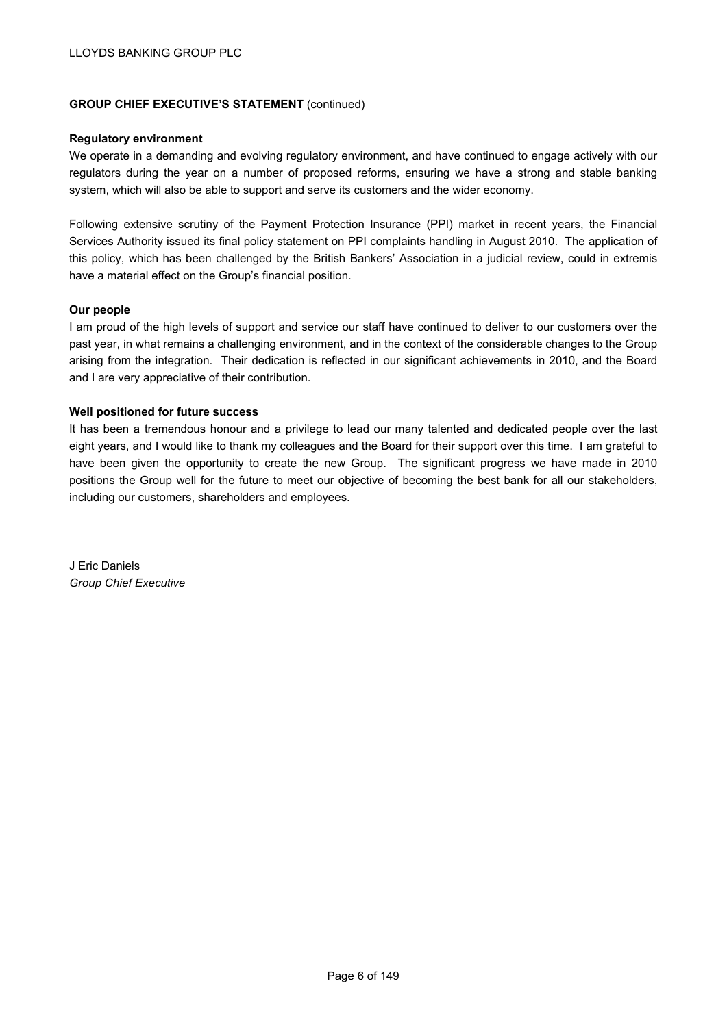## GROUP CHIEF EXECUTIVE'S STATEMENT (continued)

### Regulatory environment

We operate in a demanding and evolving regulatory environment, and have continued to engage actively with our regulators during the year on a number of proposed reforms, ensuring we have a strong and stable banking system, which will also be able to support and serve its customers and the wider economy.

Following extensive scrutiny of the Payment Protection Insurance (PPI) market in recent years, the Financial Services Authority issued its final policy statement on PPI complaints handling in August 2010. The application of this policy, which has been challenged by the British Bankers' Association in a judicial review, could in extremis have a material effect on the Group's financial position.

### Our people

I am proud of the high levels of support and service our staff have continued to deliver to our customers over the past year, in what remains a challenging environment, and in the context of the considerable changes to the Group arising from the integration. Their dedication is reflected in our significant achievements in 2010, and the Board and I are very appreciative of their contribution.

### Well positioned for future success

It has been a tremendous honour and a privilege to lead our many talented and dedicated people over the last eight years, and I would like to thank my colleagues and the Board for their support over this time. I am grateful to have been given the opportunity to create the new Group. The significant progress we have made in 2010 positions the Group well for the future to meet our objective of becoming the best bank for all our stakeholders, including our customers, shareholders and employees.

J Eric Daniels
*Group Chief Executive*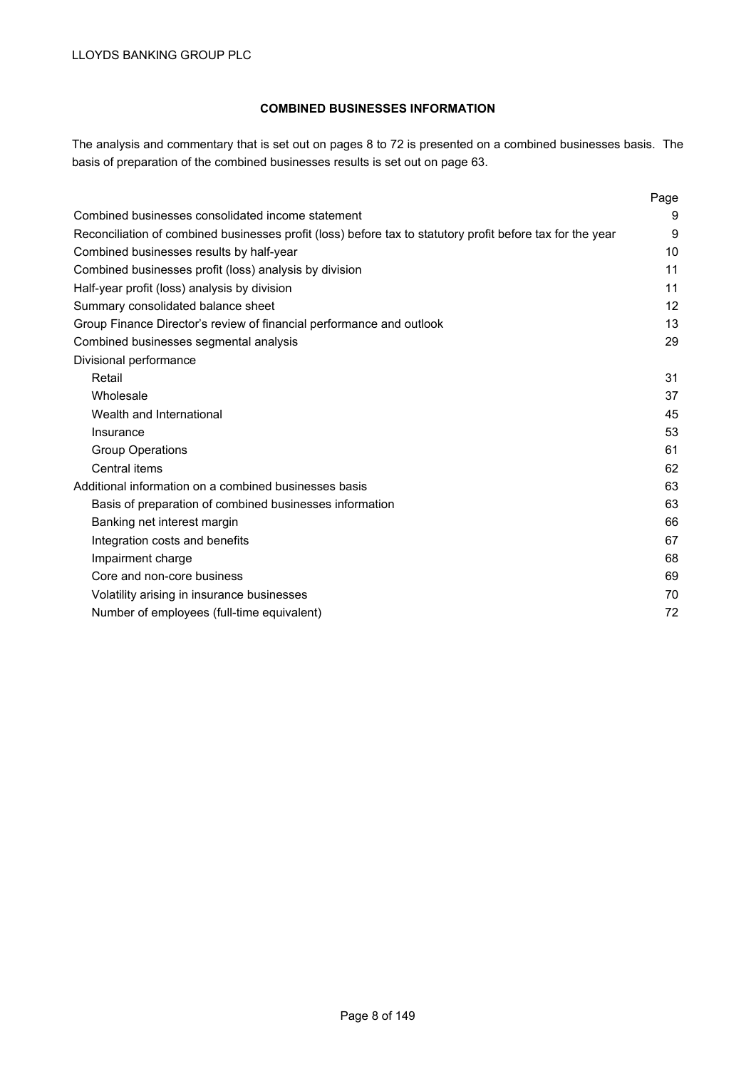## COMBINED BUSINESSES INFORMATION

The analysis and commentary that is set out on pages 8 to 72 is presented on a combined businesses basis. The basis of preparation of the combined businesses results is set out on page 63.

| | Page |
|---|---|
| Combined businesses consolidated income statement | 9 |
| Reconciliation of combined businesses profit (loss) before tax to statutory profit before tax for the year | 9 |
| Combined businesses results by half-year | 10 |
| Combined businesses profit (loss) analysis by division | 11 |
| Half-year profit (loss) analysis by division | 11 |
| Summary consolidated balance sheet | 12 |
| Group Finance Director's review of financial performance and outlook | 13 |
| Combined businesses segmental analysis | 29 |
| Divisional performance | |
| Retail | 31 |
| Wholesale | 37 |
| Wealth and International | 45 |
| Insurance | 53 |
| Group Operations | 61 |
| Central items | 62 |
| Additional information on a combined businesses basis | 63 |
| Basis of preparation of combined businesses information | 63 |
| Banking net interest margin | 66 |
| Integration costs and benefits | 67 |
| Impairment charge | 68 |
| Core and non-core business | 69 |
| Volatility arising in insurance businesses | 70 |
| Number of employees (full-time equivalent) | 72 |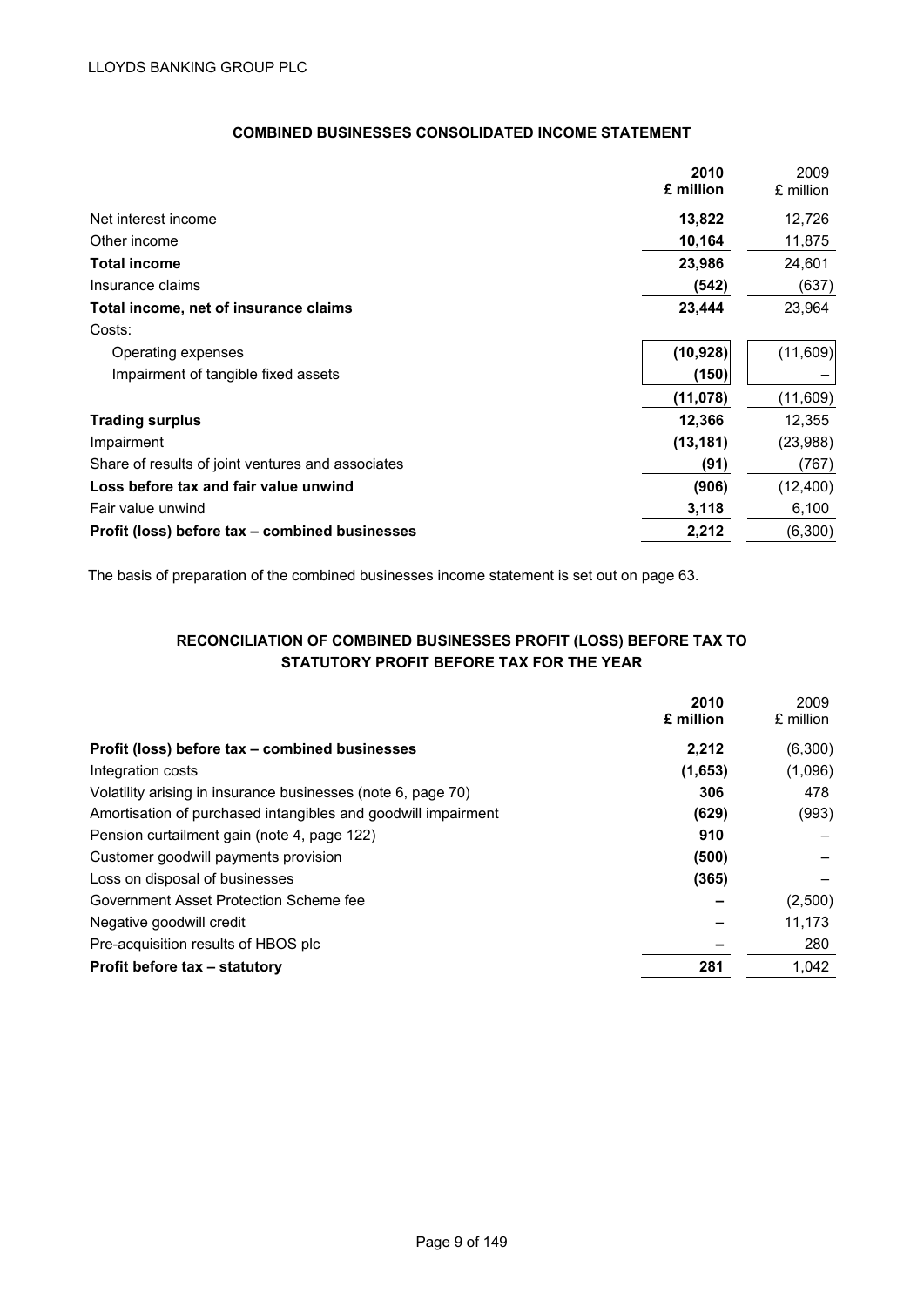## COMBINED BUSINESSES CONSOLIDATED INCOME STATEMENT

| | 2010 £ million | 2009 £ million |
|---|---|---|
| Net interest income | **13,822** | 12,726 |
| Other income | **10,164** | 11,875 |
| **Total income** | **23,986** | 24,601 |
| Insurance claims | **(542)** | (637) |
| **Total income, net of insurance claims** | **23,444** | 23,964 |
| Costs: | | |
| Operating expenses | **(10,928)** | (11,609) |
| Impairment of tangible fixed assets | **(150)** | – |
| | **(11,078)** | (11,609) |
| **Trading surplus** | **12,366** | 12,355 |
| Impairment | **(13,181)** | (23,988) |
| Share of results of joint ventures and associates | **(91)** | (767) |
| **Loss before tax and fair value unwind** | **(906)** | (12,400) |
| Fair value unwind | **3,118** | 6,100 |
| **Profit (loss) before tax – combined businesses** | **2,212** | (6,300) |

The basis of preparation of the combined businesses income statement is set out on page 63.

## RECONCILIATION OF COMBINED BUSINESSES PROFIT (LOSS) BEFORE TAX TO STATUTORY PROFIT BEFORE TAX FOR THE YEAR

| | 2010 £ million | 2009 £ million |
|---|---|---|
| **Profit (loss) before tax – combined businesses** | **2,212** | (6,300) |
| Integration costs | **(1,653)** | (1,096) |
| Volatility arising in insurance businesses (note 6, page 70) | **306** | 478 |
| Amortisation of purchased intangibles and goodwill impairment | **(629)** | (993) |
| Pension curtailment gain (note 4, page 122) | **910** | – |
| Customer goodwill payments provision | **(500)** | – |
| Loss on disposal of businesses | **(365)** | – |
| Government Asset Protection Scheme fee | **–** | (2,500) |
| Negative goodwill credit | **–** | 11,173 |
| Pre-acquisition results of HBOS plc | **–** | 280 |
| **Profit before tax – statutory** | **281** | 1,042 |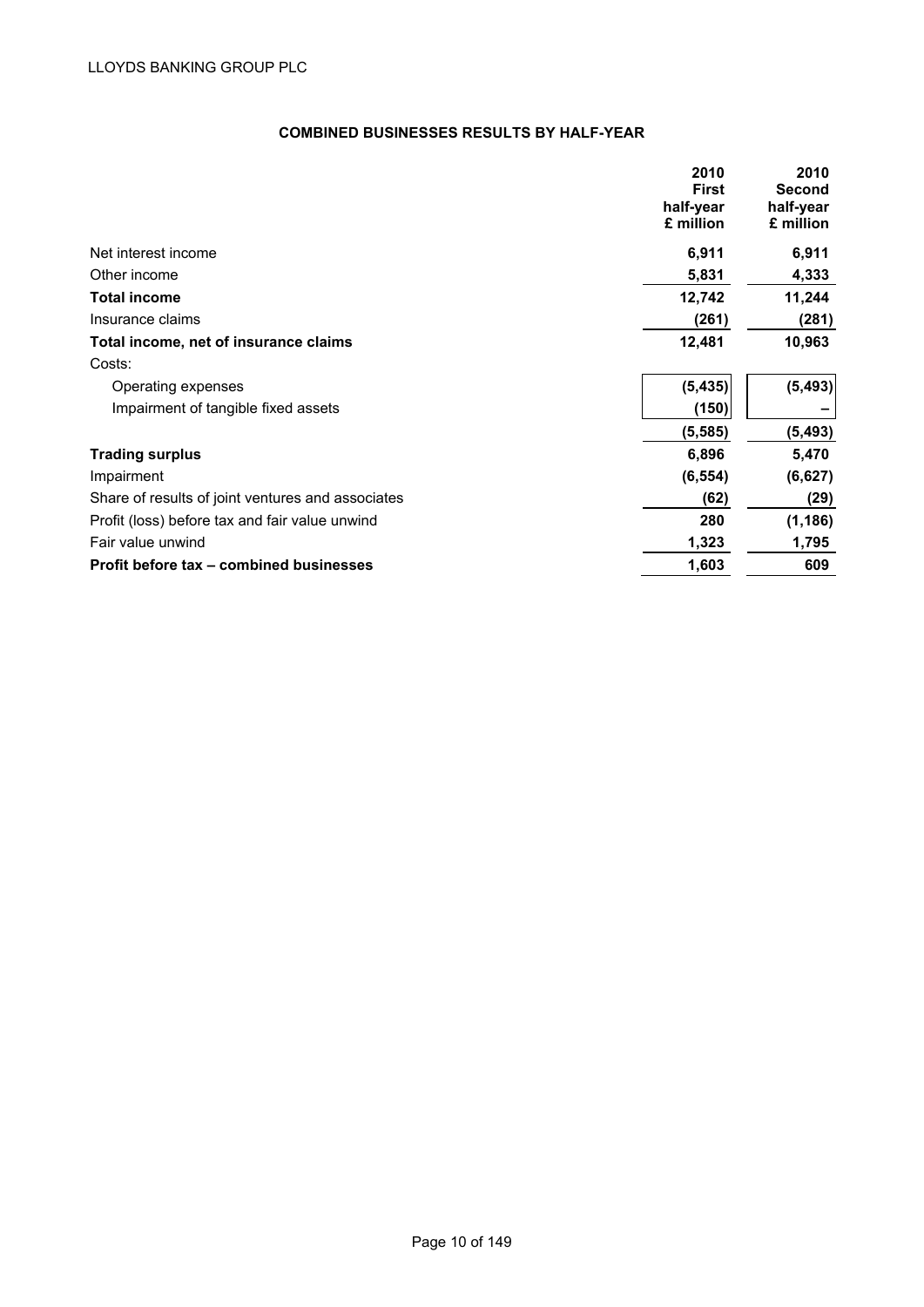## COMBINED BUSINESSES RESULTS BY HALF-YEAR

| | 2010 First half-year £ million | 2010 Second half-year £ million |
|---|---|---|
| Net interest income | 6,911 | 6,911 |
| Other income | 5,831 | 4,333 |
| **Total income** | 12,742 | 11,244 |
| Insurance claims | (261) | (281) |
| **Total income, net of insurance claims** | 12,481 | 10,963 |
| Costs: | | |
| Operating expenses | (5,435) | (5,493) |
| Impairment of tangible fixed assets | (150) | – |
| | (5,585) | (5,493) |
| **Trading surplus** | 6,896 | 5,470 |
| Impairment | (6,554) | (6,627) |
| Share of results of joint ventures and associates | (62) | (29) |
| Profit (loss) before tax and fair value unwind | 280 | (1,186) |
| Fair value unwind | 1,323 | 1,795 |
| **Profit before tax – combined businesses** | 1,603 | 609 |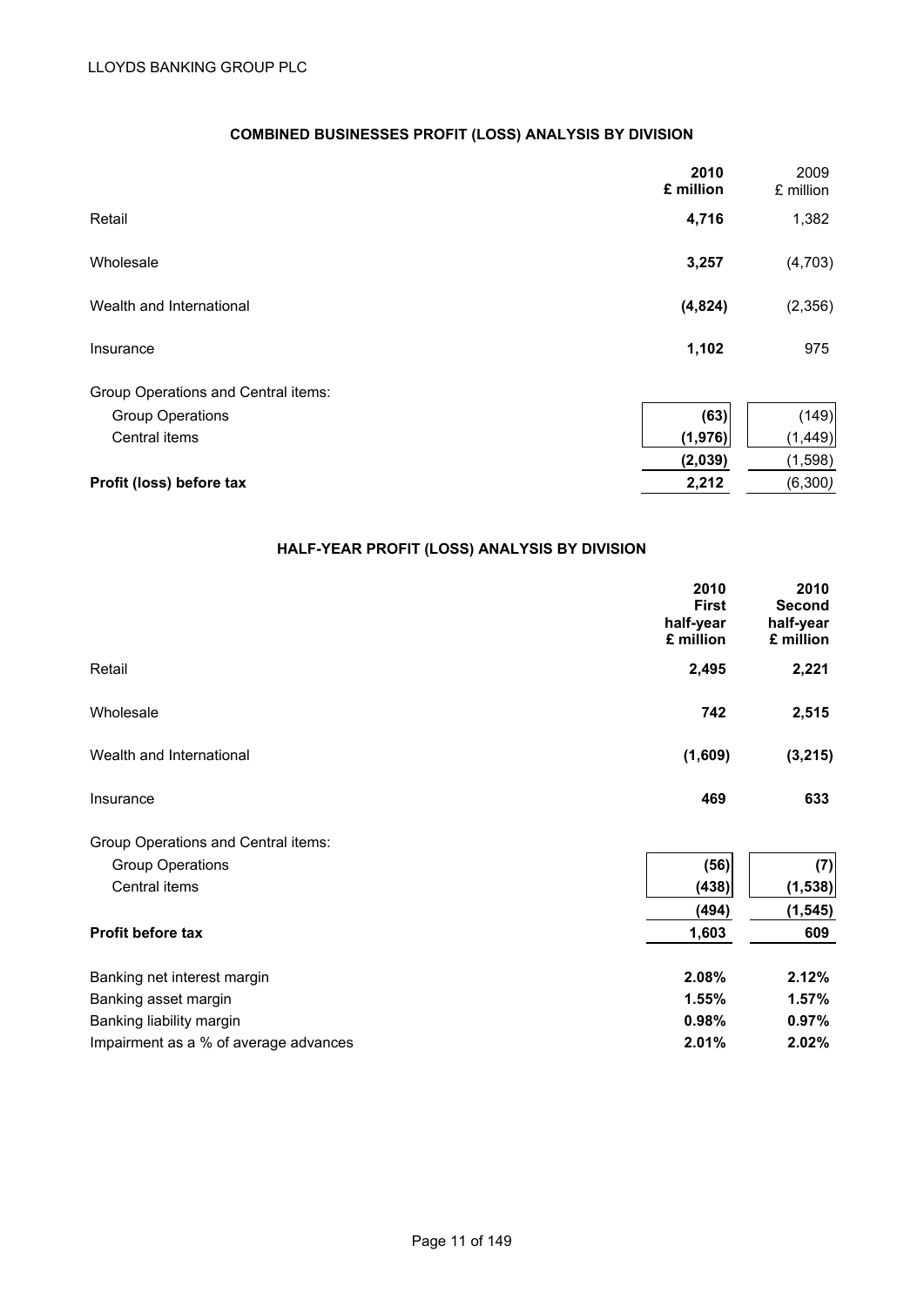## COMBINED BUSINESSES PROFIT (LOSS) ANALYSIS BY DIVISION

| | **2010 £ million** | 2009 £ million |
|---|---|---|
| Retail | **4,716** | 1,382 |
| Wholesale | **3,257** | (4,703) |
| Wealth and International | **(4,824)** | (2,356) |
| Insurance | **1,102** | 975 |
| Group Operations and Central items: | | |
| Group Operations | **(63)** | (149) |
| Central items | **(1,976)** | (1,449) |
| | **(2,039)** | (1,598) |
| **Profit (loss) before tax** | **2,212** | (6,300) |

## HALF-YEAR PROFIT (LOSS) ANALYSIS BY DIVISION

| | **2010 First half-year £ million** | **2010 Second half-year £ million** |
|---|---|---|
| Retail | **2,495** | **2,221** |
| Wholesale | **742** | **2,515** |
| Wealth and International | **(1,609)** | **(3,215)** |
| Insurance | **469** | **633** |
| Group Operations and Central items: | | |
| Group Operations | **(56)** | **(7)** |
| Central items | **(438)** | **(1,538)** |
| | **(494)** | **(1,545)** |
| **Profit before tax** | **1,603** | **609** |
| Banking net interest margin | **2.08%** | **2.12%** |
| Banking asset margin | **1.55%** | **1.57%** |
| Banking liability margin | **0.98%** | **0.97%** |
| Impairment as a % of average advances | **2.01%** | **2.02%** |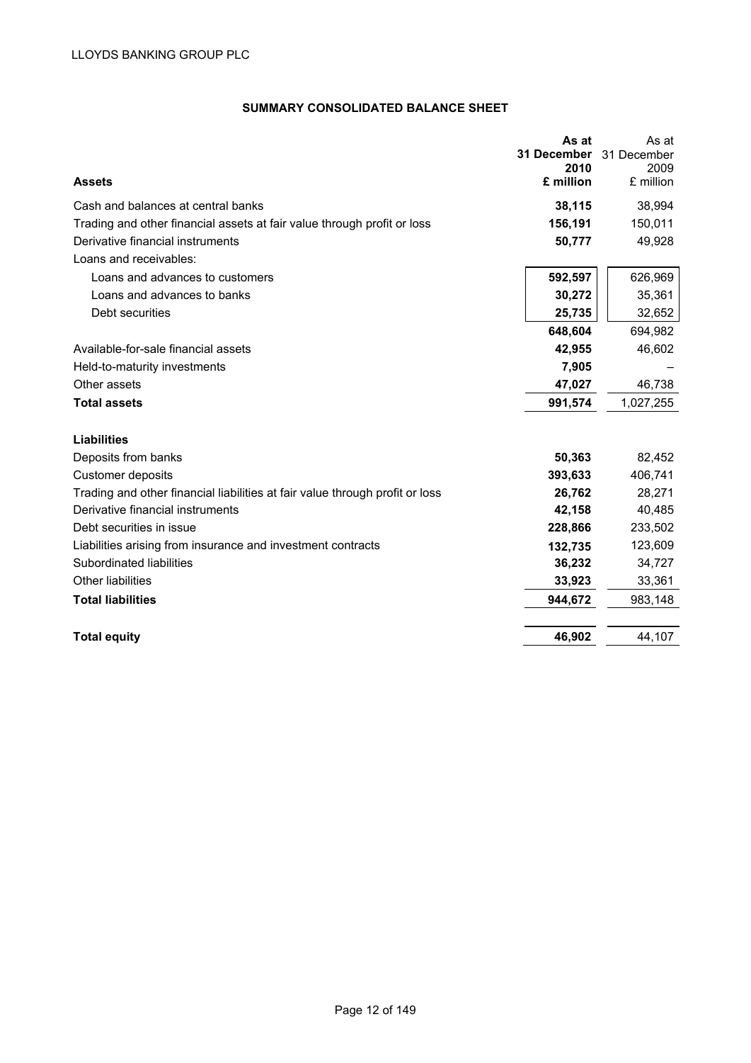## SUMMARY CONSOLIDATED BALANCE SHEET

| Assets | As at 31 December 2010 £ million | As at 31 December 2009 £ million |
|---|---|---|
| Cash and balances at central banks | **38,115** | 38,994 |
| Trading and other financial assets at fair value through profit or loss | **156,191** | 150,011 |
| Derivative financial instruments | **50,777** | 49,928 |
| Loans and receivables: | | |
| Loans and advances to customers | **592,597** | 626,969 |
| Loans and advances to banks | **30,272** | 35,361 |
| Debt securities | **25,735** | 32,652 |
| | **648,604** | 694,982 |
| Available-for-sale financial assets | **42,955** | 46,602 |
| Held-to-maturity investments | **7,905** | – |
| Other assets | **47,027** | 46,738 |
| **Total assets** | **991,574** | 1,027,255 |
| | | |
| **Liabilities** | | |
| Deposits from banks | **50,363** | 82,452 |
| Customer deposits | **393,633** | 406,741 |
| Trading and other financial liabilities at fair value through profit or loss | **26,762** | 28,271 |
| Derivative financial instruments | **42,158** | 40,485 |
| Debt securities in issue | **228,866** | 233,502 |
| Liabilities arising from insurance and investment contracts | **132,735** | 123,609 |
| Subordinated liabilities | **36,232** | 34,727 |
| Other liabilities | **33,923** | 33,361 |
| **Total liabilities** | **944,672** | 983,148 |
| | | |
| **Total equity** | **46,902** | 44,107 |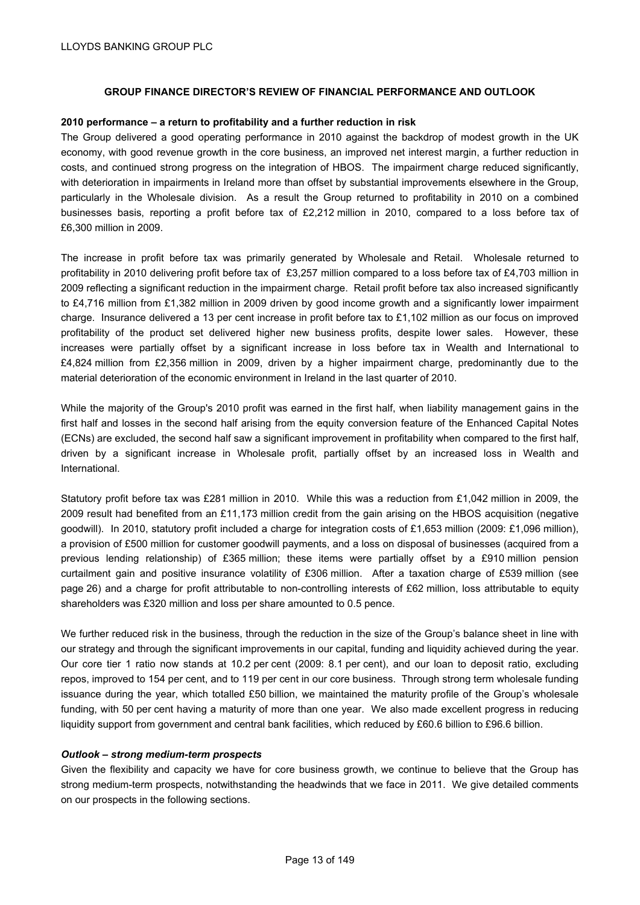## GROUP FINANCE DIRECTOR'S REVIEW OF FINANCIAL PERFORMANCE AND OUTLOOK

**2010 performance – a return to profitability and a further reduction in risk**

The Group delivered a good operating performance in 2010 against the backdrop of modest growth in the UK economy, with good revenue growth in the core business, an improved net interest margin, a further reduction in costs, and continued strong progress on the integration of HBOS. The impairment charge reduced significantly, with deterioration in impairments in Ireland more than offset by substantial improvements elsewhere in the Group, particularly in the Wholesale division. As a result the Group returned to profitability in 2010 on a combined businesses basis, reporting a profit before tax of £2,212 million in 2010, compared to a loss before tax of £6,300 million in 2009.

The increase in profit before tax was primarily generated by Wholesale and Retail. Wholesale returned to profitability in 2010 delivering profit before tax of £3,257 million compared to a loss before tax of £4,703 million in 2009 reflecting a significant reduction in the impairment charge. Retail profit before tax also increased significantly to £4,716 million from £1,382 million in 2009 driven by good income growth and a significantly lower impairment charge. Insurance delivered a 13 per cent increase in profit before tax to £1,102 million as our focus on improved profitability of the product set delivered higher new business profits, despite lower sales. However, these increases were partially offset by a significant increase in loss before tax in Wealth and International to £4,824 million from £2,356 million in 2009, driven by a higher impairment charge, predominantly due to the material deterioration of the economic environment in Ireland in the last quarter of 2010.

While the majority of the Group's 2010 profit was earned in the first half, when liability management gains in the first half and losses in the second half arising from the equity conversion feature of the Enhanced Capital Notes (ECNs) are excluded, the second half saw a significant improvement in profitability when compared to the first half, driven by a significant increase in Wholesale profit, partially offset by an increased loss in Wealth and International.

Statutory profit before tax was £281 million in 2010. While this was a reduction from £1,042 million in 2009, the 2009 result had benefited from an £11,173 million credit from the gain arising on the HBOS acquisition (negative goodwill). In 2010, statutory profit included a charge for integration costs of £1,653 million (2009: £1,096 million), a provision of £500 million for customer goodwill payments, and a loss on disposal of businesses (acquired from a previous lending relationship) of £365 million; these items were partially offset by a £910 million pension curtailment gain and positive insurance volatility of £306 million. After a taxation charge of £539 million (see page 26) and a charge for profit attributable to non-controlling interests of £62 million, loss attributable to equity shareholders was £320 million and loss per share amounted to 0.5 pence.

We further reduced risk in the business, through the reduction in the size of the Group's balance sheet in line with our strategy and through the significant improvements in our capital, funding and liquidity achieved during the year. Our core tier 1 ratio now stands at 10.2 per cent (2009: 8.1 per cent), and our loan to deposit ratio, excluding repos, improved to 154 per cent, and to 119 per cent in our core business. Through strong term wholesale funding issuance during the year, which totalled £50 billion, we maintained the maturity profile of the Group's wholesale funding, with 50 per cent having a maturity of more than one year. We also made excellent progress in reducing liquidity support from government and central bank facilities, which reduced by £60.6 billion to £96.6 billion.

***Outlook – strong medium-term prospects***

Given the flexibility and capacity we have for core business growth, we continue to believe that the Group has strong medium-term prospects, notwithstanding the headwinds that we face in 2011. We give detailed comments on our prospects in the following sections.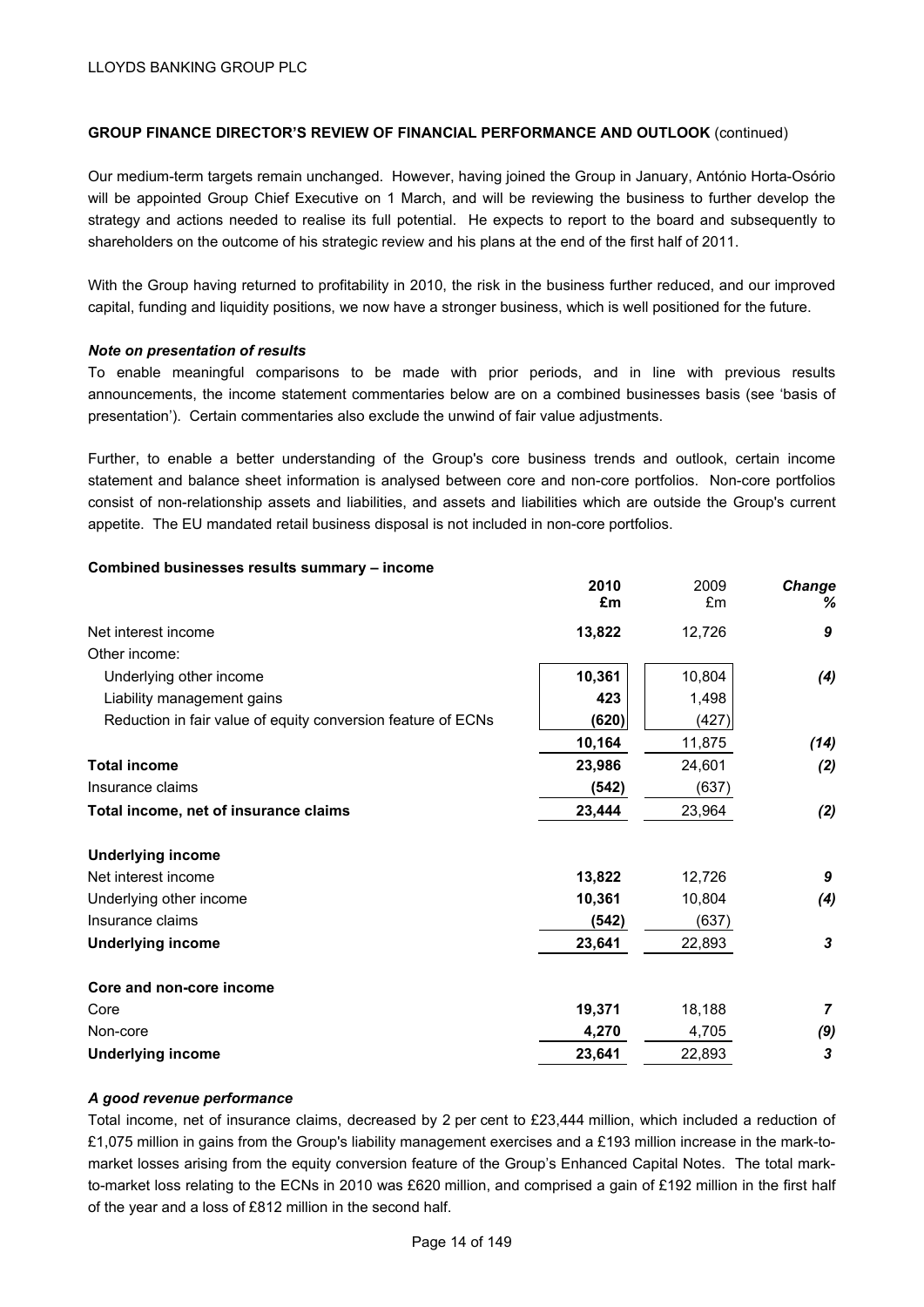**GROUP FINANCE DIRECTOR'S REVIEW OF FINANCIAL PERFORMANCE AND OUTLOOK** (continued)

Our medium-term targets remain unchanged. However, having joined the Group in January, António Horta-Osório will be appointed Group Chief Executive on 1 March, and will be reviewing the business to further develop the strategy and actions needed to realise its full potential. He expects to report to the board and subsequently to shareholders on the outcome of his strategic review and his plans at the end of the first half of 2011.

With the Group having returned to profitability in 2010, the risk in the business further reduced, and our improved capital, funding and liquidity positions, we now have a stronger business, which is well positioned for the future.

***Note on presentation of results***

To enable meaningful comparisons to be made with prior periods, and in line with previous results announcements, the income statement commentaries below are on a combined businesses basis (see 'basis of presentation'). Certain commentaries also exclude the unwind of fair value adjustments.

Further, to enable a better understanding of the Group's core business trends and outlook, certain income statement and balance sheet information is analysed between core and non-core portfolios. Non-core portfolios consist of non-relationship assets and liabilities, and assets and liabilities which are outside the Group's current appetite. The EU mandated retail business disposal is not included in non-core portfolios.

**Combined businesses results summary – income**

| | **2010 £m** | 2009 £m | ***Change %*** |
|---|---|---|---|
| Net interest income | **13,822** | 12,726 | ***9*** |
| Other income: | | | |
| Underlying other income | **10,361** | 10,804 | ***(4)*** |
| Liability management gains | **423** | 1,498 | |
| Reduction in fair value of equity conversion feature of ECNs | **(620)** | (427) | |
| | **10,164** | 11,875 | ***(14)*** |
| **Total income** | **23,986** | 24,601 | ***(2)*** |
| Insurance claims | **(542)** | (637) | |
| **Total income, net of insurance claims** | **23,444** | 23,964 | ***(2)*** |
| | | | |
| **Underlying income** | | | |
| Net interest income | **13,822** | 12,726 | ***9*** |
| Underlying other income | **10,361** | 10,804 | ***(4)*** |
| Insurance claims | **(542)** | (637) | |
| **Underlying income** | **23,641** | 22,893 | ***3*** |
| | | | |
| **Core and non-core income** | | | |
| Core | **19,371** | 18,188 | ***7*** |
| Non-core | **4,270** | 4,705 | ***(9)*** |
| **Underlying income** | **23,641** | 22,893 | ***3*** |

***A good revenue performance***

Total income, net of insurance claims, decreased by 2 per cent to £23,444 million, which included a reduction of £1,075 million in gains from the Group's liability management exercises and a £193 million increase in the mark-to-market losses arising from the equity conversion feature of the Group's Enhanced Capital Notes. The total mark-to-market loss relating to the ECNs in 2010 was £620 million, and comprised a gain of £192 million in the first half of the year and a loss of £812 million in the second half.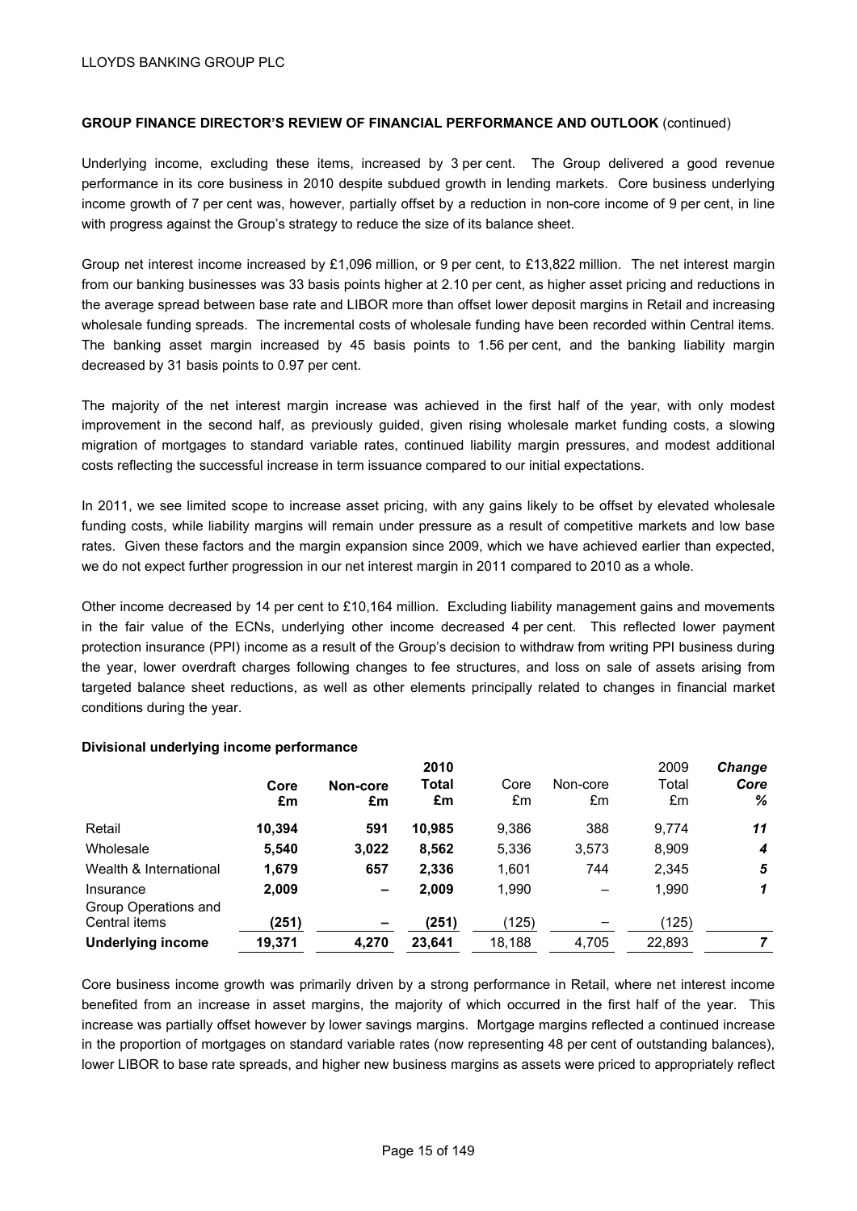**GROUP FINANCE DIRECTOR'S REVIEW OF FINANCIAL PERFORMANCE AND OUTLOOK** (continued)

Underlying income, excluding these items, increased by 3 per cent. The Group delivered a good revenue performance in its core business in 2010 despite subdued growth in lending markets. Core business underlying income growth of 7 per cent was, however, partially offset by a reduction in non-core income of 9 per cent, in line with progress against the Group's strategy to reduce the size of its balance sheet.

Group net interest income increased by £1,096 million, or 9 per cent, to £13,822 million. The net interest margin from our banking businesses was 33 basis points higher at 2.10 per cent, as higher asset pricing and reductions in the average spread between base rate and LIBOR more than offset lower deposit margins in Retail and increasing wholesale funding spreads. The incremental costs of wholesale funding have been recorded within Central items. The banking asset margin increased by 45 basis points to 1.56 per cent, and the banking liability margin decreased by 31 basis points to 0.97 per cent.

The majority of the net interest margin increase was achieved in the first half of the year, with only modest improvement in the second half, as previously guided, given rising wholesale market funding costs, a slowing migration of mortgages to standard variable rates, continued liability margin pressures, and modest additional costs reflecting the successful increase in term issuance compared to our initial expectations.

In 2011, we see limited scope to increase asset pricing, with any gains likely to be offset by elevated wholesale funding costs, while liability margins will remain under pressure as a result of competitive markets and low base rates. Given these factors and the margin expansion since 2009, which we have achieved earlier than expected, we do not expect further progression in our net interest margin in 2011 compared to 2010 as a whole.

Other income decreased by 14 per cent to £10,164 million. Excluding liability management gains and movements in the fair value of the ECNs, underlying other income decreased 4 per cent. This reflected lower payment protection insurance (PPI) income as a result of the Group's decision to withdraw from writing PPI business during the year, lower overdraft charges following changes to fee structures, and loss on sale of assets arising from targeted balance sheet reductions, as well as other elements principally related to changes in financial market conditions during the year.

**Divisional underlying income performance**

| | **Core £m** | **Non-core £m** | **2010 Total £m** | Core £m | Non-core £m | 2009 Total £m | ***Change Core %*** |
|---|---|---|---|---|---|---|---|
| Retail | **10,394** | **591** | **10,985** | 9,386 | 388 | 9,774 | ***11*** |
| Wholesale | **5,540** | **3,022** | **8,562** | 5,336 | 3,573 | 8,909 | ***4*** |
| Wealth & International | **1,679** | **657** | **2,336** | 1,601 | 744 | 2,345 | ***5*** |
| Insurance | **2,009** | **–** | **2,009** | 1,990 | – | 1,990 | ***1*** |
| Group Operations and Central items | **(251)** | **–** | **(251)** | (125) | – | (125) | |
| **Underlying income** | **19,371** | **4,270** | **23,641** | 18,188 | 4,705 | 22,893 | ***7*** |

Core business income growth was primarily driven by a strong performance in Retail, where net interest income benefited from an increase in asset margins, the majority of which occurred in the first half of the year. This increase was partially offset however by lower savings margins. Mortgage margins reflected a continued increase in the proportion of mortgages on standard variable rates (now representing 48 per cent of outstanding balances), lower LIBOR to base rate spreads, and higher new business margins as assets were priced to appropriately reflect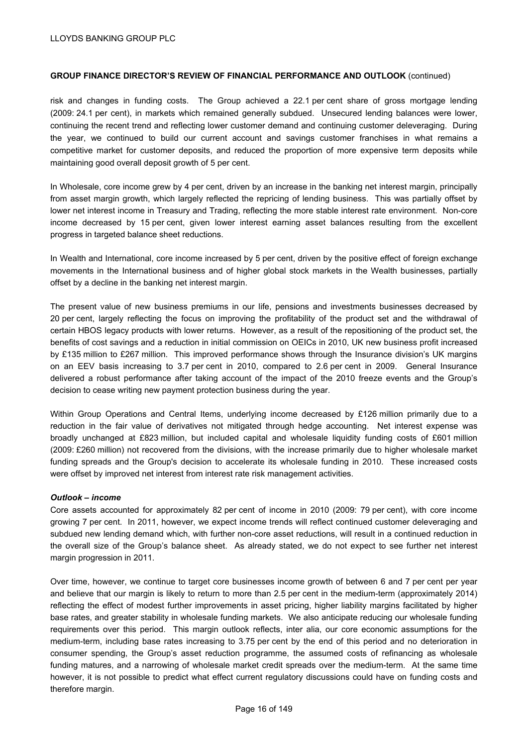risk and changes in funding costs. The Group achieved a 22.1 per cent share of gross mortgage lending (2009: 24.1 per cent), in markets which remained generally subdued. Unsecured lending balances were lower, continuing the recent trend and reflecting lower customer demand and continuing customer deleveraging. During the year, we continued to build our current account and savings customer franchises in what remains a competitive market for customer deposits, and reduced the proportion of more expensive term deposits while maintaining good overall deposit growth of 5 per cent.

In Wholesale, core income grew by 4 per cent, driven by an increase in the banking net interest margin, principally from asset margin growth, which largely reflected the repricing of lending business. This was partially offset by lower net interest income in Treasury and Trading, reflecting the more stable interest rate environment. Non-core income decreased by 15 per cent, given lower interest earning asset balances resulting from the excellent progress in targeted balance sheet reductions.

In Wealth and International, core income increased by 5 per cent, driven by the positive effect of foreign exchange movements in the International business and of higher global stock markets in the Wealth businesses, partially offset by a decline in the banking net interest margin.

The present value of new business premiums in our life, pensions and investments businesses decreased by 20 per cent, largely reflecting the focus on improving the profitability of the product set and the withdrawal of certain HBOS legacy products with lower returns. However, as a result of the repositioning of the product set, the benefits of cost savings and a reduction in initial commission on OEICs in 2010, UK new business profit increased by £135 million to £267 million. This improved performance shows through the Insurance division's UK margins on an EEV basis increasing to 3.7 per cent in 2010, compared to 2.6 per cent in 2009. General Insurance delivered a robust performance after taking account of the impact of the 2010 freeze events and the Group's decision to cease writing new payment protection business during the year.

Within Group Operations and Central Items, underlying income decreased by £126 million primarily due to a reduction in the fair value of derivatives not mitigated through hedge accounting. Net interest expense was broadly unchanged at £823 million, but included capital and wholesale liquidity funding costs of £601 million (2009: £260 million) not recovered from the divisions, with the increase primarily due to higher wholesale market funding spreads and the Group's decision to accelerate its wholesale funding in 2010. These increased costs were offset by improved net interest from interest rate risk management activities.

***Outlook – income***

Core assets accounted for approximately 82 per cent of income in 2010 (2009: 79 per cent), with core income growing 7 per cent. In 2011, however, we expect income trends will reflect continued customer deleveraging and subdued new lending demand which, with further non-core asset reductions, will result in a continued reduction in the overall size of the Group's balance sheet. As already stated, we do not expect to see further net interest margin progression in 2011.

Over time, however, we continue to target core businesses income growth of between 6 and 7 per cent per year and believe that our margin is likely to return to more than 2.5 per cent in the medium-term (approximately 2014) reflecting the effect of modest further improvements in asset pricing, higher liability margins facilitated by higher base rates, and greater stability in wholesale funding markets. We also anticipate reducing our wholesale funding requirements over this period. This margin outlook reflects, inter alia, our core economic assumptions for the medium-term, including base rates increasing to 3.75 per cent by the end of this period and no deterioration in consumer spending, the Group's asset reduction programme, the assumed costs of refinancing as wholesale funding matures, and a narrowing of wholesale market credit spreads over the medium-term. At the same time however, it is not possible to predict what effect current regulatory discussions could have on funding costs and therefore margin.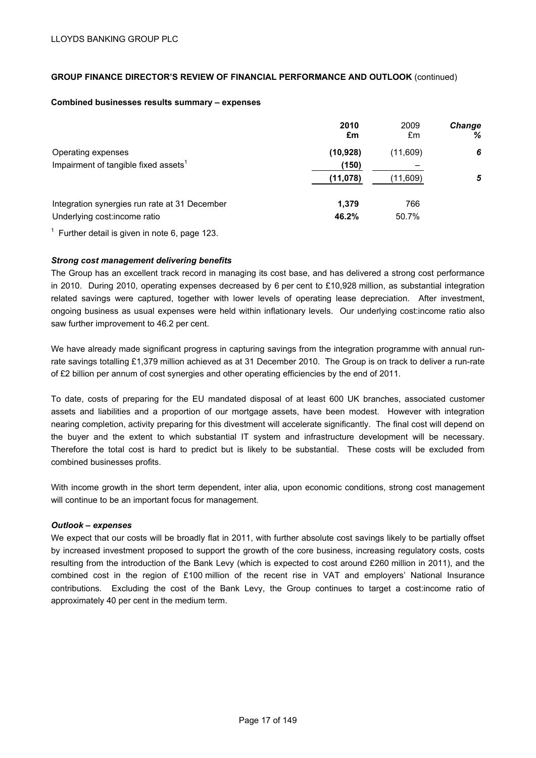**GROUP FINANCE DIRECTOR'S REVIEW OF FINANCIAL PERFORMANCE AND OUTLOOK** (continued)

**Combined businesses results summary – expenses**

| | 2010 £m | 2009 £m | Change % |
|---|---|---|---|
| Operating expenses | **(10,928)** | (11,609) | ***6*** |
| Impairment of tangible fixed assets[1] | **(150)** | – | |
| | **(11,078)** | (11,609) | ***5*** |
| | | | |
| Integration synergies run rate at 31 December | **1,379** | 766 | |
| Underlying cost:income ratio | **46.2%** | 50.7% | |

[1] Further detail is given in note 6, page 123.

***Strong cost management delivering benefits***

The Group has an excellent track record in managing its cost base, and has delivered a strong cost performance in 2010. During 2010, operating expenses decreased by 6 per cent to £10,928 million, as substantial integration related savings were captured, together with lower levels of operating lease depreciation. After investment, ongoing business as usual expenses were held within inflationary levels. Our underlying cost:income ratio also saw further improvement to 46.2 per cent.

We have already made significant progress in capturing savings from the integration programme with annual run-rate savings totalling £1,379 million achieved as at 31 December 2010. The Group is on track to deliver a run-rate of £2 billion per annum of cost synergies and other operating efficiencies by the end of 2011.

To date, costs of preparing for the EU mandated disposal of at least 600 UK branches, associated customer assets and liabilities and a proportion of our mortgage assets, have been modest. However with integration nearing completion, activity preparing for this divestment will accelerate significantly. The final cost will depend on the buyer and the extent to which substantial IT system and infrastructure development will be necessary. Therefore the total cost is hard to predict but is likely to be substantial. These costs will be excluded from combined businesses profits.

With income growth in the short term dependent, inter alia, upon economic conditions, strong cost management will continue to be an important focus for management.

***Outlook – expenses***

We expect that our costs will be broadly flat in 2011, with further absolute cost savings likely to be partially offset by increased investment proposed to support the growth of the core business, increasing regulatory costs, costs resulting from the introduction of the Bank Levy (which is expected to cost around £260 million in 2011), and the combined cost in the region of £100 million of the recent rise in VAT and employers' National Insurance contributions. Excluding the cost of the Bank Levy, the Group continues to target a cost:income ratio of approximately 40 per cent in the medium term.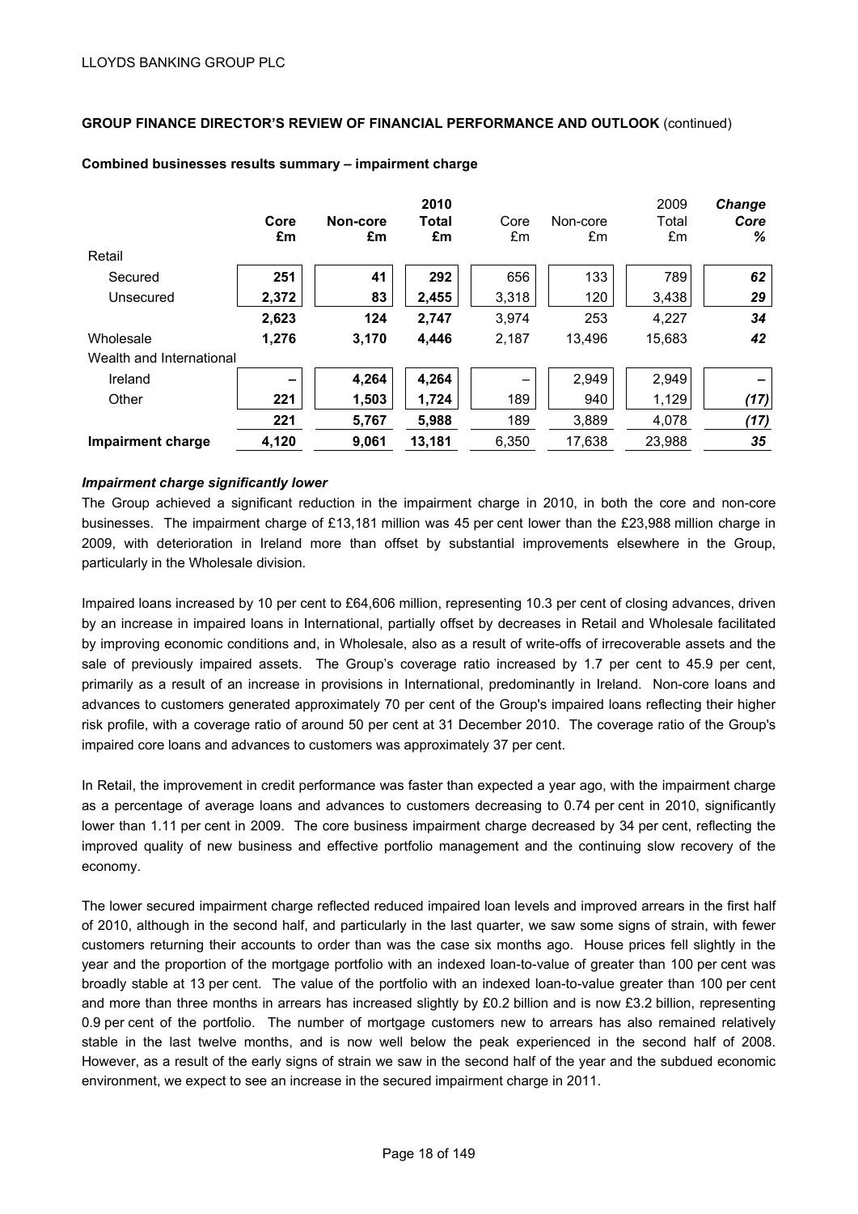LLOYDS BANKING GROUP PLC

**GROUP FINANCE DIRECTOR'S REVIEW OF FINANCIAL PERFORMANCE AND OUTLOOK** (continued)

**Combined businesses results summary – impairment charge**

| | **Core £m** | **Non-core £m** | **2010 Total £m** | Core £m | Non-core £m | 2009 Total £m | ***Change Core %*** |
|---|---|---|---|---|---|---|---|
| Retail | | | | | | | |
| Secured | **251** | **41** | **292** | 656 | 133 | 789 | ***62*** |
| Unsecured | **2,372** | **83** | **2,455** | 3,318 | 120 | 3,438 | ***29*** |
| | **2,623** | **124** | **2,747** | 3,974 | 253 | 4,227 | ***34*** |
| Wholesale | **1,276** | **3,170** | **4,446** | 2,187 | 13,496 | 15,683 | ***42*** |
| Wealth and International | | | | | | | |
| Ireland | **–** | **4,264** | **4,264** | – | 2,949 | 2,949 | ***–*** |
| Other | **221** | **1,503** | **1,724** | 189 | 940 | 1,129 | ***(17)*** |
| | **221** | **5,767** | **5,988** | 189 | 3,889 | 4,078 | ***(17)*** |
| **Impairment charge** | **4,120** | **9,061** | **13,181** | 6,350 | 17,638 | 23,988 | ***35*** |

***Impairment charge significantly lower***

The Group achieved a significant reduction in the impairment charge in 2010, in both the core and non-core businesses. The impairment charge of £13,181 million was 45 per cent lower than the £23,988 million charge in 2009, with deterioration in Ireland more than offset by substantial improvements elsewhere in the Group, particularly in the Wholesale division.

Impaired loans increased by 10 per cent to £64,606 million, representing 10.3 per cent of closing advances, driven by an increase in impaired loans in International, partially offset by decreases in Retail and Wholesale facilitated by improving economic conditions and, in Wholesale, also as a result of write-offs of irrecoverable assets and the sale of previously impaired assets. The Group's coverage ratio increased by 1.7 per cent to 45.9 per cent, primarily as a result of an increase in provisions in International, predominantly in Ireland. Non-core loans and advances to customers generated approximately 70 per cent of the Group's impaired loans reflecting their higher risk profile, with a coverage ratio of around 50 per cent at 31 December 2010. The coverage ratio of the Group's impaired core loans and advances to customers was approximately 37 per cent.

In Retail, the improvement in credit performance was faster than expected a year ago, with the impairment charge as a percentage of average loans and advances to customers decreasing to 0.74 per cent in 2010, significantly lower than 1.11 per cent in 2009. The core business impairment charge decreased by 34 per cent, reflecting the improved quality of new business and effective portfolio management and the continuing slow recovery of the economy.

The lower secured impairment charge reflected reduced impaired loan levels and improved arrears in the first half of 2010, although in the second half, and particularly in the last quarter, we saw some signs of strain, with fewer customers returning their accounts to order than was the case six months ago. House prices fell slightly in the year and the proportion of the mortgage portfolio with an indexed loan-to-value of greater than 100 per cent was broadly stable at 13 per cent. The value of the portfolio with an indexed loan-to-value greater than 100 per cent and more than three months in arrears has increased slightly by £0.2 billion and is now £3.2 billion, representing 0.9 per cent of the portfolio. The number of mortgage customers new to arrears has also remained relatively stable in the last twelve months, and is now well below the peak experienced in the second half of 2008. However, as a result of the early signs of strain we saw in the second half of the year and the subdued economic environment, we expect to see an increase in the secured impairment charge in 2011.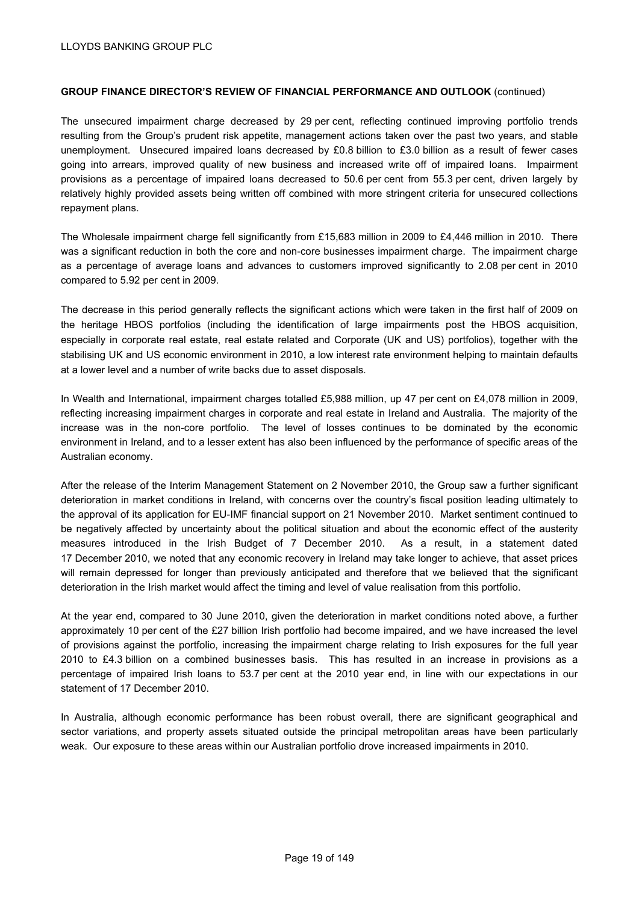**GROUP FINANCE DIRECTOR'S REVIEW OF FINANCIAL PERFORMANCE AND OUTLOOK** (continued)

The unsecured impairment charge decreased by 29 per cent, reflecting continued improving portfolio trends resulting from the Group's prudent risk appetite, management actions taken over the past two years, and stable unemployment. Unsecured impaired loans decreased by £0.8 billion to £3.0 billion as a result of fewer cases going into arrears, improved quality of new business and increased write off of impaired loans. Impairment provisions as a percentage of impaired loans decreased to 50.6 per cent from 55.3 per cent, driven largely by relatively highly provided assets being written off combined with more stringent criteria for unsecured collections repayment plans.

The Wholesale impairment charge fell significantly from £15,683 million in 2009 to £4,446 million in 2010. There was a significant reduction in both the core and non-core businesses impairment charge. The impairment charge as a percentage of average loans and advances to customers improved significantly to 2.08 per cent in 2010 compared to 5.92 per cent in 2009.

The decrease in this period generally reflects the significant actions which were taken in the first half of 2009 on the heritage HBOS portfolios (including the identification of large impairments post the HBOS acquisition, especially in corporate real estate, real estate related and Corporate (UK and US) portfolios), together with the stabilising UK and US economic environment in 2010, a low interest rate environment helping to maintain defaults at a lower level and a number of write backs due to asset disposals.

In Wealth and International, impairment charges totalled £5,988 million, up 47 per cent on £4,078 million in 2009, reflecting increasing impairment charges in corporate and real estate in Ireland and Australia. The majority of the increase was in the non-core portfolio. The level of losses continues to be dominated by the economic environment in Ireland, and to a lesser extent has also been influenced by the performance of specific areas of the Australian economy.

After the release of the Interim Management Statement on 2 November 2010, the Group saw a further significant deterioration in market conditions in Ireland, with concerns over the country's fiscal position leading ultimately to the approval of its application for EU-IMF financial support on 21 November 2010. Market sentiment continued to be negatively affected by uncertainty about the political situation and about the economic effect of the austerity measures introduced in the Irish Budget of 7 December 2010. As a result, in a statement dated 17 December 2010, we noted that any economic recovery in Ireland may take longer to achieve, that asset prices will remain depressed for longer than previously anticipated and therefore that we believed that the significant deterioration in the Irish market would affect the timing and level of value realisation from this portfolio.

At the year end, compared to 30 June 2010, given the deterioration in market conditions noted above, a further approximately 10 per cent of the £27 billion Irish portfolio had become impaired, and we have increased the level of provisions against the portfolio, increasing the impairment charge relating to Irish exposures for the full year 2010 to £4.3 billion on a combined businesses basis. This has resulted in an increase in provisions as a percentage of impaired Irish loans to 53.7 per cent at the 2010 year end, in line with our expectations in our statement of 17 December 2010.

In Australia, although economic performance has been robust overall, there are significant geographical and sector variations, and property assets situated outside the principal metropolitan areas have been particularly weak. Our exposure to these areas within our Australian portfolio drove increased impairments in 2010.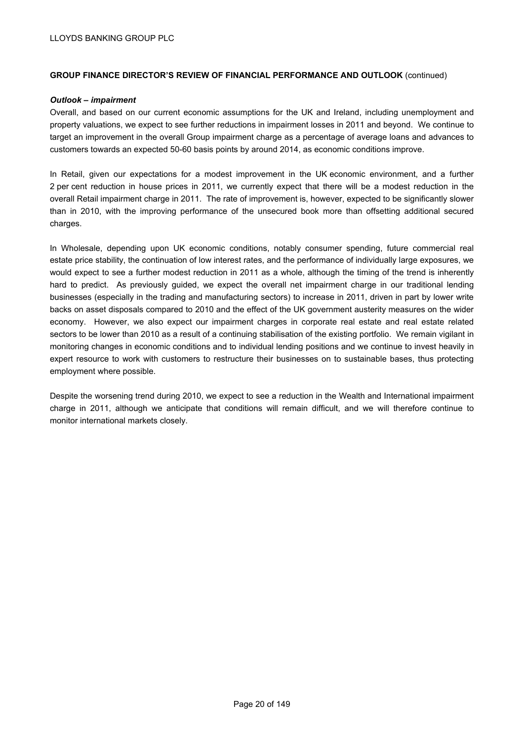**GROUP FINANCE DIRECTOR'S REVIEW OF FINANCIAL PERFORMANCE AND OUTLOOK** (continued)

***Outlook – impairment***

Overall, and based on our current economic assumptions for the UK and Ireland, including unemployment and property valuations, we expect to see further reductions in impairment losses in 2011 and beyond. We continue to target an improvement in the overall Group impairment charge as a percentage of average loans and advances to customers towards an expected 50-60 basis points by around 2014, as economic conditions improve.

In Retail, given our expectations for a modest improvement in the UK economic environment, and a further 2 per cent reduction in house prices in 2011, we currently expect that there will be a modest reduction in the overall Retail impairment charge in 2011. The rate of improvement is, however, expected to be significantly slower than in 2010, with the improving performance of the unsecured book more than offsetting additional secured charges.

In Wholesale, depending upon UK economic conditions, notably consumer spending, future commercial real estate price stability, the continuation of low interest rates, and the performance of individually large exposures, we would expect to see a further modest reduction in 2011 as a whole, although the timing of the trend is inherently hard to predict. As previously guided, we expect the overall net impairment charge in our traditional lending businesses (especially in the trading and manufacturing sectors) to increase in 2011, driven in part by lower write backs on asset disposals compared to 2010 and the effect of the UK government austerity measures on the wider economy. However, we also expect our impairment charges in corporate real estate and real estate related sectors to be lower than 2010 as a result of a continuing stabilisation of the existing portfolio. We remain vigilant in monitoring changes in economic conditions and to individual lending positions and we continue to invest heavily in expert resource to work with customers to restructure their businesses on to sustainable bases, thus protecting employment where possible.

Despite the worsening trend during 2010, we expect to see a reduction in the Wealth and International impairment charge in 2011, although we anticipate that conditions will remain difficult, and we will therefore continue to monitor international markets closely.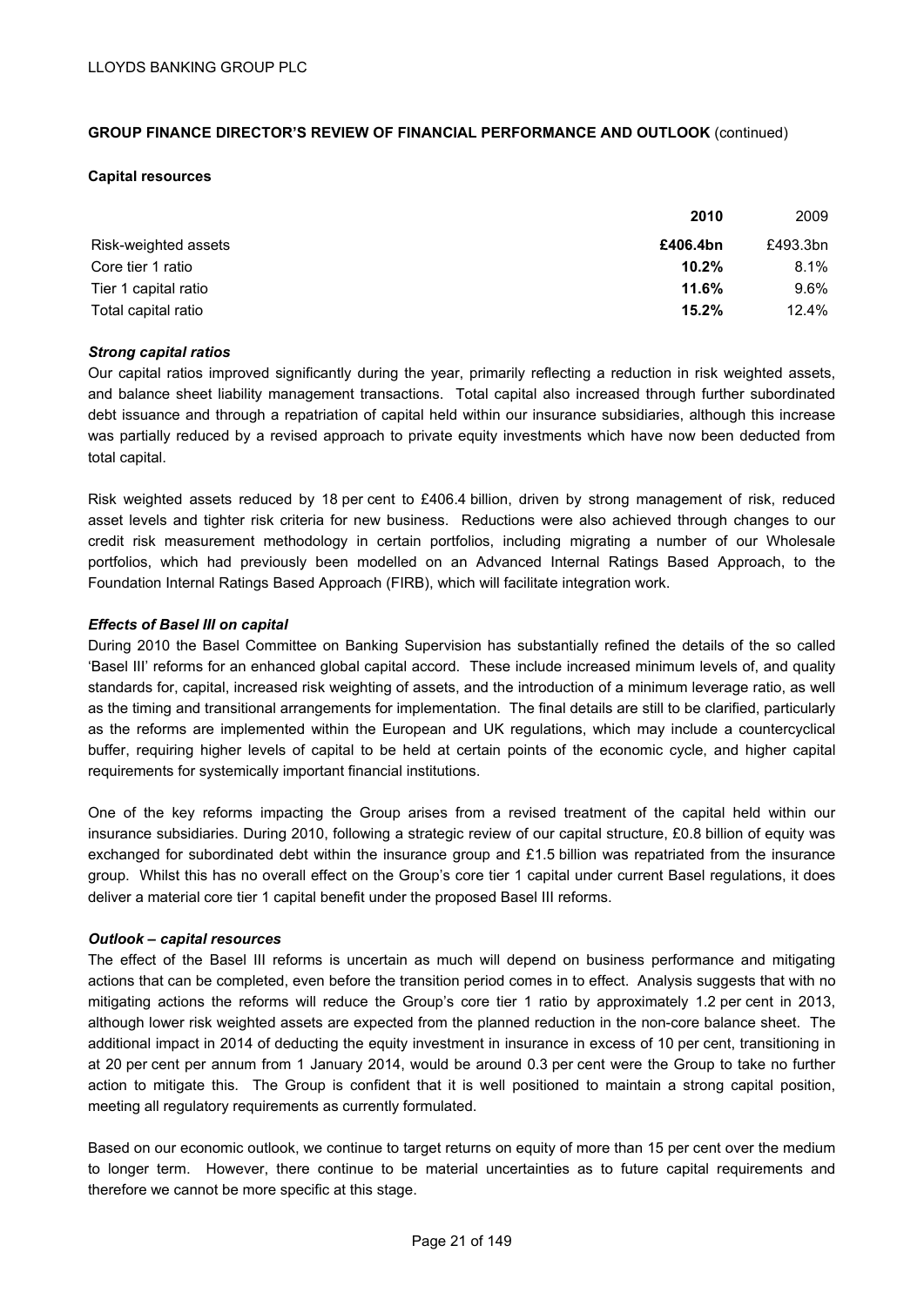**GROUP FINANCE DIRECTOR'S REVIEW OF FINANCIAL PERFORMANCE AND OUTLOOK** (continued)

**Capital resources**

| | **2010** | 2009 |
|---|---|---|
| Risk-weighted assets | **£406.4bn** | £493.3bn |
| Core tier 1 ratio | **10.2%** | 8.1% |
| Tier 1 capital ratio | **11.6%** | 9.6% |
| Total capital ratio | **15.2%** | 12.4% |

***Strong capital ratios***

Our capital ratios improved significantly during the year, primarily reflecting a reduction in risk weighted assets, and balance sheet liability management transactions. Total capital also increased through further subordinated debt issuance and through a repatriation of capital held within our insurance subsidiaries, although this increase was partially reduced by a revised approach to private equity investments which have now been deducted from total capital.

Risk weighted assets reduced by 18 per cent to £406.4 billion, driven by strong management of risk, reduced asset levels and tighter risk criteria for new business. Reductions were also achieved through changes to our credit risk measurement methodology in certain portfolios, including migrating a number of our Wholesale portfolios, which had previously been modelled on an Advanced Internal Ratings Based Approach, to the Foundation Internal Ratings Based Approach (FIRB), which will facilitate integration work.

***Effects of Basel III on capital***

During 2010 the Basel Committee on Banking Supervision has substantially refined the details of the so called 'Basel III' reforms for an enhanced global capital accord. These include increased minimum levels of, and quality standards for, capital, increased risk weighting of assets, and the introduction of a minimum leverage ratio, as well as the timing and transitional arrangements for implementation. The final details are still to be clarified, particularly as the reforms are implemented within the European and UK regulations, which may include a countercyclical buffer, requiring higher levels of capital to be held at certain points of the economic cycle, and higher capital requirements for systemically important financial institutions.

One of the key reforms impacting the Group arises from a revised treatment of the capital held within our insurance subsidiaries. During 2010, following a strategic review of our capital structure, £0.8 billion of equity was exchanged for subordinated debt within the insurance group and £1.5 billion was repatriated from the insurance group. Whilst this has no overall effect on the Group's core tier 1 capital under current Basel regulations, it does deliver a material core tier 1 capital benefit under the proposed Basel III reforms.

***Outlook – capital resources***

The effect of the Basel III reforms is uncertain as much will depend on business performance and mitigating actions that can be completed, even before the transition period comes in to effect. Analysis suggests that with no mitigating actions the reforms will reduce the Group's core tier 1 ratio by approximately 1.2 per cent in 2013, although lower risk weighted assets are expected from the planned reduction in the non-core balance sheet. The additional impact in 2014 of deducting the equity investment in insurance in excess of 10 per cent, transitioning in at 20 per cent per annum from 1 January 2014, would be around 0.3 per cent were the Group to take no further action to mitigate this. The Group is confident that it is well positioned to maintain a strong capital position, meeting all regulatory requirements as currently formulated.

Based on our economic outlook, we continue to target returns on equity of more than 15 per cent over the medium to longer term. However, there continue to be material uncertainties as to future capital requirements and therefore we cannot be more specific at this stage.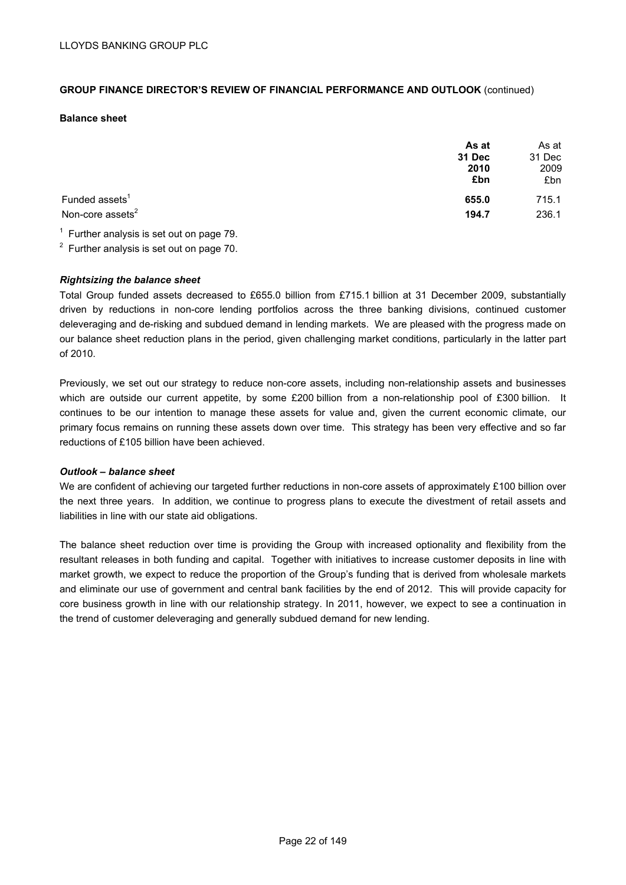LLOYDS BANKING GROUP PLC

**GROUP FINANCE DIRECTOR'S REVIEW OF FINANCIAL PERFORMANCE AND OUTLOOK** (continued)

**Balance sheet**

| | **As at 31 Dec 2010 £bn** | As at 31 Dec 2009 £bn |
|---|---|---|
| Funded assets[1] | **655.0** | 715.1 |
| Non-core assets[2] | **194.7** | 236.1 |

[1] Further analysis is set out on page 79.

[2] Further analysis is set out on page 70.

***Rightsizing the balance sheet***

Total Group funded assets decreased to £655.0 billion from £715.1 billion at 31 December 2009, substantially driven by reductions in non-core lending portfolios across the three banking divisions, continued customer deleveraging and de-risking and subdued demand in lending markets. We are pleased with the progress made on our balance sheet reduction plans in the period, given challenging market conditions, particularly in the latter part of 2010.

Previously, we set out our strategy to reduce non-core assets, including non-relationship assets and businesses which are outside our current appetite, by some £200 billion from a non-relationship pool of £300 billion. It continues to be our intention to manage these assets for value and, given the current economic climate, our primary focus remains on running these assets down over time. This strategy has been very effective and so far reductions of £105 billion have been achieved.

***Outlook – balance sheet***

We are confident of achieving our targeted further reductions in non-core assets of approximately £100 billion over the next three years. In addition, we continue to progress plans to execute the divestment of retail assets and liabilities in line with our state aid obligations.

The balance sheet reduction over time is providing the Group with increased optionality and flexibility from the resultant releases in both funding and capital. Together with initiatives to increase customer deposits in line with market growth, we expect to reduce the proportion of the Group's funding that is derived from wholesale markets and eliminate our use of government and central bank facilities by the end of 2012. This will provide capacity for core business growth in line with our relationship strategy. In 2011, however, we expect to see a continuation in the trend of customer deleveraging and generally subdued demand for new lending.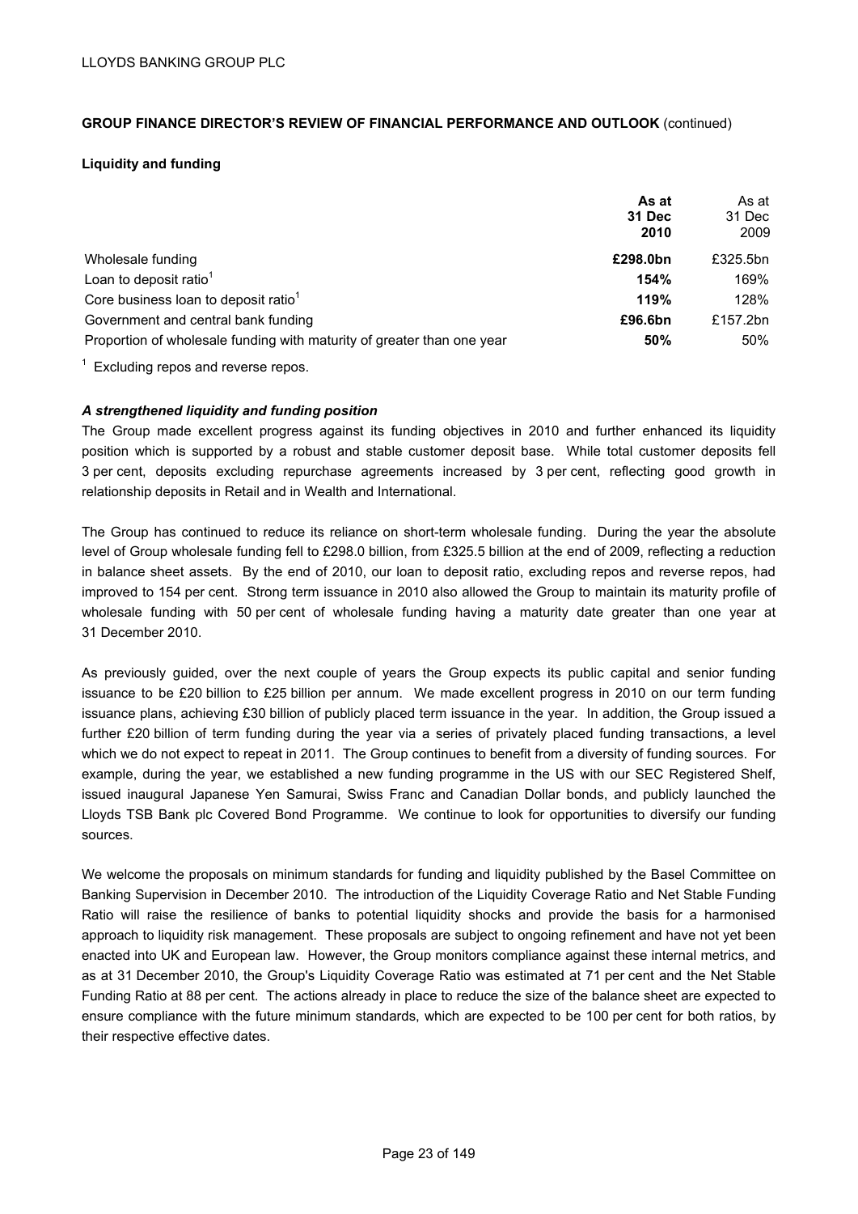**GROUP FINANCE DIRECTOR'S REVIEW OF FINANCIAL PERFORMANCE AND OUTLOOK** (continued)

**Liquidity and funding**

| | **As at 31 Dec 2010** | As at 31 Dec 2009 |
|---|---|---|
| Wholesale funding | **£298.0bn** | £325.5bn |
| Loan to deposit ratio[1] | **154%** | 169% |
| Core business loan to deposit ratio[1] | **119%** | 128% |
| Government and central bank funding | **£96.6bn** | £157.2bn |
| Proportion of wholesale funding with maturity of greater than one year | **50%** | 50% |

[1] Excluding repos and reverse repos.

***A strengthened liquidity and funding position***

The Group made excellent progress against its funding objectives in 2010 and further enhanced its liquidity position which is supported by a robust and stable customer deposit base. While total customer deposits fell 3 per cent, deposits excluding repurchase agreements increased by 3 per cent, reflecting good growth in relationship deposits in Retail and in Wealth and International.

The Group has continued to reduce its reliance on short-term wholesale funding. During the year the absolute level of Group wholesale funding fell to £298.0 billion, from £325.5 billion at the end of 2009, reflecting a reduction in balance sheet assets. By the end of 2010, our loan to deposit ratio, excluding repos and reverse repos, had improved to 154 per cent. Strong term issuance in 2010 also allowed the Group to maintain its maturity profile of wholesale funding with 50 per cent of wholesale funding having a maturity date greater than one year at 31 December 2010.

As previously guided, over the next couple of years the Group expects its public capital and senior funding issuance to be £20 billion to £25 billion per annum. We made excellent progress in 2010 on our term funding issuance plans, achieving £30 billion of publicly placed term issuance in the year. In addition, the Group issued a further £20 billion of term funding during the year via a series of privately placed funding transactions, a level which we do not expect to repeat in 2011. The Group continues to benefit from a diversity of funding sources. For example, during the year, we established a new funding programme in the US with our SEC Registered Shelf, issued inaugural Japanese Yen Samurai, Swiss Franc and Canadian Dollar bonds, and publicly launched the Lloyds TSB Bank plc Covered Bond Programme. We continue to look for opportunities to diversify our funding sources.

We welcome the proposals on minimum standards for funding and liquidity published by the Basel Committee on Banking Supervision in December 2010. The introduction of the Liquidity Coverage Ratio and Net Stable Funding Ratio will raise the resilience of banks to potential liquidity shocks and provide the basis for a harmonised approach to liquidity risk management. These proposals are subject to ongoing refinement and have not yet been enacted into UK and European law. However, the Group monitors compliance against these internal metrics, and as at 31 December 2010, the Group's Liquidity Coverage Ratio was estimated at 71 per cent and the Net Stable Funding Ratio at 88 per cent. The actions already in place to reduce the size of the balance sheet are expected to ensure compliance with the future minimum standards, which are expected to be 100 per cent for both ratios, by their respective effective dates.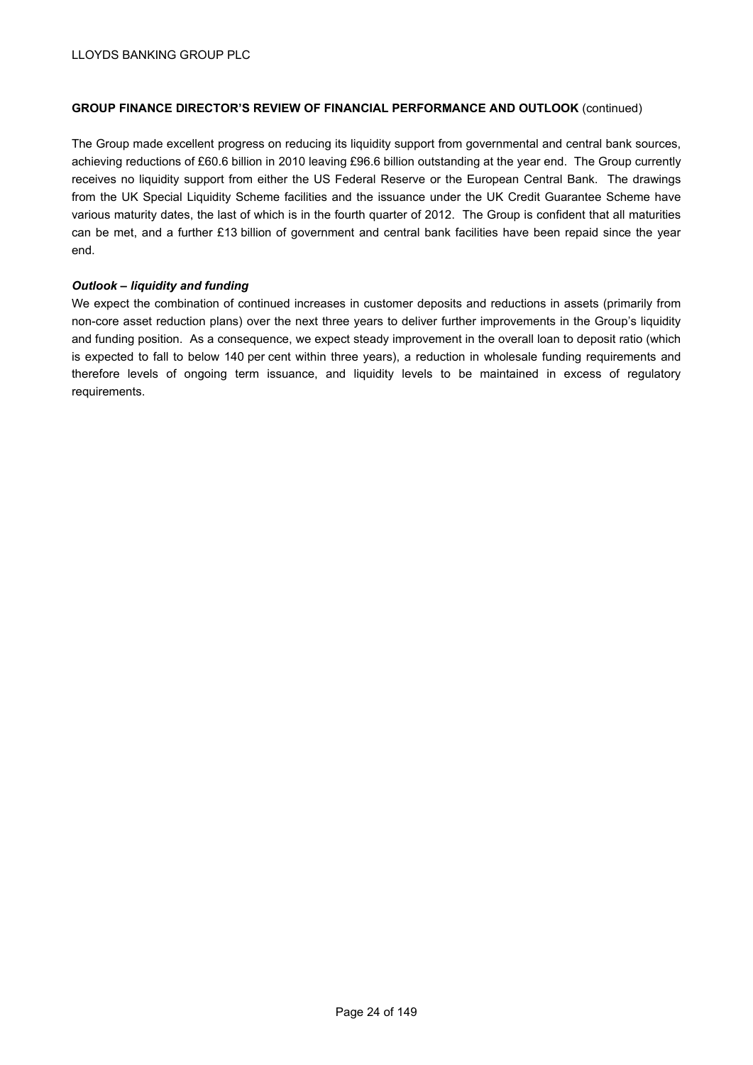**GROUP FINANCE DIRECTOR'S REVIEW OF FINANCIAL PERFORMANCE AND OUTLOOK** (continued)

The Group made excellent progress on reducing its liquidity support from governmental and central bank sources, achieving reductions of £60.6 billion in 2010 leaving £96.6 billion outstanding at the year end. The Group currently receives no liquidity support from either the US Federal Reserve or the European Central Bank. The drawings from the UK Special Liquidity Scheme facilities and the issuance under the UK Credit Guarantee Scheme have various maturity dates, the last of which is in the fourth quarter of 2012. The Group is confident that all maturities can be met, and a further £13 billion of government and central bank facilities have been repaid since the year end.

***Outlook – liquidity and funding***

We expect the combination of continued increases in customer deposits and reductions in assets (primarily from non-core asset reduction plans) over the next three years to deliver further improvements in the Group's liquidity and funding position. As a consequence, we expect steady improvement in the overall loan to deposit ratio (which is expected to fall to below 140 per cent within three years), a reduction in wholesale funding requirements and therefore levels of ongoing term issuance, and liquidity levels to be maintained in excess of regulatory requirements.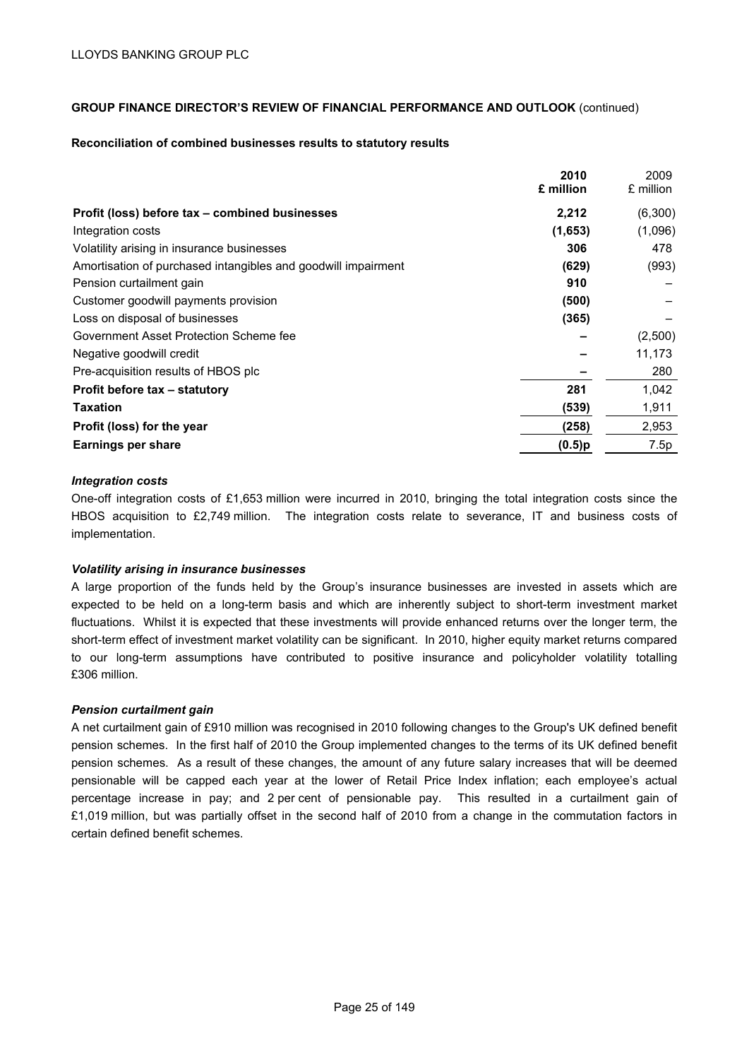LLOYDS BANKING GROUP PLC

**GROUP FINANCE DIRECTOR'S REVIEW OF FINANCIAL PERFORMANCE AND OUTLOOK** (continued)

**Reconciliation of combined businesses results to statutory results**

| | **2010 £ million** | 2009 £ million |
|---|---|---|
| **Profit (loss) before tax – combined businesses** | **2,212** | (6,300) |
| Integration costs | **(1,653)** | (1,096) |
| Volatility arising in insurance businesses | **306** | 478 |
| Amortisation of purchased intangibles and goodwill impairment | **(629)** | (993) |
| Pension curtailment gain | **910** | – |
| Customer goodwill payments provision | **(500)** | – |
| Loss on disposal of businesses | **(365)** | – |
| Government Asset Protection Scheme fee | **–** | (2,500) |
| Negative goodwill credit | **–** | 11,173 |
| Pre-acquisition results of HBOS plc | **–** | 280 |
| **Profit before tax – statutory** | **281** | 1,042 |
| **Taxation** | **(539)** | 1,911 |
| **Profit (loss) for the year** | **(258)** | 2,953 |
| **Earnings per share** | **(0.5)p** | 7.5p |

***Integration costs***

One-off integration costs of £1,653 million were incurred in 2010, bringing the total integration costs since the HBOS acquisition to £2,749 million. The integration costs relate to severance, IT and business costs of implementation.

***Volatility arising in insurance businesses***

A large proportion of the funds held by the Group's insurance businesses are invested in assets which are expected to be held on a long-term basis and which are inherently subject to short-term investment market fluctuations. Whilst it is expected that these investments will provide enhanced returns over the longer term, the short-term effect of investment market volatility can be significant. In 2010, higher equity market returns compared to our long-term assumptions have contributed to positive insurance and policyholder volatility totalling £306 million.

***Pension curtailment gain***

A net curtailment gain of £910 million was recognised in 2010 following changes to the Group's UK defined benefit pension schemes. In the first half of 2010 the Group implemented changes to the terms of its UK defined benefit pension schemes. As a result of these changes, the amount of any future salary increases that will be deemed pensionable will be capped each year at the lower of Retail Price Index inflation; each employee's actual percentage increase in pay; and 2 per cent of pensionable pay. This resulted in a curtailment gain of £1,019 million, but was partially offset in the second half of 2010 from a change in the commutation factors in certain defined benefit schemes.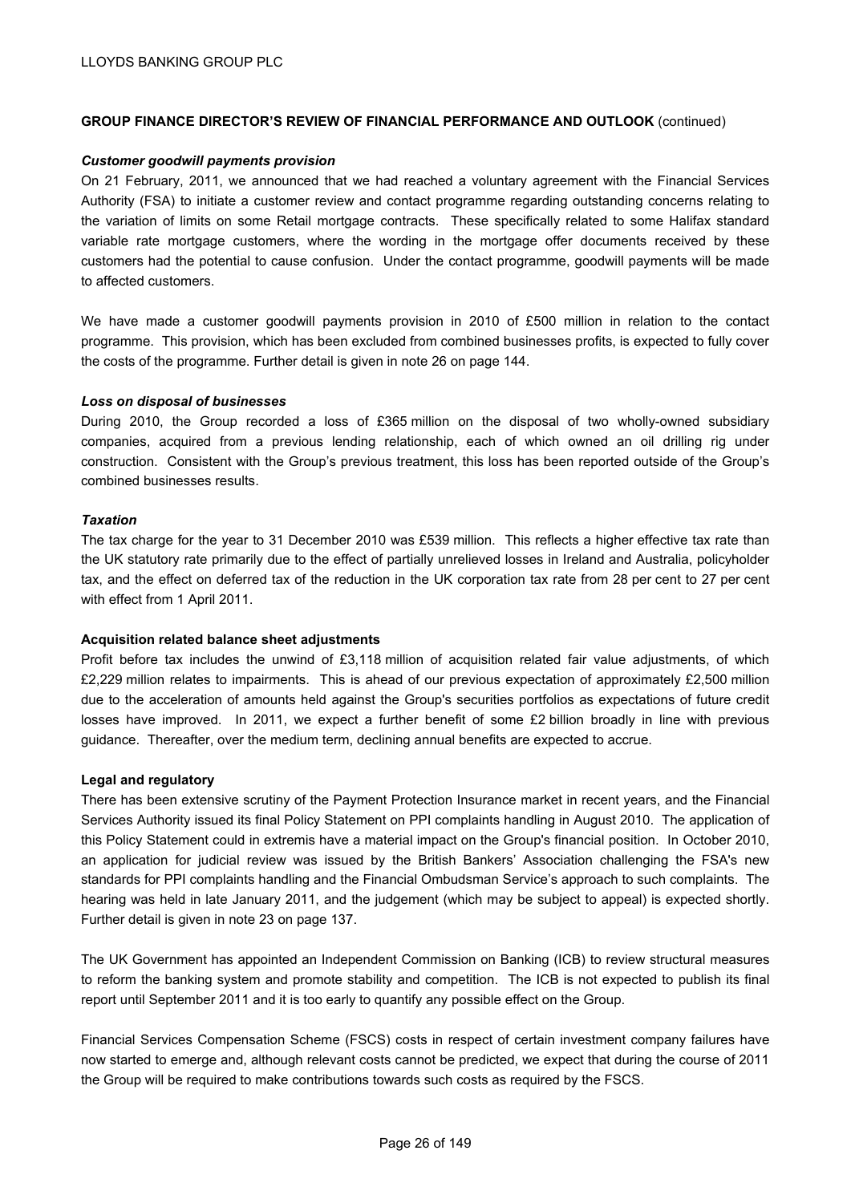**GROUP FINANCE DIRECTOR'S REVIEW OF FINANCIAL PERFORMANCE AND OUTLOOK** (continued)

***Customer goodwill payments provision***

On 21 February, 2011, we announced that we had reached a voluntary agreement with the Financial Services Authority (FSA) to initiate a customer review and contact programme regarding outstanding concerns relating to the variation of limits on some Retail mortgage contracts. These specifically related to some Halifax standard variable rate mortgage customers, where the wording in the mortgage offer documents received by these customers had the potential to cause confusion. Under the contact programme, goodwill payments will be made to affected customers.

We have made a customer goodwill payments provision in 2010 of £500 million in relation to the contact programme. This provision, which has been excluded from combined businesses profits, is expected to fully cover the costs of the programme. Further detail is given in note 26 on page 144.

***Loss on disposal of businesses***

During 2010, the Group recorded a loss of £365 million on the disposal of two wholly-owned subsidiary companies, acquired from a previous lending relationship, each of which owned an oil drilling rig under construction. Consistent with the Group's previous treatment, this loss has been reported outside of the Group's combined businesses results.

***Taxation***

The tax charge for the year to 31 December 2010 was £539 million. This reflects a higher effective tax rate than the UK statutory rate primarily due to the effect of partially unrelieved losses in Ireland and Australia, policyholder tax, and the effect on deferred tax of the reduction in the UK corporation tax rate from 28 per cent to 27 per cent with effect from 1 April 2011.

**Acquisition related balance sheet adjustments**

Profit before tax includes the unwind of £3,118 million of acquisition related fair value adjustments, of which £2,229 million relates to impairments. This is ahead of our previous expectation of approximately £2,500 million due to the acceleration of amounts held against the Group's securities portfolios as expectations of future credit losses have improved. In 2011, we expect a further benefit of some £2 billion broadly in line with previous guidance. Thereafter, over the medium term, declining annual benefits are expected to accrue.

**Legal and regulatory**

There has been extensive scrutiny of the Payment Protection Insurance market in recent years, and the Financial Services Authority issued its final Policy Statement on PPI complaints handling in August 2010. The application of this Policy Statement could in extremis have a material impact on the Group's financial position. In October 2010, an application for judicial review was issued by the British Bankers' Association challenging the FSA's new standards for PPI complaints handling and the Financial Ombudsman Service's approach to such complaints. The hearing was held in late January 2011, and the judgement (which may be subject to appeal) is expected shortly. Further detail is given in note 23 on page 137.

The UK Government has appointed an Independent Commission on Banking (ICB) to review structural measures to reform the banking system and promote stability and competition. The ICB is not expected to publish its final report until September 2011 and it is too early to quantify any possible effect on the Group.

Financial Services Compensation Scheme (FSCS) costs in respect of certain investment company failures have now started to emerge and, although relevant costs cannot be predicted, we expect that during the course of 2011 the Group will be required to make contributions towards such costs as required by the FSCS.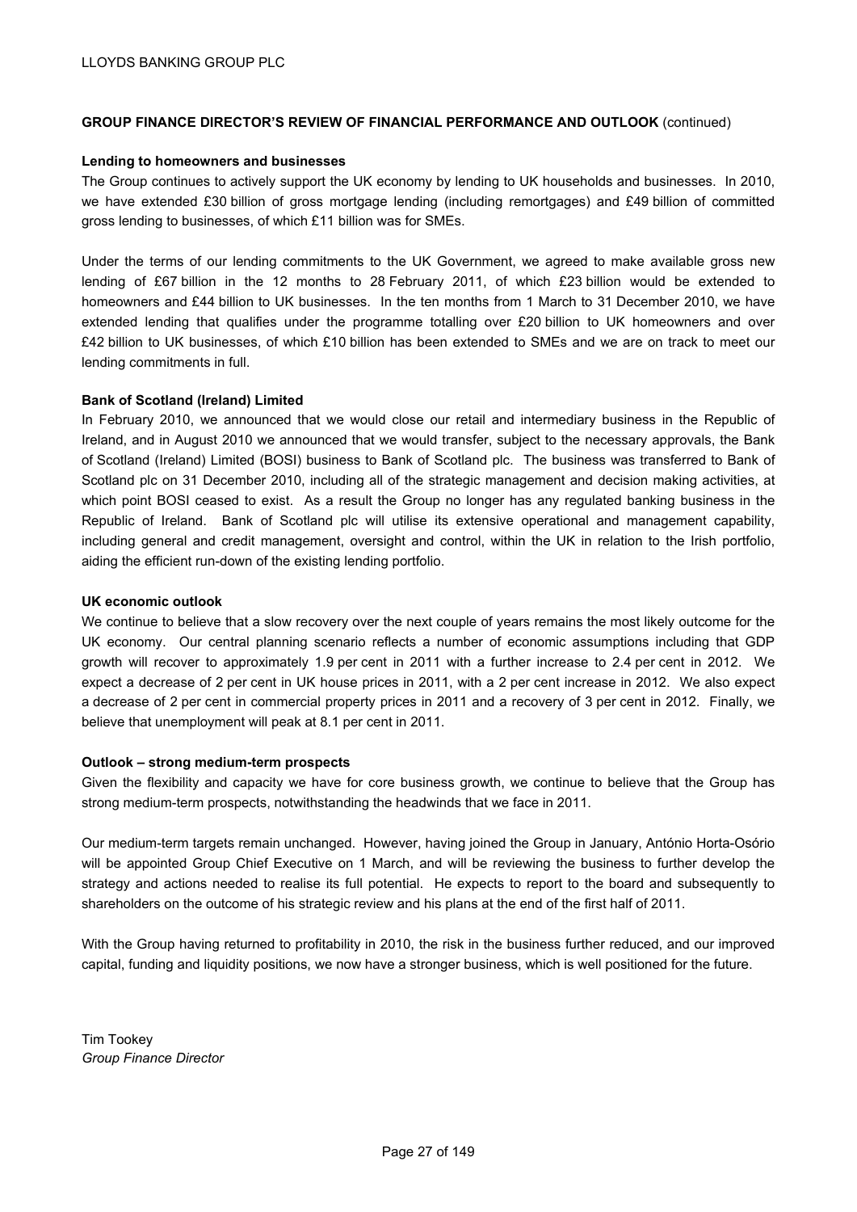**GROUP FINANCE DIRECTOR'S REVIEW OF FINANCIAL PERFORMANCE AND OUTLOOK** (continued)

**Lending to homeowners and businesses**

The Group continues to actively support the UK economy by lending to UK households and businesses. In 2010, we have extended £30 billion of gross mortgage lending (including remortgages) and £49 billion of committed gross lending to businesses, of which £11 billion was for SMEs.

Under the terms of our lending commitments to the UK Government, we agreed to make available gross new lending of £67 billion in the 12 months to 28 February 2011, of which £23 billion would be extended to homeowners and £44 billion to UK businesses. In the ten months from 1 March to 31 December 2010, we have extended lending that qualifies under the programme totalling over £20 billion to UK homeowners and over £42 billion to UK businesses, of which £10 billion has been extended to SMEs and we are on track to meet our lending commitments in full.

**Bank of Scotland (Ireland) Limited**

In February 2010, we announced that we would close our retail and intermediary business in the Republic of Ireland, and in August 2010 we announced that we would transfer, subject to the necessary approvals, the Bank of Scotland (Ireland) Limited (BOSI) business to Bank of Scotland plc. The business was transferred to Bank of Scotland plc on 31 December 2010, including all of the strategic management and decision making activities, at which point BOSI ceased to exist. As a result the Group no longer has any regulated banking business in the Republic of Ireland. Bank of Scotland plc will utilise its extensive operational and management capability, including general and credit management, oversight and control, within the UK in relation to the Irish portfolio, aiding the efficient run-down of the existing lending portfolio.

**UK economic outlook**

We continue to believe that a slow recovery over the next couple of years remains the most likely outcome for the UK economy. Our central planning scenario reflects a number of economic assumptions including that GDP growth will recover to approximately 1.9 per cent in 2011 with a further increase to 2.4 per cent in 2012. We expect a decrease of 2 per cent in UK house prices in 2011, with a 2 per cent increase in 2012. We also expect a decrease of 2 per cent in commercial property prices in 2011 and a recovery of 3 per cent in 2012. Finally, we believe that unemployment will peak at 8.1 per cent in 2011.

**Outlook – strong medium-term prospects**

Given the flexibility and capacity we have for core business growth, we continue to believe that the Group has strong medium-term prospects, notwithstanding the headwinds that we face in 2011.

Our medium-term targets remain unchanged. However, having joined the Group in January, António Horta-Osório will be appointed Group Chief Executive on 1 March, and will be reviewing the business to further develop the strategy and actions needed to realise its full potential. He expects to report to the board and subsequently to shareholders on the outcome of his strategic review and his plans at the end of the first half of 2011.

With the Group having returned to profitability in 2010, the risk in the business further reduced, and our improved capital, funding and liquidity positions, we now have a stronger business, which is well positioned for the future.

Tim Tookey
*Group Finance Director*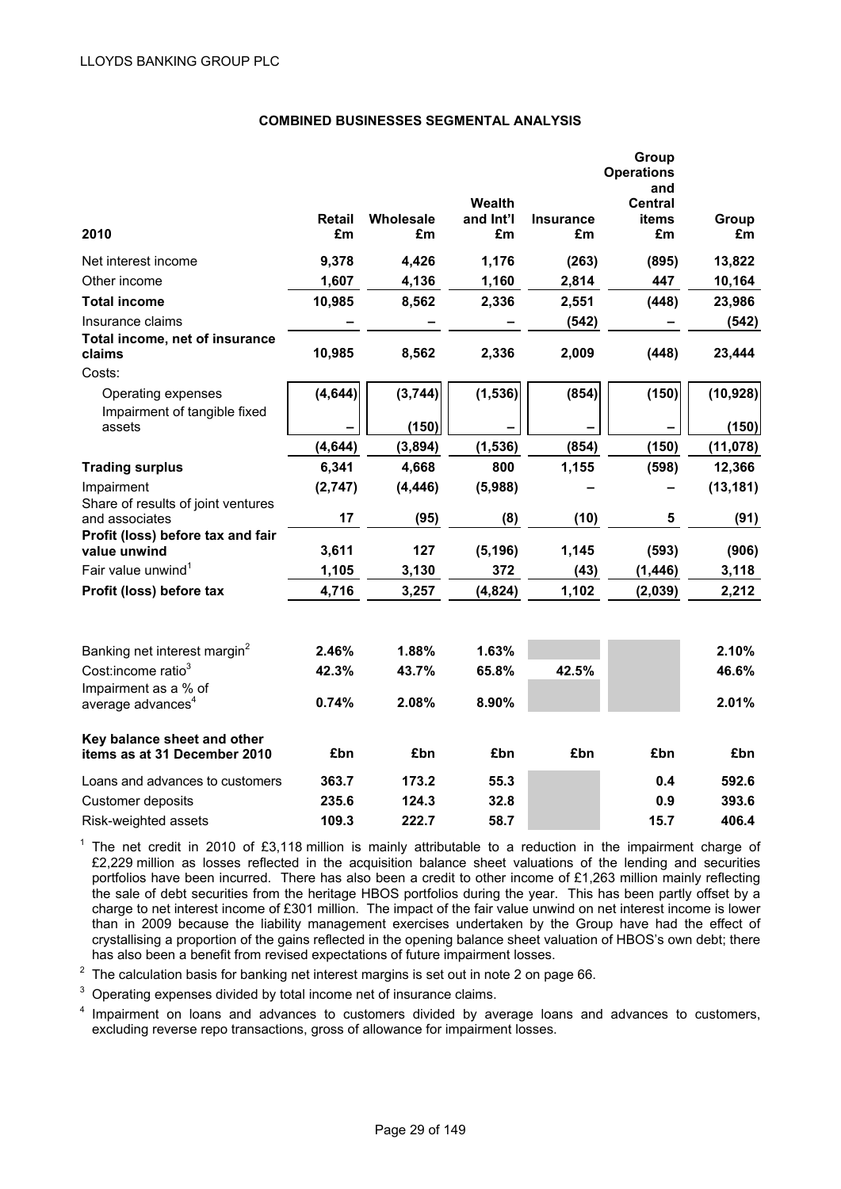## COMBINED BUSINESSES SEGMENTAL ANALYSIS

| 2010 | Retail £m | Wholesale £m | Wealth and Int'l £m | Insurance £m | Group Operations and Central items £m | Group £m |
|---|---|---|---|---|---|---|
| Net interest income | **9,378** | **4,426** | **1,176** | **(263)** | **(895)** | **13,822** |
| Other income | **1,607** | **4,136** | **1,160** | **2,814** | **447** | **10,164** |
| **Total income** | **10,985** | **8,562** | **2,336** | **2,551** | **(448)** | **23,986** |
| Insurance claims | **–** | **–** | **–** | **(542)** | **–** | **(542)** |
| **Total income, net of insurance claims** | **10,985** | **8,562** | **2,336** | **2,009** | **(448)** | **23,444** |
| Costs: | | | | | | |
| Operating expenses | **(4,644)** | **(3,744)** | **(1,536)** | **(854)** | **(150)** | **(10,928)** |
| Impairment of tangible fixed assets | **–** | **(150)** | **–** | **–** | **–** | **(150)** |
| | **(4,644)** | **(3,894)** | **(1,536)** | **(854)** | **(150)** | **(11,078)** |
| **Trading surplus** | **6,341** | **4,668** | **800** | **1,155** | **(598)** | **12,366** |
| Impairment | **(2,747)** | **(4,446)** | **(5,988)** | **–** | **–** | **(13,181)** |
| Share of results of joint ventures and associates | **17** | **(95)** | **(8)** | **(10)** | **5** | **(91)** |
| **Profit (loss) before tax and fair value unwind** | **3,611** | **127** | **(5,196)** | **1,145** | **(593)** | **(906)** |
| Fair value unwind[1] | **1,105** | **3,130** | **372** | **(43)** | **(1,446)** | **3,118** |
| **Profit (loss) before tax** | **4,716** | **3,257** | **(4,824)** | **1,102** | **(2,039)** | **2,212** |
| | | | | | | |
| Banking net interest margin[2] | **2.46%** | **1.88%** | **1.63%** | | | **2.10%** |
| Cost:income ratio[3] | **42.3%** | **43.7%** | **65.8%** | **42.5%** | | **46.6%** |
| Impairment as a % of average advances[4] | **0.74%** | **2.08%** | **8.90%** | | | **2.01%** |
| **Key balance sheet and other items as at 31 December 2010** | **£bn** | **£bn** | **£bn** | **£bn** | **£bn** | **£bn** |
| Loans and advances to customers | **363.7** | **173.2** | **55.3** | | **0.4** | **592.6** |
| Customer deposits | **235.6** | **124.3** | **32.8** | | **0.9** | **393.6** |
| Risk-weighted assets | **109.3** | **222.7** | **58.7** | | **15.7** | **406.4** |

[1] The net credit in 2010 of £3,118 million is mainly attributable to a reduction in the impairment charge of £2,229 million as losses reflected in the acquisition balance sheet valuations of the lending and securities portfolios have been incurred. There has also been a credit to other income of £1,263 million mainly reflecting the sale of debt securities from the heritage HBOS portfolios during the year. This has been partly offset by a charge to net interest income of £301 million. The impact of the fair value unwind on net interest income is lower than in 2009 because the liability management exercises undertaken by the Group have had the effect of crystallising a proportion of the gains reflected in the opening balance sheet valuation of HBOS's own debt; there has also been a benefit from revised expectations of future impairment losses.

[2] The calculation basis for banking net interest margins is set out in note 2 on page 66.

[3] Operating expenses divided by total income net of insurance claims.

[4] Impairment on loans and advances to customers divided by average loans and advances to customers, excluding reverse repo transactions, gross of allowance for impairment losses.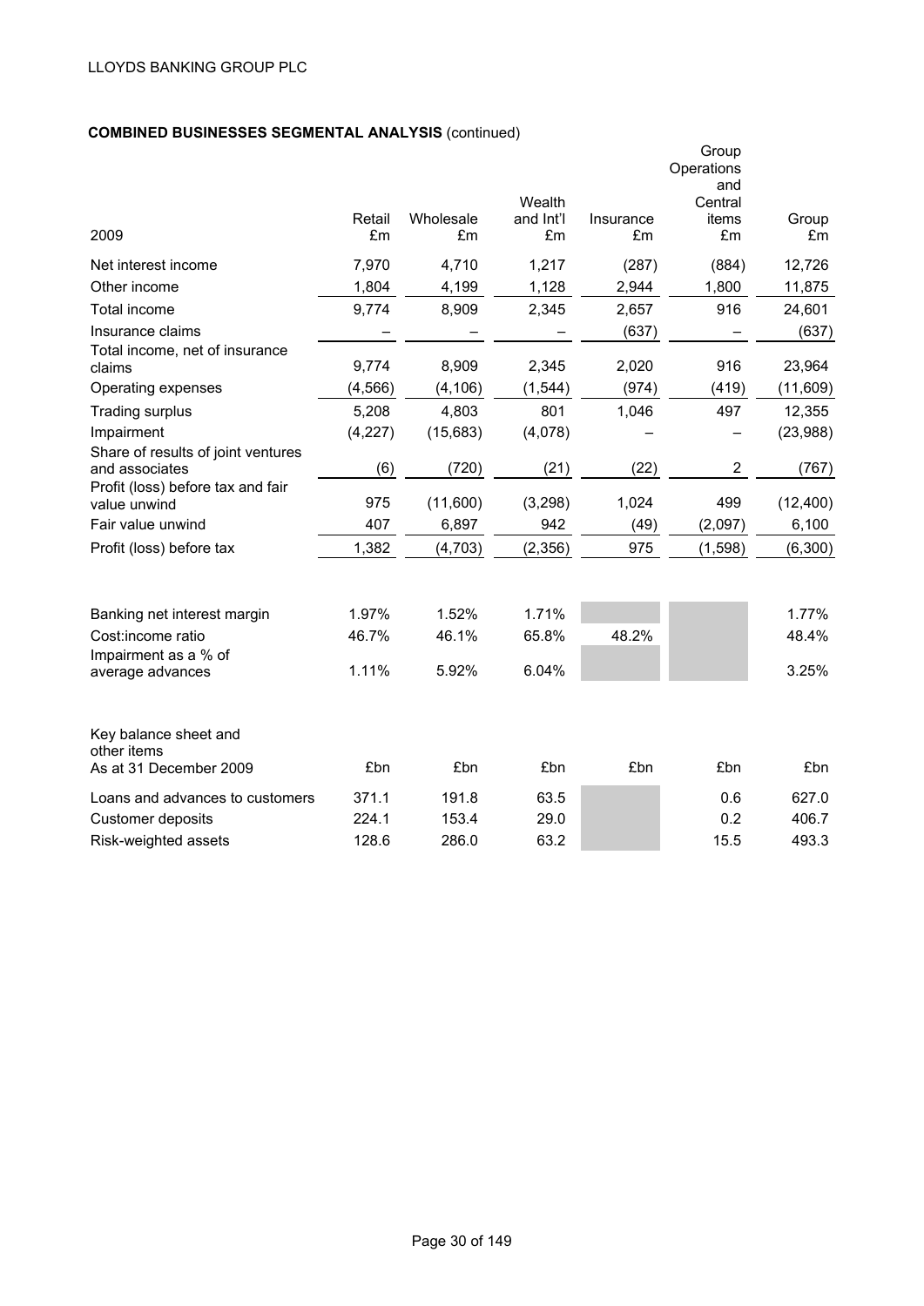**COMBINED BUSINESSES SEGMENTAL ANALYSIS** (continued)

| 2009 | Retail £m | Wholesale £m | Wealth and Int'l £m | Insurance £m | Group Operations and Central items £m | Group £m |
|---|---|---|---|---|---|---|
| Net interest income | 7,970 | 4,710 | 1,217 | (287) | (884) | 12,726 |
| Other income | 1,804 | 4,199 | 1,128 | 2,944 | 1,800 | 11,875 |
| Total income | 9,774 | 8,909 | 2,345 | 2,657 | 916 | 24,601 |
| Insurance claims | – | – | – | (637) | – | (637) |
| Total income, net of insurance claims | 9,774 | 8,909 | 2,345 | 2,020 | 916 | 23,964 |
| Operating expenses | (4,566) | (4,106) | (1,544) | (974) | (419) | (11,609) |
| Trading surplus | 5,208 | 4,803 | 801 | 1,046 | 497 | 12,355 |
| Impairment | (4,227) | (15,683) | (4,078) | – | – | (23,988) |
| Share of results of joint ventures and associates | (6) | (720) | (21) | (22) | 2 | (767) |
| Profit (loss) before tax and fair value unwind | 975 | (11,600) | (3,298) | 1,024 | 499 | (12,400) |
| Fair value unwind | 407 | 6,897 | 942 | (49) | (2,097) | 6,100 |
| Profit (loss) before tax | 1,382 | (4,703) | (2,356) | 975 | (1,598) | (6,300) |
| | | | | | | |
| Banking net interest margin | 1.97% | 1.52% | 1.71% | | | 1.77% |
| Cost:income ratio | 46.7% | 46.1% | 65.8% | 48.2% | | 48.4% |
| Impairment as a % of average advances | 1.11% | 5.92% | 6.04% | | | 3.25% |
| | | | | | | |
| Key balance sheet and other items<br>As at 31 December 2009 | £bn | £bn | £bn | £bn | £bn | £bn |
| Loans and advances to customers | 371.1 | 191.8 | 63.5 | | 0.6 | 627.0 |
| Customer deposits | 224.1 | 153.4 | 29.0 | | 0.2 | 406.7 |
| Risk-weighted assets | 128.6 | 286.0 | 63.2 | | 15.5 | 493.3 |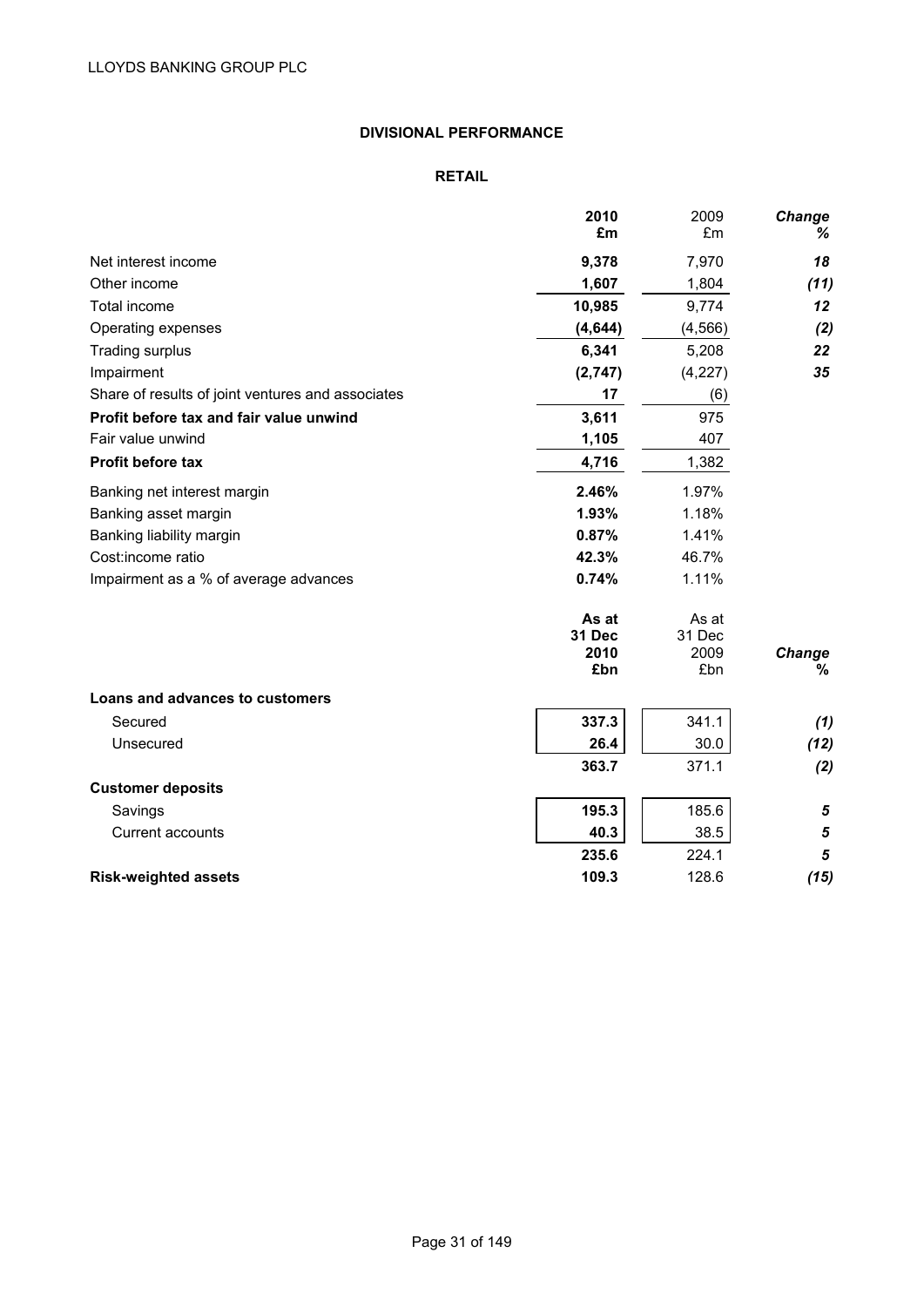## DIVISIONAL PERFORMANCE

### RETAIL

| | 2010 £m | 2009 £m | Change % |
|---|---|---|---|
| Net interest income | **9,378** | 7,970 | *18* |
| Other income | **1,607** | 1,804 | *(11)* |
| Total income | **10,985** | 9,774 | *12* |
| Operating expenses | **(4,644)** | (4,566) | *(2)* |
| Trading surplus | **6,341** | 5,208 | *22* |
| Impairment | **(2,747)** | (4,227) | *35* |
| Share of results of joint ventures and associates | **17** | (6) | |
| **Profit before tax and fair value unwind** | **3,611** | 975 | |
| Fair value unwind | **1,105** | 407 | |
| **Profit before tax** | **4,716** | 1,382 | |
| Banking net interest margin | **2.46%** | 1.97% | |
| Banking asset margin | **1.93%** | 1.18% | |
| Banking liability margin | **0.87%** | 1.41% | |
| Cost:income ratio | **42.3%** | 46.7% | |
| Impairment as a % of average advances | **0.74%** | 1.11% | |

| | As at 31 Dec 2010 £bn | As at 31 Dec 2009 £bn | Change % |
|---|---|---|---|
| **Loans and advances to customers** | | | |
| Secured | **337.3** | 341.1 | *(1)* |
| Unsecured | **26.4** | 30.0 | *(12)* |
| | **363.7** | 371.1 | *(2)* |
| **Customer deposits** | | | |
| Savings | **195.3** | 185.6 | *5* |
| Current accounts | **40.3** | 38.5 | *5* |
| | **235.6** | 224.1 | *5* |
| **Risk-weighted assets** | **109.3** | 128.6 | *(15)* |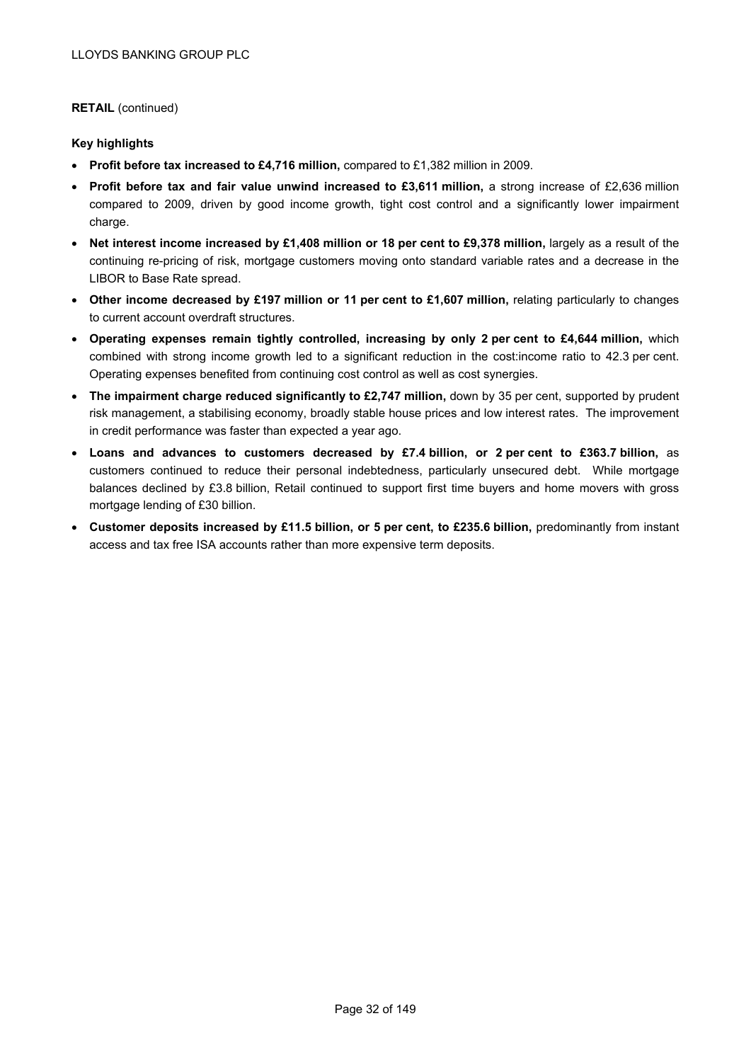**RETAIL** (continued)

**Key highlights**

- **Profit before tax increased to £4,716 million,** compared to £1,382 million in 2009.
- **Profit before tax and fair value unwind increased to £3,611 million,** a strong increase of £2,636 million compared to 2009, driven by good income growth, tight cost control and a significantly lower impairment charge.
- **Net interest income increased by £1,408 million or 18 per cent to £9,378 million,** largely as a result of the continuing re-pricing of risk, mortgage customers moving onto standard variable rates and a decrease in the LIBOR to Base Rate spread.
- **Other income decreased by £197 million or 11 per cent to £1,607 million,** relating particularly to changes to current account overdraft structures.
- **Operating expenses remain tightly controlled, increasing by only 2 per cent to £4,644 million,** which combined with strong income growth led to a significant reduction in the cost:income ratio to 42.3 per cent. Operating expenses benefited from continuing cost control as well as cost synergies.
- **The impairment charge reduced significantly to £2,747 million,** down by 35 per cent, supported by prudent risk management, a stabilising economy, broadly stable house prices and low interest rates. The improvement in credit performance was faster than expected a year ago.
- **Loans and advances to customers decreased by £7.4 billion, or 2 per cent to £363.7 billion,** as customers continued to reduce their personal indebtedness, particularly unsecured debt. While mortgage balances declined by £3.8 billion, Retail continued to support first time buyers and home movers with gross mortgage lending of £30 billion.
- **Customer deposits increased by £11.5 billion, or 5 per cent, to £235.6 billion,** predominantly from instant access and tax free ISA accounts rather than more expensive term deposits.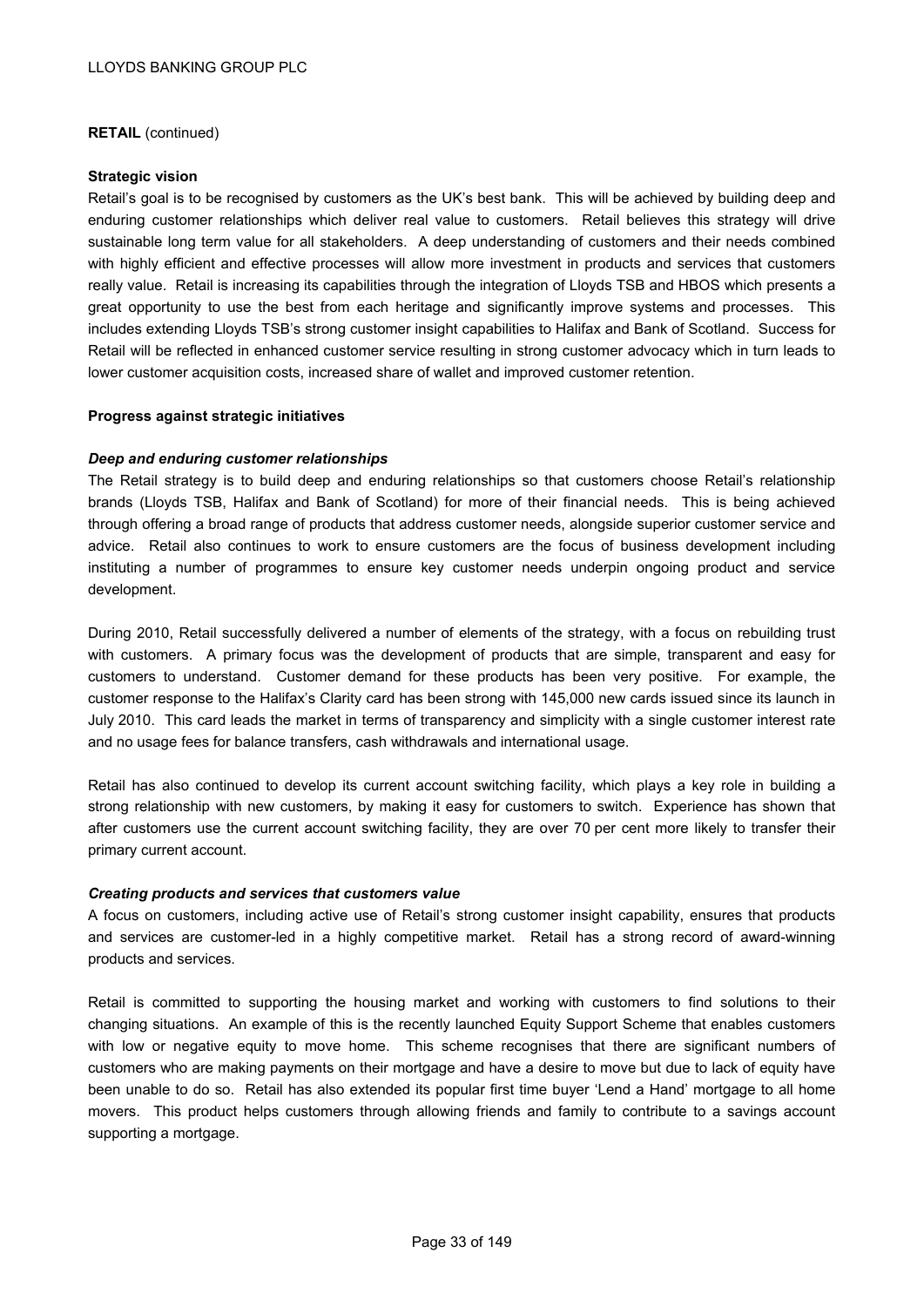**RETAIL** (continued)

**Strategic vision**

Retail's goal is to be recognised by customers as the UK's best bank. This will be achieved by building deep and enduring customer relationships which deliver real value to customers. Retail believes this strategy will drive sustainable long term value for all stakeholders. A deep understanding of customers and their needs combined with highly efficient and effective processes will allow more investment in products and services that customers really value. Retail is increasing its capabilities through the integration of Lloyds TSB and HBOS which presents a great opportunity to use the best from each heritage and significantly improve systems and processes. This includes extending Lloyds TSB's strong customer insight capabilities to Halifax and Bank of Scotland. Success for Retail will be reflected in enhanced customer service resulting in strong customer advocacy which in turn leads to lower customer acquisition costs, increased share of wallet and improved customer retention.

**Progress against strategic initiatives**

***Deep and enduring customer relationships***

The Retail strategy is to build deep and enduring relationships so that customers choose Retail's relationship brands (Lloyds TSB, Halifax and Bank of Scotland) for more of their financial needs. This is being achieved through offering a broad range of products that address customer needs, alongside superior customer service and advice. Retail also continues to work to ensure customers are the focus of business development including instituting a number of programmes to ensure key customer needs underpin ongoing product and service development.

During 2010, Retail successfully delivered a number of elements of the strategy, with a focus on rebuilding trust with customers. A primary focus was the development of products that are simple, transparent and easy for customers to understand. Customer demand for these products has been very positive. For example, the customer response to the Halifax's Clarity card has been strong with 145,000 new cards issued since its launch in July 2010. This card leads the market in terms of transparency and simplicity with a single customer interest rate and no usage fees for balance transfers, cash withdrawals and international usage.

Retail has also continued to develop its current account switching facility, which plays a key role in building a strong relationship with new customers, by making it easy for customers to switch. Experience has shown that after customers use the current account switching facility, they are over 70 per cent more likely to transfer their primary current account.

***Creating products and services that customers value***

A focus on customers, including active use of Retail's strong customer insight capability, ensures that products and services are customer-led in a highly competitive market. Retail has a strong record of award-winning products and services.

Retail is committed to supporting the housing market and working with customers to find solutions to their changing situations. An example of this is the recently launched Equity Support Scheme that enables customers with low or negative equity to move home. This scheme recognises that there are significant numbers of customers who are making payments on their mortgage and have a desire to move but due to lack of equity have been unable to do so. Retail has also extended its popular first time buyer 'Lend a Hand' mortgage to all home movers. This product helps customers through allowing friends and family to contribute to a savings account supporting a mortgage.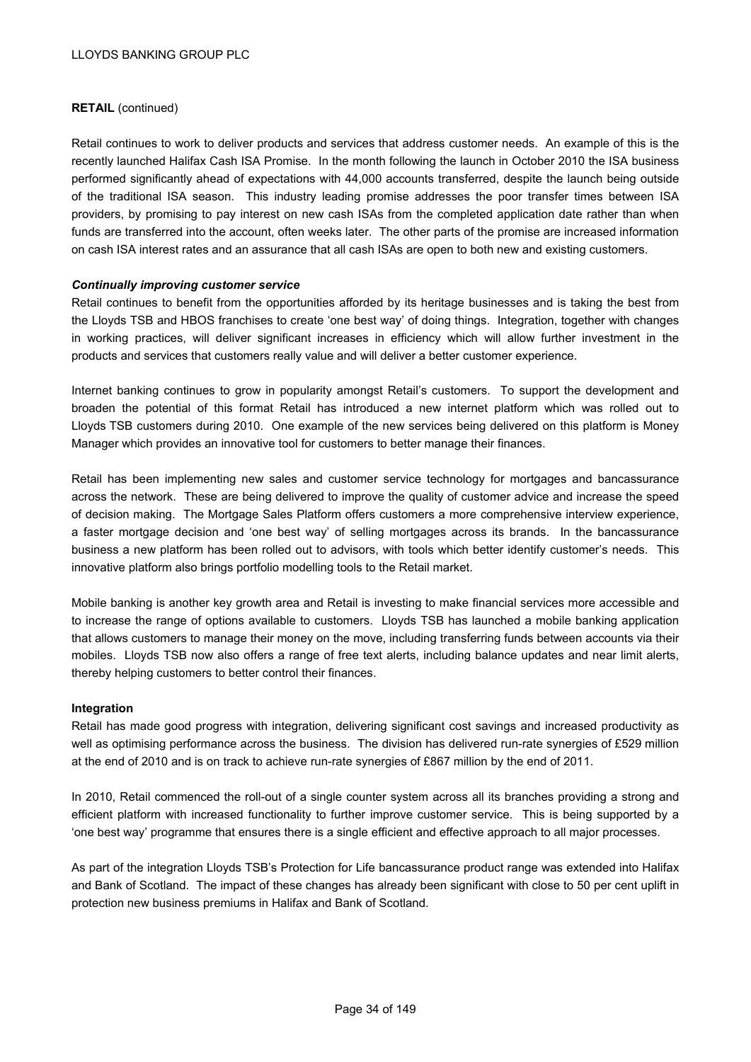**RETAIL** (continued)

Retail continues to work to deliver products and services that address customer needs. An example of this is the recently launched Halifax Cash ISA Promise. In the month following the launch in October 2010 the ISA business performed significantly ahead of expectations with 44,000 accounts transferred, despite the launch being outside of the traditional ISA season. This industry leading promise addresses the poor transfer times between ISA providers, by promising to pay interest on new cash ISAs from the completed application date rather than when funds are transferred into the account, often weeks later. The other parts of the promise are increased information on cash ISA interest rates and an assurance that all cash ISAs are open to both new and existing customers.

***Continually improving customer service***

Retail continues to benefit from the opportunities afforded by its heritage businesses and is taking the best from the Lloyds TSB and HBOS franchises to create 'one best way' of doing things. Integration, together with changes in working practices, will deliver significant increases in efficiency which will allow further investment in the products and services that customers really value and will deliver a better customer experience.

Internet banking continues to grow in popularity amongst Retail's customers. To support the development and broaden the potential of this format Retail has introduced a new internet platform which was rolled out to Lloyds TSB customers during 2010. One example of the new services being delivered on this platform is Money Manager which provides an innovative tool for customers to better manage their finances.

Retail has been implementing new sales and customer service technology for mortgages and bancassurance across the network. These are being delivered to improve the quality of customer advice and increase the speed of decision making. The Mortgage Sales Platform offers customers a more comprehensive interview experience, a faster mortgage decision and 'one best way' of selling mortgages across its brands. In the bancassurance business a new platform has been rolled out to advisors, with tools which better identify customer's needs. This innovative platform also brings portfolio modelling tools to the Retail market.

Mobile banking is another key growth area and Retail is investing to make financial services more accessible and to increase the range of options available to customers. Lloyds TSB has launched a mobile banking application that allows customers to manage their money on the move, including transferring funds between accounts via their mobiles. Lloyds TSB now also offers a range of free text alerts, including balance updates and near limit alerts, thereby helping customers to better control their finances.

**Integration**

Retail has made good progress with integration, delivering significant cost savings and increased productivity as well as optimising performance across the business. The division has delivered run-rate synergies of £529 million at the end of 2010 and is on track to achieve run-rate synergies of £867 million by the end of 2011.

In 2010, Retail commenced the roll-out of a single counter system across all its branches providing a strong and efficient platform with increased functionality to further improve customer service. This is being supported by a 'one best way' programme that ensures there is a single efficient and effective approach to all major processes.

As part of the integration Lloyds TSB's Protection for Life bancassurance product range was extended into Halifax and Bank of Scotland. The impact of these changes has already been significant with close to 50 per cent uplift in protection new business premiums in Halifax and Bank of Scotland.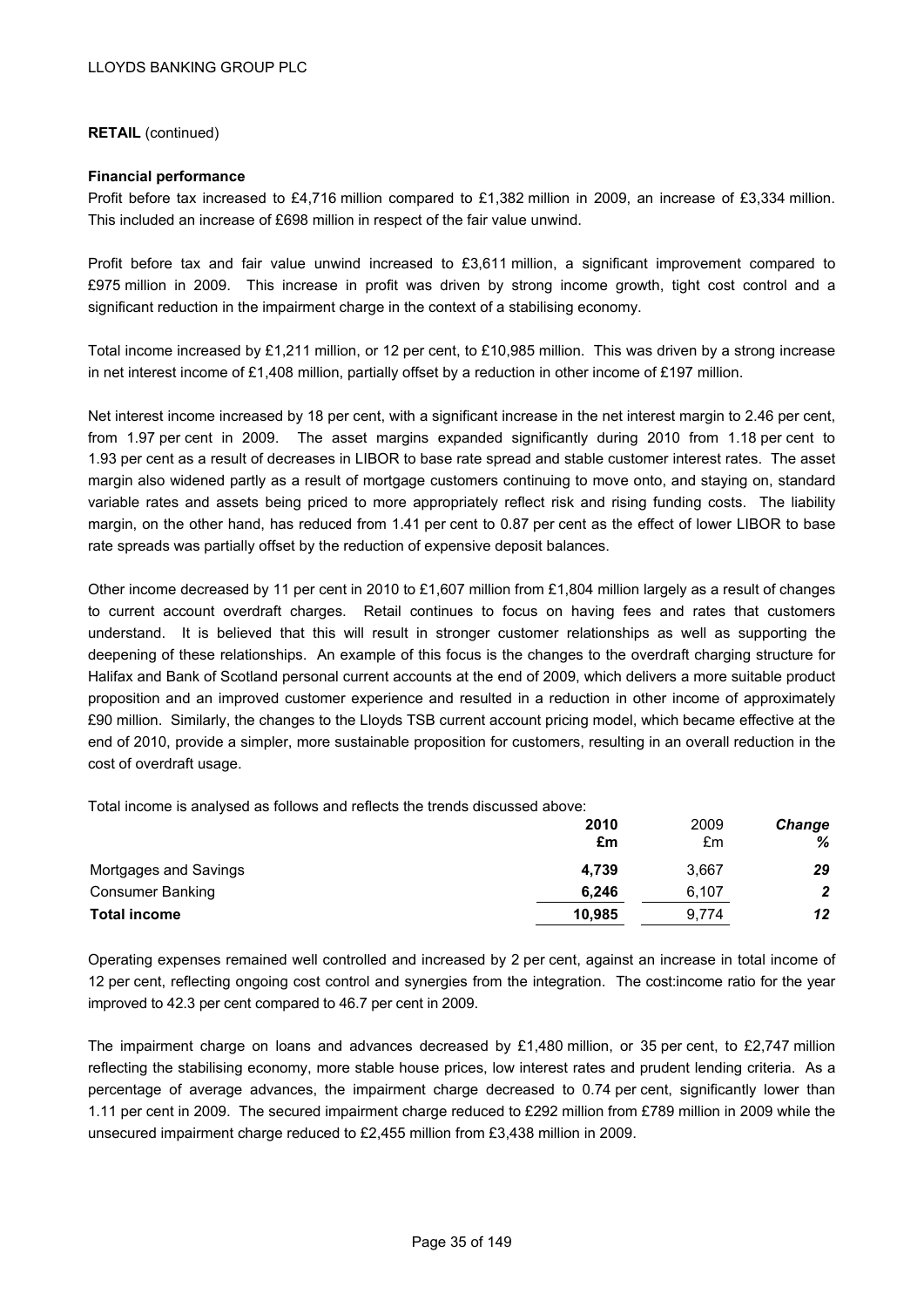**RETAIL** (continued)

**Financial performance**

Profit before tax increased to £4,716 million compared to £1,382 million in 2009, an increase of £3,334 million. This included an increase of £698 million in respect of the fair value unwind.

Profit before tax and fair value unwind increased to £3,611 million, a significant improvement compared to £975 million in 2009. This increase in profit was driven by strong income growth, tight cost control and a significant reduction in the impairment charge in the context of a stabilising economy.

Total income increased by £1,211 million, or 12 per cent, to £10,985 million. This was driven by a strong increase in net interest income of £1,408 million, partially offset by a reduction in other income of £197 million.

Net interest income increased by 18 per cent, with a significant increase in the net interest margin to 2.46 per cent, from 1.97 per cent in 2009. The asset margins expanded significantly during 2010 from 1.18 per cent to 1.93 per cent as a result of decreases in LIBOR to base rate spread and stable customer interest rates. The asset margin also widened partly as a result of mortgage customers continuing to move onto, and staying on, standard variable rates and assets being priced to more appropriately reflect risk and rising funding costs. The liability margin, on the other hand, has reduced from 1.41 per cent to 0.87 per cent as the effect of lower LIBOR to base rate spreads was partially offset by the reduction of expensive deposit balances.

Other income decreased by 11 per cent in 2010 to £1,607 million from £1,804 million largely as a result of changes to current account overdraft charges. Retail continues to focus on having fees and rates that customers understand. It is believed that this will result in stronger customer relationships as well as supporting the deepening of these relationships. An example of this focus is the changes to the overdraft charging structure for Halifax and Bank of Scotland personal current accounts at the end of 2009, which delivers a more suitable product proposition and an improved customer experience and resulted in a reduction in other income of approximately £90 million. Similarly, the changes to the Lloyds TSB current account pricing model, which became effective at the end of 2010, provide a simpler, more sustainable proposition for customers, resulting in an overall reduction in the cost of overdraft usage.

Total income is analysed as follows and reflects the trends discussed above:

| | **2010**<br>**£m** | 2009<br>£m | ***Change***<br>***%*** |
|---|---|---|---|
| Mortgages and Savings | **4,739** | 3,667 | ***29*** |
| Consumer Banking | **6,246** | 6,107 | ***2*** |
| **Total income** | **10,985** | 9,774 | ***12*** |

Operating expenses remained well controlled and increased by 2 per cent, against an increase in total income of 12 per cent, reflecting ongoing cost control and synergies from the integration. The cost:income ratio for the year improved to 42.3 per cent compared to 46.7 per cent in 2009.

The impairment charge on loans and advances decreased by £1,480 million, or 35 per cent, to £2,747 million reflecting the stabilising economy, more stable house prices, low interest rates and prudent lending criteria. As a percentage of average advances, the impairment charge decreased to 0.74 per cent, significantly lower than 1.11 per cent in 2009. The secured impairment charge reduced to £292 million from £789 million in 2009 while the unsecured impairment charge reduced to £2,455 million from £3,438 million in 2009.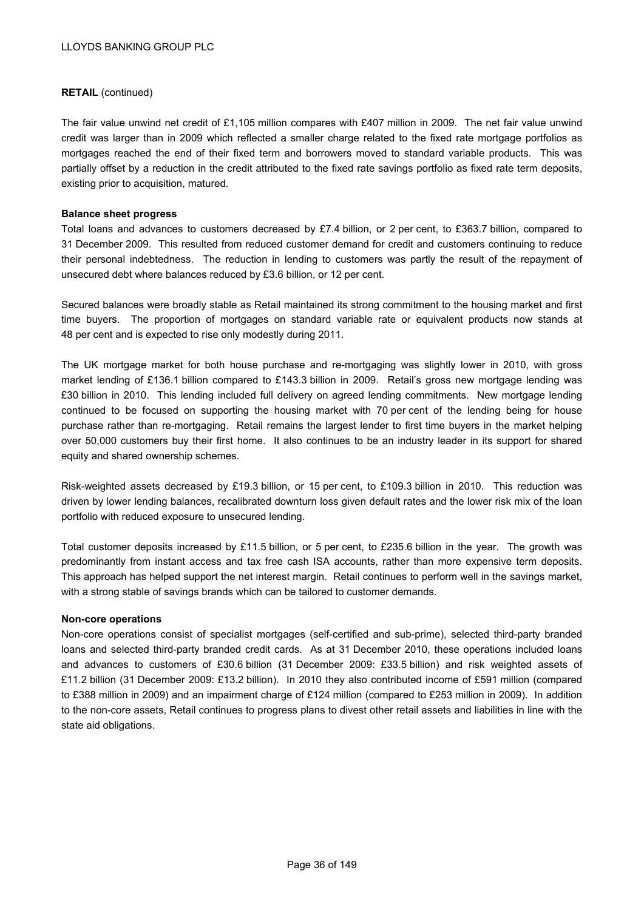**RETAIL** (continued)

The fair value unwind net credit of £1,105 million compares with £407 million in 2009. The net fair value unwind credit was larger than in 2009 which reflected a smaller charge related to the fixed rate mortgage portfolios as mortgages reached the end of their fixed term and borrowers moved to standard variable products. This was partially offset by a reduction in the credit attributed to the fixed rate savings portfolio as fixed rate term deposits, existing prior to acquisition, matured.

**Balance sheet progress**

Total loans and advances to customers decreased by £7.4 billion, or 2 per cent, to £363.7 billion, compared to 31 December 2009. This resulted from reduced customer demand for credit and customers continuing to reduce their personal indebtedness. The reduction in lending to customers was partly the result of the repayment of unsecured debt where balances reduced by £3.6 billion, or 12 per cent.

Secured balances were broadly stable as Retail maintained its strong commitment to the housing market and first time buyers. The proportion of mortgages on standard variable rate or equivalent products now stands at 48 per cent and is expected to rise only modestly during 2011.

The UK mortgage market for both house purchase and re-mortgaging was slightly lower in 2010, with gross market lending of £136.1 billion compared to £143.3 billion in 2009. Retail's gross new mortgage lending was £30 billion in 2010. This lending included full delivery on agreed lending commitments. New mortgage lending continued to be focused on supporting the housing market with 70 per cent of the lending being for house purchase rather than re-mortgaging. Retail remains the largest lender to first time buyers in the market helping over 50,000 customers buy their first home. It also continues to be an industry leader in its support for shared equity and shared ownership schemes.

Risk-weighted assets decreased by £19.3 billion, or 15 per cent, to £109.3 billion in 2010. This reduction was driven by lower lending balances, recalibrated downturn loss given default rates and the lower risk mix of the loan portfolio with reduced exposure to unsecured lending.

Total customer deposits increased by £11.5 billion, or 5 per cent, to £235.6 billion in the year. The growth was predominantly from instant access and tax free cash ISA accounts, rather than more expensive term deposits. This approach has helped support the net interest margin. Retail continues to perform well in the savings market, with a strong stable of savings brands which can be tailored to customer demands.

**Non-core operations**

Non-core operations consist of specialist mortgages (self-certified and sub-prime), selected third-party branded loans and selected third-party branded credit cards. As at 31 December 2010, these operations included loans and advances to customers of £30.6 billion (31 December 2009: £33.5 billion) and risk weighted assets of £11.2 billion (31 December 2009: £13.2 billion). In 2010 they also contributed income of £591 million (compared to £388 million in 2009) and an impairment charge of £124 million (compared to £253 million in 2009). In addition to the non-core assets, Retail continues to progress plans to divest other retail assets and liabilities in line with the state aid obligations.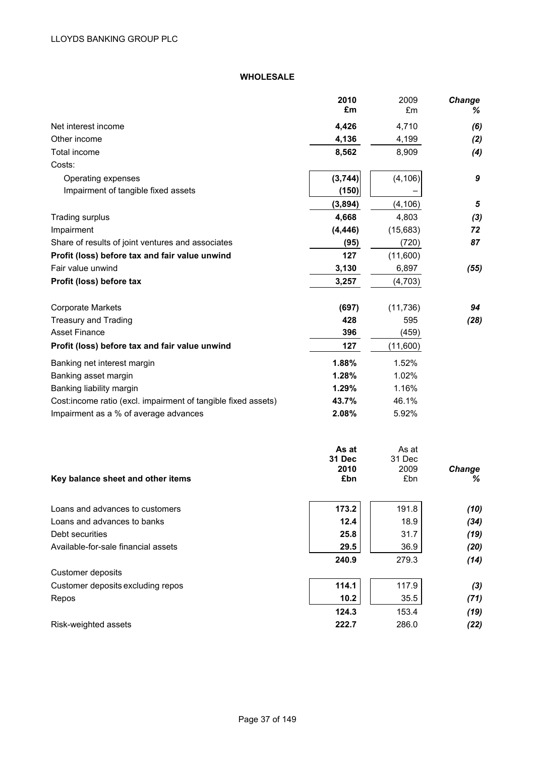## WHOLESALE

| | 2010 £m | 2009 £m | Change % |
|---|---|---|---|
| Net interest income | **4,426** | 4,710 | *(6)* |
| Other income | **4,136** | 4,199 | *(2)* |
| Total income | **8,562** | 8,909 | *(4)* |
| Costs: | | | |
| Operating expenses | **(3,744)** | (4,106) | *9* |
| Impairment of tangible fixed assets | **(150)** | – | |
| | **(3,894)** | (4,106) | *5* |
| Trading surplus | **4,668** | 4,803 | *(3)* |
| Impairment | **(4,446)** | (15,683) | *72* |
| Share of results of joint ventures and associates | **(95)** | (720) | *87* |
| **Profit (loss) before tax and fair value unwind** | **127** | (11,600) | |
| Fair value unwind | **3,130** | 6,897 | *(55)* |
| **Profit (loss) before tax** | **3,257** | (4,703) | |
| | | | |
| Corporate Markets | **(697)** | (11,736) | *94* |
| Treasury and Trading | **428** | 595 | *(28)* |
| Asset Finance | **396** | (459) | |
| **Profit (loss) before tax and fair value unwind** | **127** | (11,600) | |
| | | | |
| Banking net interest margin | **1.88%** | 1.52% | |
| Banking asset margin | **1.28%** | 1.02% | |
| Banking liability margin | **1.29%** | 1.16% | |
| Cost:income ratio (excl. impairment of tangible fixed assets) | **43.7%** | 46.1% | |
| Impairment as a % of average advances | **2.08%** | 5.92% | |

| **Key balance sheet and other items** | As at 31 Dec 2010 £bn | As at 31 Dec 2009 £bn | Change % |
|---|---|---|---|
| Loans and advances to customers | **173.2** | 191.8 | *(10)* |
| Loans and advances to banks | **12.4** | 18.9 | *(34)* |
| Debt securities | **25.8** | 31.7 | *(19)* |
| Available-for-sale financial assets | **29.5** | 36.9 | *(20)* |
| | **240.9** | 279.3 | *(14)* |
| Customer deposits | | | |
| Customer deposits excluding repos | **114.1** | 117.9 | *(3)* |
| Repos | **10.2** | 35.5 | *(71)* |
| | **124.3** | 153.4 | *(19)* |
| Risk-weighted assets | **222.7** | 286.0 | *(22)* |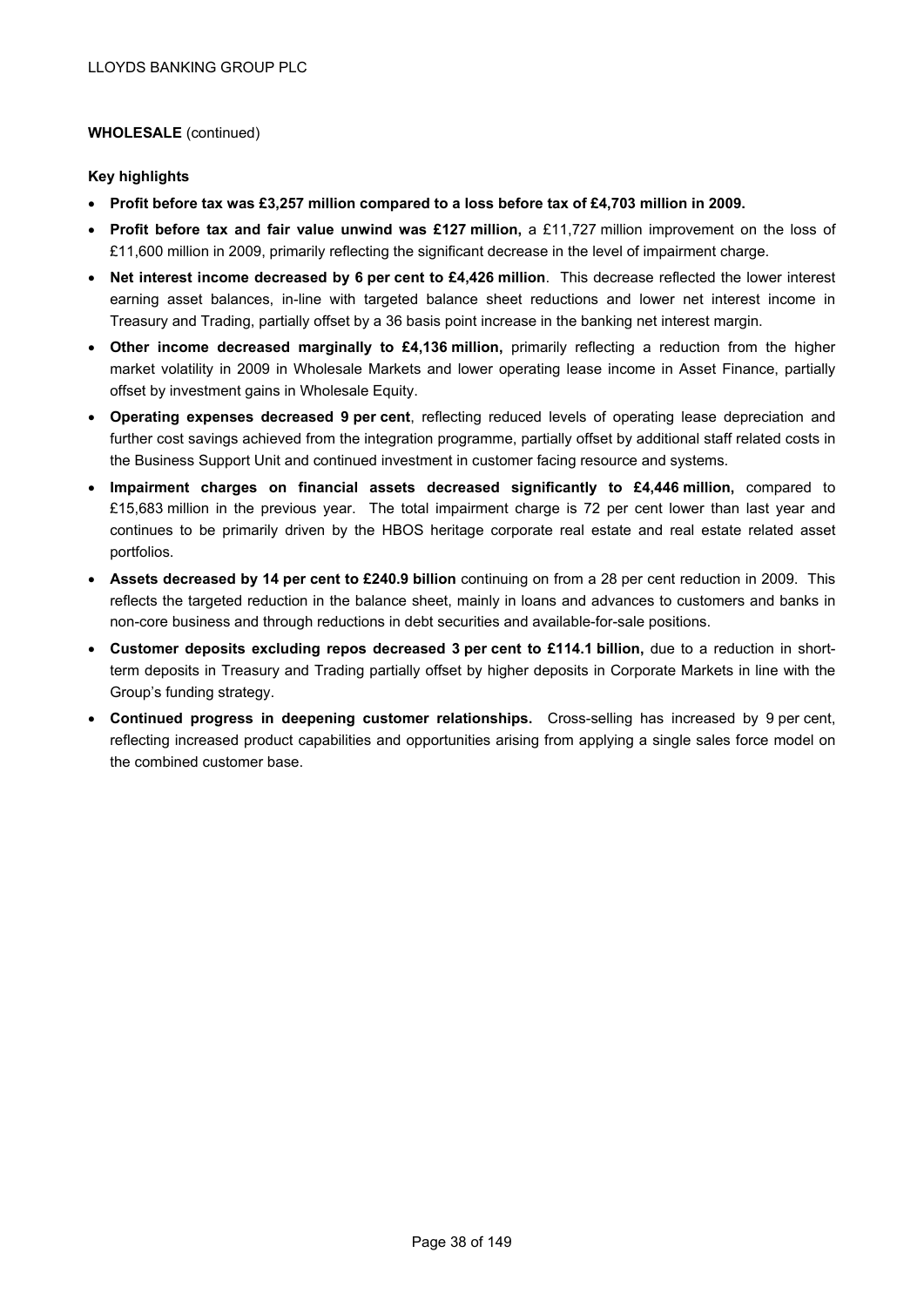**WHOLESALE** (continued)

**Key highlights**

- **Profit before tax was £3,257 million compared to a loss before tax of £4,703 million in 2009.**
- **Profit before tax and fair value unwind was £127 million,** a £11,727 million improvement on the loss of £11,600 million in 2009, primarily reflecting the significant decrease in the level of impairment charge.
- **Net interest income decreased by 6 per cent to £4,426 million**. This decrease reflected the lower interest earning asset balances, in-line with targeted balance sheet reductions and lower net interest income in Treasury and Trading, partially offset by a 36 basis point increase in the banking net interest margin.
- **Other income decreased marginally to £4,136 million,** primarily reflecting a reduction from the higher market volatility in 2009 in Wholesale Markets and lower operating lease income in Asset Finance, partially offset by investment gains in Wholesale Equity.
- **Operating expenses decreased 9 per cent**, reflecting reduced levels of operating lease depreciation and further cost savings achieved from the integration programme, partially offset by additional staff related costs in the Business Support Unit and continued investment in customer facing resource and systems.
- **Impairment charges on financial assets decreased significantly to £4,446 million,** compared to £15,683 million in the previous year. The total impairment charge is 72 per cent lower than last year and continues to be primarily driven by the HBOS heritage corporate real estate and real estate related asset portfolios.
- **Assets decreased by 14 per cent to £240.9 billion** continuing on from a 28 per cent reduction in 2009. This reflects the targeted reduction in the balance sheet, mainly in loans and advances to customers and banks in non-core business and through reductions in debt securities and available-for-sale positions.
- **Customer deposits excluding repos decreased 3 per cent to £114.1 billion,** due to a reduction in short-term deposits in Treasury and Trading partially offset by higher deposits in Corporate Markets in line with the Group's funding strategy.
- **Continued progress in deepening customer relationships.** Cross-selling has increased by 9 per cent, reflecting increased product capabilities and opportunities arising from applying a single sales force model on the combined customer base.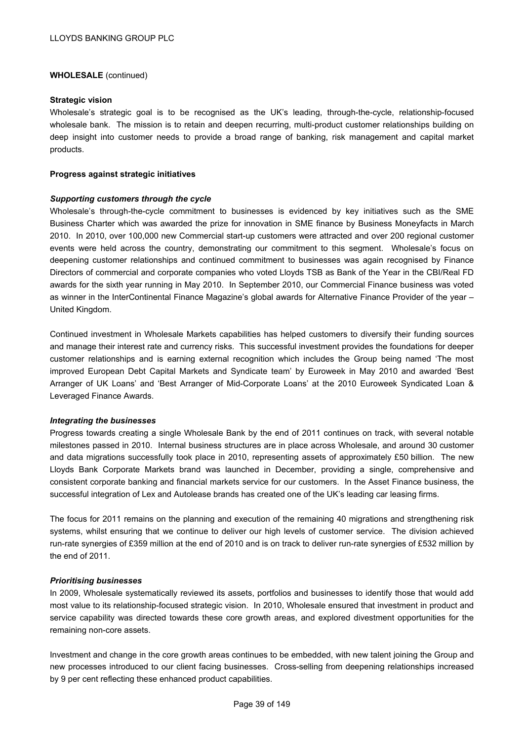**WHOLESALE** (continued)

**Strategic vision**

Wholesale's strategic goal is to be recognised as the UK's leading, through-the-cycle, relationship-focused wholesale bank. The mission is to retain and deepen recurring, multi-product customer relationships building on deep insight into customer needs to provide a broad range of banking, risk management and capital market products.

**Progress against strategic initiatives**

***Supporting customers through the cycle***

Wholesale's through-the-cycle commitment to businesses is evidenced by key initiatives such as the SME Business Charter which was awarded the prize for innovation in SME finance by Business Moneyfacts in March 2010. In 2010, over 100,000 new Commercial start-up customers were attracted and over 200 regional customer events were held across the country, demonstrating our commitment to this segment. Wholesale's focus on deepening customer relationships and continued commitment to businesses was again recognised by Finance Directors of commercial and corporate companies who voted Lloyds TSB as Bank of the Year in the CBI/Real FD awards for the sixth year running in May 2010. In September 2010, our Commercial Finance business was voted as winner in the InterContinental Finance Magazine's global awards for Alternative Finance Provider of the year – United Kingdom.

Continued investment in Wholesale Markets capabilities has helped customers to diversify their funding sources and manage their interest rate and currency risks. This successful investment provides the foundations for deeper customer relationships and is earning external recognition which includes the Group being named 'The most improved European Debt Capital Markets and Syndicate team' by Euroweek in May 2010 and awarded 'Best Arranger of UK Loans' and 'Best Arranger of Mid-Corporate Loans' at the 2010 Euroweek Syndicated Loan & Leveraged Finance Awards.

***Integrating the businesses***

Progress towards creating a single Wholesale Bank by the end of 2011 continues on track, with several notable milestones passed in 2010. Internal business structures are in place across Wholesale, and around 30 customer and data migrations successfully took place in 2010, representing assets of approximately £50 billion. The new Lloyds Bank Corporate Markets brand was launched in December, providing a single, comprehensive and consistent corporate banking and financial markets service for our customers. In the Asset Finance business, the successful integration of Lex and Autolease brands has created one of the UK's leading car leasing firms.

The focus for 2011 remains on the planning and execution of the remaining 40 migrations and strengthening risk systems, whilst ensuring that we continue to deliver our high levels of customer service. The division achieved run-rate synergies of £359 million at the end of 2010 and is on track to deliver run-rate synergies of £532 million by the end of 2011.

***Prioritising businesses***

In 2009, Wholesale systematically reviewed its assets, portfolios and businesses to identify those that would add most value to its relationship-focused strategic vision. In 2010, Wholesale ensured that investment in product and service capability was directed towards these core growth areas, and explored divestment opportunities for the remaining non-core assets.

Investment and change in the core growth areas continues to be embedded, with new talent joining the Group and new processes introduced to our client facing businesses. Cross-selling from deepening relationships increased by 9 per cent reflecting these enhanced product capabilities.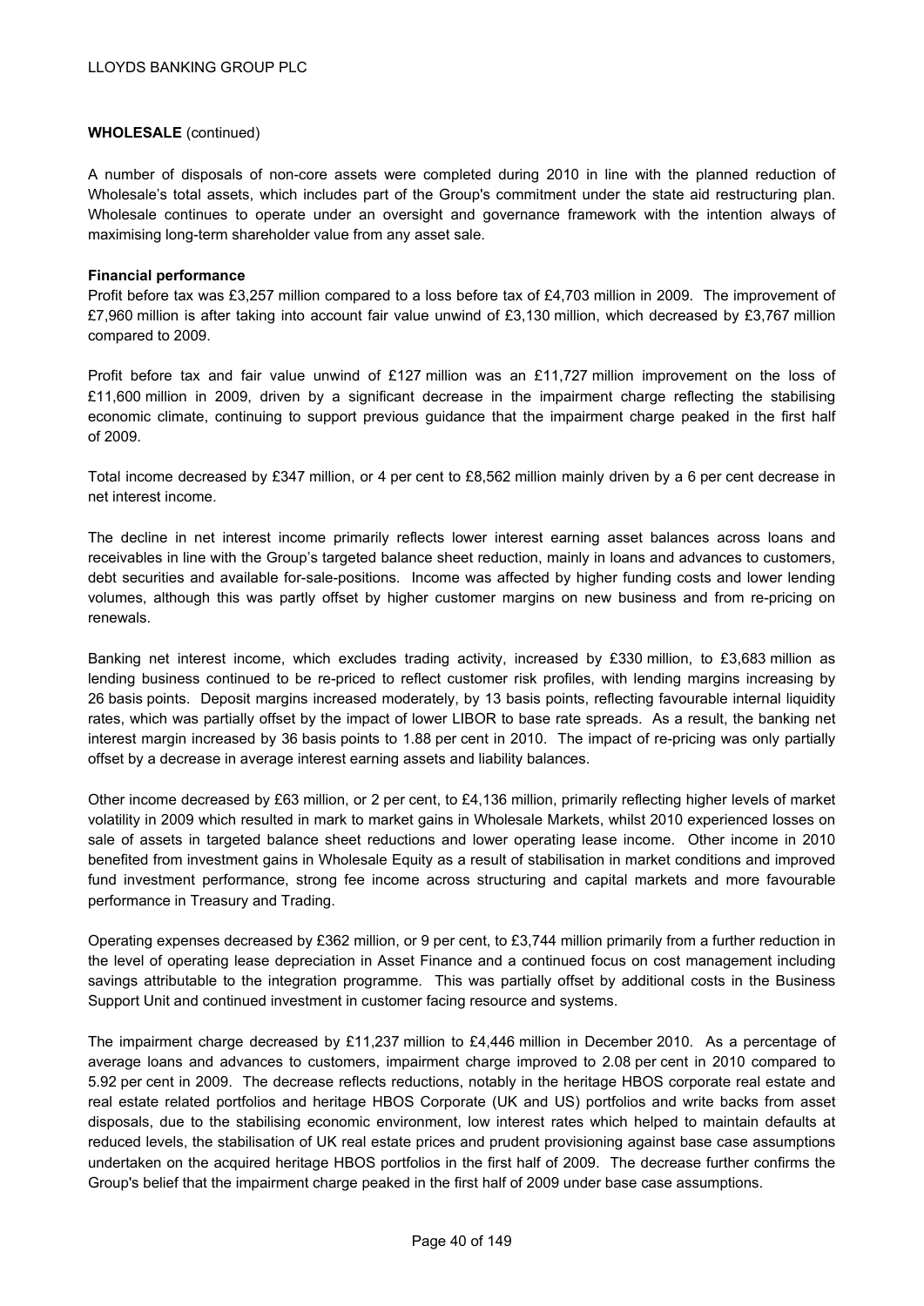**WHOLESALE** (continued)

A number of disposals of non-core assets were completed during 2010 in line with the planned reduction of Wholesale's total assets, which includes part of the Group's commitment under the state aid restructuring plan. Wholesale continues to operate under an oversight and governance framework with the intention always of maximising long-term shareholder value from any asset sale.

**Financial performance**

Profit before tax was £3,257 million compared to a loss before tax of £4,703 million in 2009. The improvement of £7,960 million is after taking into account fair value unwind of £3,130 million, which decreased by £3,767 million compared to 2009.

Profit before tax and fair value unwind of £127 million was an £11,727 million improvement on the loss of £11,600 million in 2009, driven by a significant decrease in the impairment charge reflecting the stabilising economic climate, continuing to support previous guidance that the impairment charge peaked in the first half of 2009.

Total income decreased by £347 million, or 4 per cent to £8,562 million mainly driven by a 6 per cent decrease in net interest income.

The decline in net interest income primarily reflects lower interest earning asset balances across loans and receivables in line with the Group's targeted balance sheet reduction, mainly in loans and advances to customers, debt securities and available for-sale-positions. Income was affected by higher funding costs and lower lending volumes, although this was partly offset by higher customer margins on new business and from re-pricing on renewals.

Banking net interest income, which excludes trading activity, increased by £330 million, to £3,683 million as lending business continued to be re-priced to reflect customer risk profiles, with lending margins increasing by 26 basis points. Deposit margins increased moderately, by 13 basis points, reflecting favourable internal liquidity rates, which was partially offset by the impact of lower LIBOR to base rate spreads. As a result, the banking net interest margin increased by 36 basis points to 1.88 per cent in 2010. The impact of re-pricing was only partially offset by a decrease in average interest earning assets and liability balances.

Other income decreased by £63 million, or 2 per cent, to £4,136 million, primarily reflecting higher levels of market volatility in 2009 which resulted in mark to market gains in Wholesale Markets, whilst 2010 experienced losses on sale of assets in targeted balance sheet reductions and lower operating lease income. Other income in 2010 benefited from investment gains in Wholesale Equity as a result of stabilisation in market conditions and improved fund investment performance, strong fee income across structuring and capital markets and more favourable performance in Treasury and Trading.

Operating expenses decreased by £362 million, or 9 per cent, to £3,744 million primarily from a further reduction in the level of operating lease depreciation in Asset Finance and a continued focus on cost management including savings attributable to the integration programme. This was partially offset by additional costs in the Business Support Unit and continued investment in customer facing resource and systems.

The impairment charge decreased by £11,237 million to £4,446 million in December 2010. As a percentage of average loans and advances to customers, impairment charge improved to 2.08 per cent in 2010 compared to 5.92 per cent in 2009. The decrease reflects reductions, notably in the heritage HBOS corporate real estate and real estate related portfolios and heritage HBOS Corporate (UK and US) portfolios and write backs from asset disposals, due to the stabilising economic environment, low interest rates which helped to maintain defaults at reduced levels, the stabilisation of UK real estate prices and prudent provisioning against base case assumptions undertaken on the acquired heritage HBOS portfolios in the first half of 2009. The decrease further confirms the Group's belief that the impairment charge peaked in the first half of 2009 under base case assumptions.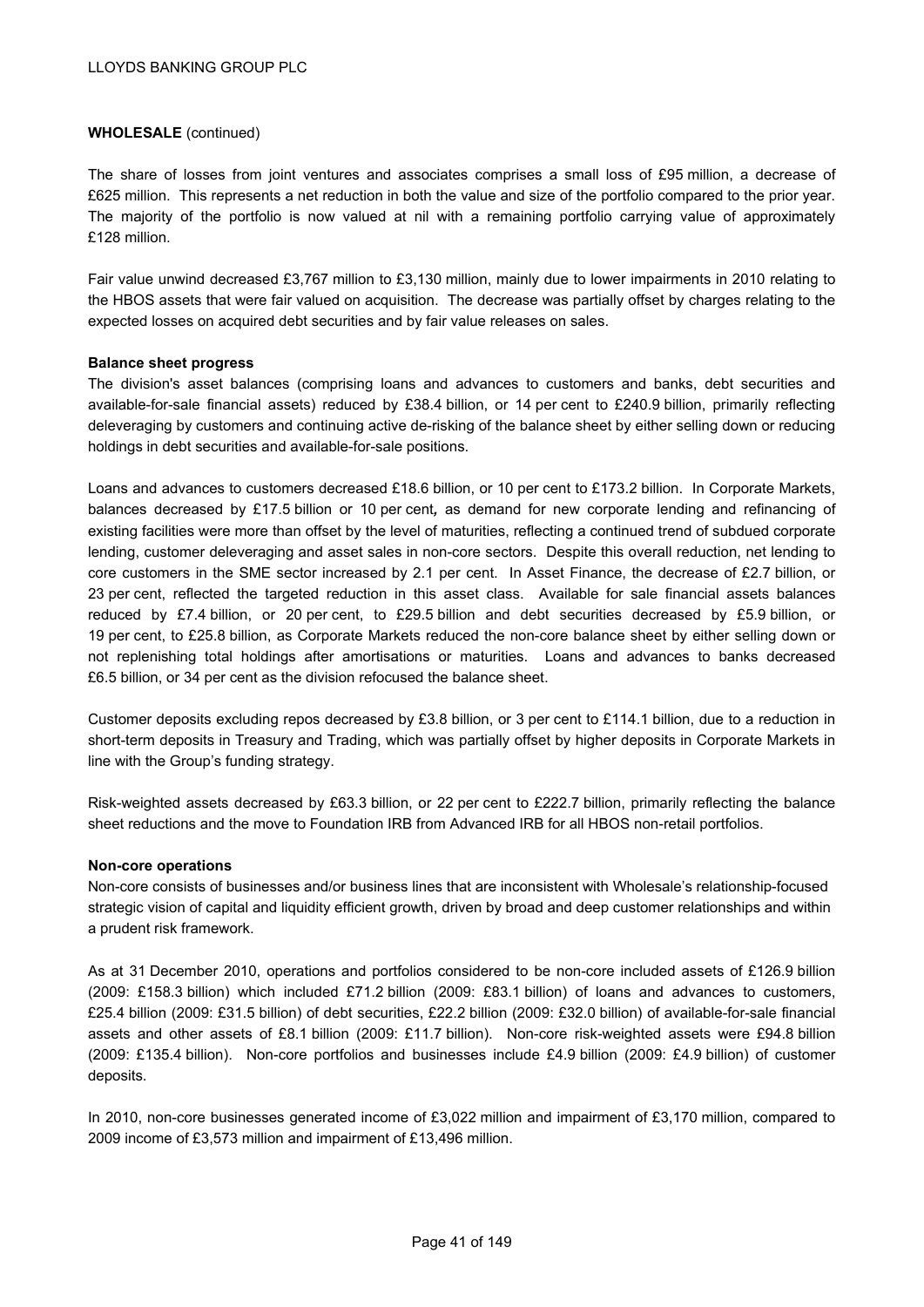**WHOLESALE** (continued)

The share of losses from joint ventures and associates comprises a small loss of £95 million, a decrease of £625 million. This represents a net reduction in both the value and size of the portfolio compared to the prior year. The majority of the portfolio is now valued at nil with a remaining portfolio carrying value of approximately £128 million.

Fair value unwind decreased £3,767 million to £3,130 million, mainly due to lower impairments in 2010 relating to the HBOS assets that were fair valued on acquisition. The decrease was partially offset by charges relating to the expected losses on acquired debt securities and by fair value releases on sales.

**Balance sheet progress**

The division's asset balances (comprising loans and advances to customers and banks, debt securities and available-for-sale financial assets) reduced by £38.4 billion, or 14 per cent to £240.9 billion, primarily reflecting deleveraging by customers and continuing active de-risking of the balance sheet by either selling down or reducing holdings in debt securities and available-for-sale positions.

Loans and advances to customers decreased £18.6 billion, or 10 per cent to £173.2 billion. In Corporate Markets, balances decreased by £17.5 billion or 10 per cent*,* as demand for new corporate lending and refinancing of existing facilities were more than offset by the level of maturities, reflecting a continued trend of subdued corporate lending, customer deleveraging and asset sales in non-core sectors. Despite this overall reduction, net lending to core customers in the SME sector increased by 2.1 per cent. In Asset Finance, the decrease of £2.7 billion, or 23 per cent, reflected the targeted reduction in this asset class. Available for sale financial assets balances reduced by £7.4 billion, or 20 per cent, to £29.5 billion and debt securities decreased by £5.9 billion, or 19 per cent, to £25.8 billion, as Corporate Markets reduced the non-core balance sheet by either selling down or not replenishing total holdings after amortisations or maturities. Loans and advances to banks decreased £6.5 billion, or 34 per cent as the division refocused the balance sheet.

Customer deposits excluding repos decreased by £3.8 billion, or 3 per cent to £114.1 billion, due to a reduction in short-term deposits in Treasury and Trading, which was partially offset by higher deposits in Corporate Markets in line with the Group's funding strategy.

Risk-weighted assets decreased by £63.3 billion, or 22 per cent to £222.7 billion, primarily reflecting the balance sheet reductions and the move to Foundation IRB from Advanced IRB for all HBOS non-retail portfolios.

**Non-core operations**

Non-core consists of businesses and/or business lines that are inconsistent with Wholesale's relationship-focused strategic vision of capital and liquidity efficient growth, driven by broad and deep customer relationships and within a prudent risk framework.

As at 31 December 2010, operations and portfolios considered to be non-core included assets of £126.9 billion (2009: £158.3 billion) which included £71.2 billion (2009: £83.1 billion) of loans and advances to customers, £25.4 billion (2009: £31.5 billion) of debt securities, £22.2 billion (2009: £32.0 billion) of available-for-sale financial assets and other assets of £8.1 billion (2009: £11.7 billion). Non-core risk-weighted assets were £94.8 billion (2009: £135.4 billion). Non-core portfolios and businesses include £4.9 billion (2009: £4.9 billion) of customer deposits.

In 2010, non-core businesses generated income of £3,022 million and impairment of £3,170 million, compared to 2009 income of £3,573 million and impairment of £13,496 million.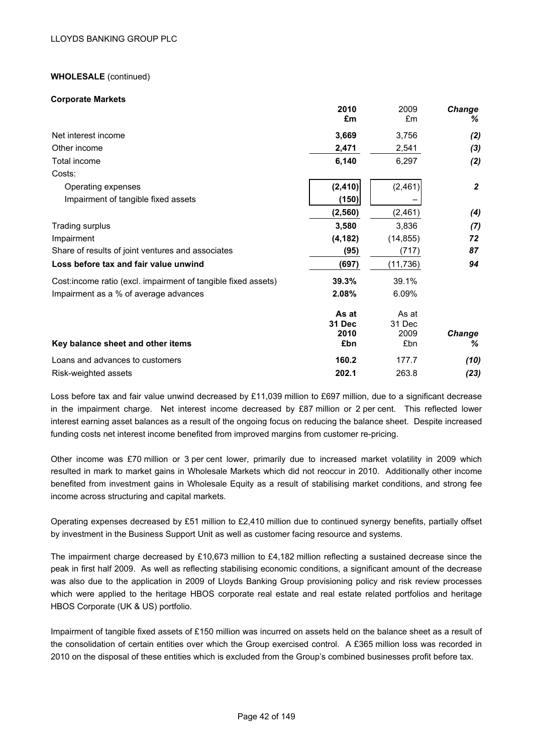**WHOLESALE** (continued)

**Corporate Markets**

| | **2010 £m** | 2009 £m | ***Change %*** |
|---|---|---|---|
| Net interest income | **3,669** | 3,756 | ***(2)*** |
| Other income | **2,471** | 2,541 | ***(3)*** |
| Total income | **6,140** | 6,297 | ***(2)*** |
| Costs: | | | |
| Operating expenses | **(2,410)** | (2,461) | ***2*** |
| Impairment of tangible fixed assets | **(150)** | – | |
| | **(2,560)** | (2,461) | ***(4)*** |
| Trading surplus | **3,580** | 3,836 | ***(7)*** |
| Impairment | **(4,182)** | (14,855) | ***72*** |
| Share of results of joint ventures and associates | **(95)** | (717) | ***87*** |
| **Loss before tax and fair value unwind** | **(697)** | (11,736) | ***94*** |
| Cost:income ratio (excl. impairment of tangible fixed assets) | **39.3%** | 39.1% | |
| Impairment as a % of average advances | **2.08%** | 6.09% | |

| **Key balance sheet and other items** | **As at 31 Dec 2010 £bn** | As at 31 Dec 2009 £bn | ***Change %*** |
|---|---|---|---|
| Loans and advances to customers | **160.2** | 177.7 | ***(10)*** |
| Risk-weighted assets | **202.1** | 263.8 | ***(23)*** |

Loss before tax and fair value unwind decreased by £11,039 million to £697 million, due to a significant decrease in the impairment charge. Net interest income decreased by £87 million or 2 per cent. This reflected lower interest earning asset balances as a result of the ongoing focus on reducing the balance sheet. Despite increased funding costs net interest income benefited from improved margins from customer re-pricing.

Other income was £70 million or 3 per cent lower, primarily due to increased market volatility in 2009 which resulted in mark to market gains in Wholesale Markets which did not reoccur in 2010. Additionally other income benefited from investment gains in Wholesale Equity as a result of stabilising market conditions, and strong fee income across structuring and capital markets.

Operating expenses decreased by £51 million to £2,410 million due to continued synergy benefits, partially offset by investment in the Business Support Unit as well as customer facing resource and systems.

The impairment charge decreased by £10,673 million to £4,182 million reflecting a sustained decrease since the peak in first half 2009. As well as reflecting stabilising economic conditions, a significant amount of the decrease was also due to the application in 2009 of Lloyds Banking Group provisioning policy and risk review processes which were applied to the heritage HBOS corporate real estate and real estate related portfolios and heritage HBOS Corporate (UK & US) portfolio.

Impairment of tangible fixed assets of £150 million was incurred on assets held on the balance sheet as a result of the consolidation of certain entities over which the Group exercised control. A £365 million loss was recorded in 2010 on the disposal of these entities which is excluded from the Group's combined businesses profit before tax.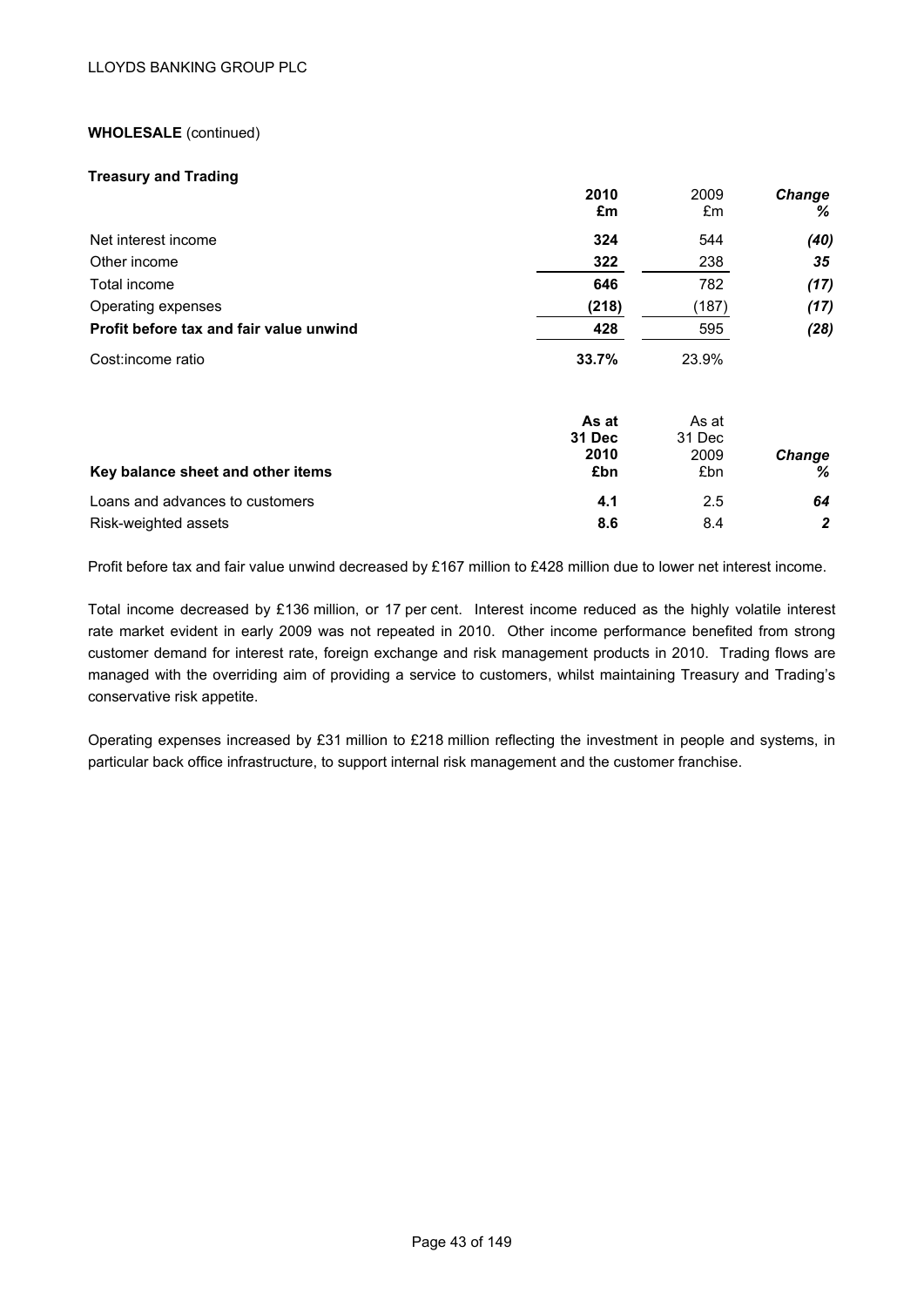**WHOLESALE** (continued)

**Treasury and Trading**

| | **2010 £m** | 2009 £m | ***Change %*** |
|---|---|---|---|
| Net interest income | **324** | 544 | ***(40)*** |
| Other income | **322** | 238 | ***35*** |
| Total income | **646** | 782 | ***(17)*** |
| Operating expenses | **(218)** | (187) | ***(17)*** |
| **Profit before tax and fair value unwind** | **428** | 595 | ***(28)*** |
| Cost:income ratio | **33.7%** | 23.9% | |

| **Key balance sheet and other items** | **As at 31 Dec 2010 £bn** | As at 31 Dec 2009 £bn | ***Change %*** |
|---|---|---|---|
| Loans and advances to customers | **4.1** | 2.5 | ***64*** |
| Risk-weighted assets | **8.6** | 8.4 | ***2*** |

Profit before tax and fair value unwind decreased by £167 million to £428 million due to lower net interest income.

Total income decreased by £136 million, or 17 per cent. Interest income reduced as the highly volatile interest rate market evident in early 2009 was not repeated in 2010. Other income performance benefited from strong customer demand for interest rate, foreign exchange and risk management products in 2010. Trading flows are managed with the overriding aim of providing a service to customers, whilst maintaining Treasury and Trading's conservative risk appetite.

Operating expenses increased by £31 million to £218 million reflecting the investment in people and systems, in particular back office infrastructure, to support internal risk management and the customer franchise.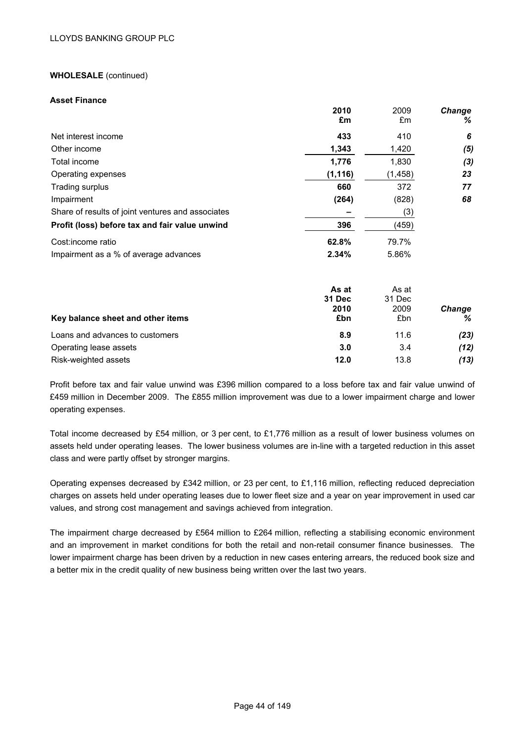**WHOLESALE** (continued)

**Asset Finance**

| | 2010 £m | 2009 £m | *Change %* |
|---|---|---|---|
| Net interest income | **433** | 410 | ***6*** |
| Other income | **1,343** | 1,420 | ***(5)*** |
| Total income | **1,776** | 1,830 | ***(3)*** |
| Operating expenses | **(1,116)** | (1,458) | ***23*** |
| Trading surplus | **660** | 372 | ***77*** |
| Impairment | **(264)** | (828) | ***68*** |
| Share of results of joint ventures and associates | **–** | (3) | |
| **Profit (loss) before tax and fair value unwind** | **396** | (459) | |
| Cost:income ratio | **62.8%** | 79.7% | |
| Impairment as a % of average advances | **2.34%** | 5.86% | |

| **Key balance sheet and other items** | **As at 31 Dec 2010 £bn** | As at 31 Dec 2009 £bn | *Change %* |
|---|---|---|---|
| Loans and advances to customers | **8.9** | 11.6 | ***(23)*** |
| Operating lease assets | **3.0** | 3.4 | ***(12)*** |
| Risk-weighted assets | **12.0** | 13.8 | ***(13)*** |

Profit before tax and fair value unwind was £396 million compared to a loss before tax and fair value unwind of £459 million in December 2009. The £855 million improvement was due to a lower impairment charge and lower operating expenses.

Total income decreased by £54 million, or 3 per cent, to £1,776 million as a result of lower business volumes on assets held under operating leases. The lower business volumes are in-line with a targeted reduction in this asset class and were partly offset by stronger margins.

Operating expenses decreased by £342 million, or 23 per cent, to £1,116 million, reflecting reduced depreciation charges on assets held under operating leases due to lower fleet size and a year on year improvement in used car values, and strong cost management and savings achieved from integration.

The impairment charge decreased by £564 million to £264 million, reflecting a stabilising economic environment and an improvement in market conditions for both the retail and non-retail consumer finance businesses. The lower impairment charge has been driven by a reduction in new cases entering arrears, the reduced book size and a better mix in the credit quality of new business being written over the last two years.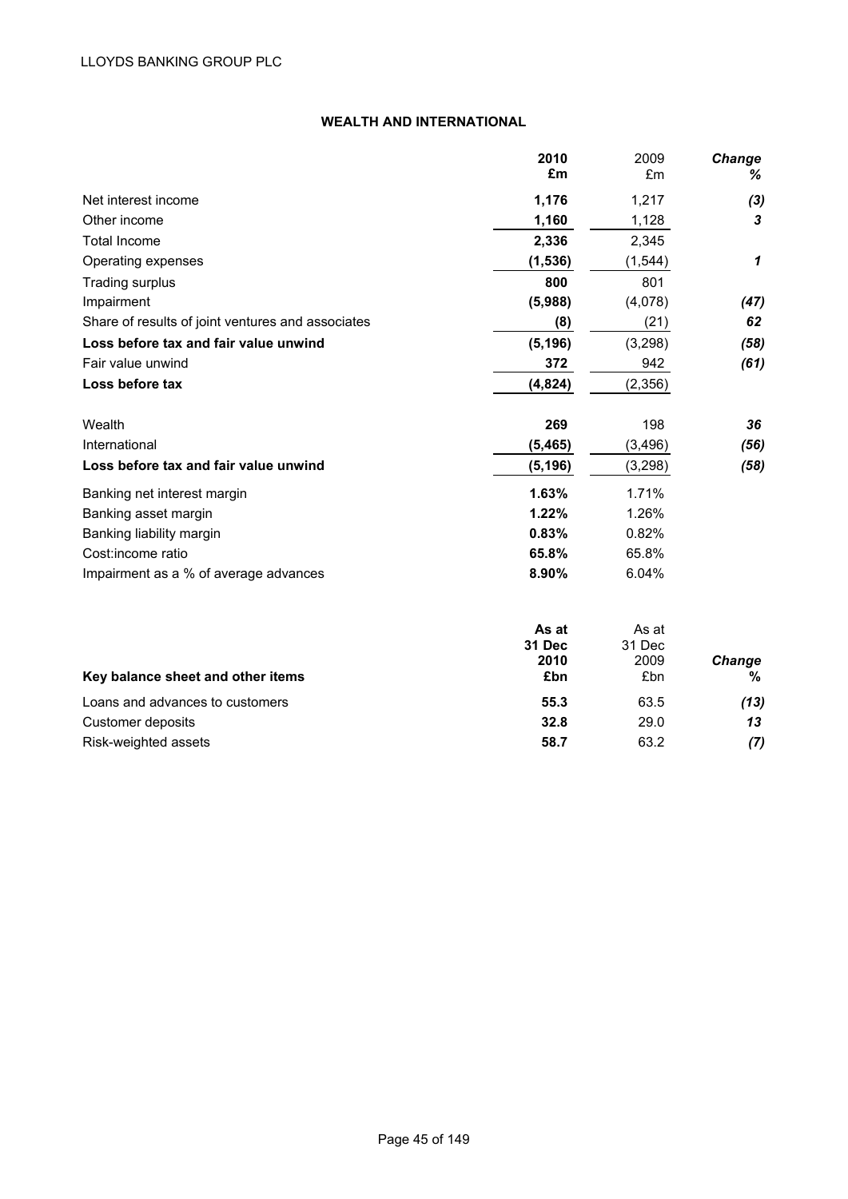## WEALTH AND INTERNATIONAL

| | **2010 £m** | 2009 £m | ***Change %*** |
|---|---|---|---|
| Net interest income | **1,176** | 1,217 | ***(3)*** |
| Other income | **1,160** | 1,128 | ***3*** |
| Total Income | **2,336** | 2,345 | |
| Operating expenses | **(1,536)** | (1,544) | ***1*** |
| Trading surplus | **800** | 801 | |
| Impairment | **(5,988)** | (4,078) | ***(47)*** |
| Share of results of joint ventures and associates | **(8)** | (21) | ***62*** |
| **Loss before tax and fair value unwind** | **(5,196)** | (3,298) | ***(58)*** |
| Fair value unwind | **372** | 942 | ***(61)*** |
| **Loss before tax** | **(4,824)** | (2,356) | |
| | | | |
| Wealth | **269** | 198 | ***36*** |
| International | **(5,465)** | (3,496) | ***(56)*** |
| **Loss before tax and fair value unwind** | **(5,196)** | (3,298) | ***(58)*** |
| Banking net interest margin | **1.63%** | 1.71% | |
| Banking asset margin | **1.22%** | 1.26% | |
| Banking liability margin | **0.83%** | 0.82% | |
| Cost:income ratio | **65.8%** | 65.8% | |
| Impairment as a % of average advances | **8.90%** | 6.04% | |

| **Key balance sheet and other items** | **As at 31 Dec 2010 £bn** | As at 31 Dec 2009 £bn | ***Change %*** |
|---|---|---|---|
| Loans and advances to customers | **55.3** | 63.5 | ***(13)*** |
| Customer deposits | **32.8** | 29.0 | ***13*** |
| Risk-weighted assets | **58.7** | 63.2 | ***(7)*** |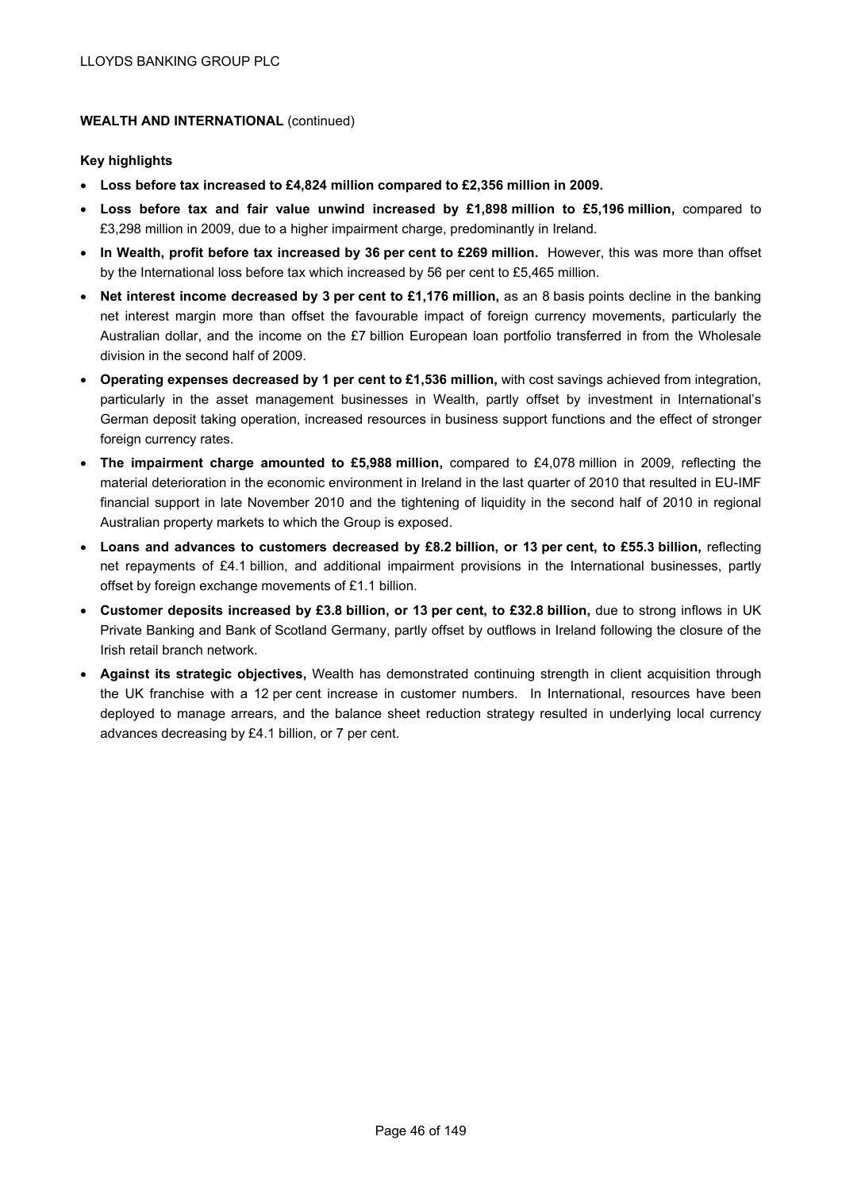**WEALTH AND INTERNATIONAL** (continued)

**Key highlights**

- **Loss before tax increased to £4,824 million compared to £2,356 million in 2009.**
- **Loss before tax and fair value unwind increased by £1,898 million to £5,196 million,** compared to £3,298 million in 2009, due to a higher impairment charge, predominantly in Ireland.
- **In Wealth, profit before tax increased by 36 per cent to £269 million.** However, this was more than offset by the International loss before tax which increased by 56 per cent to £5,465 million.
- **Net interest income decreased by 3 per cent to £1,176 million,** as an 8 basis points decline in the banking net interest margin more than offset the favourable impact of foreign currency movements, particularly the Australian dollar, and the income on the £7 billion European loan portfolio transferred in from the Wholesale division in the second half of 2009.
- **Operating expenses decreased by 1 per cent to £1,536 million,** with cost savings achieved from integration, particularly in the asset management businesses in Wealth, partly offset by investment in International's German deposit taking operation, increased resources in business support functions and the effect of stronger foreign currency rates.
- **The impairment charge amounted to £5,988 million,** compared to £4,078 million in 2009, reflecting the material deterioration in the economic environment in Ireland in the last quarter of 2010 that resulted in EU-IMF financial support in late November 2010 and the tightening of liquidity in the second half of 2010 in regional Australian property markets to which the Group is exposed.
- **Loans and advances to customers decreased by £8.2 billion, or 13 per cent, to £55.3 billion,** reflecting net repayments of £4.1 billion, and additional impairment provisions in the International businesses, partly offset by foreign exchange movements of £1.1 billion.
- **Customer deposits increased by £3.8 billion, or 13 per cent, to £32.8 billion,** due to strong inflows in UK Private Banking and Bank of Scotland Germany, partly offset by outflows in Ireland following the closure of the Irish retail branch network.
- **Against its strategic objectives,** Wealth has demonstrated continuing strength in client acquisition through the UK franchise with a 12 per cent increase in customer numbers. In International, resources have been deployed to manage arrears, and the balance sheet reduction strategy resulted in underlying local currency advances decreasing by £4.1 billion, or 7 per cent.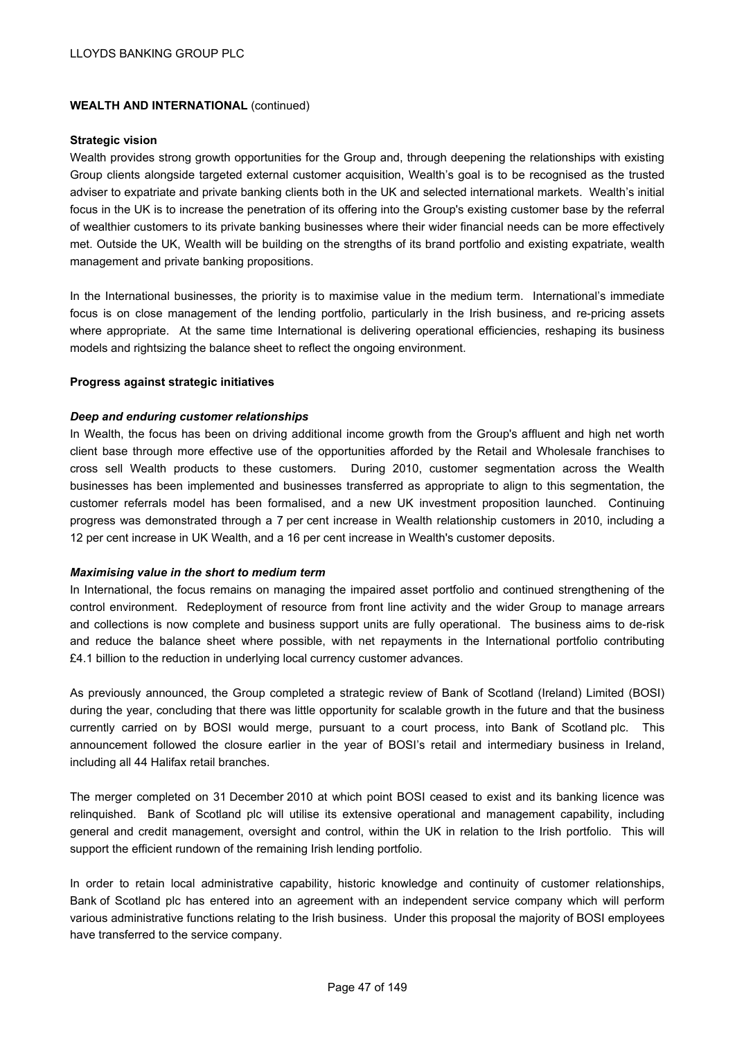## WEALTH AND INTERNATIONAL (continued)

### Strategic vision

Wealth provides strong growth opportunities for the Group and, through deepening the relationships with existing Group clients alongside targeted external customer acquisition, Wealth's goal is to be recognised as the trusted adviser to expatriate and private banking clients both in the UK and selected international markets. Wealth's initial focus in the UK is to increase the penetration of its offering into the Group's existing customer base by the referral of wealthier customers to its private banking businesses where their wider financial needs can be more effectively met. Outside the UK, Wealth will be building on the strengths of its brand portfolio and existing expatriate, wealth management and private banking propositions.

In the International businesses, the priority is to maximise value in the medium term. International's immediate focus is on close management of the lending portfolio, particularly in the Irish business, and re-pricing assets where appropriate. At the same time International is delivering operational efficiencies, reshaping its business models and rightsizing the balance sheet to reflect the ongoing environment.

### Progress against strategic initiatives

#### *Deep and enduring customer relationships*

In Wealth, the focus has been on driving additional income growth from the Group's affluent and high net worth client base through more effective use of the opportunities afforded by the Retail and Wholesale franchises to cross sell Wealth products to these customers. During 2010, customer segmentation across the Wealth businesses has been implemented and businesses transferred as appropriate to align to this segmentation, the customer referrals model has been formalised, and a new UK investment proposition launched. Continuing progress was demonstrated through a 7 per cent increase in Wealth relationship customers in 2010, including a 12 per cent increase in UK Wealth, and a 16 per cent increase in Wealth's customer deposits.

#### *Maximising value in the short to medium term*

In International, the focus remains on managing the impaired asset portfolio and continued strengthening of the control environment. Redeployment of resource from front line activity and the wider Group to manage arrears and collections is now complete and business support units are fully operational. The business aims to de-risk and reduce the balance sheet where possible, with net repayments in the International portfolio contributing £4.1 billion to the reduction in underlying local currency customer advances.

As previously announced, the Group completed a strategic review of Bank of Scotland (Ireland) Limited (BOSI) during the year, concluding that there was little opportunity for scalable growth in the future and that the business currently carried on by BOSI would merge, pursuant to a court process, into Bank of Scotland plc. This announcement followed the closure earlier in the year of BOSI's retail and intermediary business in Ireland, including all 44 Halifax retail branches.

The merger completed on 31 December 2010 at which point BOSI ceased to exist and its banking licence was relinquished. Bank of Scotland plc will utilise its extensive operational and management capability, including general and credit management, oversight and control, within the UK in relation to the Irish portfolio. This will support the efficient rundown of the remaining Irish lending portfolio.

In order to retain local administrative capability, historic knowledge and continuity of customer relationships, Bank of Scotland plc has entered into an agreement with an independent service company which will perform various administrative functions relating to the Irish business. Under this proposal the majority of BOSI employees have transferred to the service company.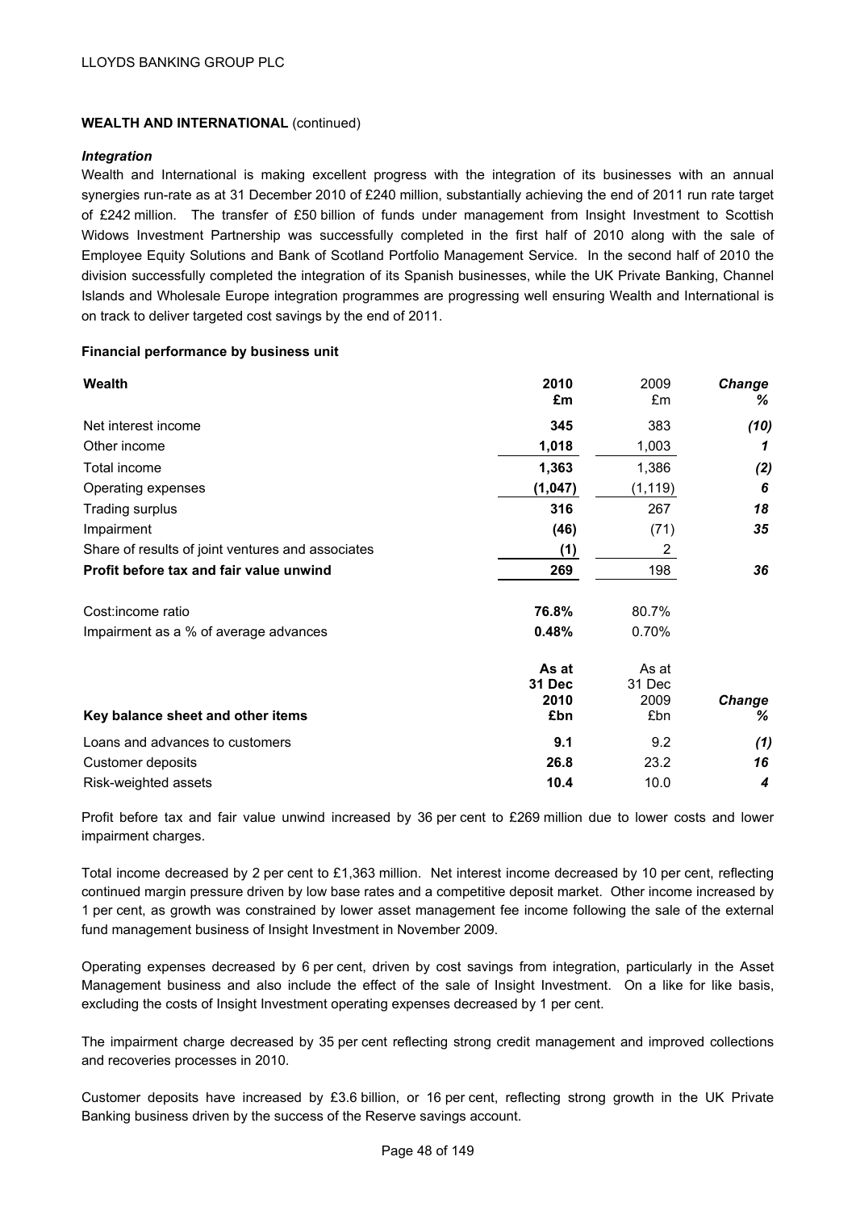## WEALTH AND INTERNATIONAL (continued)

### *Integration*

Wealth and International is making excellent progress with the integration of its businesses with an annual synergies run-rate as at 31 December 2010 of £240 million, substantially achieving the end of 2011 run rate target of £242 million. The transfer of £50 billion of funds under management from Insight Investment to Scottish Widows Investment Partnership was successfully completed in the first half of 2010 along with the sale of Employee Equity Solutions and Bank of Scotland Portfolio Management Service. In the second half of 2010 the division successfully completed the integration of its Spanish businesses, while the UK Private Banking, Channel Islands and Wholesale Europe integration programmes are progressing well ensuring Wealth and International is on track to deliver targeted cost savings by the end of 2011.

### Financial performance by business unit

| **Wealth** | **2010 £m** | 2009 £m | ***Change %*** |
|---|---|---|---|
| Net interest income | **345** | 383 | ***(10)*** |
| Other income | **1,018** | 1,003 | ***1*** |
| Total income | **1,363** | 1,386 | ***(2)*** |
| Operating expenses | **(1,047)** | (1,119) | ***6*** |
| Trading surplus | **316** | 267 | ***18*** |
| Impairment | **(46)** | (71) | ***35*** |
| Share of results of joint ventures and associates | **(1)** | 2 | |
| **Profit before tax and fair value unwind** | **269** | 198 | ***36*** |
| Cost:income ratio | **76.8%** | 80.7% | |
| Impairment as a % of average advances | **0.48%** | 0.70% | |

| **Key balance sheet and other items** | **As at 31 Dec 2010 £bn** | As at 31 Dec 2009 £bn | ***Change %*** |
|---|---|---|---|
| Loans and advances to customers | **9.1** | 9.2 | ***(1)*** |
| Customer deposits | **26.8** | 23.2 | ***16*** |
| Risk-weighted assets | **10.4** | 10.0 | ***4*** |

Profit before tax and fair value unwind increased by 36 per cent to £269 million due to lower costs and lower impairment charges.

Total income decreased by 2 per cent to £1,363 million. Net interest income decreased by 10 per cent, reflecting continued margin pressure driven by low base rates and a competitive deposit market. Other income increased by 1 per cent, as growth was constrained by lower asset management fee income following the sale of the external fund management business of Insight Investment in November 2009.

Operating expenses decreased by 6 per cent, driven by cost savings from integration, particularly in the Asset Management business and also include the effect of the sale of Insight Investment. On a like for like basis, excluding the costs of Insight Investment operating expenses decreased by 1 per cent.

The impairment charge decreased by 35 per cent reflecting strong credit management and improved collections and recoveries processes in 2010.

Customer deposits have increased by £3.6 billion, or 16 per cent, reflecting strong growth in the UK Private Banking business driven by the success of the Reserve savings account.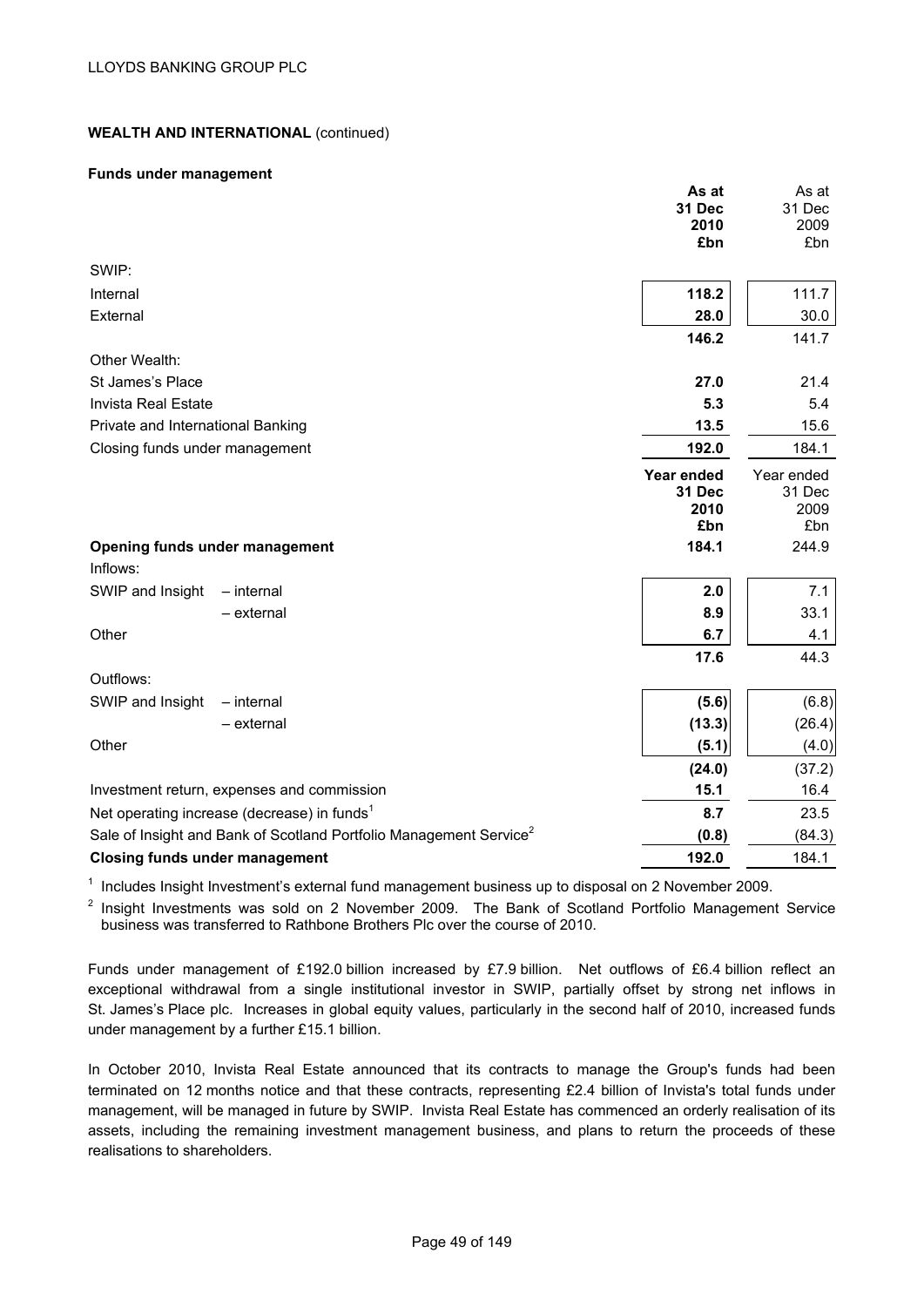## WEALTH AND INTERNATIONAL (continued)

### Funds under management

| | As at 31 Dec 2010 £bn | As at 31 Dec 2009 £bn |
|---|---|---|
| SWIP: | | |
| Internal | **118.2** | 111.7 |
| External | **28.0** | 30.0 |
| | **146.2** | 141.7 |
| Other Wealth: | | |
| St James's Place | **27.0** | 21.4 |
| Invista Real Estate | **5.3** | 5.4 |
| Private and International Banking | **13.5** | 15.6 |
| Closing funds under management | **192.0** | 184.1 |

| | | Year ended 31 Dec 2010 £bn | Year ended 31 Dec 2009 £bn |
|---|---|---|---|
| **Opening funds under management** | | **184.1** | 244.9 |
| Inflows: | | | |
| SWIP and Insight | – internal | **2.0** | 7.1 |
| | – external | **8.9** | 33.1 |
| Other | | **6.7** | 4.1 |
| | | **17.6** | 44.3 |
| Outflows: | | | |
| SWIP and Insight | – internal | **(5.6)** | (6.8) |
| | – external | **(13.3)** | (26.4) |
| Other | | **(5.1)** | (4.0) |
| | | **(24.0)** | (37.2) |
| Investment return, expenses and commission | | **15.1** | 16.4 |
| Net operating increase (decrease) in funds[1] | | **8.7** | 23.5 |
| Sale of Insight and Bank of Scotland Portfolio Management Service[2] | | **(0.8)** | (84.3) |
| **Closing funds under management** | | **192.0** | 184.1 |

[1] Includes Insight Investment's external fund management business up to disposal on 2 November 2009.

[2] Insight Investments was sold on 2 November 2009. The Bank of Scotland Portfolio Management Service business was transferred to Rathbone Brothers Plc over the course of 2010.

Funds under management of £192.0 billion increased by £7.9 billion. Net outflows of £6.4 billion reflect an exceptional withdrawal from a single institutional investor in SWIP, partially offset by strong net inflows in St. James's Place plc. Increases in global equity values, particularly in the second half of 2010, increased funds under management by a further £15.1 billion.

In October 2010, Invista Real Estate announced that its contracts to manage the Group's funds had been terminated on 12 months notice and that these contracts, representing £2.4 billion of Invista's total funds under management, will be managed in future by SWIP. Invista Real Estate has commenced an orderly realisation of its assets, including the remaining investment management business, and plans to return the proceeds of these realisations to shareholders.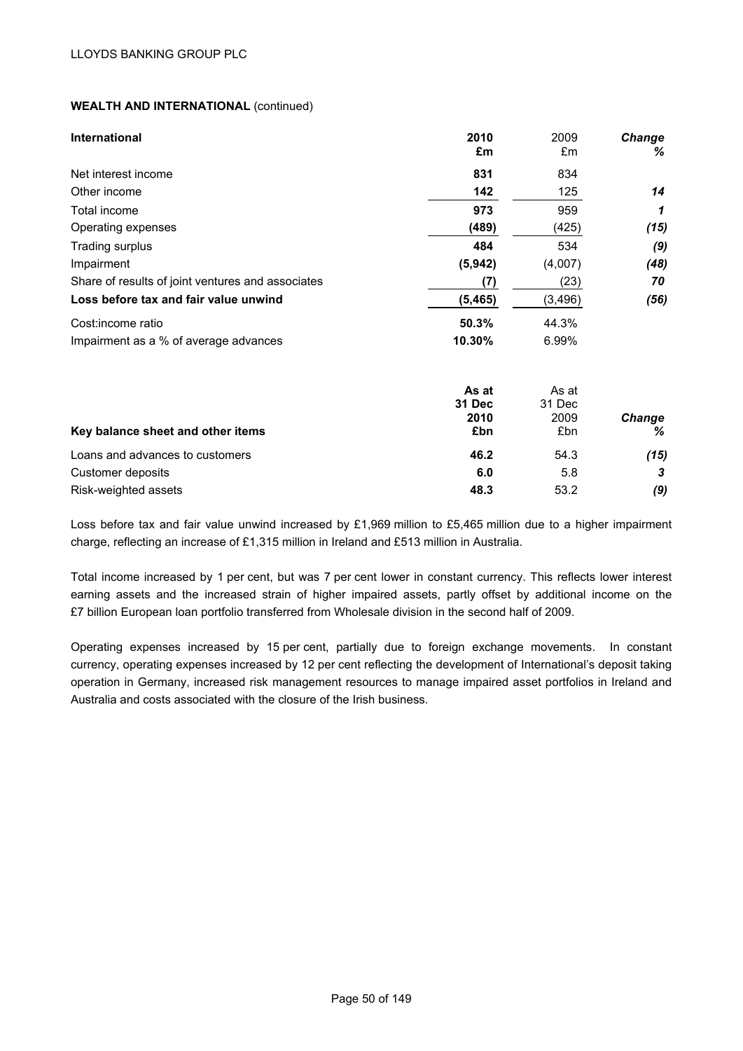LLOYDS BANKING GROUP PLC

**WEALTH AND INTERNATIONAL** (continued)

| **International** | **2010 £m** | 2009 £m | ***Change %*** |
|---|---|---|---|
| Net interest income | **831** | 834 | |
| Other income | **142** | 125 | ***14*** |
| Total income | **973** | 959 | ***1*** |
| Operating expenses | **(489)** | (425) | ***(15)*** |
| Trading surplus | **484** | 534 | ***(9)*** |
| Impairment | **(5,942)** | (4,007) | ***(48)*** |
| Share of results of joint ventures and associates | **(7)** | (23) | ***70*** |
| **Loss before tax and fair value unwind** | **(5,465)** | (3,496) | ***(56)*** |
| Cost:income ratio | **50.3%** | 44.3% | |
| Impairment as a % of average advances | **10.30%** | 6.99% | |

| **Key balance sheet and other items** | **As at 31 Dec 2010 £bn** | As at 31 Dec 2009 £bn | ***Change %*** |
|---|---|---|---|
| Loans and advances to customers | **46.2** | 54.3 | ***(15)*** |
| Customer deposits | **6.0** | 5.8 | ***3*** |
| Risk-weighted assets | **48.3** | 53.2 | ***(9)*** |

Loss before tax and fair value unwind increased by £1,969 million to £5,465 million due to a higher impairment charge, reflecting an increase of £1,315 million in Ireland and £513 million in Australia.

Total income increased by 1 per cent, but was 7 per cent lower in constant currency. This reflects lower interest earning assets and the increased strain of higher impaired assets, partly offset by additional income on the £7 billion European loan portfolio transferred from Wholesale division in the second half of 2009.

Operating expenses increased by 15 per cent, partially due to foreign exchange movements. In constant currency, operating expenses increased by 12 per cent reflecting the development of International's deposit taking operation in Germany, increased risk management resources to manage impaired asset portfolios in Ireland and Australia and costs associated with the closure of the Irish business.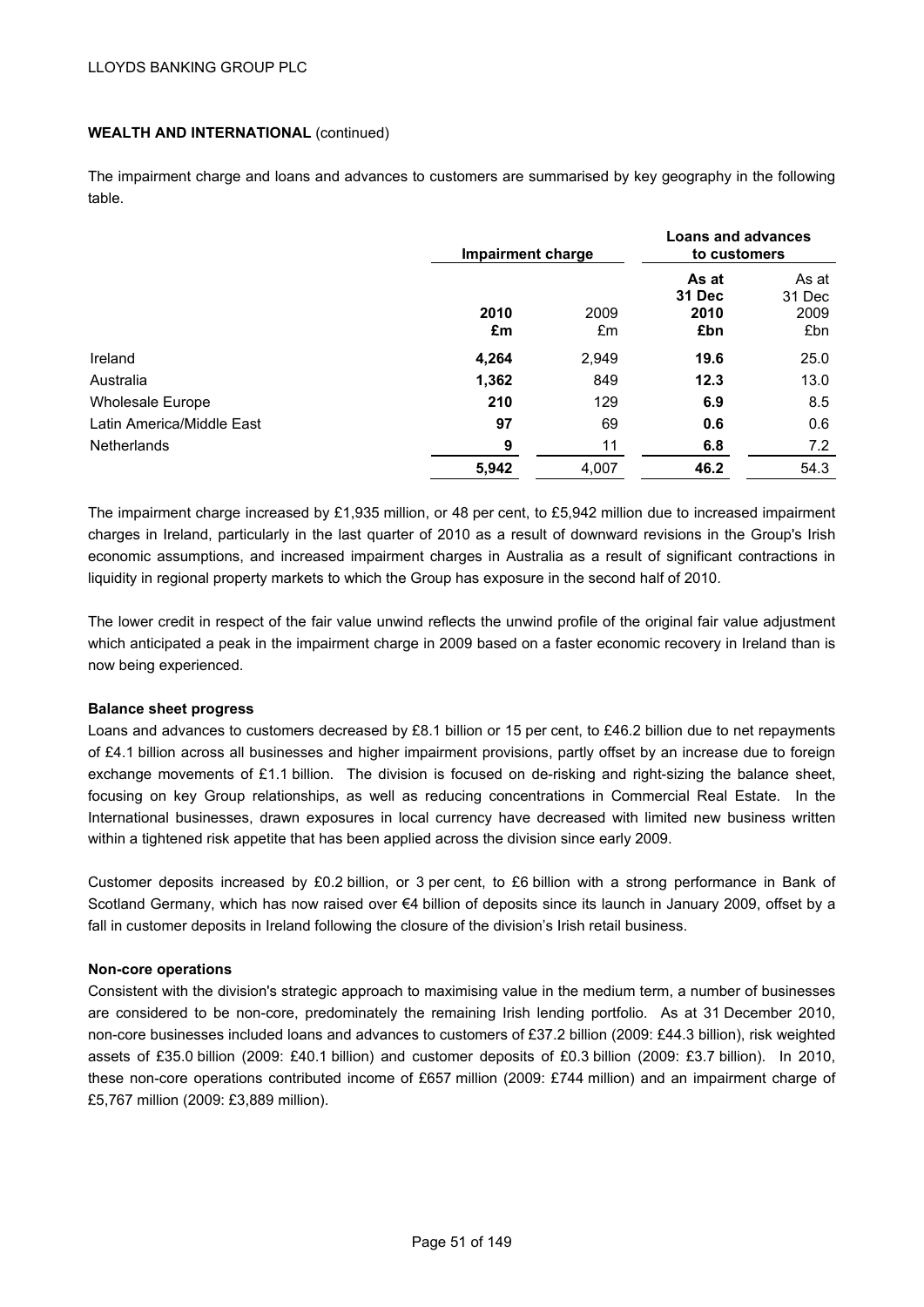**WEALTH AND INTERNATIONAL** (continued)

The impairment charge and loans and advances to customers are summarised by key geography in the following table.

| | Impairment charge | | Loans and advances to customers | |
|---|---|---|---|---|
| | **2010 £m** | 2009 £m | **As at 31 Dec 2010 £bn** | As at 31 Dec 2009 £bn |
| Ireland | **4,264** | 2,949 | **19.6** | 25.0 |
| Australia | **1,362** | 849 | **12.3** | 13.0 |
| Wholesale Europe | **210** | 129 | **6.9** | 8.5 |
| Latin America/Middle East | **97** | 69 | **0.6** | 0.6 |
| Netherlands | **9** | 11 | **6.8** | 7.2 |
| | **5,942** | 4,007 | **46.2** | 54.3 |

The impairment charge increased by £1,935 million, or 48 per cent, to £5,942 million due to increased impairment charges in Ireland, particularly in the last quarter of 2010 as a result of downward revisions in the Group's Irish economic assumptions, and increased impairment charges in Australia as a result of significant contractions in liquidity in regional property markets to which the Group has exposure in the second half of 2010.

The lower credit in respect of the fair value unwind reflects the unwind profile of the original fair value adjustment which anticipated a peak in the impairment charge in 2009 based on a faster economic recovery in Ireland than is now being experienced.

**Balance sheet progress**

Loans and advances to customers decreased by £8.1 billion or 15 per cent, to £46.2 billion due to net repayments of £4.1 billion across all businesses and higher impairment provisions, partly offset by an increase due to foreign exchange movements of £1.1 billion. The division is focused on de-risking and right-sizing the balance sheet, focusing on key Group relationships, as well as reducing concentrations in Commercial Real Estate. In the International businesses, drawn exposures in local currency have decreased with limited new business written within a tightened risk appetite that has been applied across the division since early 2009.

Customer deposits increased by £0.2 billion, or 3 per cent, to £6 billion with a strong performance in Bank of Scotland Germany, which has now raised over €4 billion of deposits since its launch in January 2009, offset by a fall in customer deposits in Ireland following the closure of the division's Irish retail business.

**Non-core operations**

Consistent with the division's strategic approach to maximising value in the medium term, a number of businesses are considered to be non-core, predominately the remaining Irish lending portfolio. As at 31 December 2010, non-core businesses included loans and advances to customers of £37.2 billion (2009: £44.3 billion), risk weighted assets of £35.0 billion (2009: £40.1 billion) and customer deposits of £0.3 billion (2009: £3.7 billion). In 2010, these non-core operations contributed income of £657 million (2009: £744 million) and an impairment charge of £5,767 million (2009: £3,889 million).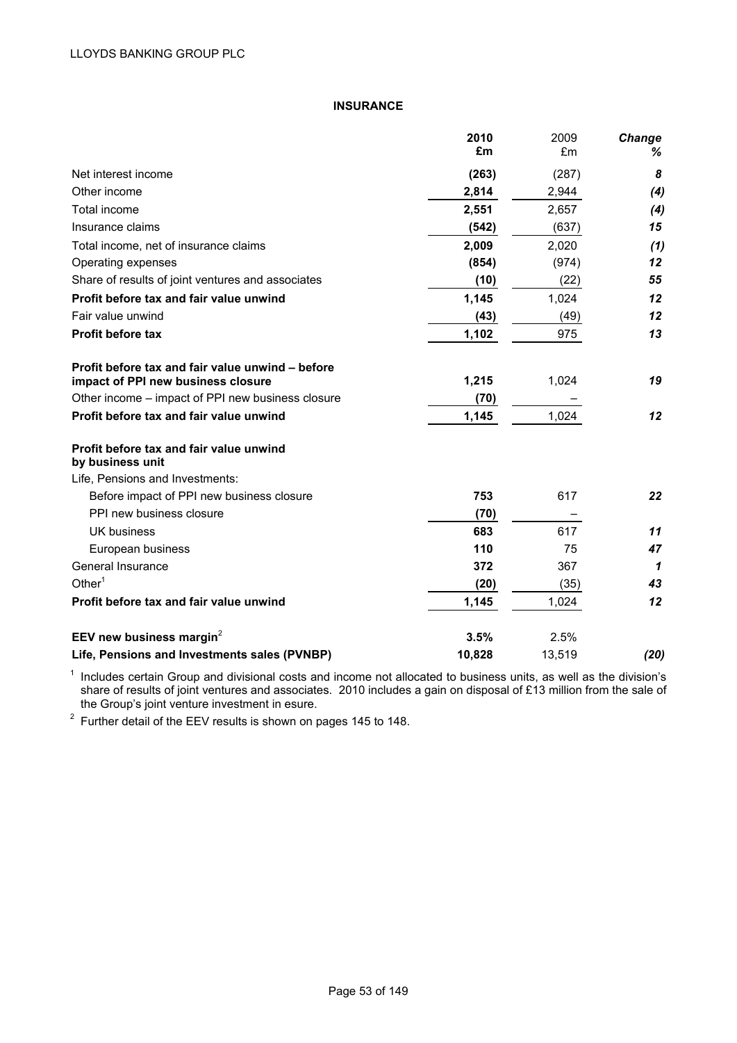## INSURANCE

| | 2010 £m | 2009 £m | Change % |
|---|---|---|---|
| Net interest income | **(263)** | (287) | ***8*** |
| Other income | **2,814** | 2,944 | ***(4)*** |
| Total income | **2,551** | 2,657 | ***(4)*** |
| Insurance claims | **(542)** | (637) | ***15*** |
| Total income, net of insurance claims | **2,009** | 2,020 | ***(1)*** |
| Operating expenses | **(854)** | (974) | ***12*** |
| Share of results of joint ventures and associates | **(10)** | (22) | ***55*** |
| **Profit before tax and fair value unwind** | **1,145** | 1,024 | ***12*** |
| Fair value unwind | **(43)** | (49) | ***12*** |
| **Profit before tax** | **1,102** | 975 | ***13*** |
| | | | |
| **Profit before tax and fair value unwind – before impact of PPI new business closure** | **1,215** | 1,024 | ***19*** |
| Other income – impact of PPI new business closure | **(70)** | – | |
| **Profit before tax and fair value unwind** | **1,145** | 1,024 | ***12*** |
| | | | |
| **Profit before tax and fair value unwind by business unit** | | | |
| Life, Pensions and Investments: | | | |
| Before impact of PPI new business closure | **753** | 617 | ***22*** |
| PPI new business closure | **(70)** | – | |
| UK business | **683** | 617 | ***11*** |
| European business | **110** | 75 | ***47*** |
| General Insurance | **372** | 367 | ***1*** |
| Other[1] | **(20)** | (35) | ***43*** |
| **Profit before tax and fair value unwind** | **1,145** | 1,024 | ***12*** |
| | | | |
| **EEV new business margin**[2] | **3.5%** | 2.5% | |
| **Life, Pensions and Investments sales (PVNBP)** | **10,828** | 13,519 | ***(20)*** |

[1] Includes certain Group and divisional costs and income not allocated to business units, as well as the division's share of results of joint ventures and associates. 2010 includes a gain on disposal of £13 million from the sale of the Group's joint venture investment in esure.

[2] Further detail of the EEV results is shown on pages 145 to 148.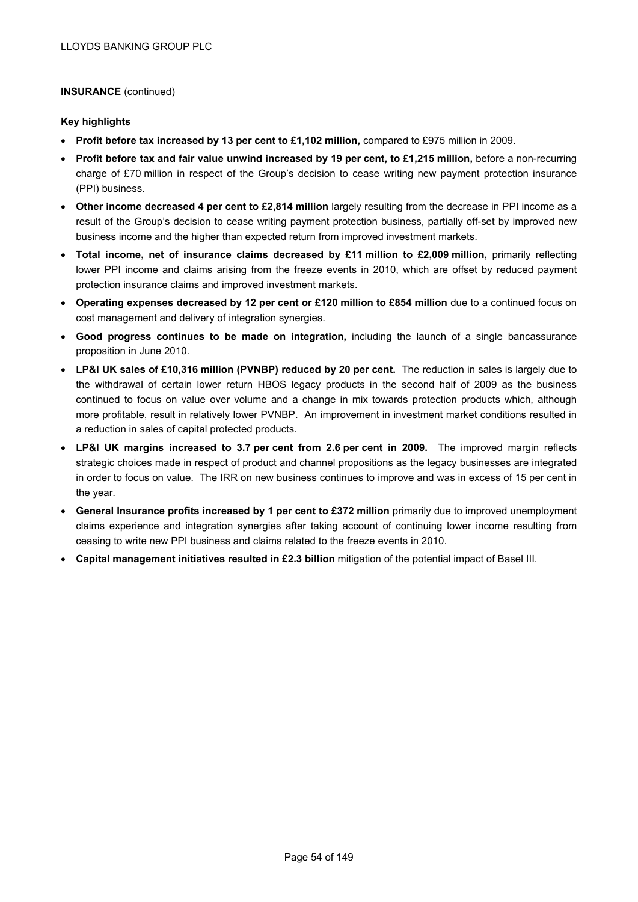**INSURANCE** (continued)

**Key highlights**

- **Profit before tax increased by 13 per cent to £1,102 million,** compared to £975 million in 2009.
- **Profit before tax and fair value unwind increased by 19 per cent, to £1,215 million,** before a non-recurring charge of £70 million in respect of the Group's decision to cease writing new payment protection insurance (PPI) business.
- **Other income decreased 4 per cent to £2,814 million** largely resulting from the decrease in PPI income as a result of the Group's decision to cease writing payment protection business, partially off-set by improved new business income and the higher than expected return from improved investment markets.
- **Total income, net of insurance claims decreased by £11 million to £2,009 million,** primarily reflecting lower PPI income and claims arising from the freeze events in 2010, which are offset by reduced payment protection insurance claims and improved investment markets.
- **Operating expenses decreased by 12 per cent or £120 million to £854 million** due to a continued focus on cost management and delivery of integration synergies.
- **Good progress continues to be made on integration,** including the launch of a single bancassurance proposition in June 2010.
- **LP&I UK sales of £10,316 million (PVNBP) reduced by 20 per cent.** The reduction in sales is largely due to the withdrawal of certain lower return HBOS legacy products in the second half of 2009 as the business continued to focus on value over volume and a change in mix towards protection products which, although more profitable, result in relatively lower PVNBP. An improvement in investment market conditions resulted in a reduction in sales of capital protected products.
- **LP&I UK margins increased to 3.7 per cent from 2.6 per cent in 2009.** The improved margin reflects strategic choices made in respect of product and channel propositions as the legacy businesses are integrated in order to focus on value. The IRR on new business continues to improve and was in excess of 15 per cent in the year.
- **General Insurance profits increased by 1 per cent to £372 million** primarily due to improved unemployment claims experience and integration synergies after taking account of continuing lower income resulting from ceasing to write new PPI business and claims related to the freeze events in 2010.
- **Capital management initiatives resulted in £2.3 billion** mitigation of the potential impact of Basel III.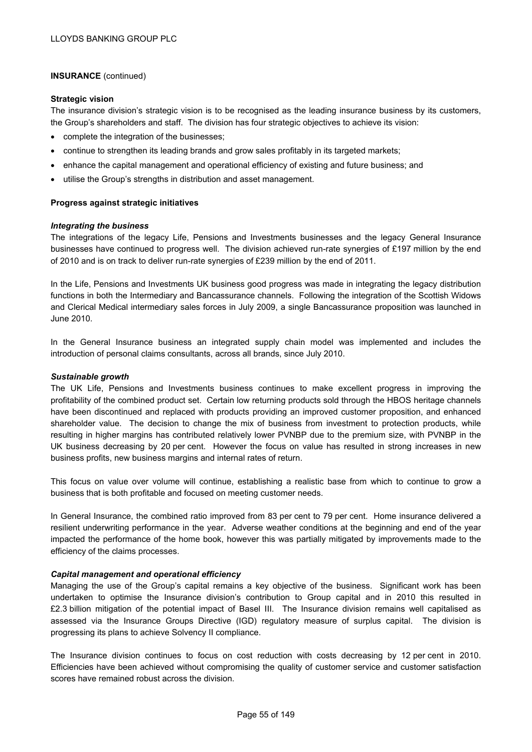**INSURANCE** (continued)

**Strategic vision**

The insurance division's strategic vision is to be recognised as the leading insurance business by its customers, the Group's shareholders and staff. The division has four strategic objectives to achieve its vision:

- complete the integration of the businesses;
- continue to strengthen its leading brands and grow sales profitably in its targeted markets;
- enhance the capital management and operational efficiency of existing and future business; and
- utilise the Group's strengths in distribution and asset management.

**Progress against strategic initiatives**

***Integrating the business***

The integrations of the legacy Life, Pensions and Investments businesses and the legacy General Insurance businesses have continued to progress well. The division achieved run-rate synergies of £197 million by the end of 2010 and is on track to deliver run-rate synergies of £239 million by the end of 2011.

In the Life, Pensions and Investments UK business good progress was made in integrating the legacy distribution functions in both the Intermediary and Bancassurance channels. Following the integration of the Scottish Widows and Clerical Medical intermediary sales forces in July 2009, a single Bancassurance proposition was launched in June 2010.

In the General Insurance business an integrated supply chain model was implemented and includes the introduction of personal claims consultants, across all brands, since July 2010.

***Sustainable growth***

The UK Life, Pensions and Investments business continues to make excellent progress in improving the profitability of the combined product set. Certain low returning products sold through the HBOS heritage channels have been discontinued and replaced with products providing an improved customer proposition, and enhanced shareholder value. The decision to change the mix of business from investment to protection products, while resulting in higher margins has contributed relatively lower PVNBP due to the premium size, with PVNBP in the UK business decreasing by 20 per cent. However the focus on value has resulted in strong increases in new business profits, new business margins and internal rates of return.

This focus on value over volume will continue, establishing a realistic base from which to continue to grow a business that is both profitable and focused on meeting customer needs.

In General Insurance, the combined ratio improved from 83 per cent to 79 per cent. Home insurance delivered a resilient underwriting performance in the year. Adverse weather conditions at the beginning and end of the year impacted the performance of the home book, however this was partially mitigated by improvements made to the efficiency of the claims processes.

***Capital management and operational efficiency***

Managing the use of the Group's capital remains a key objective of the business. Significant work has been undertaken to optimise the Insurance division's contribution to Group capital and in 2010 this resulted in £2.3 billion mitigation of the potential impact of Basel III. The Insurance division remains well capitalised as assessed via the Insurance Groups Directive (IGD) regulatory measure of surplus capital. The division is progressing its plans to achieve Solvency II compliance.

The Insurance division continues to focus on cost reduction with costs decreasing by 12 per cent in 2010. Efficiencies have been achieved without compromising the quality of customer service and customer satisfaction scores have remained robust across the division.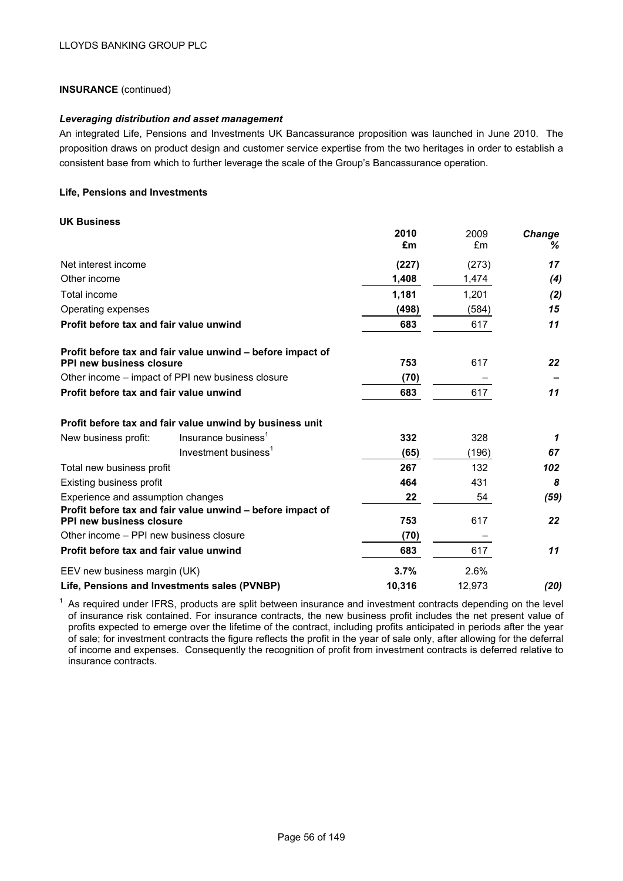**INSURANCE** (continued)

***Leveraging distribution and asset management***

An integrated Life, Pensions and Investments UK Bancassurance proposition was launched in June 2010. The proposition draws on product design and customer service expertise from the two heritages in order to establish a consistent base from which to further leverage the scale of the Group's Bancassurance operation.

**Life, Pensions and Investments**

**UK Business**

| | | **2010 £m** | 2009 £m | ***Change %*** |
|---|---|---|---|---|
| Net interest income | | **(227)** | (273) | ***17*** |
| Other income | | **1,408** | 1,474 | ***(4)*** |
| Total income | | **1,181** | 1,201 | ***(2)*** |
| Operating expenses | | **(498)** | (584) | ***15*** |
| **Profit before tax and fair value unwind** | | **683** | 617 | ***11*** |
| | | | | |
| **Profit before tax and fair value unwind – before impact of PPI new business closure** | | **753** | 617 | ***22*** |
| Other income – impact of PPI new business closure | | **(70)** | – | ***–*** |
| **Profit before tax and fair value unwind** | | **683** | 617 | ***11*** |
| | | | | |
| **Profit before tax and fair value unwind by business unit** | | | | |
| New business profit: | Insurance business[1] | **332** | 328 | ***1*** |
| | Investment business[1] | **(65)** | (196) | ***67*** |
| Total new business profit | | **267** | 132 | ***102*** |
| Existing business profit | | **464** | 431 | ***8*** |
| Experience and assumption changes | | **22** | 54 | ***(59)*** |
| **Profit before tax and fair value unwind – before impact of PPI new business closure** | | **753** | 617 | ***22*** |
| Other income – PPI new business closure | | **(70)** | – | |
| **Profit before tax and fair value unwind** | | **683** | 617 | ***11*** |
| | | | | |
| EEV new business margin (UK) | | **3.7%** | 2.6% | |
| **Life, Pensions and Investments sales (PVNBP)** | | **10,316** | 12,973 | ***(20)*** |

[1] As required under IFRS, products are split between insurance and investment contracts depending on the level of insurance risk contained. For insurance contracts, the new business profit includes the net present value of profits expected to emerge over the lifetime of the contract, including profits anticipated in periods after the year of sale; for investment contracts the figure reflects the profit in the year of sale only, after allowing for the deferral of income and expenses. Consequently the recognition of profit from investment contracts is deferred relative to insurance contracts.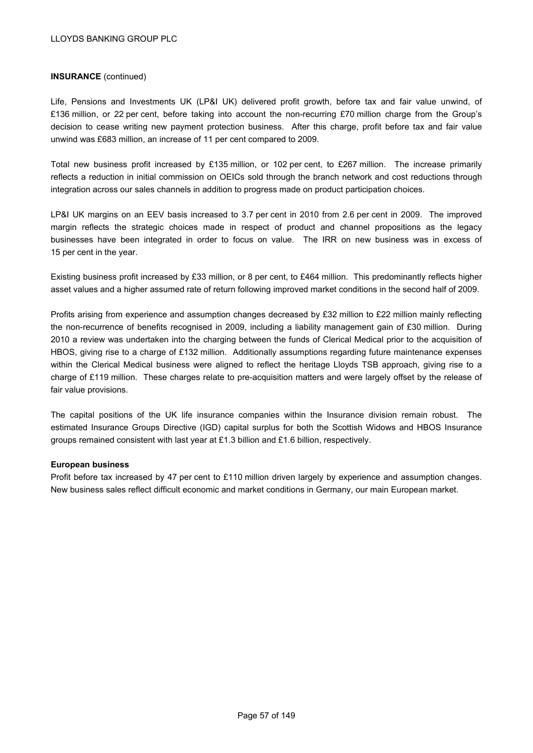**INSURANCE** (continued)

Life, Pensions and Investments UK (LP&I UK) delivered profit growth, before tax and fair value unwind, of £136 million, or 22 per cent, before taking into account the non-recurring £70 million charge from the Group's decision to cease writing new payment protection business. After this charge, profit before tax and fair value unwind was £683 million, an increase of 11 per cent compared to 2009.

Total new business profit increased by £135 million, or 102 per cent, to £267 million. The increase primarily reflects a reduction in initial commission on OEICs sold through the branch network and cost reductions through integration across our sales channels in addition to progress made on product participation choices.

LP&I UK margins on an EEV basis increased to 3.7 per cent in 2010 from 2.6 per cent in 2009. The improved margin reflects the strategic choices made in respect of product and channel propositions as the legacy businesses have been integrated in order to focus on value. The IRR on new business was in excess of 15 per cent in the year.

Existing business profit increased by £33 million, or 8 per cent, to £464 million. This predominantly reflects higher asset values and a higher assumed rate of return following improved market conditions in the second half of 2009.

Profits arising from experience and assumption changes decreased by £32 million to £22 million mainly reflecting the non-recurrence of benefits recognised in 2009, including a liability management gain of £30 million. During 2010 a review was undertaken into the charging between the funds of Clerical Medical prior to the acquisition of HBOS, giving rise to a charge of £132 million. Additionally assumptions regarding future maintenance expenses within the Clerical Medical business were aligned to reflect the heritage Lloyds TSB approach, giving rise to a charge of £119 million. These charges relate to pre-acquisition matters and were largely offset by the release of fair value provisions.

The capital positions of the UK life insurance companies within the Insurance division remain robust. The estimated Insurance Groups Directive (IGD) capital surplus for both the Scottish Widows and HBOS Insurance groups remained consistent with last year at £1.3 billion and £1.6 billion, respectively.

**European business**

Profit before tax increased by 47 per cent to £110 million driven largely by experience and assumption changes. New business sales reflect difficult economic and market conditions in Germany, our main European market.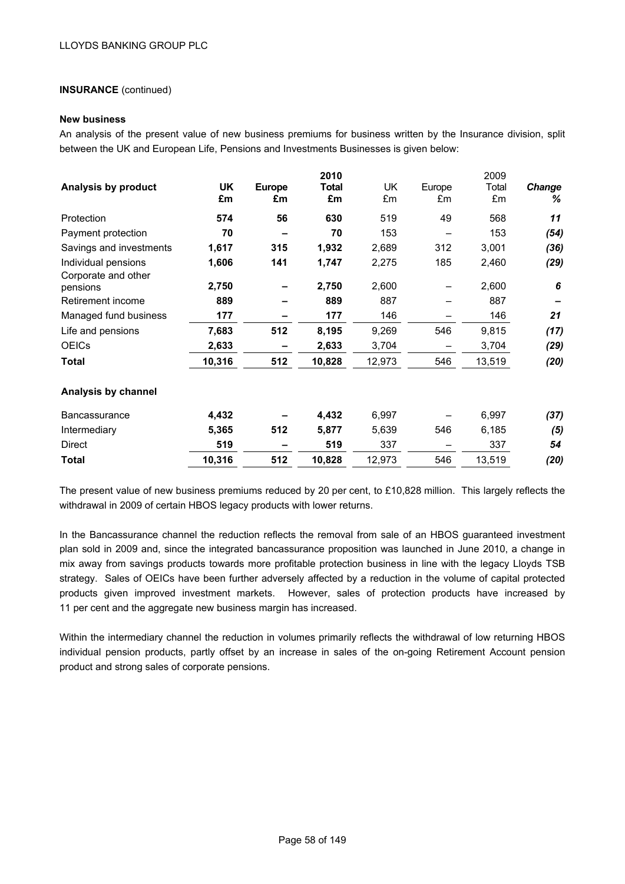**INSURANCE** (continued)

**New business**

An analysis of the present value of new business premiums for business written by the Insurance division, split between the UK and European Life, Pensions and Investments Businesses is given below:

| Analysis by product | UK £m | Europe £m | 2010 Total £m | UK £m | Europe £m | 2009 Total £m | Change % |
|---|---|---|---|---|---|---|---|
| Protection | **574** | **56** | **630** | 519 | 49 | 568 | ***11*** |
| Payment protection | **70** | **–** | **70** | 153 | – | 153 | ***(54)*** |
| Savings and investments | **1,617** | **315** | **1,932** | 2,689 | 312 | 3,001 | ***(36)*** |
| Individual pensions | **1,606** | **141** | **1,747** | 2,275 | 185 | 2,460 | ***(29)*** |
| Corporate and other pensions | **2,750** | **–** | **2,750** | 2,600 | – | 2,600 | ***6*** |
| Retirement income | **889** | **–** | **889** | 887 | – | 887 | ***–*** |
| Managed fund business | **177** | **–** | **177** | 146 | – | 146 | ***21*** |
| Life and pensions | **7,683** | **512** | **8,195** | 9,269 | 546 | 9,815 | ***(17)*** |
| OEICs | **2,633** | **–** | **2,633** | 3,704 | – | 3,704 | ***(29)*** |
| **Total** | **10,316** | **512** | **10,828** | 12,973 | 546 | 13,519 | ***(20)*** |
| **Analysis by channel** | | | | | | | |
| Bancassurance | **4,432** | **–** | **4,432** | 6,997 | – | 6,997 | ***(37)*** |
| Intermediary | **5,365** | **512** | **5,877** | 5,639 | 546 | 6,185 | ***(5)*** |
| Direct | **519** | **–** | **519** | 337 | – | 337 | ***54*** |
| **Total** | **10,316** | **512** | **10,828** | 12,973 | 546 | 13,519 | ***(20)*** |

The present value of new business premiums reduced by 20 per cent, to £10,828 million. This largely reflects the withdrawal in 2009 of certain HBOS legacy products with lower returns.

In the Bancassurance channel the reduction reflects the removal from sale of an HBOS guaranteed investment plan sold in 2009 and, since the integrated bancassurance proposition was launched in June 2010, a change in mix away from savings products towards more profitable protection business in line with the legacy Lloyds TSB strategy. Sales of OEICs have been further adversely affected by a reduction in the volume of capital protected products given improved investment markets. However, sales of protection products have increased by 11 per cent and the aggregate new business margin has increased.

Within the intermediary channel the reduction in volumes primarily reflects the withdrawal of low returning HBOS individual pension products, partly offset by an increase in sales of the on-going Retirement Account pension product and strong sales of corporate pensions.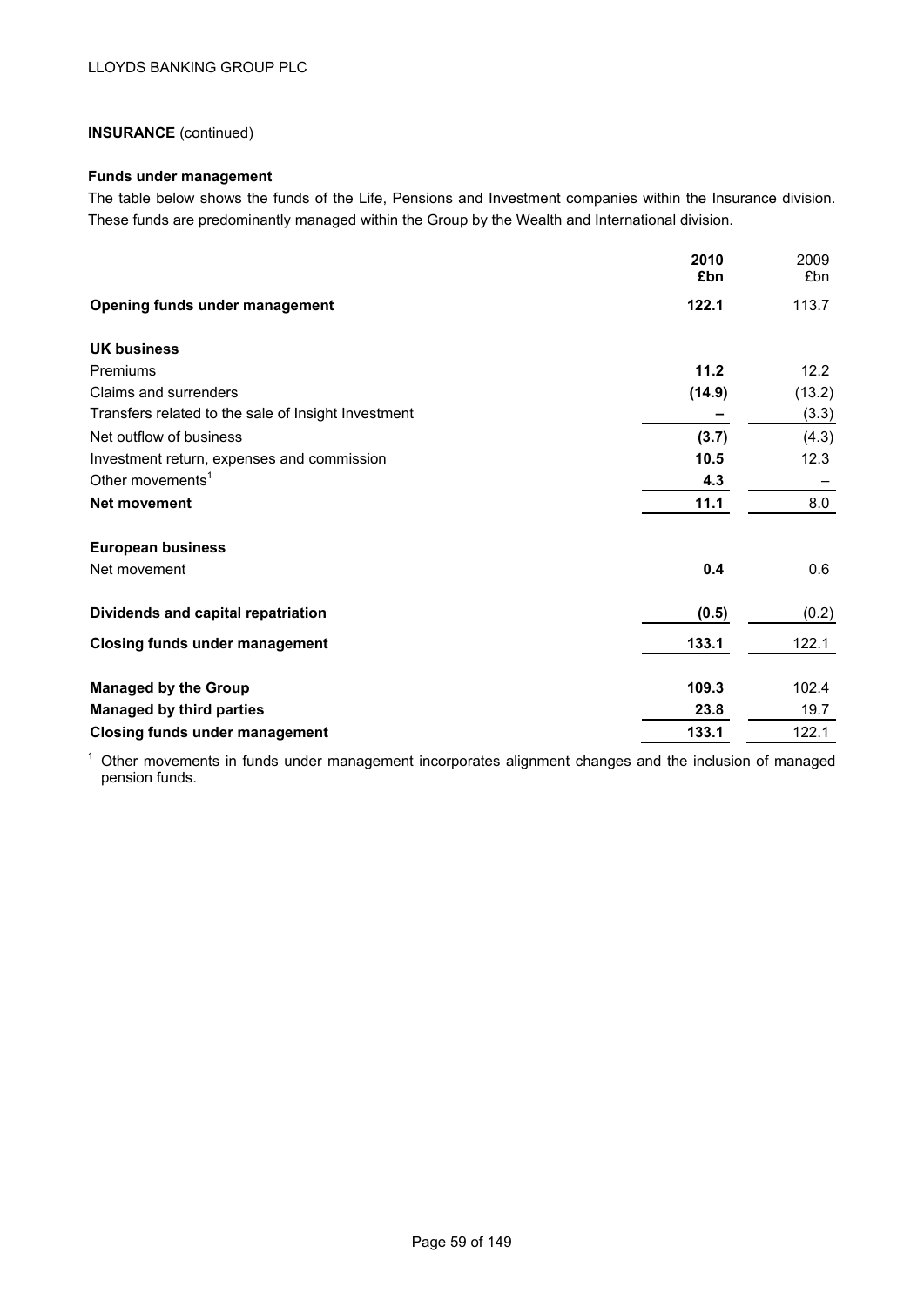**INSURANCE** (continued)

**Funds under management**

The table below shows the funds of the Life, Pensions and Investment companies within the Insurance division. These funds are predominantly managed within the Group by the Wealth and International division.

| | **2010 £bn** | 2009 £bn |
|---|---|---|
| **Opening funds under management** | **122.1** | 113.7 |
| **UK business** | | |
| Premiums | **11.2** | 12.2 |
| Claims and surrenders | **(14.9)** | (13.2) |
| Transfers related to the sale of Insight Investment | **–** | (3.3) |
| Net outflow of business | **(3.7)** | (4.3) |
| Investment return, expenses and commission | **10.5** | 12.3 |
| Other movements[1] | **4.3** | – |
| **Net movement** | **11.1** | 8.0 |
| **European business** | | |
| Net movement | **0.4** | 0.6 |
| **Dividends and capital repatriation** | **(0.5)** | (0.2) |
| **Closing funds under management** | **133.1** | 122.1 |
| **Managed by the Group** | **109.3** | 102.4 |
| **Managed by third parties** | **23.8** | 19.7 |
| **Closing funds under management** | **133.1** | 122.1 |

[1] Other movements in funds under management incorporates alignment changes and the inclusion of managed pension funds.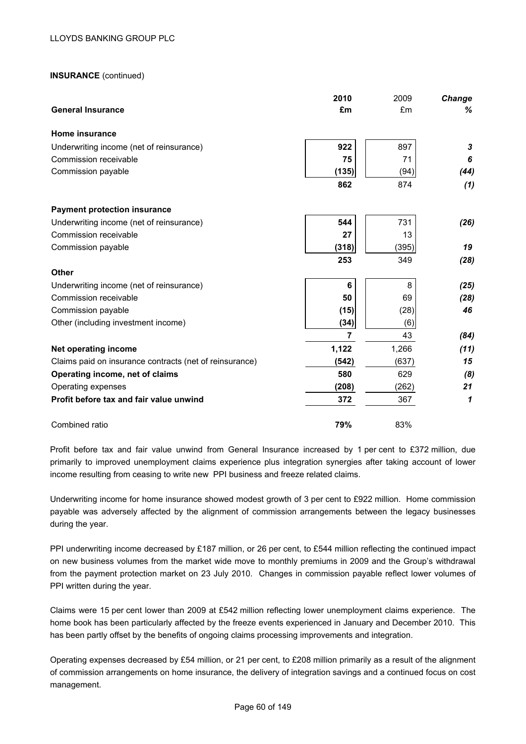**INSURANCE** (continued)

| General Insurance | 2010 £m | 2009 £m | Change % |
|---|---|---|---|
| **Home insurance** | | | |
| Underwriting income (net of reinsurance) | **922** | 897 | *3* |
| Commission receivable | **75** | 71 | *6* |
| Commission payable | **(135)** | (94) | *(44)* |
| | **862** | 874 | *(1)* |
| **Payment protection insurance** | | | |
| Underwriting income (net of reinsurance) | **544** | 731 | *(26)* |
| Commission receivable | **27** | 13 | |
| Commission payable | **(318)** | (395) | *19* |
| | **253** | 349 | *(28)* |
| **Other** | | | |
| Underwriting income (net of reinsurance) | **6** | 8 | *(25)* |
| Commission receivable | **50** | 69 | *(28)* |
| Commission payable | **(15)** | (28) | *46* |
| Other (including investment income) | **(34)** | (6) | |
| | **7** | 43 | *(84)* |
| **Net operating income** | **1,122** | 1,266 | *(11)* |
| Claims paid on insurance contracts (net of reinsurance) | **(542)** | (637) | *15* |
| **Operating income, net of claims** | **580** | 629 | *(8)* |
| Operating expenses | **(208)** | (262) | *21* |
| **Profit before tax and fair value unwind** | **372** | 367 | *1* |
| Combined ratio | **79%** | 83% | |

Profit before tax and fair value unwind from General Insurance increased by 1 per cent to £372 million, due primarily to improved unemployment claims experience plus integration synergies after taking account of lower income resulting from ceasing to write new PPI business and freeze related claims.

Underwriting income for home insurance showed modest growth of 3 per cent to £922 million. Home commission payable was adversely affected by the alignment of commission arrangements between the legacy businesses during the year.

PPI underwriting income decreased by £187 million, or 26 per cent, to £544 million reflecting the continued impact on new business volumes from the market wide move to monthly premiums in 2009 and the Group's withdrawal from the payment protection market on 23 July 2010. Changes in commission payable reflect lower volumes of PPI written during the year.

Claims were 15 per cent lower than 2009 at £542 million reflecting lower unemployment claims experience. The home book has been particularly affected by the freeze events experienced in January and December 2010. This has been partly offset by the benefits of ongoing claims processing improvements and integration.

Operating expenses decreased by £54 million, or 21 per cent, to £208 million primarily as a result of the alignment of commission arrangements on home insurance, the delivery of integration savings and a continued focus on cost management.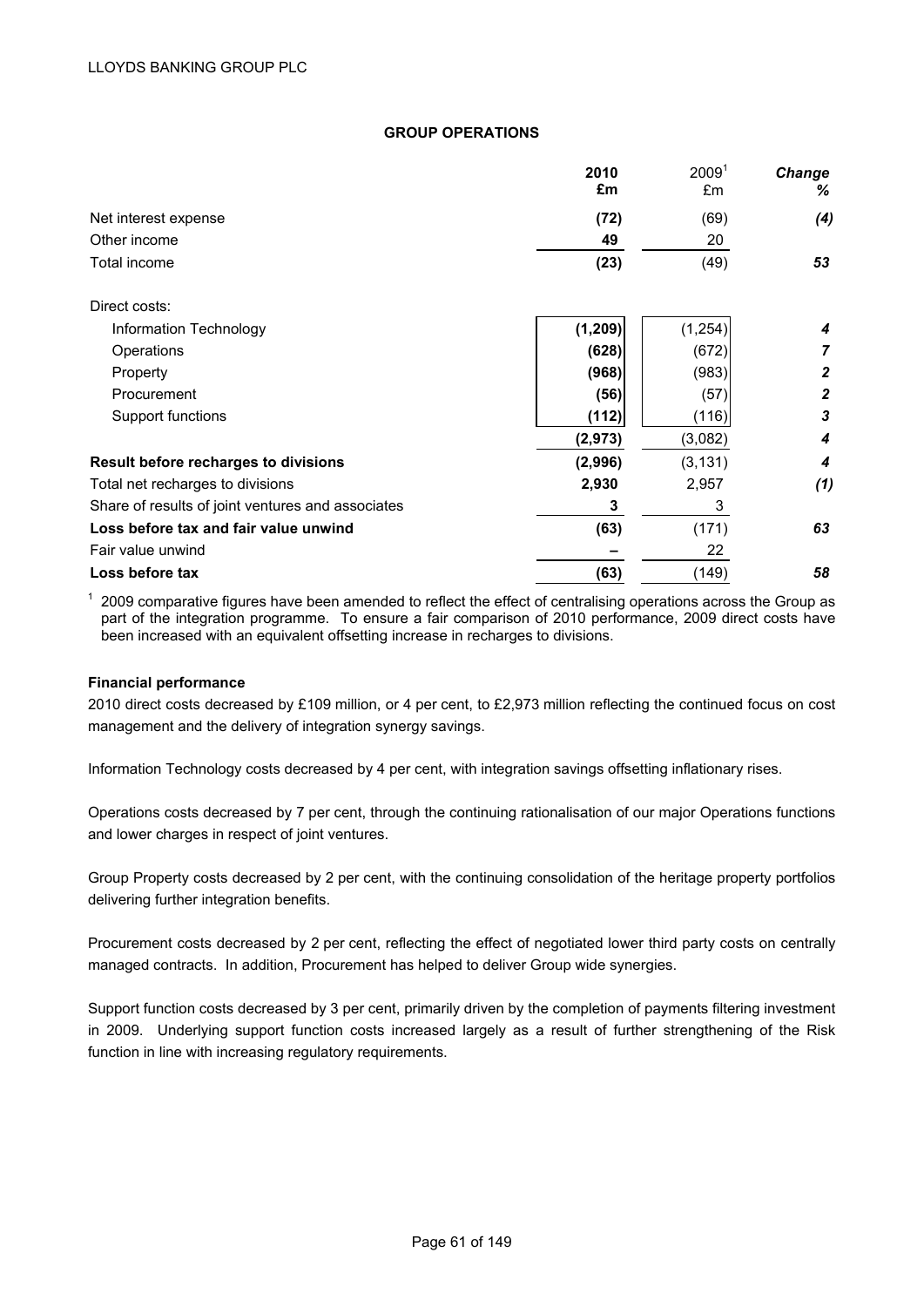## GROUP OPERATIONS

| | 2010 £m | 2009[1] £m | Change % |
|---|---|---|---|
| Net interest expense | **(72)** | (69) | *(4)* |
| Other income | **49** | 20 | |
| Total income | **(23)** | (49) | *53* |
| Direct costs: | | | |
| Information Technology | **(1,209)** | (1,254) | *4* |
| Operations | **(628)** | (672) | *7* |
| Property | **(968)** | (983) | *2* |
| Procurement | **(56)** | (57) | *2* |
| Support functions | **(112)** | (116) | *3* |
| | **(2,973)** | (3,082) | *4* |
| **Result before recharges to divisions** | **(2,996)** | (3,131) | *4* |
| Total net recharges to divisions | **2,930** | 2,957 | *(1)* |
| Share of results of joint ventures and associates | **3** | 3 | |
| **Loss before tax and fair value unwind** | **(63)** | (171) | *63* |
| Fair value unwind | **–** | 22 | |
| **Loss before tax** | **(63)** | (149) | *58* |

[1] 2009 comparative figures have been amended to reflect the effect of centralising operations across the Group as part of the integration programme. To ensure a fair comparison of 2010 performance, 2009 direct costs have been increased with an equivalent offsetting increase in recharges to divisions.

### Financial performance

2010 direct costs decreased by £109 million, or 4 per cent, to £2,973 million reflecting the continued focus on cost management and the delivery of integration synergy savings.

Information Technology costs decreased by 4 per cent, with integration savings offsetting inflationary rises.

Operations costs decreased by 7 per cent, through the continuing rationalisation of our major Operations functions and lower charges in respect of joint ventures.

Group Property costs decreased by 2 per cent, with the continuing consolidation of the heritage property portfolios delivering further integration benefits.

Procurement costs decreased by 2 per cent, reflecting the effect of negotiated lower third party costs on centrally managed contracts. In addition, Procurement has helped to deliver Group wide synergies.

Support function costs decreased by 3 per cent, primarily driven by the completion of payments filtering investment in 2009. Underlying support function costs increased largely as a result of further strengthening of the Risk function in line with increasing regulatory requirements.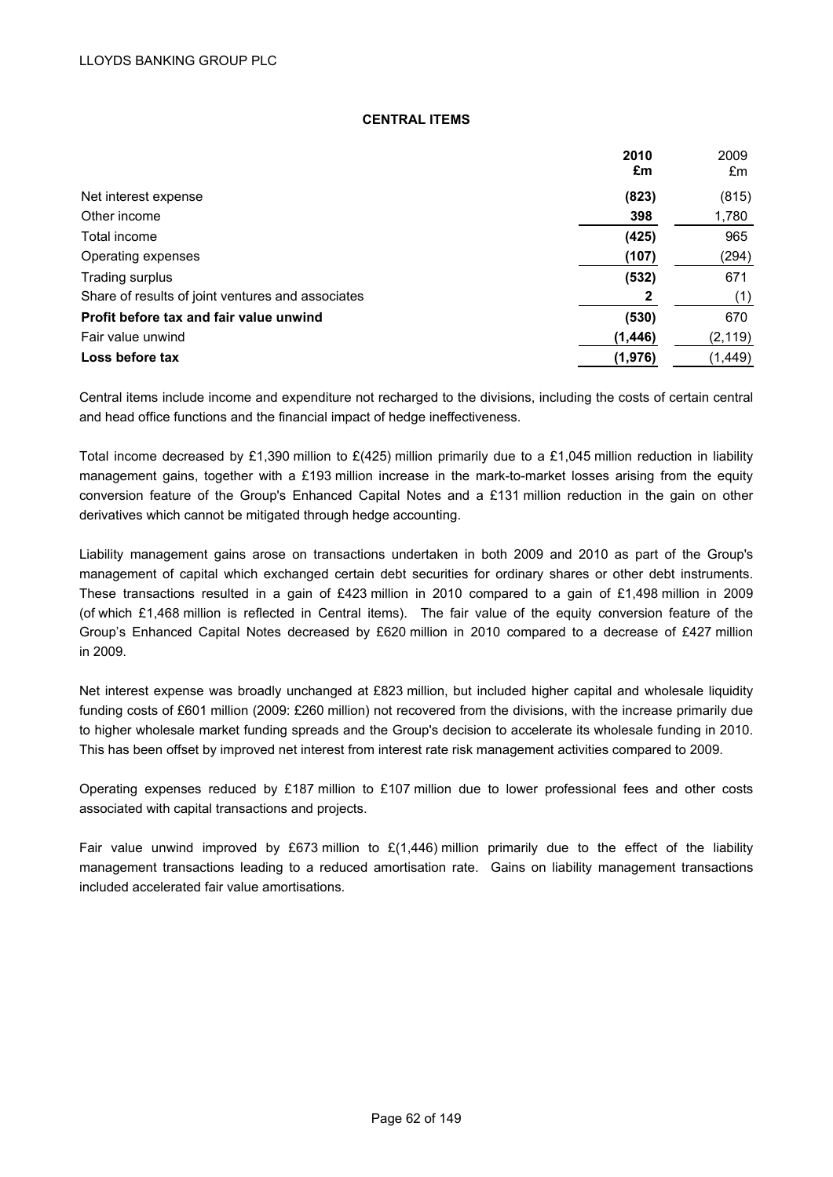## CENTRAL ITEMS

| | **2010 £m** | 2009 £m |
|---|---|---|
| Net interest expense | **(823)** | (815) |
| Other income | **398** | 1,780 |
| Total income | **(425)** | 965 |
| Operating expenses | **(107)** | (294) |
| Trading surplus | **(532)** | 671 |
| Share of results of joint ventures and associates | **2** | (1) |
| **Profit before tax and fair value unwind** | **(530)** | 670 |
| Fair value unwind | **(1,446)** | (2,119) |
| **Loss before tax** | **(1,976)** | (1,449) |

Central items include income and expenditure not recharged to the divisions, including the costs of certain central and head office functions and the financial impact of hedge ineffectiveness.

Total income decreased by £1,390 million to £(425) million primarily due to a £1,045 million reduction in liability management gains, together with a £193 million increase in the mark-to-market losses arising from the equity conversion feature of the Group's Enhanced Capital Notes and a £131 million reduction in the gain on other derivatives which cannot be mitigated through hedge accounting.

Liability management gains arose on transactions undertaken in both 2009 and 2010 as part of the Group's management of capital which exchanged certain debt securities for ordinary shares or other debt instruments. These transactions resulted in a gain of £423 million in 2010 compared to a gain of £1,498 million in 2009 (of which £1,468 million is reflected in Central items). The fair value of the equity conversion feature of the Group's Enhanced Capital Notes decreased by £620 million in 2010 compared to a decrease of £427 million in 2009.

Net interest expense was broadly unchanged at £823 million, but included higher capital and wholesale liquidity funding costs of £601 million (2009: £260 million) not recovered from the divisions, with the increase primarily due to higher wholesale market funding spreads and the Group's decision to accelerate its wholesale funding in 2010. This has been offset by improved net interest from interest rate risk management activities compared to 2009.

Operating expenses reduced by £187 million to £107 million due to lower professional fees and other costs associated with capital transactions and projects.

Fair value unwind improved by £673 million to £(1,446) million primarily due to the effect of the liability management transactions leading to a reduced amortisation rate. Gains on liability management transactions included accelerated fair value amortisations.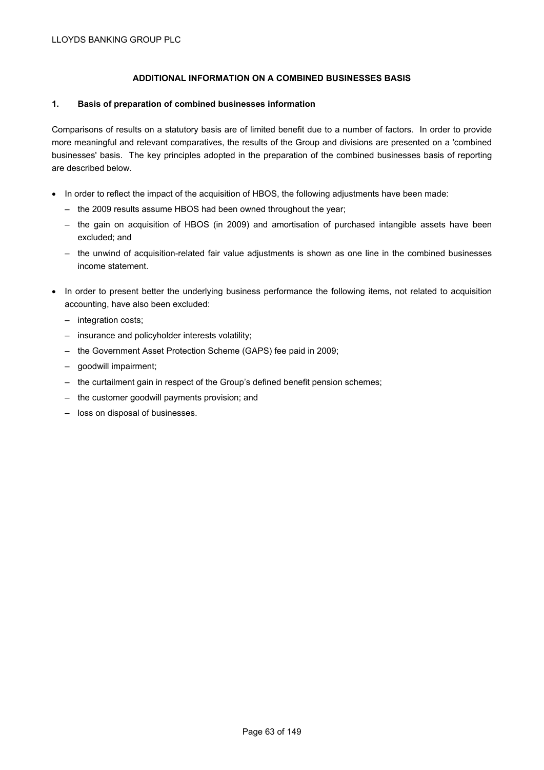## ADDITIONAL INFORMATION ON A COMBINED BUSINESSES BASIS

### 1. Basis of preparation of combined businesses information

Comparisons of results on a statutory basis are of limited benefit due to a number of factors. In order to provide more meaningful and relevant comparatives, the results of the Group and divisions are presented on a 'combined businesses' basis. The key principles adopted in the preparation of the combined businesses basis of reporting are described below.

- In order to reflect the impact of the acquisition of HBOS, the following adjustments have been made:
  - the 2009 results assume HBOS had been owned throughout the year;
  - the gain on acquisition of HBOS (in 2009) and amortisation of purchased intangible assets have been excluded; and
  - the unwind of acquisition-related fair value adjustments is shown as one line in the combined businesses income statement.
- In order to present better the underlying business performance the following items, not related to acquisition accounting, have also been excluded:
  - integration costs;
  - insurance and policyholder interests volatility;
  - the Government Asset Protection Scheme (GAPS) fee paid in 2009;
  - goodwill impairment;
  - the curtailment gain in respect of the Group's defined benefit pension schemes;
  - the customer goodwill payments provision; and
  - loss on disposal of businesses.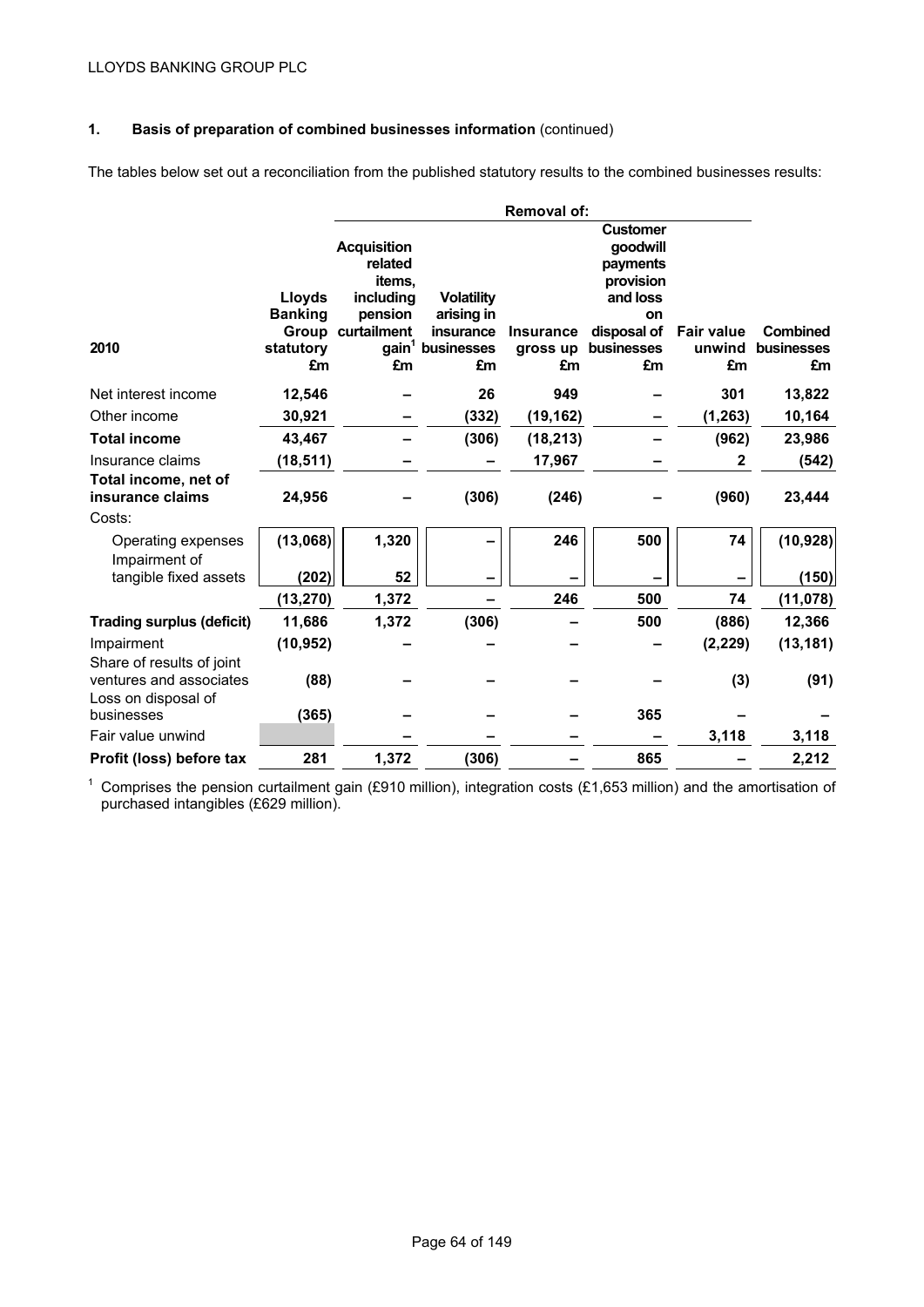## 1. Basis of preparation of combined businesses information (continued)

The tables below set out a reconciliation from the published statutory results to the combined businesses results:

| 2010 | Lloyds Banking Group statutory £m | Removal of: Acquisition related items, including pension curtailment gain[1] £m | Removal of: Volatility arising in insurance businesses £m | Removal of: Insurance gross up £m | Removal of: Customer goodwill payments provision and loss on disposal of businesses £m | Fair value unwind £m | Combined businesses £m |
|---|---|---|---|---|---|---|---|
| Net interest income | 12,546 | – | 26 | 949 | – | 301 | 13,822 |
| Other income | 30,921 | – | (332) | (19,162) | – | (1,263) | 10,164 |
| **Total income** | 43,467 | – | (306) | (18,213) | – | (962) | 23,986 |
| Insurance claims | (18,511) | – | – | 17,967 | – | 2 | (542) |
| **Total income, net of insurance claims** | 24,956 | – | (306) | (246) | – | (960) | 23,444 |
| Costs: | | | | | | | |
| Operating expenses | (13,068) | 1,320 | – | 246 | 500 | 74 | (10,928) |
| Impairment of tangible fixed assets | (202) | 52 | – | – | – | – | (150) |
| | (13,270) | 1,372 | – | 246 | 500 | 74 | (11,078) |
| **Trading surplus (deficit)** | 11,686 | 1,372 | (306) | – | 500 | (886) | 12,366 |
| Impairment | (10,952) | – | – | – | – | (2,229) | (13,181) |
| Share of results of joint ventures and associates | (88) | – | – | – | – | (3) | (91) |
| Loss on disposal of businesses | (365) | – | – | – | 365 | – | – |
| Fair value unwind | | – | – | – | – | 3,118 | 3,118 |
| **Profit (loss) before tax** | 281 | 1,372 | (306) | – | 865 | – | 2,212 |

[1] Comprises the pension curtailment gain (£910 million), integration costs (£1,653 million) and the amortisation of purchased intangibles (£629 million).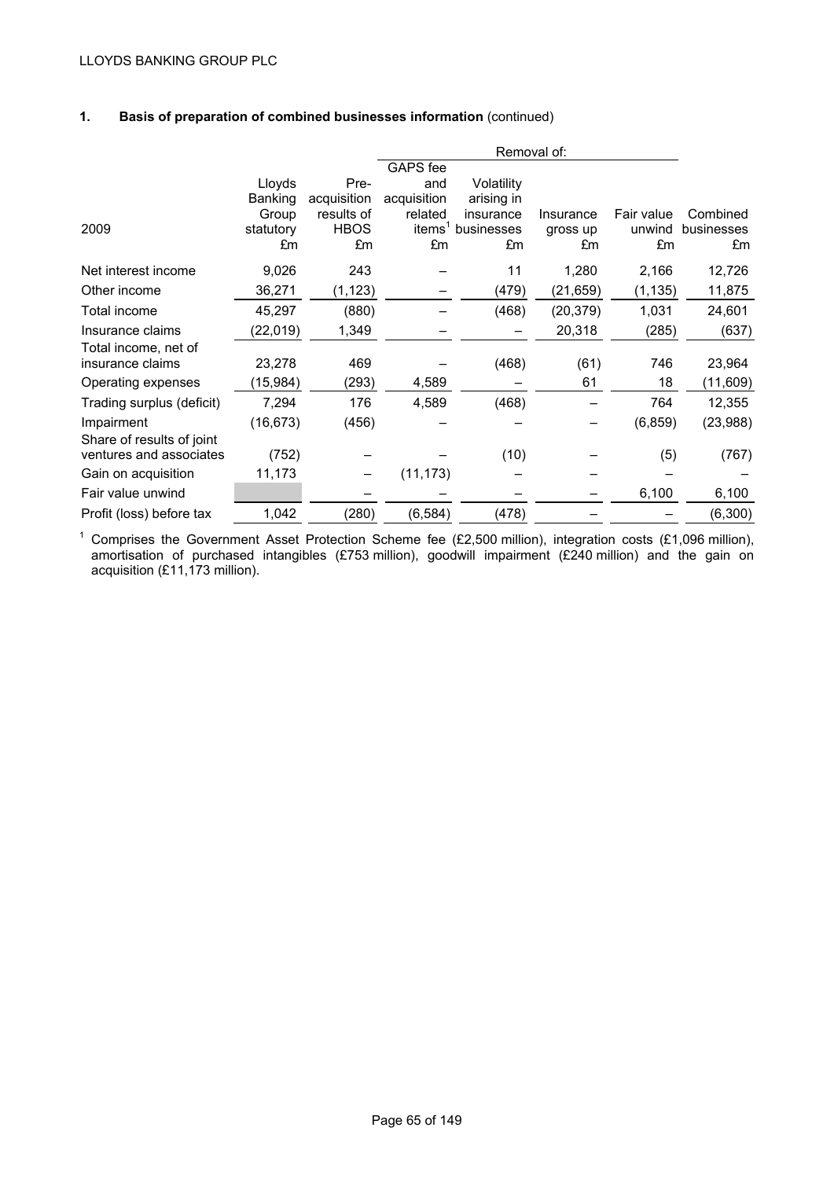## 1. Basis of preparation of combined businesses information (continued)

| 2009 | Lloyds Banking Group statutory £m | Pre-acquisition results of HBOS £m | Removal of: GAPS fee and acquisition related items[1] £m | Removal of: Volatility arising in insurance businesses £m | Removal of: Insurance gross up £m | Removal of: Fair value unwind £m | Combined businesses £m |
|---|---|---|---|---|---|---|---|
| Net interest income | 9,026 | 243 | – | 11 | 1,280 | 2,166 | 12,726 |
| Other income | 36,271 | (1,123) | – | (479) | (21,659) | (1,135) | 11,875 |
| Total income | 45,297 | (880) | – | (468) | (20,379) | 1,031 | 24,601 |
| Insurance claims | (22,019) | 1,349 | – | – | 20,318 | (285) | (637) |
| Total income, net of insurance claims | 23,278 | 469 | – | (468) | (61) | 746 | 23,964 |
| Operating expenses | (15,984) | (293) | 4,589 | – | 61 | 18 | (11,609) |
| Trading surplus (deficit) | 7,294 | 176 | 4,589 | (468) | – | 764 | 12,355 |
| Impairment | (16,673) | (456) | – | – | – | (6,859) | (23,988) |
| Share of results of joint ventures and associates | (752) | – | – | (10) | – | (5) | (767) |
| Gain on acquisition | 11,173 | – | (11,173) | – | – | – | – |
| Fair value unwind | | – | – | – | – | 6,100 | 6,100 |
| Profit (loss) before tax | 1,042 | (280) | (6,584) | (478) | – | – | (6,300) |

[1] Comprises the Government Asset Protection Scheme fee (£2,500 million), integration costs (£1,096 million), amortisation of purchased intangibles (£753 million), goodwill impairment (£240 million) and the gain on acquisition (£11,173 million).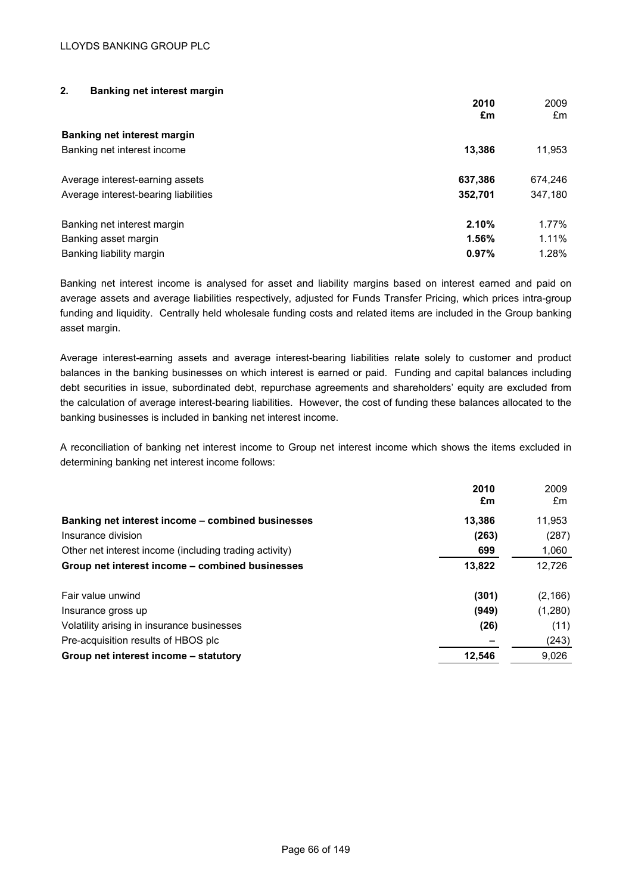## 2. Banking net interest margin

| | 2010 £m | 2009 £m |
|---|---|---|
| **Banking net interest margin** | | |
| Banking net interest income | **13,386** | 11,953 |
| | | |
| Average interest-earning assets | **637,386** | 674,246 |
| Average interest-bearing liabilities | **352,701** | 347,180 |
| | | |
| Banking net interest margin | **2.10%** | 1.77% |
| Banking asset margin | **1.56%** | 1.11% |
| Banking liability margin | **0.97%** | 1.28% |

Banking net interest income is analysed for asset and liability margins based on interest earned and paid on average assets and average liabilities respectively, adjusted for Funds Transfer Pricing, which prices intra-group funding and liquidity. Centrally held wholesale funding costs and related items are included in the Group banking asset margin.

Average interest-earning assets and average interest-bearing liabilities relate solely to customer and product balances in the banking businesses on which interest is earned or paid. Funding and capital balances including debt securities in issue, subordinated debt, repurchase agreements and shareholders' equity are excluded from the calculation of average interest-bearing liabilities. However, the cost of funding these balances allocated to the banking businesses is included in banking net interest income.

A reconciliation of banking net interest income to Group net interest income which shows the items excluded in determining banking net interest income follows:

| | 2010 £m | 2009 £m |
|---|---|---|
| **Banking net interest income – combined businesses** | **13,386** | 11,953 |
| Insurance division | **(263)** | (287) |
| Other net interest income (including trading activity) | **699** | 1,060 |
| **Group net interest income – combined businesses** | **13,822** | 12,726 |
| | | |
| Fair value unwind | **(301)** | (2,166) |
| Insurance gross up | **(949)** | (1,280) |
| Volatility arising in insurance businesses | **(26)** | (11) |
| Pre-acquisition results of HBOS plc | **–** | (243) |
| **Group net interest income – statutory** | **12,546** | 9,026 |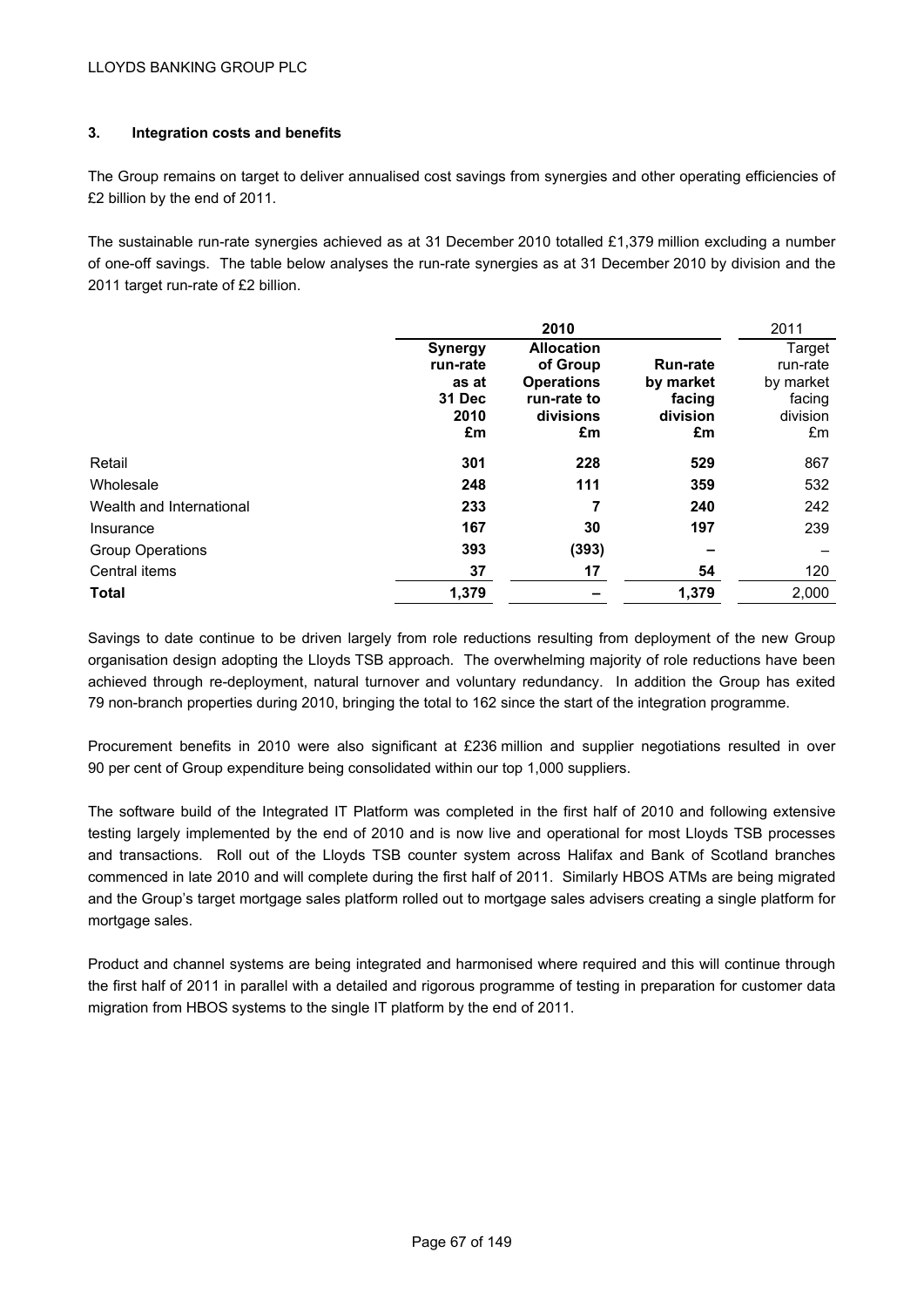### 3. Integration costs and benefits

The Group remains on target to deliver annualised cost savings from synergies and other operating efficiencies of £2 billion by the end of 2011.

The sustainable run-rate synergies achieved as at 31 December 2010 totalled £1,379 million excluding a number of one-off savings. The table below analyses the run-rate synergies as at 31 December 2010 by division and the 2011 target run-rate of £2 billion.

| | 2010 | | | 2011 |
|---|---|---|---|---|
| | **Synergy run-rate as at 31 Dec 2010 £m** | **Allocation of Group Operations run-rate to divisions £m** | **Run-rate by market facing division £m** | Target run-rate by market facing division £m |
| Retail | **301** | **228** | **529** | 867 |
| Wholesale | **248** | **111** | **359** | 532 |
| Wealth and International | **233** | **7** | **240** | 242 |
| Insurance | **167** | **30** | **197** | 239 |
| Group Operations | **393** | **(393)** | **–** | – |
| Central items | **37** | **17** | **54** | 120 |
| **Total** | **1,379** | **–** | **1,379** | 2,000 |

Savings to date continue to be driven largely from role reductions resulting from deployment of the new Group organisation design adopting the Lloyds TSB approach. The overwhelming majority of role reductions have been achieved through re-deployment, natural turnover and voluntary redundancy. In addition the Group has exited 79 non-branch properties during 2010, bringing the total to 162 since the start of the integration programme.

Procurement benefits in 2010 were also significant at £236 million and supplier negotiations resulted in over 90 per cent of Group expenditure being consolidated within our top 1,000 suppliers.

The software build of the Integrated IT Platform was completed in the first half of 2010 and following extensive testing largely implemented by the end of 2010 and is now live and operational for most Lloyds TSB processes and transactions. Roll out of the Lloyds TSB counter system across Halifax and Bank of Scotland branches commenced in late 2010 and will complete during the first half of 2011. Similarly HBOS ATMs are being migrated and the Group's target mortgage sales platform rolled out to mortgage sales advisers creating a single platform for mortgage sales.

Product and channel systems are being integrated and harmonised where required and this will continue through the first half of 2011 in parallel with a detailed and rigorous programme of testing in preparation for customer data migration from HBOS systems to the single IT platform by the end of 2011.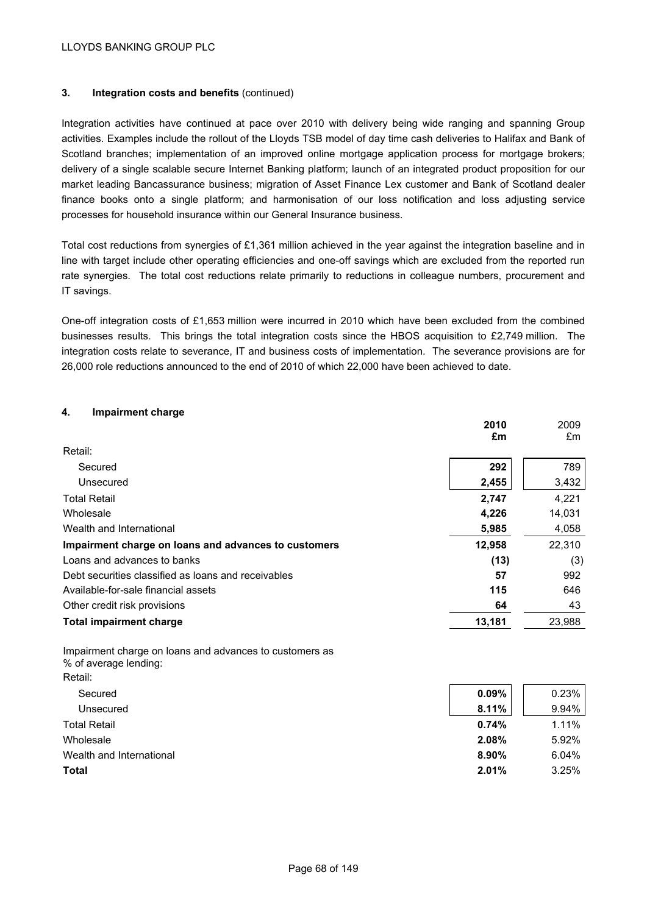### 3. Integration costs and benefits (continued)

Integration activities have continued at pace over 2010 with delivery being wide ranging and spanning Group activities. Examples include the rollout of the Lloyds TSB model of day time cash deliveries to Halifax and Bank of Scotland branches; implementation of an improved online mortgage application process for mortgage brokers; delivery of a single scalable secure Internet Banking platform; launch of an integrated product proposition for our market leading Bancassurance business; migration of Asset Finance Lex customer and Bank of Scotland dealer finance books onto a single platform; and harmonisation of our loss notification and loss adjusting service processes for household insurance within our General Insurance business.

Total cost reductions from synergies of £1,361 million achieved in the year against the integration baseline and in line with target include other operating efficiencies and one-off savings which are excluded from the reported run rate synergies. The total cost reductions relate primarily to reductions in colleague numbers, procurement and IT savings.

One-off integration costs of £1,653 million were incurred in 2010 which have been excluded from the combined businesses results. This brings the total integration costs since the HBOS acquisition to £2,749 million. The integration costs relate to severance, IT and business costs of implementation. The severance provisions are for 26,000 role reductions announced to the end of 2010 of which 22,000 have been achieved to date.

### 4. Impairment charge

| | **2010 £m** | 2009 £m |
|---|---|---|
| Retail: | | |
| Secured | **292** | 789 |
| Unsecured | **2,455** | 3,432 |
| Total Retail | **2,747** | 4,221 |
| Wholesale | **4,226** | 14,031 |
| Wealth and International | **5,985** | 4,058 |
| **Impairment charge on loans and advances to customers** | **12,958** | 22,310 |
| Loans and advances to banks | **(13)** | (3) |
| Debt securities classified as loans and receivables | **57** | 992 |
| Available-for-sale financial assets | **115** | 646 |
| Other credit risk provisions | **64** | 43 |
| **Total impairment charge** | **13,181** | 23,988 |
| | | |
| Impairment charge on loans and advances to customers as % of average lending: | | |
| Retail: | | |
| Secured | **0.09%** | 0.23% |
| Unsecured | **8.11%** | 9.94% |
| Total Retail | **0.74%** | 1.11% |
| Wholesale | **2.08%** | 5.92% |
| Wealth and International | **8.90%** | 6.04% |
| **Total** | **2.01%** | 3.25% |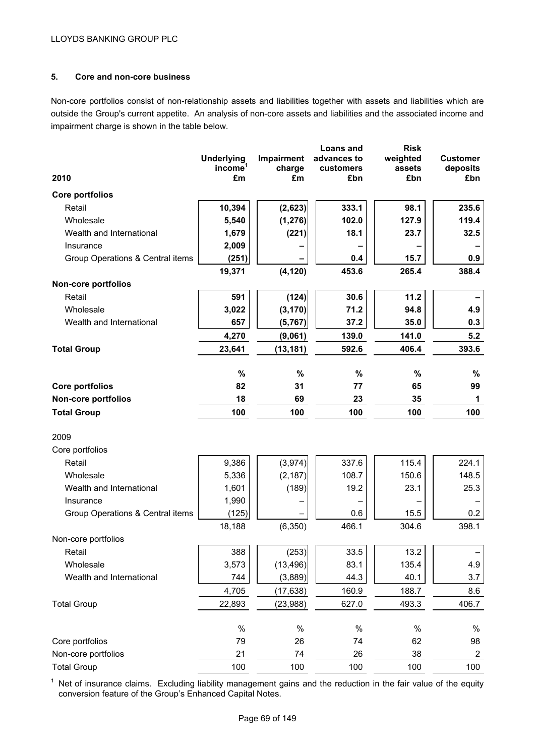LLOYDS BANKING GROUP PLC

### 5. Core and non-core business

Non-core portfolios consist of non-relationship assets and liabilities together with assets and liabilities which are outside the Group's current appetite. An analysis of non-core assets and liabilities and the associated income and impairment charge is shown in the table below.

| 2010 | Underlying income[1] £m | Impairment charge £m | Loans and advances to customers £bn | Risk weighted assets £bn | Customer deposits £bn |
|---|---|---|---|---|---|
| **Core portfolios** | | | | | |
| Retail | **10,394** | **(2,623)** | **333.1** | **98.1** | **235.6** |
| Wholesale | **5,540** | **(1,276)** | **102.0** | **127.9** | **119.4** |
| Wealth and International | **1,679** | **(221)** | **18.1** | **23.7** | **32.5** |
| Insurance | **2,009** | **–** | **–** | **–** | **–** |
| Group Operations & Central items | **(251)** | **–** | **0.4** | **15.7** | **0.9** |
| | **19,371** | **(4,120)** | **453.6** | **265.4** | **388.4** |
| **Non-core portfolios** | | | | | |
| Retail | **591** | **(124)** | **30.6** | **11.2** | **–** |
| Wholesale | **3,022** | **(3,170)** | **71.2** | **94.8** | **4.9** |
| Wealth and International | **657** | **(5,767)** | **37.2** | **35.0** | **0.3** |
| | **4,270** | **(9,061)** | **139.0** | **141.0** | **5.2** |
| **Total Group** | **23,641** | **(13,181)** | **592.6** | **406.4** | **393.6** |
| | **%** | **%** | **%** | **%** | **%** |
| **Core portfolios** | **82** | **31** | **77** | **65** | **99** |
| **Non-core portfolios** | **18** | **69** | **23** | **35** | **1** |
| **Total Group** | **100** | **100** | **100** | **100** | **100** |
| 2009 | | | | | |
| Core portfolios | | | | | |
| Retail | 9,386 | (3,974) | 337.6 | 115.4 | 224.1 |
| Wholesale | 5,336 | (2,187) | 108.7 | 150.6 | 148.5 |
| Wealth and International | 1,601 | (189) | 19.2 | 23.1 | 25.3 |
| Insurance | 1,990 | – | – | – | – |
| Group Operations & Central items | (125) | – | 0.6 | 15.5 | 0.2 |
| | 18,188 | (6,350) | 466.1 | 304.6 | 398.1 |
| Non-core portfolios | | | | | |
| Retail | 388 | (253) | 33.5 | 13.2 | – |
| Wholesale | 3,573 | (13,496) | 83.1 | 135.4 | 4.9 |
| Wealth and International | 744 | (3,889) | 44.3 | 40.1 | 3.7 |
| | 4,705 | (17,638) | 160.9 | 188.7 | 8.6 |
| Total Group | 22,893 | (23,988) | 627.0 | 493.3 | 406.7 |
| | % | % | % | % | % |
| Core portfolios | 79 | 26 | 74 | 62 | 98 |
| Non-core portfolios | 21 | 74 | 26 | 38 | 2 |
| Total Group | 100 | 100 | 100 | 100 | 100 |

[1] Net of insurance claims. Excluding liability management gains and the reduction in the fair value of the equity conversion feature of the Group's Enhanced Capital Notes.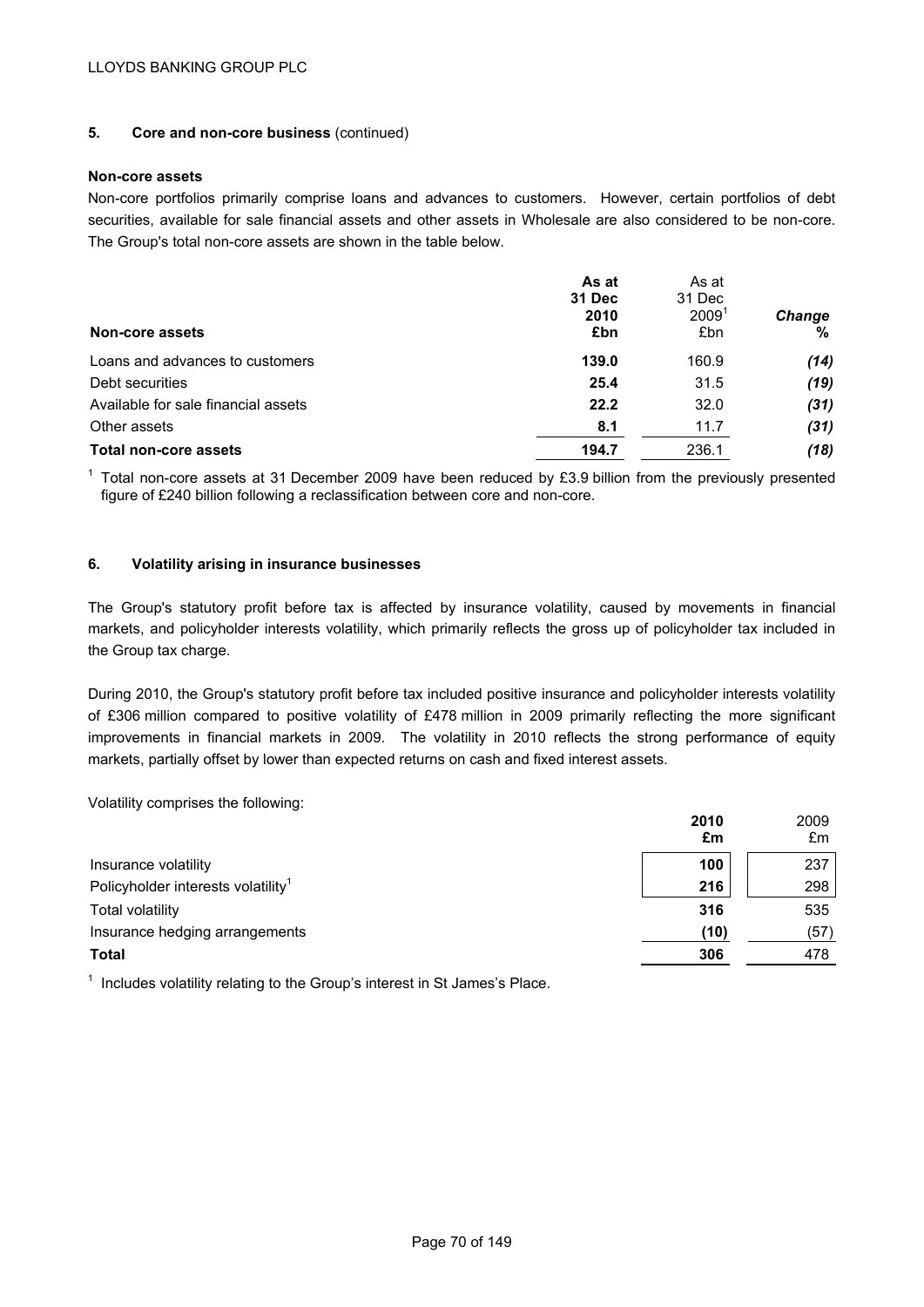## 5. Core and non-core business (continued)

**Non-core assets**

Non-core portfolios primarily comprise loans and advances to customers. However, certain portfolios of debt securities, available for sale financial assets and other assets in Wholesale are also considered to be non-core. The Group's total non-core assets are shown in the table below.

| Non-core assets | As at 31 Dec 2010 £bn | As at 31 Dec 2009[1] £bn | Change % |
|---|---|---|---|
| Loans and advances to customers | **139.0** | 160.9 | ***(14)*** |
| Debt securities | **25.4** | 31.5 | ***(19)*** |
| Available for sale financial assets | **22.2** | 32.0 | ***(31)*** |
| Other assets | **8.1** | 11.7 | ***(31)*** |
| **Total non-core assets** | **194.7** | 236.1 | ***(18)*** |

[1] Total non-core assets at 31 December 2009 have been reduced by £3.9 billion from the previously presented figure of £240 billion following a reclassification between core and non-core.

## 6. Volatility arising in insurance businesses

The Group's statutory profit before tax is affected by insurance volatility, caused by movements in financial markets, and policyholder interests volatility, which primarily reflects the gross up of policyholder tax included in the Group tax charge.

During 2010, the Group's statutory profit before tax included positive insurance and policyholder interests volatility of £306 million compared to positive volatility of £478 million in 2009 primarily reflecting the more significant improvements in financial markets in 2009. The volatility in 2010 reflects the strong performance of equity markets, partially offset by lower than expected returns on cash and fixed interest assets.

Volatility comprises the following:

| | 2010 £m | 2009 £m |
|---|---|---|
| Insurance volatility | **100** | 237 |
| Policyholder interests volatility[1] | **216** | 298 |
| Total volatility | **316** | 535 |
| Insurance hedging arrangements | **(10)** | (57) |
| **Total** | **306** | 478 |

[1] Includes volatility relating to the Group's interest in St James's Place.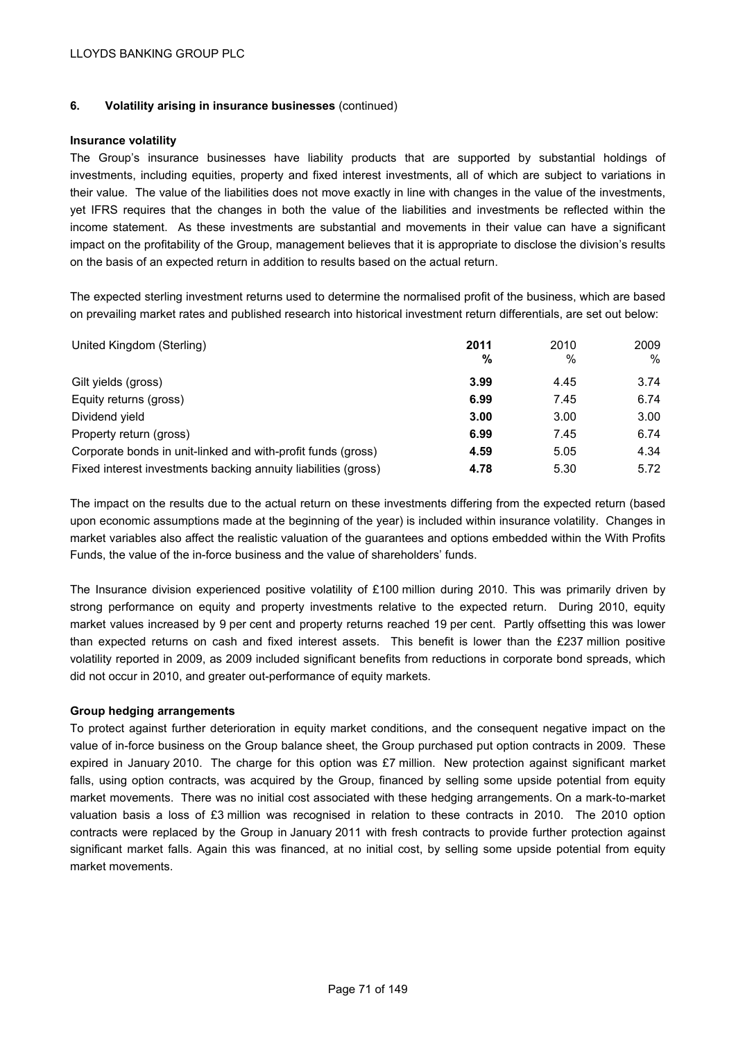## 6. Volatility arising in insurance businesses (continued)

### Insurance volatility

The Group's insurance businesses have liability products that are supported by substantial holdings of investments, including equities, property and fixed interest investments, all of which are subject to variations in their value. The value of the liabilities does not move exactly in line with changes in the value of the investments, yet IFRS requires that the changes in both the value of the liabilities and investments be reflected within the income statement. As these investments are substantial and movements in their value can have a significant impact on the profitability of the Group, management believes that it is appropriate to disclose the division's results on the basis of an expected return in addition to results based on the actual return.

The expected sterling investment returns used to determine the normalised profit of the business, which are based on prevailing market rates and published research into historical investment return differentials, are set out below:

| United Kingdom (Sterling) | **2011** | 2010 | 2009 |
|---|---|---|---|
| | **%** | % | % |
| Gilt yields (gross) | **3.99** | 4.45 | 3.74 |
| Equity returns (gross) | **6.99** | 7.45 | 6.74 |
| Dividend yield | **3.00** | 3.00 | 3.00 |
| Property return (gross) | **6.99** | 7.45 | 6.74 |
| Corporate bonds in unit-linked and with-profit funds (gross) | **4.59** | 5.05 | 4.34 |
| Fixed interest investments backing annuity liabilities (gross) | **4.78** | 5.30 | 5.72 |

The impact on the results due to the actual return on these investments differing from the expected return (based upon economic assumptions made at the beginning of the year) is included within insurance volatility. Changes in market variables also affect the realistic valuation of the guarantees and options embedded within the With Profits Funds, the value of the in-force business and the value of shareholders' funds.

The Insurance division experienced positive volatility of £100 million during 2010. This was primarily driven by strong performance on equity and property investments relative to the expected return. During 2010, equity market values increased by 9 per cent and property returns reached 19 per cent. Partly offsetting this was lower than expected returns on cash and fixed interest assets. This benefit is lower than the £237 million positive volatility reported in 2009, as 2009 included significant benefits from reductions in corporate bond spreads, which did not occur in 2010, and greater out-performance of equity markets.

### Group hedging arrangements

To protect against further deterioration in equity market conditions, and the consequent negative impact on the value of in-force business on the Group balance sheet, the Group purchased put option contracts in 2009. These expired in January 2010. The charge for this option was £7 million. New protection against significant market falls, using option contracts, was acquired by the Group, financed by selling some upside potential from equity market movements. There was no initial cost associated with these hedging arrangements. On a mark-to-market valuation basis a loss of £3 million was recognised in relation to these contracts in 2010. The 2010 option contracts were replaced by the Group in January 2011 with fresh contracts to provide further protection against significant market falls. Again this was financed, at no initial cost, by selling some upside potential from equity market movements.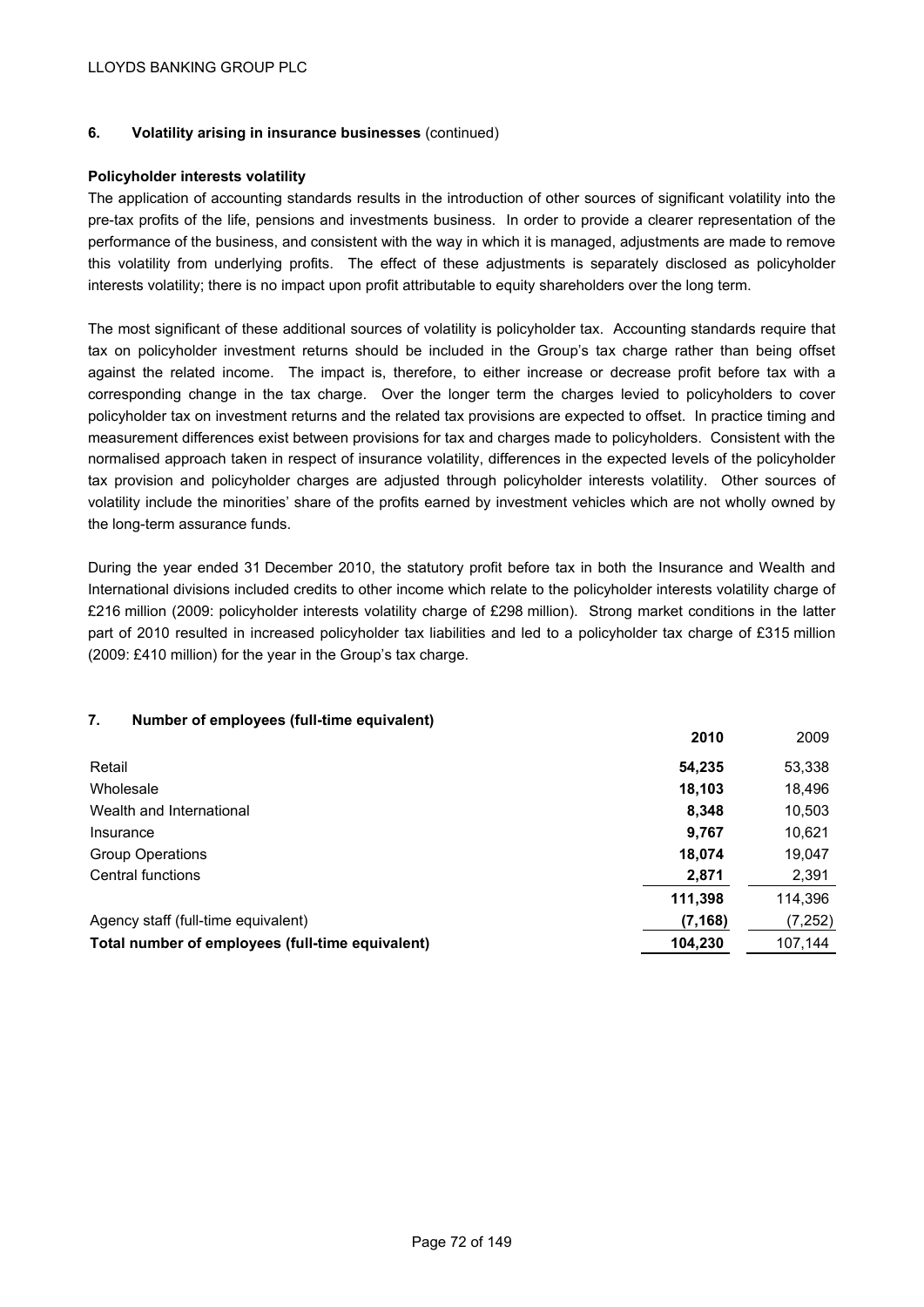## 6. Volatility arising in insurance businesses (continued)

**Policyholder interests volatility**

The application of accounting standards results in the introduction of other sources of significant volatility into the pre-tax profits of the life, pensions and investments business. In order to provide a clearer representation of the performance of the business, and consistent with the way in which it is managed, adjustments are made to remove this volatility from underlying profits. The effect of these adjustments is separately disclosed as policyholder interests volatility; there is no impact upon profit attributable to equity shareholders over the long term.

The most significant of these additional sources of volatility is policyholder tax. Accounting standards require that tax on policyholder investment returns should be included in the Group's tax charge rather than being offset against the related income. The impact is, therefore, to either increase or decrease profit before tax with a corresponding change in the tax charge. Over the longer term the charges levied to policyholders to cover policyholder tax on investment returns and the related tax provisions are expected to offset. In practice timing and measurement differences exist between provisions for tax and charges made to policyholders. Consistent with the normalised approach taken in respect of insurance volatility, differences in the expected levels of the policyholder tax provision and policyholder charges are adjusted through policyholder interests volatility. Other sources of volatility include the minorities' share of the profits earned by investment vehicles which are not wholly owned by the long-term assurance funds.

During the year ended 31 December 2010, the statutory profit before tax in both the Insurance and Wealth and International divisions included credits to other income which relate to the policyholder interests volatility charge of £216 million (2009: policyholder interests volatility charge of £298 million). Strong market conditions in the latter part of 2010 resulted in increased policyholder tax liabilities and led to a policyholder tax charge of £315 million (2009: £410 million) for the year in the Group's tax charge.

## 7. Number of employees (full-time equivalent)

| | **2010** | 2009 |
|---|---|---|
| Retail | **54,235** | 53,338 |
| Wholesale | **18,103** | 18,496 |
| Wealth and International | **8,348** | 10,503 |
| Insurance | **9,767** | 10,621 |
| Group Operations | **18,074** | 19,047 |
| Central functions | **2,871** | 2,391 |
| | **111,398** | 114,396 |
| Agency staff (full-time equivalent) | **(7,168)** | (7,252) |
| **Total number of employees (full-time equivalent)** | **104,230** | 107,144 |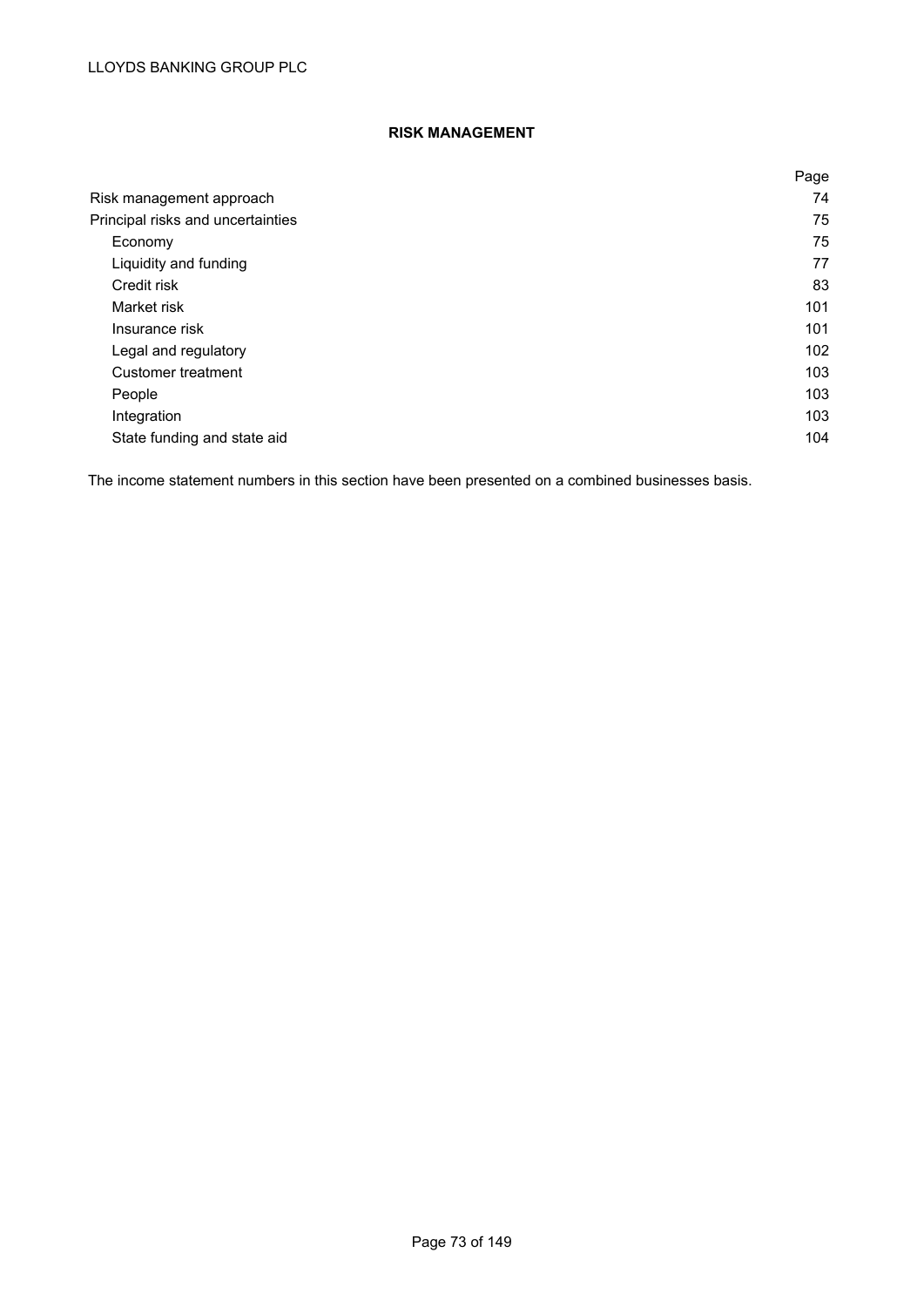# RISK MANAGEMENT

| | Page |
|---|---|
| Risk management approach | 74 |
| Principal risks and uncertainties | 75 |
| Economy | 75 |
| Liquidity and funding | 77 |
| Credit risk | 83 |
| Market risk | 101 |
| Insurance risk | 101 |
| Legal and regulatory | 102 |
| Customer treatment | 103 |
| People | 103 |
| Integration | 103 |
| State funding and state aid | 104 |

The income statement numbers in this section have been presented on a combined businesses basis.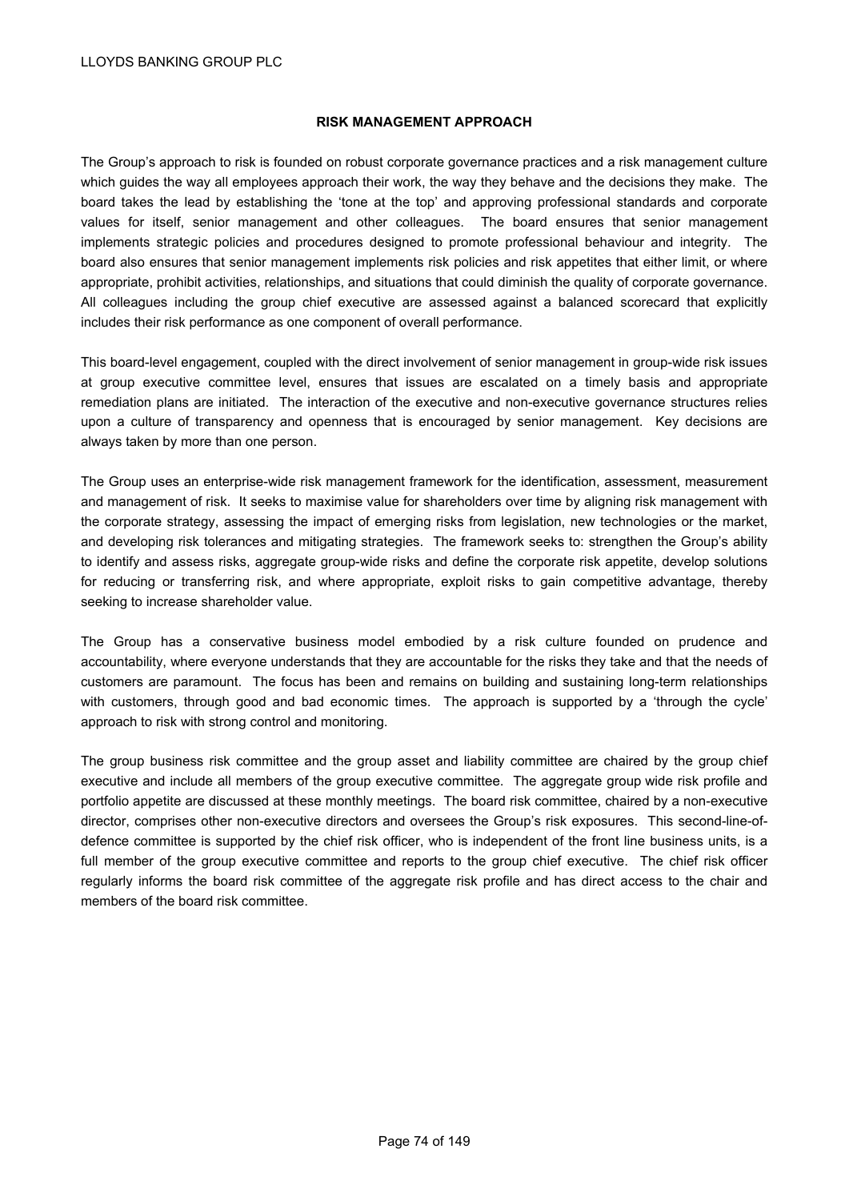## RISK MANAGEMENT APPROACH

The Group's approach to risk is founded on robust corporate governance practices and a risk management culture which guides the way all employees approach their work, the way they behave and the decisions they make. The board takes the lead by establishing the 'tone at the top' and approving professional standards and corporate values for itself, senior management and other colleagues. The board ensures that senior management implements strategic policies and procedures designed to promote professional behaviour and integrity. The board also ensures that senior management implements risk policies and risk appetites that either limit, or where appropriate, prohibit activities, relationships, and situations that could diminish the quality of corporate governance. All colleagues including the group chief executive are assessed against a balanced scorecard that explicitly includes their risk performance as one component of overall performance.

This board-level engagement, coupled with the direct involvement of senior management in group-wide risk issues at group executive committee level, ensures that issues are escalated on a timely basis and appropriate remediation plans are initiated. The interaction of the executive and non-executive governance structures relies upon a culture of transparency and openness that is encouraged by senior management. Key decisions are always taken by more than one person.

The Group uses an enterprise-wide risk management framework for the identification, assessment, measurement and management of risk. It seeks to maximise value for shareholders over time by aligning risk management with the corporate strategy, assessing the impact of emerging risks from legislation, new technologies or the market, and developing risk tolerances and mitigating strategies. The framework seeks to: strengthen the Group's ability to identify and assess risks, aggregate group-wide risks and define the corporate risk appetite, develop solutions for reducing or transferring risk, and where appropriate, exploit risks to gain competitive advantage, thereby seeking to increase shareholder value.

The Group has a conservative business model embodied by a risk culture founded on prudence and accountability, where everyone understands that they are accountable for the risks they take and that the needs of customers are paramount. The focus has been and remains on building and sustaining long-term relationships with customers, through good and bad economic times. The approach is supported by a 'through the cycle' approach to risk with strong control and monitoring.

The group business risk committee and the group asset and liability committee are chaired by the group chief executive and include all members of the group executive committee. The aggregate group wide risk profile and portfolio appetite are discussed at these monthly meetings. The board risk committee, chaired by a non-executive director, comprises other non-executive directors and oversees the Group's risk exposures. This second-line-of-defence committee is supported by the chief risk officer, who is independent of the front line business units, is a full member of the group executive committee and reports to the group chief executive. The chief risk officer regularly informs the board risk committee of the aggregate risk profile and has direct access to the chair and members of the board risk committee.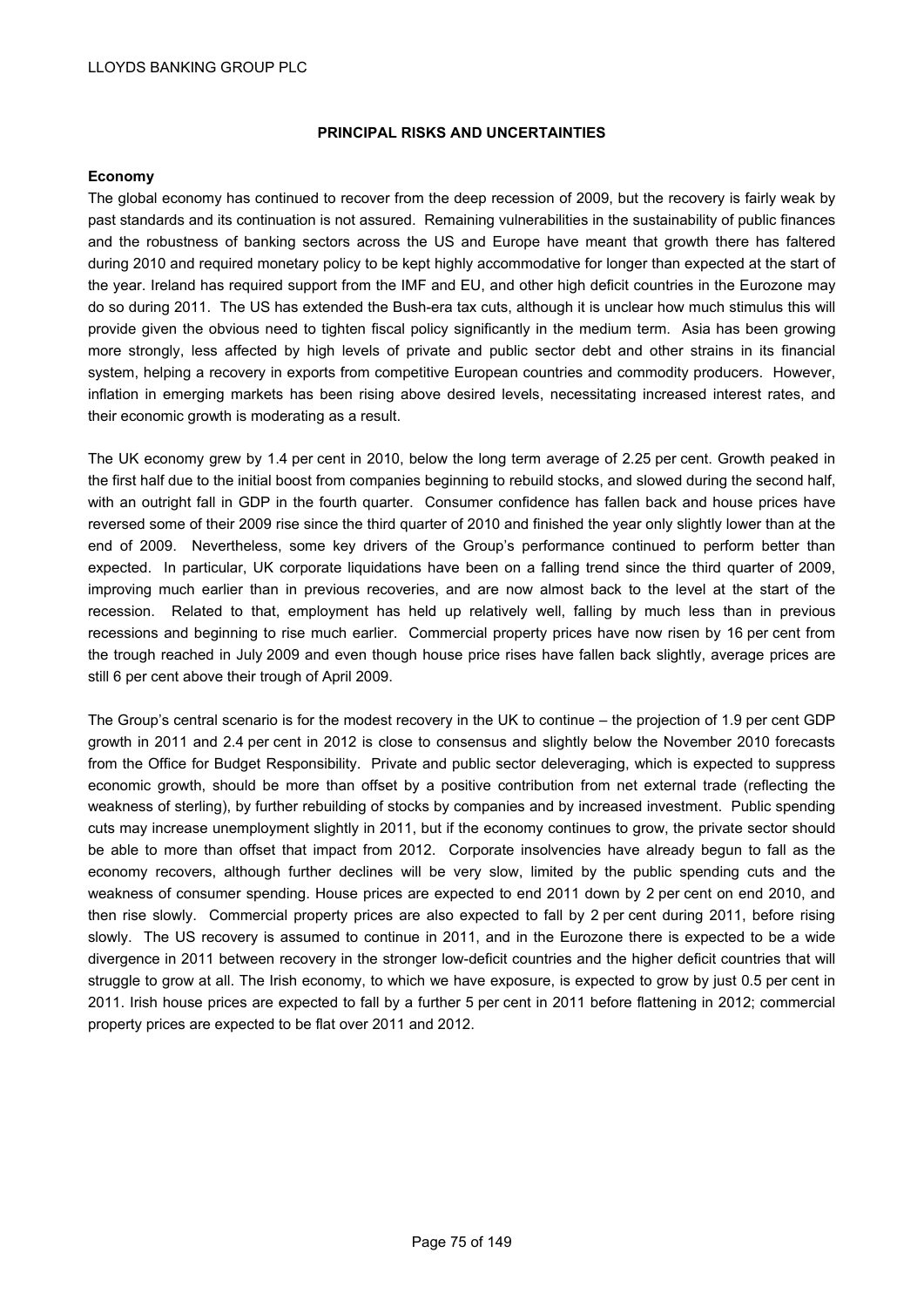## PRINCIPAL RISKS AND UNCERTAINTIES

### Economy

The global economy has continued to recover from the deep recession of 2009, but the recovery is fairly weak by past standards and its continuation is not assured. Remaining vulnerabilities in the sustainability of public finances and the robustness of banking sectors across the US and Europe have meant that growth there has faltered during 2010 and required monetary policy to be kept highly accommodative for longer than expected at the start of the year. Ireland has required support from the IMF and EU, and other high deficit countries in the Eurozone may do so during 2011. The US has extended the Bush-era tax cuts, although it is unclear how much stimulus this will provide given the obvious need to tighten fiscal policy significantly in the medium term. Asia has been growing more strongly, less affected by high levels of private and public sector debt and other strains in its financial system, helping a recovery in exports from competitive European countries and commodity producers. However, inflation in emerging markets has been rising above desired levels, necessitating increased interest rates, and their economic growth is moderating as a result.

The UK economy grew by 1.4 per cent in 2010, below the long term average of 2.25 per cent. Growth peaked in the first half due to the initial boost from companies beginning to rebuild stocks, and slowed during the second half, with an outright fall in GDP in the fourth quarter. Consumer confidence has fallen back and house prices have reversed some of their 2009 rise since the third quarter of 2010 and finished the year only slightly lower than at the end of 2009. Nevertheless, some key drivers of the Group's performance continued to perform better than expected. In particular, UK corporate liquidations have been on a falling trend since the third quarter of 2009, improving much earlier than in previous recoveries, and are now almost back to the level at the start of the recession. Related to that, employment has held up relatively well, falling by much less than in previous recessions and beginning to rise much earlier. Commercial property prices have now risen by 16 per cent from the trough reached in July 2009 and even though house price rises have fallen back slightly, average prices are still 6 per cent above their trough of April 2009.

The Group's central scenario is for the modest recovery in the UK to continue – the projection of 1.9 per cent GDP growth in 2011 and 2.4 per cent in 2012 is close to consensus and slightly below the November 2010 forecasts from the Office for Budget Responsibility. Private and public sector deleveraging, which is expected to suppress economic growth, should be more than offset by a positive contribution from net external trade (reflecting the weakness of sterling), by further rebuilding of stocks by companies and by increased investment. Public spending cuts may increase unemployment slightly in 2011, but if the economy continues to grow, the private sector should be able to more than offset that impact from 2012. Corporate insolvencies have already begun to fall as the economy recovers, although further declines will be very slow, limited by the public spending cuts and the weakness of consumer spending. House prices are expected to end 2011 down by 2 per cent on end 2010, and then rise slowly. Commercial property prices are also expected to fall by 2 per cent during 2011, before rising slowly. The US recovery is assumed to continue in 2011, and in the Eurozone there is expected to be a wide divergence in 2011 between recovery in the stronger low-deficit countries and the higher deficit countries that will struggle to grow at all. The Irish economy, to which we have exposure, is expected to grow by just 0.5 per cent in 2011. Irish house prices are expected to fall by a further 5 per cent in 2011 before flattening in 2012; commercial property prices are expected to be flat over 2011 and 2012.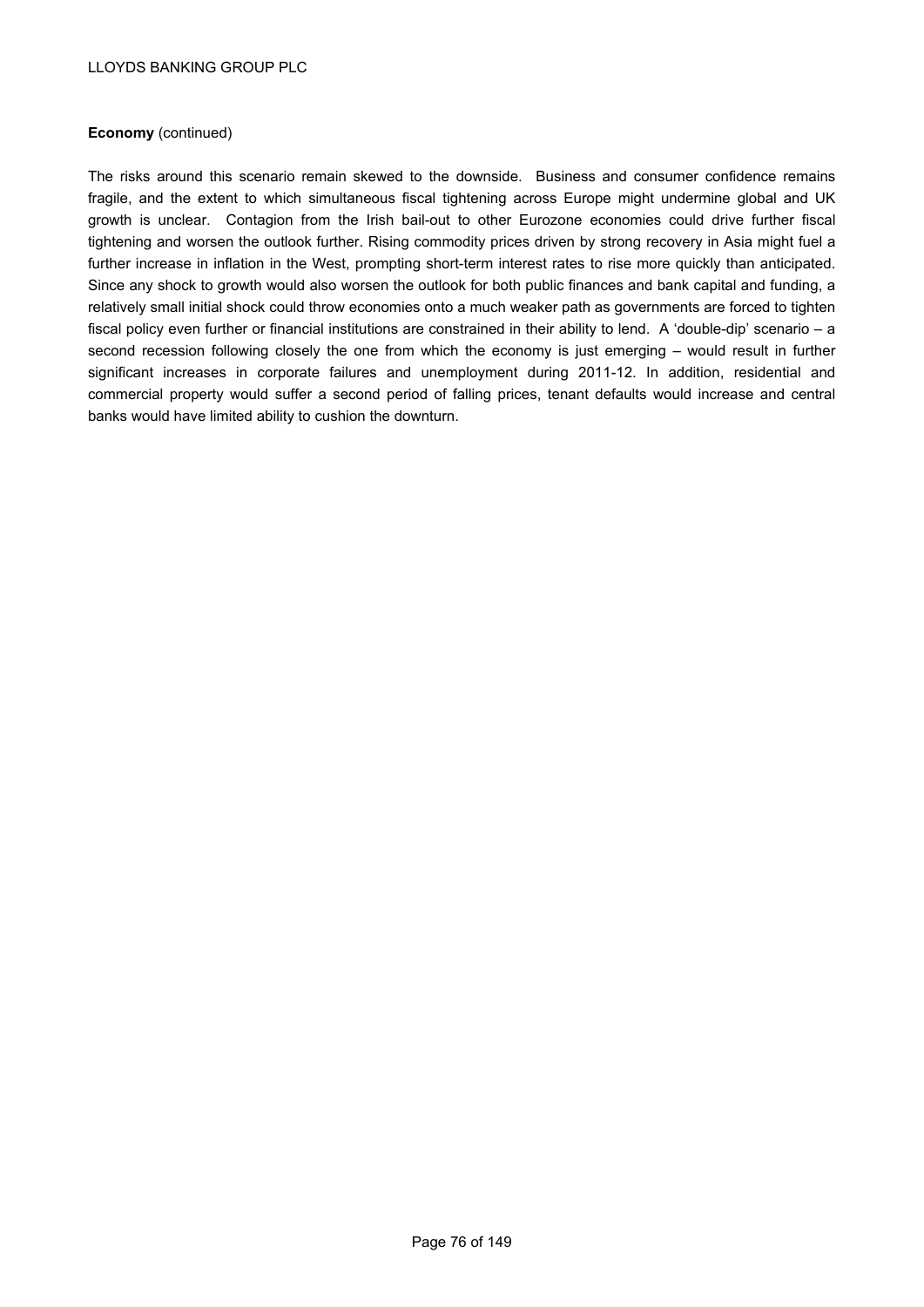**Economy** (continued)

The risks around this scenario remain skewed to the downside. Business and consumer confidence remains fragile, and the extent to which simultaneous fiscal tightening across Europe might undermine global and UK growth is unclear. Contagion from the Irish bail-out to other Eurozone economies could drive further fiscal tightening and worsen the outlook further. Rising commodity prices driven by strong recovery in Asia might fuel a further increase in inflation in the West, prompting short-term interest rates to rise more quickly than anticipated. Since any shock to growth would also worsen the outlook for both public finances and bank capital and funding, a relatively small initial shock could throw economies onto a much weaker path as governments are forced to tighten fiscal policy even further or financial institutions are constrained in their ability to lend. A 'double-dip' scenario – a second recession following closely the one from which the economy is just emerging – would result in further significant increases in corporate failures and unemployment during 2011-12. In addition, residential and commercial property would suffer a second period of falling prices, tenant defaults would increase and central banks would have limited ability to cushion the downturn.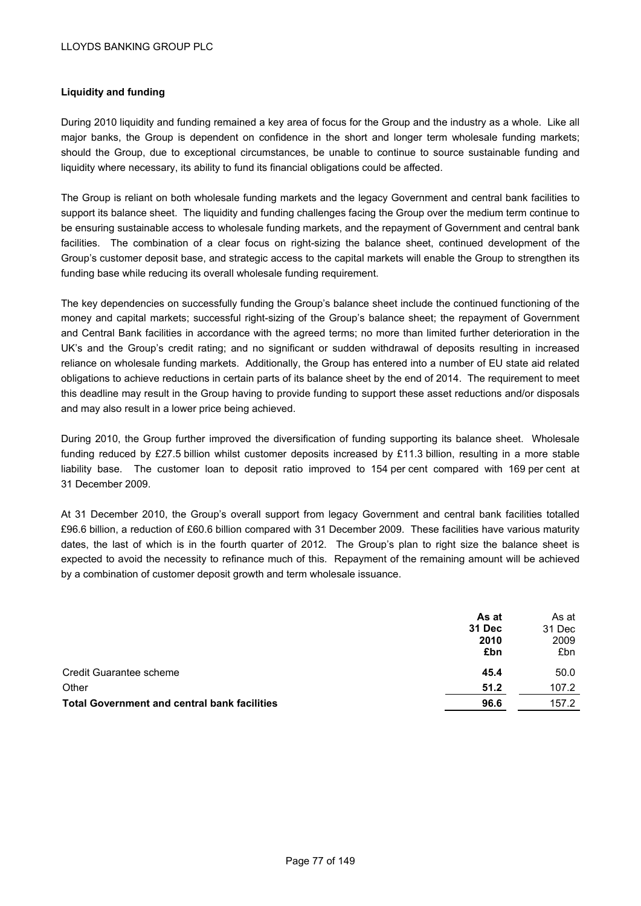## Liquidity and funding

During 2010 liquidity and funding remained a key area of focus for the Group and the industry as a whole. Like all major banks, the Group is dependent on confidence in the short and longer term wholesale funding markets; should the Group, due to exceptional circumstances, be unable to continue to source sustainable funding and liquidity where necessary, its ability to fund its financial obligations could be affected.

The Group is reliant on both wholesale funding markets and the legacy Government and central bank facilities to support its balance sheet. The liquidity and funding challenges facing the Group over the medium term continue to be ensuring sustainable access to wholesale funding markets, and the repayment of Government and central bank facilities. The combination of a clear focus on right-sizing the balance sheet, continued development of the Group's customer deposit base, and strategic access to the capital markets will enable the Group to strengthen its funding base while reducing its overall wholesale funding requirement.

The key dependencies on successfully funding the Group's balance sheet include the continued functioning of the money and capital markets; successful right-sizing of the Group's balance sheet; the repayment of Government and Central Bank facilities in accordance with the agreed terms; no more than limited further deterioration in the UK's and the Group's credit rating; and no significant or sudden withdrawal of deposits resulting in increased reliance on wholesale funding markets. Additionally, the Group has entered into a number of EU state aid related obligations to achieve reductions in certain parts of its balance sheet by the end of 2014. The requirement to meet this deadline may result in the Group having to provide funding to support these asset reductions and/or disposals and may also result in a lower price being achieved.

During 2010, the Group further improved the diversification of funding supporting its balance sheet. Wholesale funding reduced by £27.5 billion whilst customer deposits increased by £11.3 billion, resulting in a more stable liability base. The customer loan to deposit ratio improved to 154 per cent compared with 169 per cent at 31 December 2009.

At 31 December 2010, the Group's overall support from legacy Government and central bank facilities totalled £96.6 billion, a reduction of £60.6 billion compared with 31 December 2009. These facilities have various maturity dates, the last of which is in the fourth quarter of 2012. The Group's plan to right size the balance sheet is expected to avoid the necessity to refinance much of this. Repayment of the remaining amount will be achieved by a combination of customer deposit growth and term wholesale issuance.

| | **As at 31 Dec 2010 £bn** | As at 31 Dec 2009 £bn |
|---|---|---|
| Credit Guarantee scheme | **45.4** | 50.0 |
| Other | **51.2** | 107.2 |
| **Total Government and central bank facilities** | **96.6** | 157.2 |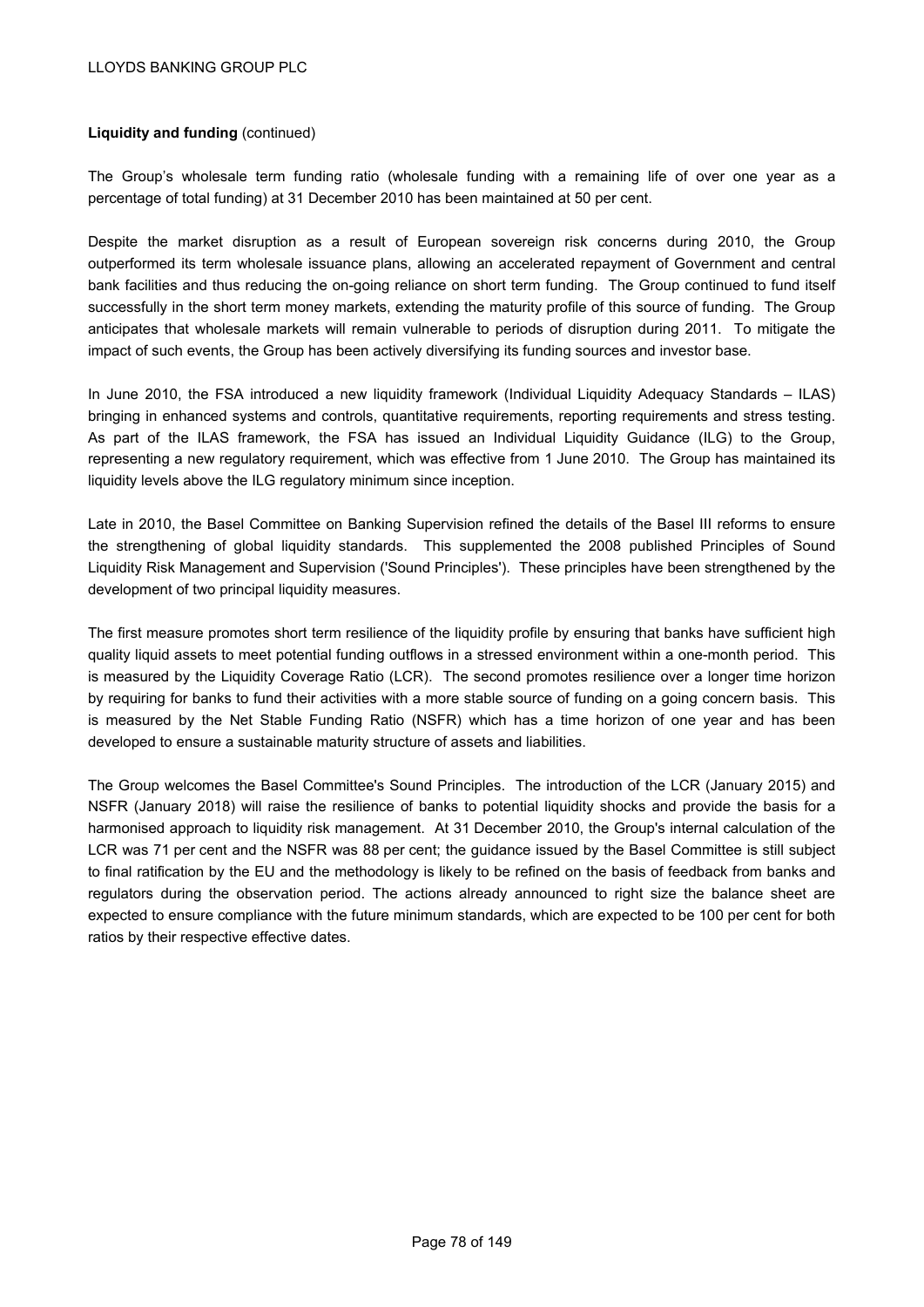**Liquidity and funding** (continued)

The Group's wholesale term funding ratio (wholesale funding with a remaining life of over one year as a percentage of total funding) at 31 December 2010 has been maintained at 50 per cent.

Despite the market disruption as a result of European sovereign risk concerns during 2010, the Group outperformed its term wholesale issuance plans, allowing an accelerated repayment of Government and central bank facilities and thus reducing the on-going reliance on short term funding. The Group continued to fund itself successfully in the short term money markets, extending the maturity profile of this source of funding. The Group anticipates that wholesale markets will remain vulnerable to periods of disruption during 2011. To mitigate the impact of such events, the Group has been actively diversifying its funding sources and investor base.

In June 2010, the FSA introduced a new liquidity framework (Individual Liquidity Adequacy Standards – ILAS) bringing in enhanced systems and controls, quantitative requirements, reporting requirements and stress testing. As part of the ILAS framework, the FSA has issued an Individual Liquidity Guidance (ILG) to the Group, representing a new regulatory requirement, which was effective from 1 June 2010. The Group has maintained its liquidity levels above the ILG regulatory minimum since inception.

Late in 2010, the Basel Committee on Banking Supervision refined the details of the Basel III reforms to ensure the strengthening of global liquidity standards. This supplemented the 2008 published Principles of Sound Liquidity Risk Management and Supervision ('Sound Principles'). These principles have been strengthened by the development of two principal liquidity measures.

The first measure promotes short term resilience of the liquidity profile by ensuring that banks have sufficient high quality liquid assets to meet potential funding outflows in a stressed environment within a one-month period. This is measured by the Liquidity Coverage Ratio (LCR). The second promotes resilience over a longer time horizon by requiring for banks to fund their activities with a more stable source of funding on a going concern basis. This is measured by the Net Stable Funding Ratio (NSFR) which has a time horizon of one year and has been developed to ensure a sustainable maturity structure of assets and liabilities.

The Group welcomes the Basel Committee's Sound Principles. The introduction of the LCR (January 2015) and NSFR (January 2018) will raise the resilience of banks to potential liquidity shocks and provide the basis for a harmonised approach to liquidity risk management. At 31 December 2010, the Group's internal calculation of the LCR was 71 per cent and the NSFR was 88 per cent; the guidance issued by the Basel Committee is still subject to final ratification by the EU and the methodology is likely to be refined on the basis of feedback from banks and regulators during the observation period. The actions already announced to right size the balance sheet are expected to ensure compliance with the future minimum standards, which are expected to be 100 per cent for both ratios by their respective effective dates.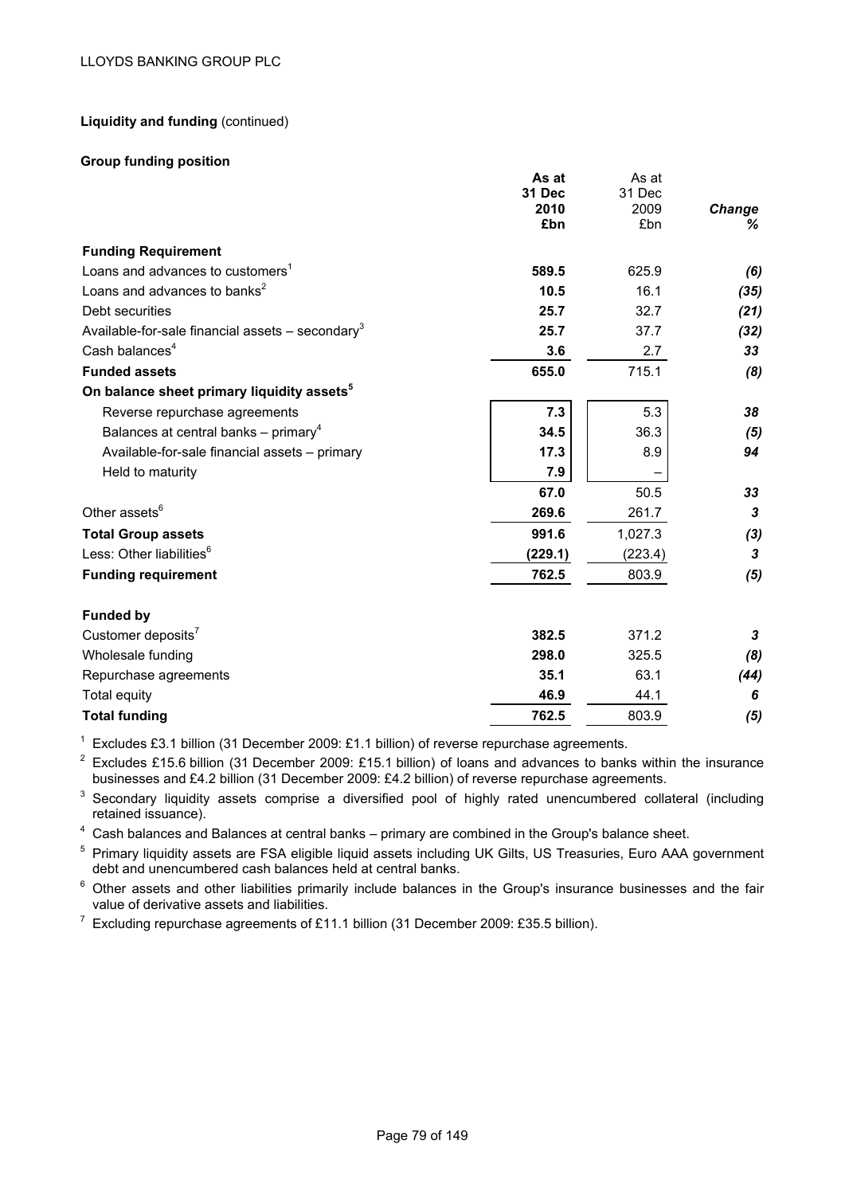LLOYDS BANKING GROUP PLC

**Liquidity and funding** (continued)

**Group funding position**

| | As at 31 Dec 2010 £bn | As at 31 Dec 2009 £bn | Change % |
|---|---|---|---|
| **Funding Requirement** | | | |
| Loans and advances to customers[1] | **589.5** | 625.9 | *(6)* |
| Loans and advances to banks[2] | **10.5** | 16.1 | *(35)* |
| Debt securities | **25.7** | 32.7 | *(21)* |
| Available-for-sale financial assets – secondary[3] | **25.7** | 37.7 | *(32)* |
| Cash balances[4] | **3.6** | 2.7 | *33* |
| **Funded assets** | **655.0** | 715.1 | *(8)* |
| **On balance sheet primary liquidity assets[5]** | | | |
| Reverse repurchase agreements | **7.3** | 5.3 | *38* |
| Balances at central banks – primary[4] | **34.5** | 36.3 | *(5)* |
| Available-for-sale financial assets – primary | **17.3** | 8.9 | *94* |
| Held to maturity | **7.9** | – | |
| | **67.0** | 50.5 | *33* |
| Other assets[6] | **269.6** | 261.7 | *3* |
| **Total Group assets** | **991.6** | 1,027.3 | *(3)* |
| Less: Other liabilities[6] | **(229.1)** | (223.4) | *3* |
| **Funding requirement** | **762.5** | 803.9 | *(5)* |
| | | | |
| **Funded by** | | | |
| Customer deposits[7] | **382.5** | 371.2 | *3* |
| Wholesale funding | **298.0** | 325.5 | *(8)* |
| Repurchase agreements | **35.1** | 63.1 | *(44)* |
| Total equity | **46.9** | 44.1 | *6* |
| **Total funding** | **762.5** | 803.9 | *(5)* |

[1] Excludes £3.1 billion (31 December 2009: £1.1 billion) of reverse repurchase agreements.

[2] Excludes £15.6 billion (31 December 2009: £15.1 billion) of loans and advances to banks within the insurance businesses and £4.2 billion (31 December 2009: £4.2 billion) of reverse repurchase agreements.

[3] Secondary liquidity assets comprise a diversified pool of highly rated unencumbered collateral (including retained issuance).

[4] Cash balances and Balances at central banks – primary are combined in the Group's balance sheet.

[5] Primary liquidity assets are FSA eligible liquid assets including UK Gilts, US Treasuries, Euro AAA government debt and unencumbered cash balances held at central banks.

[6] Other assets and other liabilities primarily include balances in the Group's insurance businesses and the fair value of derivative assets and liabilities.

[7] Excluding repurchase agreements of £11.1 billion (31 December 2009: £35.5 billion).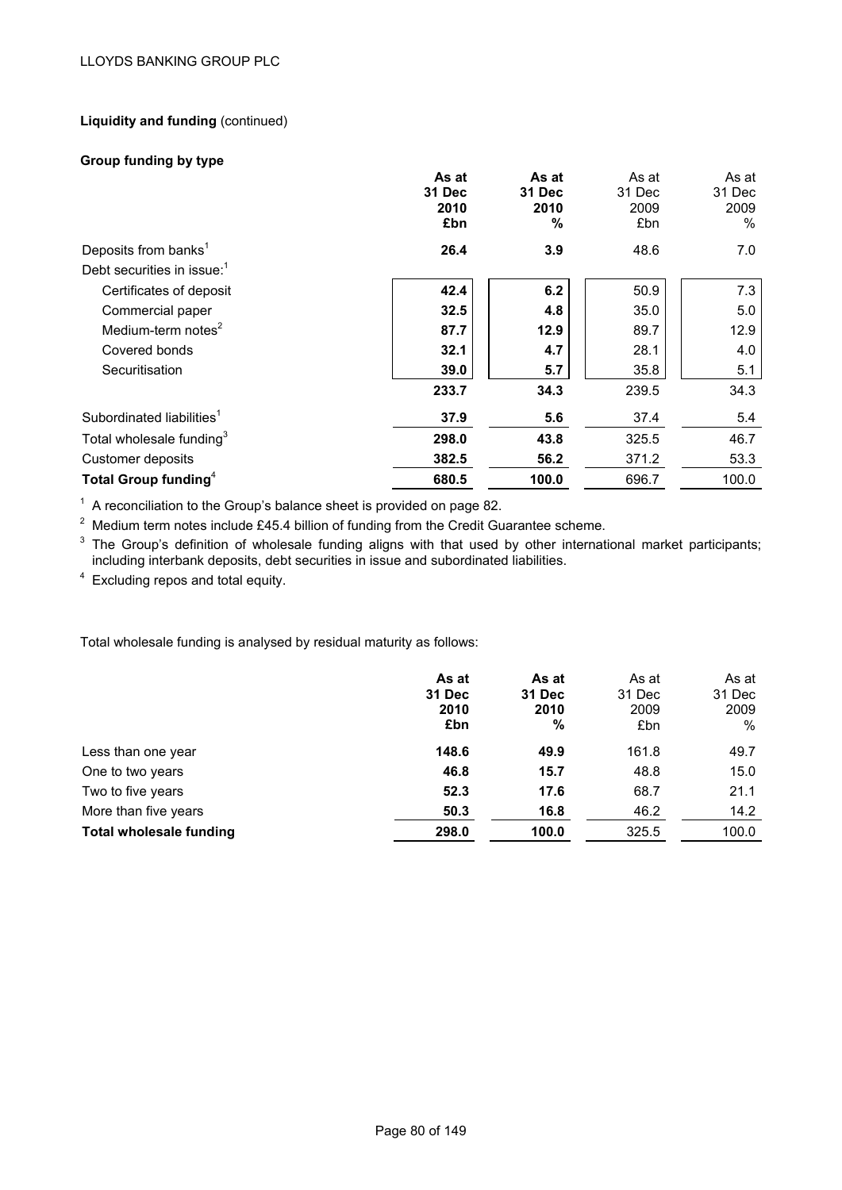**Liquidity and funding** (continued)

**Group funding by type**

| | As at 31 Dec 2010 £bn | As at 31 Dec 2010 % | As at 31 Dec 2009 £bn | As at 31 Dec 2009 % |
|---|---|---|---|---|
| Deposits from banks[1] | **26.4** | **3.9** | 48.6 | 7.0 |
| Debt securities in issue:[1] | | | | |
| Certificates of deposit | **42.4** | **6.2** | 50.9 | 7.3 |
| Commercial paper | **32.5** | **4.8** | 35.0 | 5.0 |
| Medium-term notes[2] | **87.7** | **12.9** | 89.7 | 12.9 |
| Covered bonds | **32.1** | **4.7** | 28.1 | 4.0 |
| Securitisation | **39.0** | **5.7** | 35.8 | 5.1 |
| | **233.7** | **34.3** | 239.5 | 34.3 |
| Subordinated liabilities[1] | **37.9** | **5.6** | 37.4 | 5.4 |
| Total wholesale funding[3] | **298.0** | **43.8** | 325.5 | 46.7 |
| Customer deposits | **382.5** | **56.2** | 371.2 | 53.3 |
| **Total Group funding**[4] | **680.5** | **100.0** | 696.7 | 100.0 |

[1] A reconciliation to the Group's balance sheet is provided on page 82.

[2] Medium term notes include £45.4 billion of funding from the Credit Guarantee scheme.

[3] The Group's definition of wholesale funding aligns with that used by other international market participants; including interbank deposits, debt securities in issue and subordinated liabilities.

[4] Excluding repos and total equity.

Total wholesale funding is analysed by residual maturity as follows:

| | As at 31 Dec 2010 £bn | As at 31 Dec 2010 % | As at 31 Dec 2009 £bn | As at 31 Dec 2009 % |
|---|---|---|---|---|
| Less than one year | **148.6** | **49.9** | 161.8 | 49.7 |
| One to two years | **46.8** | **15.7** | 48.8 | 15.0 |
| Two to five years | **52.3** | **17.6** | 68.7 | 21.1 |
| More than five years | **50.3** | **16.8** | 46.2 | 14.2 |
| **Total wholesale funding** | **298.0** | **100.0** | 325.5 | 100.0 |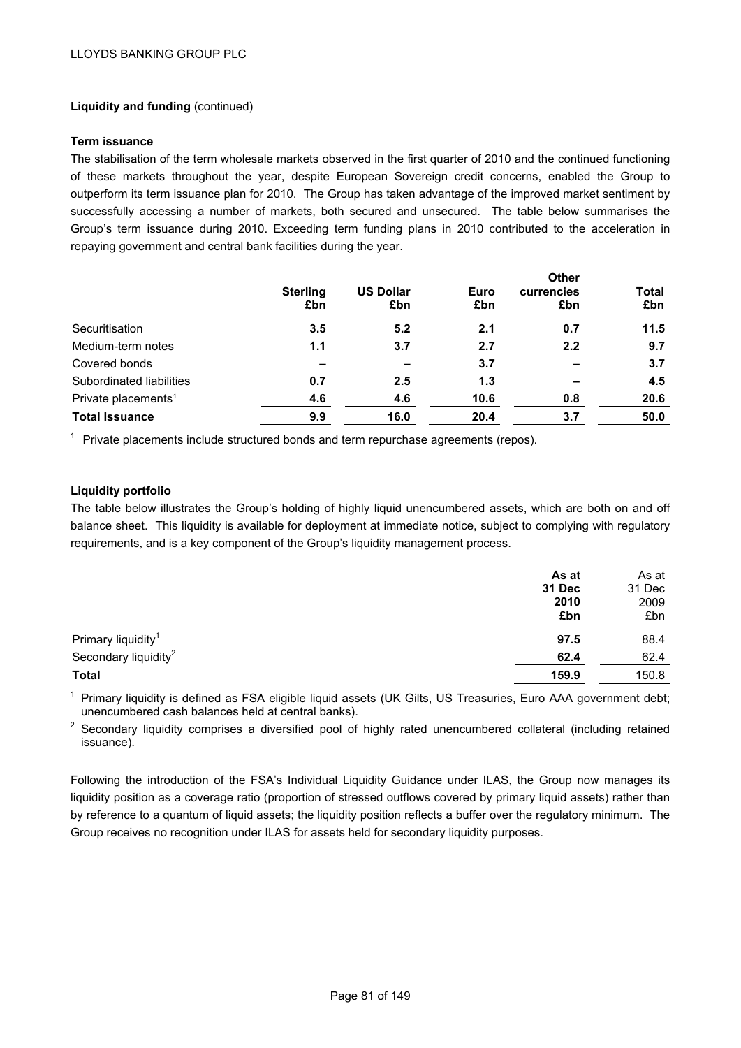**Liquidity and funding** (continued)

**Term issuance**

The stabilisation of the term wholesale markets observed in the first quarter of 2010 and the continued functioning of these markets throughout the year, despite European Sovereign credit concerns, enabled the Group to outperform its term issuance plan for 2010. The Group has taken advantage of the improved market sentiment by successfully accessing a number of markets, both secured and unsecured. The table below summarises the Group's term issuance during 2010. Exceeding term funding plans in 2010 contributed to the acceleration in repaying government and central bank facilities during the year.

| | Sterling £bn | US Dollar £bn | Euro £bn | Other currencies £bn | Total £bn |
|---|---|---|---|---|---|
| Securitisation | **3.5** | **5.2** | **2.1** | **0.7** | **11.5** |
| Medium-term notes | **1.1** | **3.7** | **2.7** | **2.2** | **9.7** |
| Covered bonds | **–** | **–** | **3.7** | **–** | **3.7** |
| Subordinated liabilities | **0.7** | **2.5** | **1.3** | **–** | **4.5** |
| Private placements[1] | **4.6** | **4.6** | **10.6** | **0.8** | **20.6** |
| **Total Issuance** | **9.9** | **16.0** | **20.4** | **3.7** | **50.0** |

[1] Private placements include structured bonds and term repurchase agreements (repos).

**Liquidity portfolio**

The table below illustrates the Group's holding of highly liquid unencumbered assets, which are both on and off balance sheet. This liquidity is available for deployment at immediate notice, subject to complying with regulatory requirements, and is a key component of the Group's liquidity management process.

| | **As at 31 Dec 2010 £bn** | As at 31 Dec 2009 £bn |
|---|---|---|
| Primary liquidity[1] | **97.5** | 88.4 |
| Secondary liquidity[2] | **62.4** | 62.4 |
| **Total** | **159.9** | 150.8 |

[1] Primary liquidity is defined as FSA eligible liquid assets (UK Gilts, US Treasuries, Euro AAA government debt; unencumbered cash balances held at central banks).

[2] Secondary liquidity comprises a diversified pool of highly rated unencumbered collateral (including retained issuance).

Following the introduction of the FSA's Individual Liquidity Guidance under ILAS, the Group now manages its liquidity position as a coverage ratio (proportion of stressed outflows covered by primary liquid assets) rather than by reference to a quantum of liquid assets; the liquidity position reflects a buffer over the regulatory minimum. The Group receives no recognition under ILAS for assets held for secondary liquidity purposes.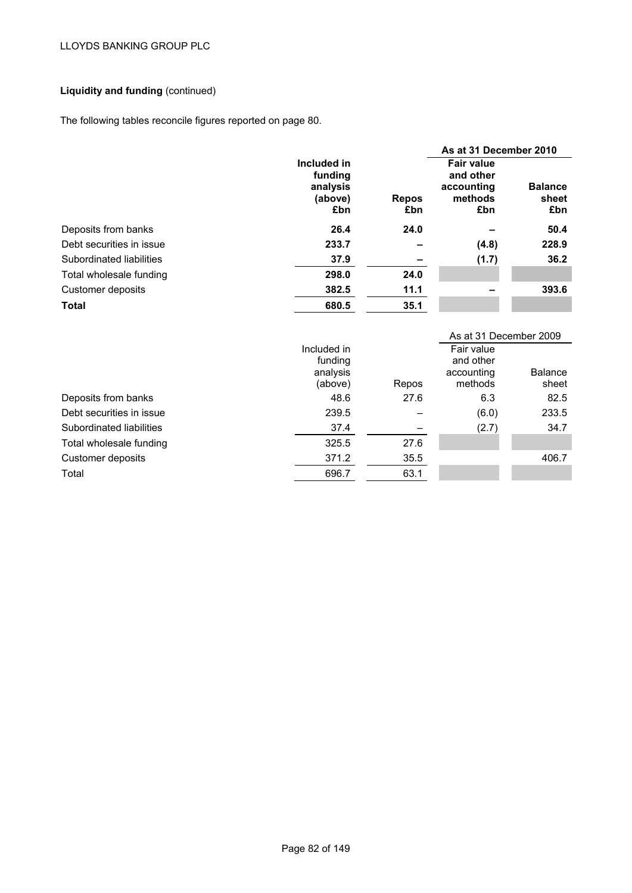**Liquidity and funding** (continued)

The following tables reconcile figures reported on page 80.

| | Included in funding analysis (above) £bn | Repos £bn | Fair value and other accounting methods £bn | Balance sheet £bn |
|---|---|---|---|---|
| | | | **As at 31 December 2010** | |
| Deposits from banks | **26.4** | **24.0** | **–** | **50.4** |
| Debt securities in issue | **233.7** | **–** | **(4.8)** | **228.9** |
| Subordinated liabilities | **37.9** | **–** | **(1.7)** | **36.2** |
| Total wholesale funding | **298.0** | **24.0** | | |
| Customer deposits | **382.5** | **11.1** | **–** | **393.6** |
| **Total** | **680.5** | **35.1** | | |

| | Included in funding analysis (above) | Repos | Fair value and other accounting methods | Balance sheet |
|---|---|---|---|---|
| | | | As at 31 December 2009 | |
| Deposits from banks | 48.6 | 27.6 | 6.3 | 82.5 |
| Debt securities in issue | 239.5 | – | (6.0) | 233.5 |
| Subordinated liabilities | 37.4 | – | (2.7) | 34.7 |
| Total wholesale funding | 325.5 | 27.6 | | |
| Customer deposits | 371.2 | 35.5 | | 406.7 |
| Total | 696.7 | 63.1 | | |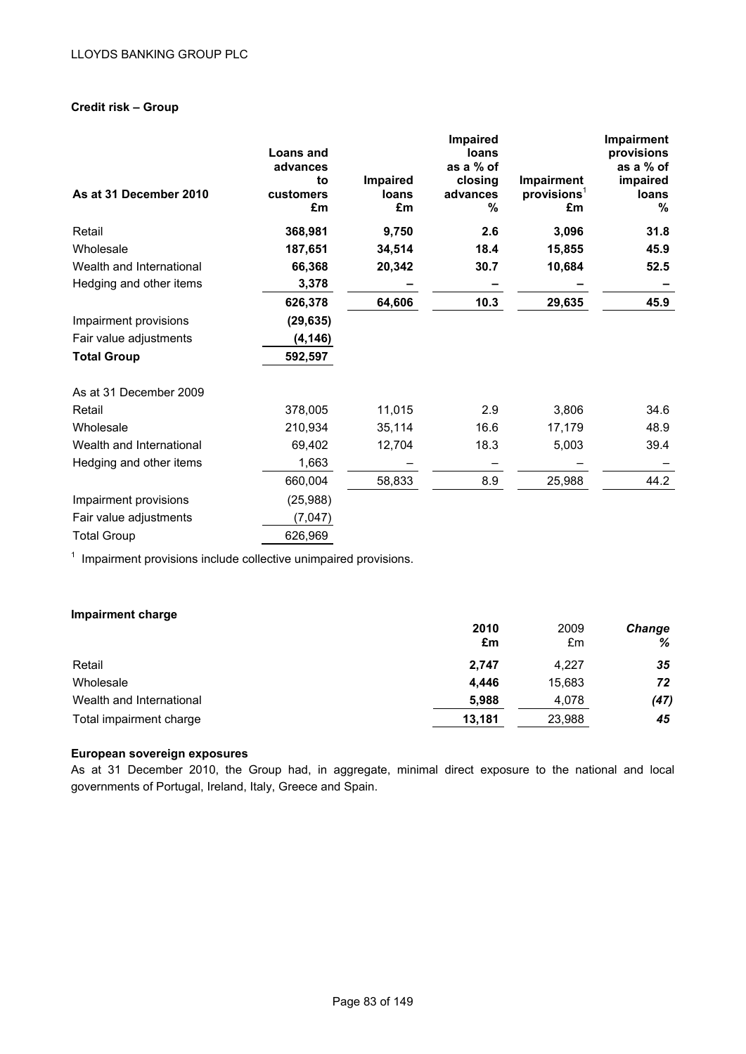**Credit risk – Group**

| As at 31 December 2010 | Loans and advances to customers £m | Impaired loans £m | Impaired loans as a % of closing advances % | Impairment provisions[1] £m | Impairment provisions as a % of impaired loans % |
|---|---|---|---|---|---|
| Retail | **368,981** | **9,750** | **2.6** | **3,096** | **31.8** |
| Wholesale | **187,651** | **34,514** | **18.4** | **15,855** | **45.9** |
| Wealth and International | **66,368** | **20,342** | **30.7** | **10,684** | **52.5** |
| Hedging and other items | **3,378** | **–** | **–** | **–** | **–** |
| | **626,378** | **64,606** | **10.3** | **29,635** | **45.9** |
| Impairment provisions | **(29,635)** | | | | |
| Fair value adjustments | **(4,146)** | | | | |
| **Total Group** | **592,597** | | | | |
| As at 31 December 2009 | | | | | |
| Retail | 378,005 | 11,015 | 2.9 | 3,806 | 34.6 |
| Wholesale | 210,934 | 35,114 | 16.6 | 17,179 | 48.9 |
| Wealth and International | 69,402 | 12,704 | 18.3 | 5,003 | 39.4 |
| Hedging and other items | 1,663 | – | – | – | – |
| | 660,004 | 58,833 | 8.9 | 25,988 | 44.2 |
| Impairment provisions | (25,988) | | | | |
| Fair value adjustments | (7,047) | | | | |
| Total Group | 626,969 | | | | |

[1] Impairment provisions include collective unimpaired provisions.

**Impairment charge**

| | 2010 £m | 2009 £m | *Change %* |
|---|---|---|---|
| Retail | **2,747** | 4,227 | ***35*** |
| Wholesale | **4,446** | 15,683 | ***72*** |
| Wealth and International | **5,988** | 4,078 | ***(47)*** |
| Total impairment charge | **13,181** | 23,988 | ***45*** |

**European sovereign exposures**

As at 31 December 2010, the Group had, in aggregate, minimal direct exposure to the national and local governments of Portugal, Ireland, Italy, Greece and Spain.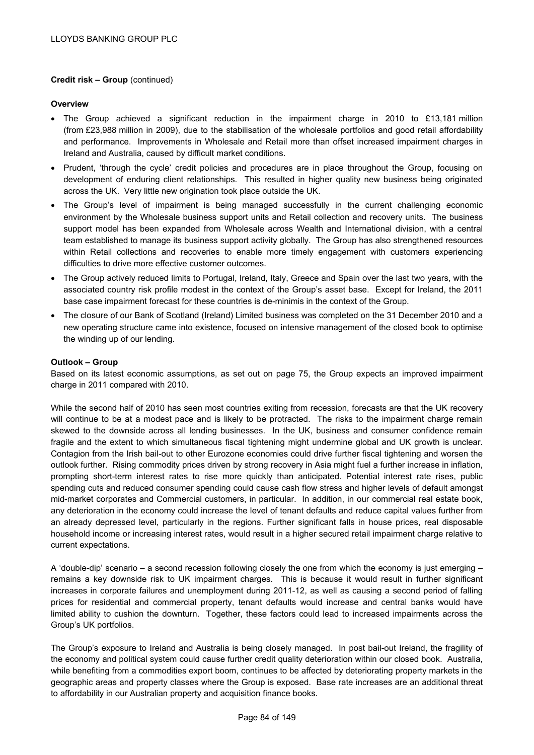**Credit risk – Group** (continued)

**Overview**

- The Group achieved a significant reduction in the impairment charge in 2010 to £13,181 million (from £23,988 million in 2009), due to the stabilisation of the wholesale portfolios and good retail affordability and performance. Improvements in Wholesale and Retail more than offset increased impairment charges in Ireland and Australia, caused by difficult market conditions.
- Prudent, 'through the cycle' credit policies and procedures are in place throughout the Group, focusing on development of enduring client relationships. This resulted in higher quality new business being originated across the UK. Very little new origination took place outside the UK.
- The Group's level of impairment is being managed successfully in the current challenging economic environment by the Wholesale business support units and Retail collection and recovery units. The business support model has been expanded from Wholesale across Wealth and International division, with a central team established to manage its business support activity globally. The Group has also strengthened resources within Retail collections and recoveries to enable more timely engagement with customers experiencing difficulties to drive more effective customer outcomes.
- The Group actively reduced limits to Portugal, Ireland, Italy, Greece and Spain over the last two years, with the associated country risk profile modest in the context of the Group's asset base. Except for Ireland, the 2011 base case impairment forecast for these countries is de-minimis in the context of the Group.
- The closure of our Bank of Scotland (Ireland) Limited business was completed on the 31 December 2010 and a new operating structure came into existence, focused on intensive management of the closed book to optimise the winding up of our lending.

**Outlook – Group**

Based on its latest economic assumptions, as set out on page 75, the Group expects an improved impairment charge in 2011 compared with 2010.

While the second half of 2010 has seen most countries exiting from recession, forecasts are that the UK recovery will continue to be at a modest pace and is likely to be protracted. The risks to the impairment charge remain skewed to the downside across all lending businesses. In the UK, business and consumer confidence remain fragile and the extent to which simultaneous fiscal tightening might undermine global and UK growth is unclear. Contagion from the Irish bail-out to other Eurozone economies could drive further fiscal tightening and worsen the outlook further. Rising commodity prices driven by strong recovery in Asia might fuel a further increase in inflation, prompting short-term interest rates to rise more quickly than anticipated. Potential interest rate rises, public spending cuts and reduced consumer spending could cause cash flow stress and higher levels of default amongst mid-market corporates and Commercial customers, in particular. In addition, in our commercial real estate book, any deterioration in the economy could increase the level of tenant defaults and reduce capital values further from an already depressed level, particularly in the regions. Further significant falls in house prices, real disposable household income or increasing interest rates, would result in a higher secured retail impairment charge relative to current expectations.

A 'double-dip' scenario – a second recession following closely the one from which the economy is just emerging – remains a key downside risk to UK impairment charges. This is because it would result in further significant increases in corporate failures and unemployment during 2011-12, as well as causing a second period of falling prices for residential and commercial property, tenant defaults would increase and central banks would have limited ability to cushion the downturn. Together, these factors could lead to increased impairments across the Group's UK portfolios.

The Group's exposure to Ireland and Australia is being closely managed. In post bail-out Ireland, the fragility of the economy and political system could cause further credit quality deterioration within our closed book. Australia, while benefiting from a commodities export boom, continues to be affected by deteriorating property markets in the geographic areas and property classes where the Group is exposed. Base rate increases are an additional threat to affordability in our Australian property and acquisition finance books.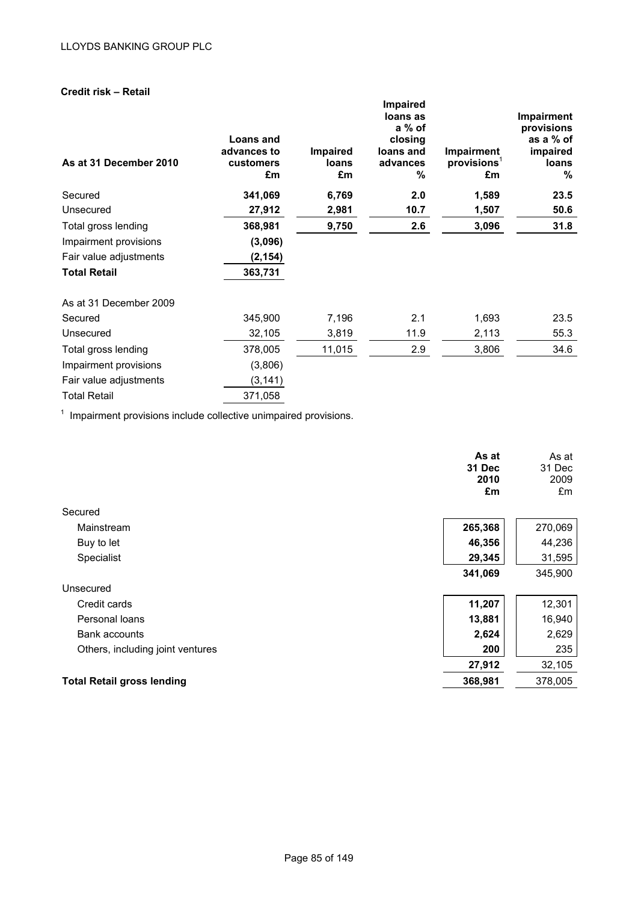**Credit risk – Retail**

| As at 31 December 2010 | Loans and advances to customers £m | Impaired loans £m | Impaired loans as a % of closing loans and advances % | Impairment provisions[1] £m | Impairment provisions as a % of impaired loans % |
|---|---|---|---|---|---|
| Secured | **341,069** | **6,769** | **2.0** | **1,589** | **23.5** |
| Unsecured | **27,912** | **2,981** | **10.7** | **1,507** | **50.6** |
| Total gross lending | **368,981** | **9,750** | **2.6** | **3,096** | **31.8** |
| Impairment provisions | **(3,096)** | | | | |
| Fair value adjustments | **(2,154)** | | | | |
| **Total Retail** | **363,731** | | | | |
| As at 31 December 2009 | | | | | |
| Secured | 345,900 | 7,196 | 2.1 | 1,693 | 23.5 |
| Unsecured | 32,105 | 3,819 | 11.9 | 2,113 | 55.3 |
| Total gross lending | 378,005 | 11,015 | 2.9 | 3,806 | 34.6 |
| Impairment provisions | (3,806) | | | | |
| Fair value adjustments | (3,141) | | | | |
| Total Retail | 371,058 | | | | |

[1] Impairment provisions include collective unimpaired provisions.

| | As at 31 Dec 2010 £m | As at 31 Dec 2009 £m |
|---|---|---|
| Secured | | |
| Mainstream | **265,368** | 270,069 |
| Buy to let | **46,356** | 44,236 |
| Specialist | **29,345** | 31,595 |
| | **341,069** | 345,900 |
| Unsecured | | |
| Credit cards | **11,207** | 12,301 |
| Personal loans | **13,881** | 16,940 |
| Bank accounts | **2,624** | 2,629 |
| Others, including joint ventures | **200** | 235 |
| | **27,912** | 32,105 |
| **Total Retail gross lending** | **368,981** | 378,005 |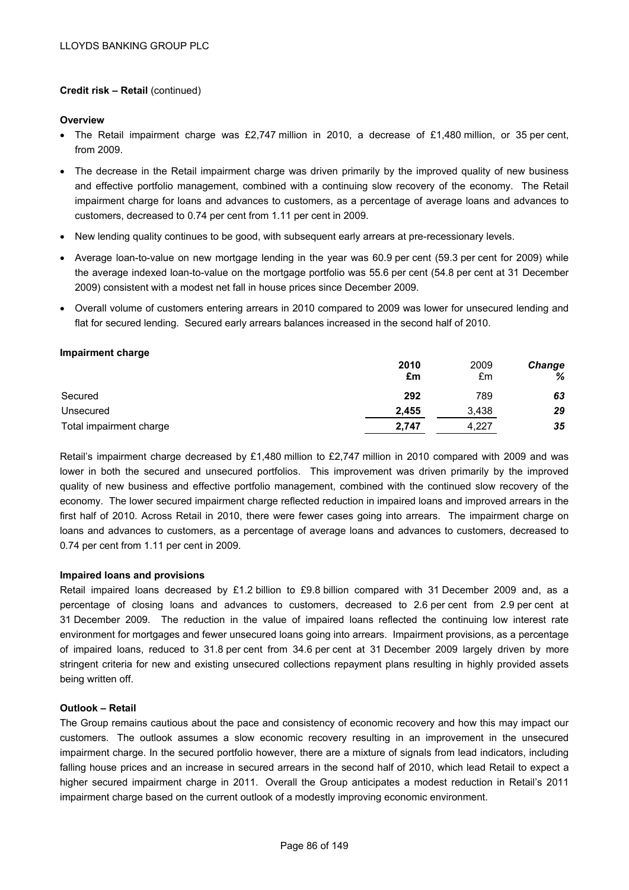**Credit risk – Retail** (continued)

**Overview**

- The Retail impairment charge was £2,747 million in 2010, a decrease of £1,480 million, or 35 per cent, from 2009.
- The decrease in the Retail impairment charge was driven primarily by the improved quality of new business and effective portfolio management, combined with a continuing slow recovery of the economy. The Retail impairment charge for loans and advances to customers, as a percentage of average loans and advances to customers, decreased to 0.74 per cent from 1.11 per cent in 2009.
- New lending quality continues to be good, with subsequent early arrears at pre-recessionary levels.
- Average loan-to-value on new mortgage lending in the year was 60.9 per cent (59.3 per cent for 2009) while the average indexed loan-to-value on the mortgage portfolio was 55.6 per cent (54.8 per cent at 31 December 2009) consistent with a modest net fall in house prices since December 2009.
- Overall volume of customers entering arrears in 2010 compared to 2009 was lower for unsecured lending and flat for secured lending. Secured early arrears balances increased in the second half of 2010.

**Impairment charge**

| | **2010 £m** | 2009 £m | ***Change %*** |
|---|---|---|---|
| Secured | **292** | 789 | ***63*** |
| Unsecured | **2,455** | 3,438 | ***29*** |
| Total impairment charge | **2,747** | 4,227 | ***35*** |

Retail's impairment charge decreased by £1,480 million to £2,747 million in 2010 compared with 2009 and was lower in both the secured and unsecured portfolios. This improvement was driven primarily by the improved quality of new business and effective portfolio management, combined with the continued slow recovery of the economy. The lower secured impairment charge reflected reduction in impaired loans and improved arrears in the first half of 2010. Across Retail in 2010, there were fewer cases going into arrears. The impairment charge on loans and advances to customers, as a percentage of average loans and advances to customers, decreased to 0.74 per cent from 1.11 per cent in 2009.

**Impaired loans and provisions**

Retail impaired loans decreased by £1.2 billion to £9.8 billion compared with 31 December 2009 and, as a percentage of closing loans and advances to customers, decreased to 2.6 per cent from 2.9 per cent at 31 December 2009. The reduction in the value of impaired loans reflected the continuing low interest rate environment for mortgages and fewer unsecured loans going into arrears. Impairment provisions, as a percentage of impaired loans, reduced to 31.8 per cent from 34.6 per cent at 31 December 2009 largely driven by more stringent criteria for new and existing unsecured collections repayment plans resulting in highly provided assets being written off.

**Outlook – Retail**

The Group remains cautious about the pace and consistency of economic recovery and how this may impact our customers. The outlook assumes a slow economic recovery resulting in an improvement in the unsecured impairment charge. In the secured portfolio however, there are a mixture of signals from lead indicators, including falling house prices and an increase in secured arrears in the second half of 2010, which lead Retail to expect a higher secured impairment charge in 2011. Overall the Group anticipates a modest reduction in Retail's 2011 impairment charge based on the current outlook of a modestly improving economic environment.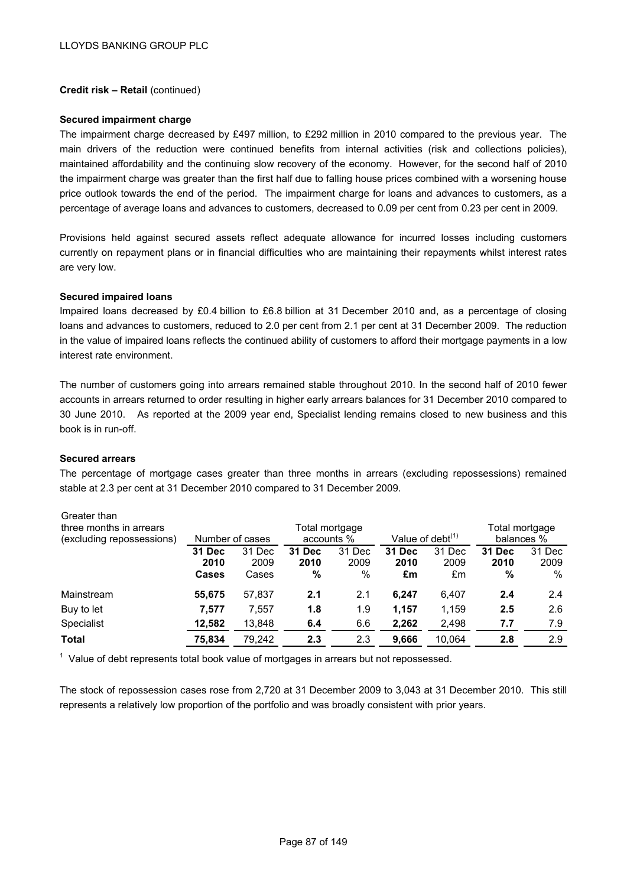LLOYDS BANKING GROUP PLC

**Credit risk – Retail** (continued)

**Secured impairment charge**

The impairment charge decreased by £497 million, to £292 million in 2010 compared to the previous year. The main drivers of the reduction were continued benefits from internal activities (risk and collections policies), maintained affordability and the continuing slow recovery of the economy. However, for the second half of 2010 the impairment charge was greater than the first half due to falling house prices combined with a worsening house price outlook towards the end of the period. The impairment charge for loans and advances to customers, as a percentage of average loans and advances to customers, decreased to 0.09 per cent from 0.23 per cent in 2009.

Provisions held against secured assets reflect adequate allowance for incurred losses including customers currently on repayment plans or in financial difficulties who are maintaining their repayments whilst interest rates are very low.

**Secured impaired loans**

Impaired loans decreased by £0.4 billion to £6.8 billion at 31 December 2010 and, as a percentage of closing loans and advances to customers, reduced to 2.0 per cent from 2.1 per cent at 31 December 2009. The reduction in the value of impaired loans reflects the continued ability of customers to afford their mortgage payments in a low interest rate environment.

The number of customers going into arrears remained stable throughout 2010. In the second half of 2010 fewer accounts in arrears returned to order resulting in higher early arrears balances for 31 December 2010 compared to 30 June 2010. As reported at the 2009 year end, Specialist lending remains closed to new business and this book is in run-off.

**Secured arrears**

The percentage of mortgage cases greater than three months in arrears (excluding repossessions) remained stable at 2.3 per cent at 31 December 2010 compared to 31 December 2009.

| Greater than three months in arrears (excluding repossessions) | Number of cases | | Total mortgage accounts % | | Value of debt[1] | | Total mortgage balances % | |
|---|---|---|---|---|---|---|---|---|
| | **31 Dec 2010 Cases** | 31 Dec 2009 Cases | **31 Dec 2010 %** | 31 Dec 2009 % | **31 Dec 2010 £m** | 31 Dec 2009 £m | **31 Dec 2010 %** | 31 Dec 2009 % |
| Mainstream | **55,675** | 57,837 | **2.1** | 2.1 | **6,247** | 6,407 | **2.4** | 2.4 |
| Buy to let | **7,577** | 7,557 | **1.8** | 1.9 | **1,157** | 1,159 | **2.5** | 2.6 |
| Specialist | **12,582** | 13,848 | **6.4** | 6.6 | **2,262** | 2,498 | **7.7** | 7.9 |
| **Total** | **75,834** | 79,242 | **2.3** | 2.3 | **9,666** | 10,064 | **2.8** | 2.9 |

[1] Value of debt represents total book value of mortgages in arrears but not repossessed.

The stock of repossession cases rose from 2,720 at 31 December 2009 to 3,043 at 31 December 2010. This still represents a relatively low proportion of the portfolio and was broadly consistent with prior years.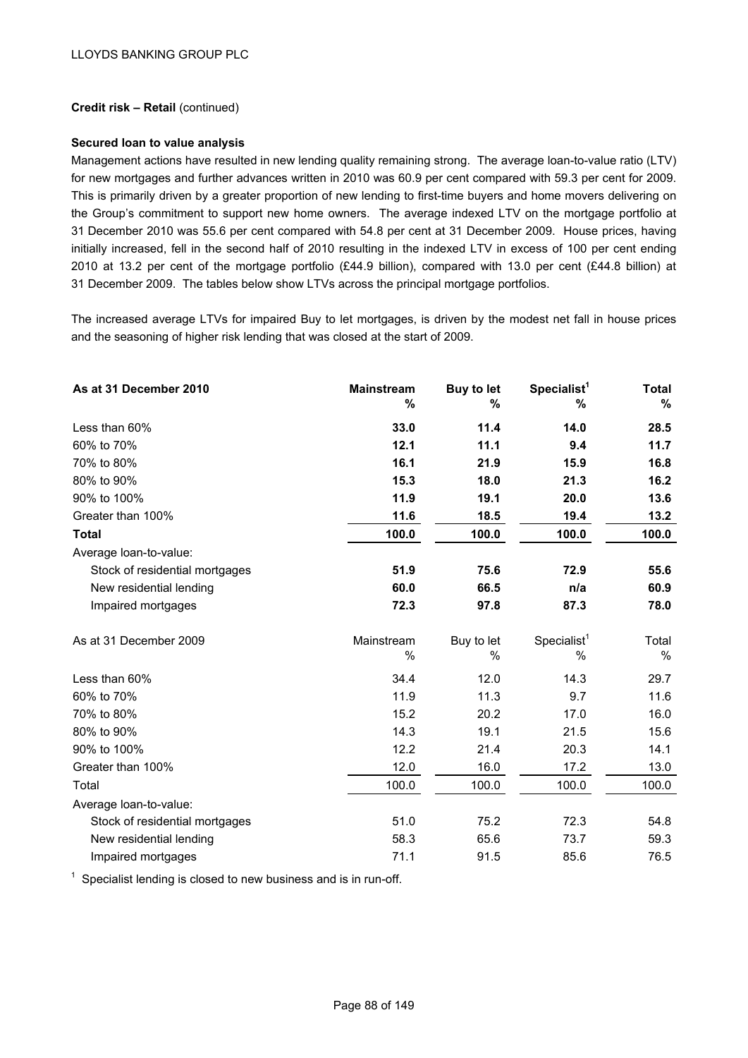**Credit risk – Retail** (continued)

**Secured loan to value analysis**

Management actions have resulted in new lending quality remaining strong. The average loan-to-value ratio (LTV) for new mortgages and further advances written in 2010 was 60.9 per cent compared with 59.3 per cent for 2009. This is primarily driven by a greater proportion of new lending to first-time buyers and home movers delivering on the Group's commitment to support new home owners. The average indexed LTV on the mortgage portfolio at 31 December 2010 was 55.6 per cent compared with 54.8 per cent at 31 December 2009. House prices, having initially increased, fell in the second half of 2010 resulting in the indexed LTV in excess of 100 per cent ending 2010 at 13.2 per cent of the mortgage portfolio (£44.9 billion), compared with 13.0 per cent (£44.8 billion) at 31 December 2009. The tables below show LTVs across the principal mortgage portfolios.

The increased average LTVs for impaired Buy to let mortgages, is driven by the modest net fall in house prices and the seasoning of higher risk lending that was closed at the start of 2009.

| **As at 31 December 2010** | **Mainstream %** | **Buy to let %** | **Specialist[1] %** | **Total %** |
|---|---|---|---|---|
| Less than 60% | **33.0** | **11.4** | **14.0** | **28.5** |
| 60% to 70% | **12.1** | **11.1** | **9.4** | **11.7** |
| 70% to 80% | **16.1** | **21.9** | **15.9** | **16.8** |
| 80% to 90% | **15.3** | **18.0** | **21.3** | **16.2** |
| 90% to 100% | **11.9** | **19.1** | **20.0** | **13.6** |
| Greater than 100% | **11.6** | **18.5** | **19.4** | **13.2** |
| **Total** | **100.0** | **100.0** | **100.0** | **100.0** |
| Average loan-to-value: | | | | |
| Stock of residential mortgages | **51.9** | **75.6** | **72.9** | **55.6** |
| New residential lending | **60.0** | **66.5** | **n/a** | **60.9** |
| Impaired mortgages | **72.3** | **97.8** | **87.3** | **78.0** |

| As at 31 December 2009 | Mainstream % | Buy to let % | Specialist[1] % | Total % |
|---|---|---|---|---|
| Less than 60% | 34.4 | 12.0 | 14.3 | 29.7 |
| 60% to 70% | 11.9 | 11.3 | 9.7 | 11.6 |
| 70% to 80% | 15.2 | 20.2 | 17.0 | 16.0 |
| 80% to 90% | 14.3 | 19.1 | 21.5 | 15.6 |
| 90% to 100% | 12.2 | 21.4 | 20.3 | 14.1 |
| Greater than 100% | 12.0 | 16.0 | 17.2 | 13.0 |
| Total | 100.0 | 100.0 | 100.0 | 100.0 |
| Average loan-to-value: | | | | |
| Stock of residential mortgages | 51.0 | 75.2 | 72.3 | 54.8 |
| New residential lending | 58.3 | 65.6 | 73.7 | 59.3 |
| Impaired mortgages | 71.1 | 91.5 | 85.6 | 76.5 |

[1] Specialist lending is closed to new business and is in run-off.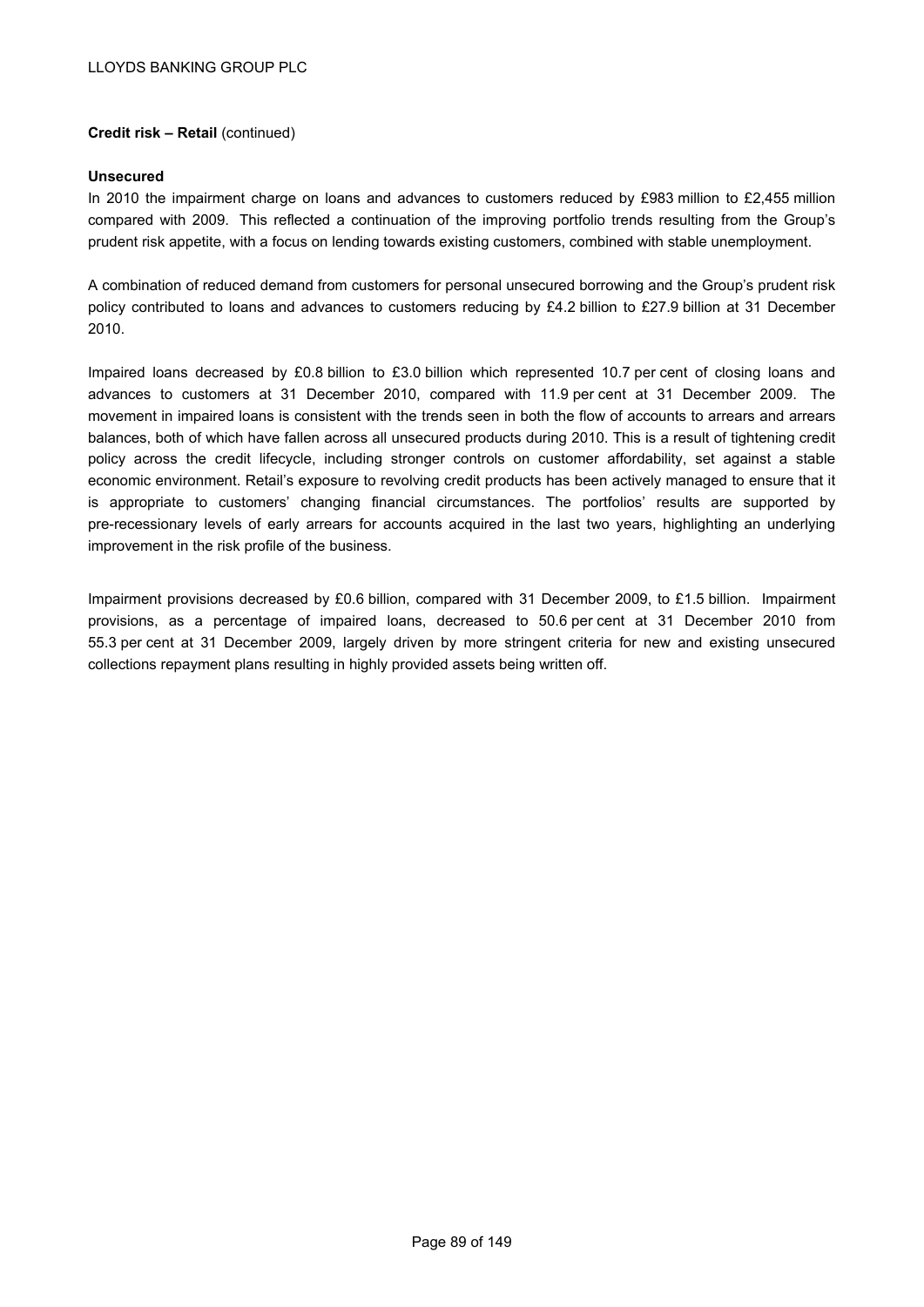**Credit risk – Retail** (continued)

**Unsecured**

In 2010 the impairment charge on loans and advances to customers reduced by £983 million to £2,455 million compared with 2009. This reflected a continuation of the improving portfolio trends resulting from the Group's prudent risk appetite, with a focus on lending towards existing customers, combined with stable unemployment.

A combination of reduced demand from customers for personal unsecured borrowing and the Group's prudent risk policy contributed to loans and advances to customers reducing by £4.2 billion to £27.9 billion at 31 December 2010.

Impaired loans decreased by £0.8 billion to £3.0 billion which represented 10.7 per cent of closing loans and advances to customers at 31 December 2010, compared with 11.9 per cent at 31 December 2009. The movement in impaired loans is consistent with the trends seen in both the flow of accounts to arrears and arrears balances, both of which have fallen across all unsecured products during 2010. This is a result of tightening credit policy across the credit lifecycle, including stronger controls on customer affordability, set against a stable economic environment. Retail's exposure to revolving credit products has been actively managed to ensure that it is appropriate to customers' changing financial circumstances. The portfolios' results are supported by pre-recessionary levels of early arrears for accounts acquired in the last two years, highlighting an underlying improvement in the risk profile of the business.

Impairment provisions decreased by £0.6 billion, compared with 31 December 2009, to £1.5 billion. Impairment provisions, as a percentage of impaired loans, decreased to 50.6 per cent at 31 December 2010 from 55.3 per cent at 31 December 2009, largely driven by more stringent criteria for new and existing unsecured collections repayment plans resulting in highly provided assets being written off.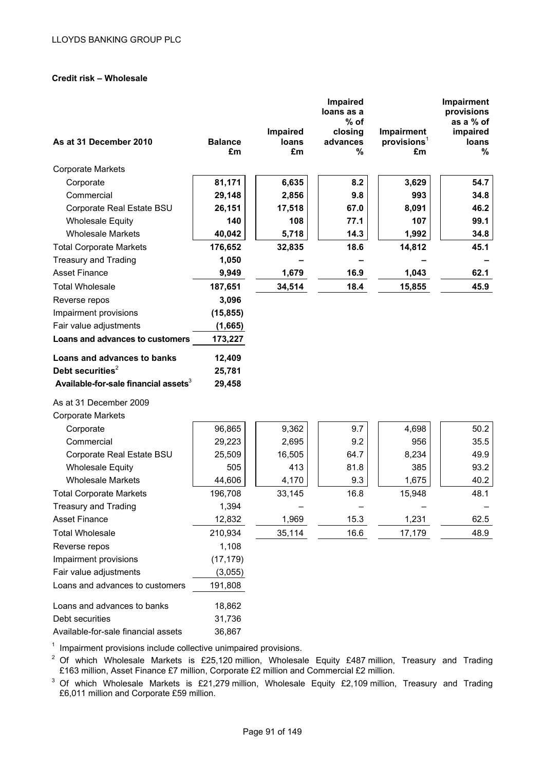**Credit risk – Wholesale**

| As at 31 December 2010 | Balance £m | Impaired loans £m | Impaired loans as a % of closing advances % | Impairment provisions[1] £m | Impairment provisions as a % of impaired loans % |
|---|---|---|---|---|---|
| Corporate Markets | | | | | |
| Corporate | **81,171** | **6,635** | **8.2** | **3,629** | **54.7** |
| Commercial | **29,148** | **2,856** | **9.8** | **993** | **34.8** |
| Corporate Real Estate BSU | **26,151** | **17,518** | **67.0** | **8,091** | **46.2** |
| Wholesale Equity | **140** | **108** | **77.1** | **107** | **99.1** |
| Wholesale Markets | **40,042** | **5,718** | **14.3** | **1,992** | **34.8** |
| Total Corporate Markets | **176,652** | **32,835** | **18.6** | **14,812** | **45.1** |
| Treasury and Trading | **1,050** | **–** | **–** | **–** | **–** |
| Asset Finance | **9,949** | **1,679** | **16.9** | **1,043** | **62.1** |
| Total Wholesale | **187,651** | **34,514** | **18.4** | **15,855** | **45.9** |
| Reverse repos | **3,096** | | | | |
| Impairment provisions | **(15,855)** | | | | |
| Fair value adjustments | **(1,665)** | | | | |
| **Loans and advances to customers** | **173,227** | | | | |
| **Loans and advances to banks** | **12,409** | | | | |
| **Debt securities**[2] | **25,781** | | | | |
| **Available-for-sale financial assets**[3] | **29,458** | | | | |
| As at 31 December 2009 | | | | | |
| Corporate Markets | | | | | |
| Corporate | 96,865 | 9,362 | 9.7 | 4,698 | 50.2 |
| Commercial | 29,223 | 2,695 | 9.2 | 956 | 35.5 |
| Corporate Real Estate BSU | 25,509 | 16,505 | 64.7 | 8,234 | 49.9 |
| Wholesale Equity | 505 | 413 | 81.8 | 385 | 93.2 |
| Wholesale Markets | 44,606 | 4,170 | 9.3 | 1,675 | 40.2 |
| Total Corporate Markets | 196,708 | 33,145 | 16.8 | 15,948 | 48.1 |
| Treasury and Trading | 1,394 | – | – | – | – |
| Asset Finance | 12,832 | 1,969 | 15.3 | 1,231 | 62.5 |
| Total Wholesale | 210,934 | 35,114 | 16.6 | 17,179 | 48.9 |
| Reverse repos | 1,108 | | | | |
| Impairment provisions | (17,179) | | | | |
| Fair value adjustments | (3,055) | | | | |
| Loans and advances to customers | 191,808 | | | | |
| Loans and advances to banks | 18,862 | | | | |
| Debt securities | 31,736 | | | | |
| Available-for-sale financial assets | 36,867 | | | | |

[1] Impairment provisions include collective unimpaired provisions.

[2] Of which Wholesale Markets is £25,120 million, Wholesale Equity £487 million, Treasury and Trading £163 million, Asset Finance £7 million, Corporate £2 million and Commercial £2 million.

[3] Of which Wholesale Markets is £21,279 million, Wholesale Equity £2,109 million, Treasury and Trading £6,011 million and Corporate £59 million.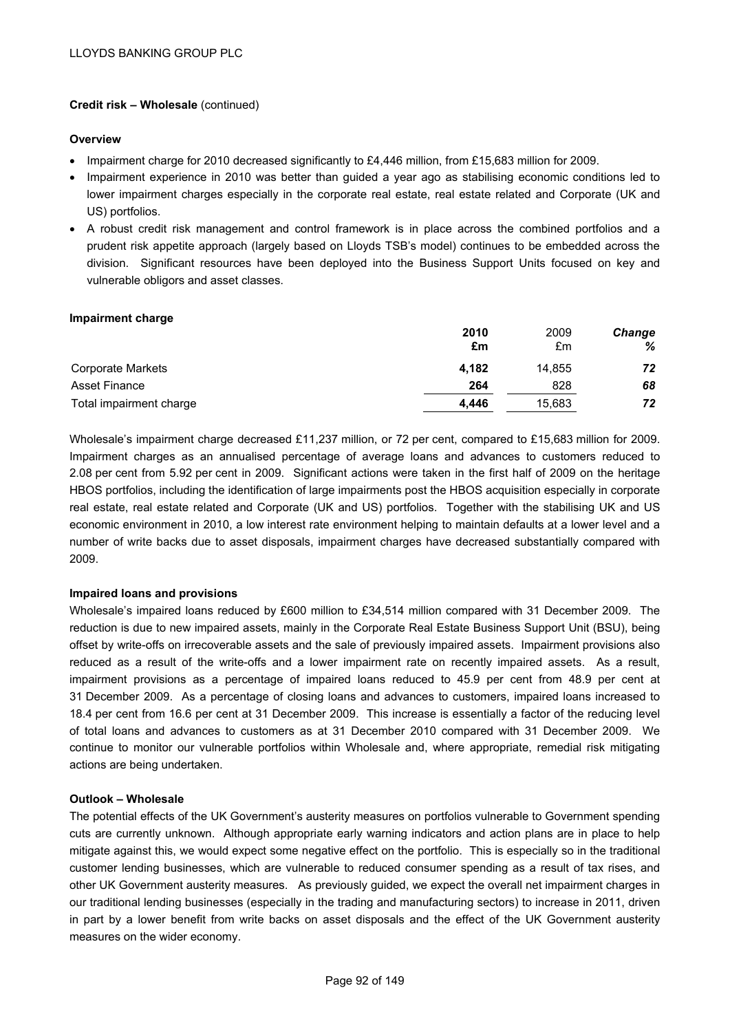LLOYDS BANKING GROUP PLC

**Credit risk – Wholesale** (continued)

**Overview**

- Impairment charge for 2010 decreased significantly to £4,446 million, from £15,683 million for 2009.
- Impairment experience in 2010 was better than guided a year ago as stabilising economic conditions led to lower impairment charges especially in the corporate real estate, real estate related and Corporate (UK and US) portfolios.
- A robust credit risk management and control framework is in place across the combined portfolios and a prudent risk appetite approach (largely based on Lloyds TSB's model) continues to be embedded across the division. Significant resources have been deployed into the Business Support Units focused on key and vulnerable obligors and asset classes.

**Impairment charge**

| | **2010** | 2009 | ***Change*** |
|---|---|---|---|
| | **£m** | £m | ***%*** |
| Corporate Markets | **4,182** | 14,855 | ***72*** |
| Asset Finance | **264** | 828 | ***68*** |
| Total impairment charge | **4,446** | 15,683 | ***72*** |

Wholesale's impairment charge decreased £11,237 million, or 72 per cent, compared to £15,683 million for 2009. Impairment charges as an annualised percentage of average loans and advances to customers reduced to 2.08 per cent from 5.92 per cent in 2009. Significant actions were taken in the first half of 2009 on the heritage HBOS portfolios, including the identification of large impairments post the HBOS acquisition especially in corporate real estate, real estate related and Corporate (UK and US) portfolios. Together with the stabilising UK and US economic environment in 2010, a low interest rate environment helping to maintain defaults at a lower level and a number of write backs due to asset disposals, impairment charges have decreased substantially compared with 2009.

**Impaired loans and provisions**

Wholesale's impaired loans reduced by £600 million to £34,514 million compared with 31 December 2009. The reduction is due to new impaired assets, mainly in the Corporate Real Estate Business Support Unit (BSU), being offset by write-offs on irrecoverable assets and the sale of previously impaired assets. Impairment provisions also reduced as a result of the write-offs and a lower impairment rate on recently impaired assets. As a result, impairment provisions as a percentage of impaired loans reduced to 45.9 per cent from 48.9 per cent at 31 December 2009. As a percentage of closing loans and advances to customers, impaired loans increased to 18.4 per cent from 16.6 per cent at 31 December 2009. This increase is essentially a factor of the reducing level of total loans and advances to customers as at 31 December 2010 compared with 31 December 2009. We continue to monitor our vulnerable portfolios within Wholesale and, where appropriate, remedial risk mitigating actions are being undertaken.

**Outlook – Wholesale**

The potential effects of the UK Government's austerity measures on portfolios vulnerable to Government spending cuts are currently unknown. Although appropriate early warning indicators and action plans are in place to help mitigate against this, we would expect some negative effect on the portfolio. This is especially so in the traditional customer lending businesses, which are vulnerable to reduced consumer spending as a result of tax rises, and other UK Government austerity measures. As previously guided, we expect the overall net impairment charges in our traditional lending businesses (especially in the trading and manufacturing sectors) to increase in 2011, driven in part by a lower benefit from write backs on asset disposals and the effect of the UK Government austerity measures on the wider economy.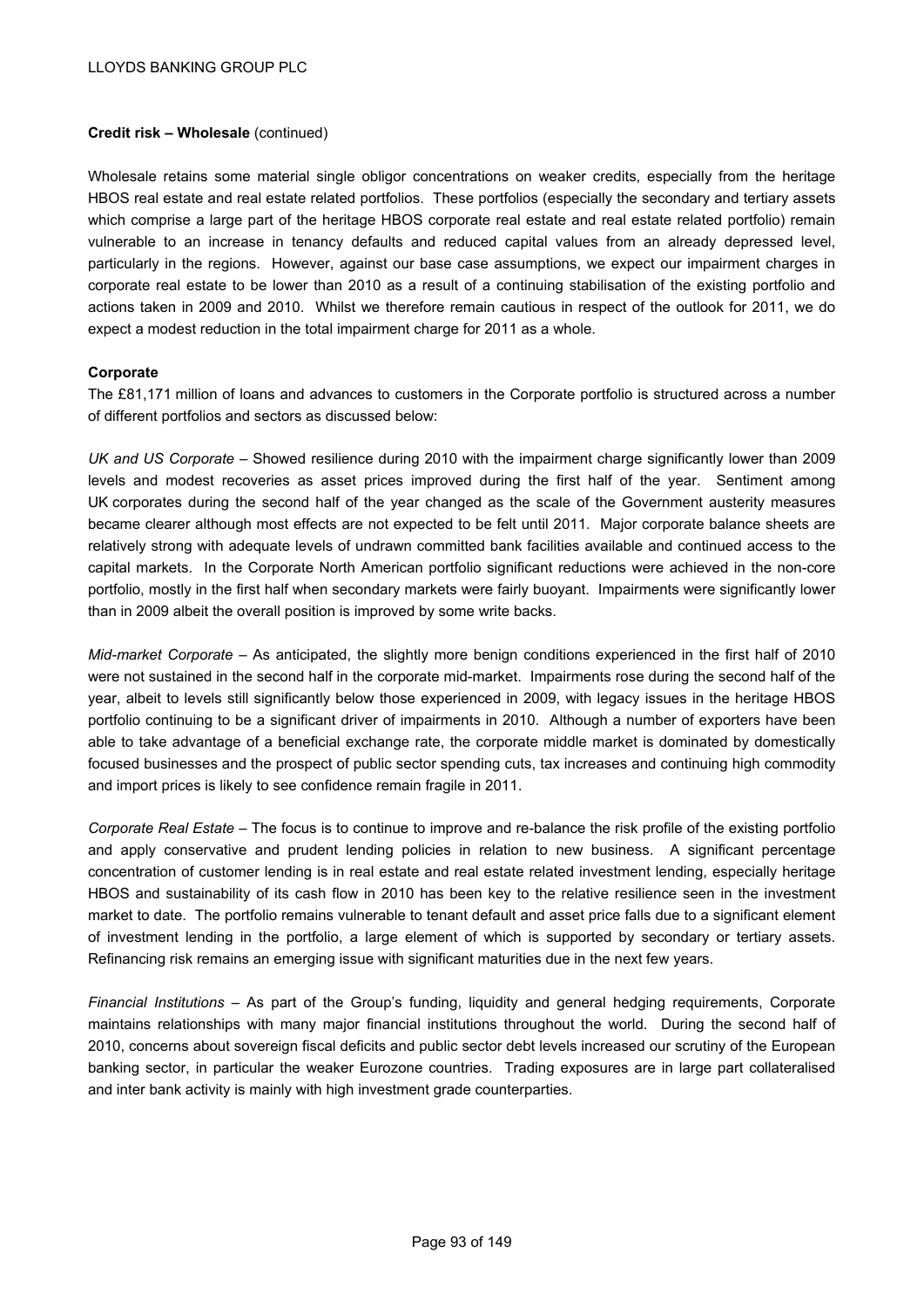**Credit risk – Wholesale** (continued)

Wholesale retains some material single obligor concentrations on weaker credits, especially from the heritage HBOS real estate and real estate related portfolios. These portfolios (especially the secondary and tertiary assets which comprise a large part of the heritage HBOS corporate real estate and real estate related portfolio) remain vulnerable to an increase in tenancy defaults and reduced capital values from an already depressed level, particularly in the regions. However, against our base case assumptions, we expect our impairment charges in corporate real estate to be lower than 2010 as a result of a continuing stabilisation of the existing portfolio and actions taken in 2009 and 2010. Whilst we therefore remain cautious in respect of the outlook for 2011, we do expect a modest reduction in the total impairment charge for 2011 as a whole.

**Corporate**

The £81,171 million of loans and advances to customers in the Corporate portfolio is structured across a number of different portfolios and sectors as discussed below:

*UK and US Corporate* – Showed resilience during 2010 with the impairment charge significantly lower than 2009 levels and modest recoveries as asset prices improved during the first half of the year. Sentiment among UK corporates during the second half of the year changed as the scale of the Government austerity measures became clearer although most effects are not expected to be felt until 2011. Major corporate balance sheets are relatively strong with adequate levels of undrawn committed bank facilities available and continued access to the capital markets. In the Corporate North American portfolio significant reductions were achieved in the non-core portfolio, mostly in the first half when secondary markets were fairly buoyant. Impairments were significantly lower than in 2009 albeit the overall position is improved by some write backs.

*Mid-market Corporate* – As anticipated, the slightly more benign conditions experienced in the first half of 2010 were not sustained in the second half in the corporate mid-market. Impairments rose during the second half of the year, albeit to levels still significantly below those experienced in 2009, with legacy issues in the heritage HBOS portfolio continuing to be a significant driver of impairments in 2010. Although a number of exporters have been able to take advantage of a beneficial exchange rate, the corporate middle market is dominated by domestically focused businesses and the prospect of public sector spending cuts, tax increases and continuing high commodity and import prices is likely to see confidence remain fragile in 2011.

*Corporate Real Estate* – The focus is to continue to improve and re-balance the risk profile of the existing portfolio and apply conservative and prudent lending policies in relation to new business. A significant percentage concentration of customer lending is in real estate and real estate related investment lending, especially heritage HBOS and sustainability of its cash flow in 2010 has been key to the relative resilience seen in the investment market to date. The portfolio remains vulnerable to tenant default and asset price falls due to a significant element of investment lending in the portfolio, a large element of which is supported by secondary or tertiary assets. Refinancing risk remains an emerging issue with significant maturities due in the next few years.

*Financial Institutions* – As part of the Group's funding, liquidity and general hedging requirements, Corporate maintains relationships with many major financial institutions throughout the world. During the second half of 2010, concerns about sovereign fiscal deficits and public sector debt levels increased our scrutiny of the European banking sector, in particular the weaker Eurozone countries. Trading exposures are in large part collateralised and inter bank activity is mainly with high investment grade counterparties.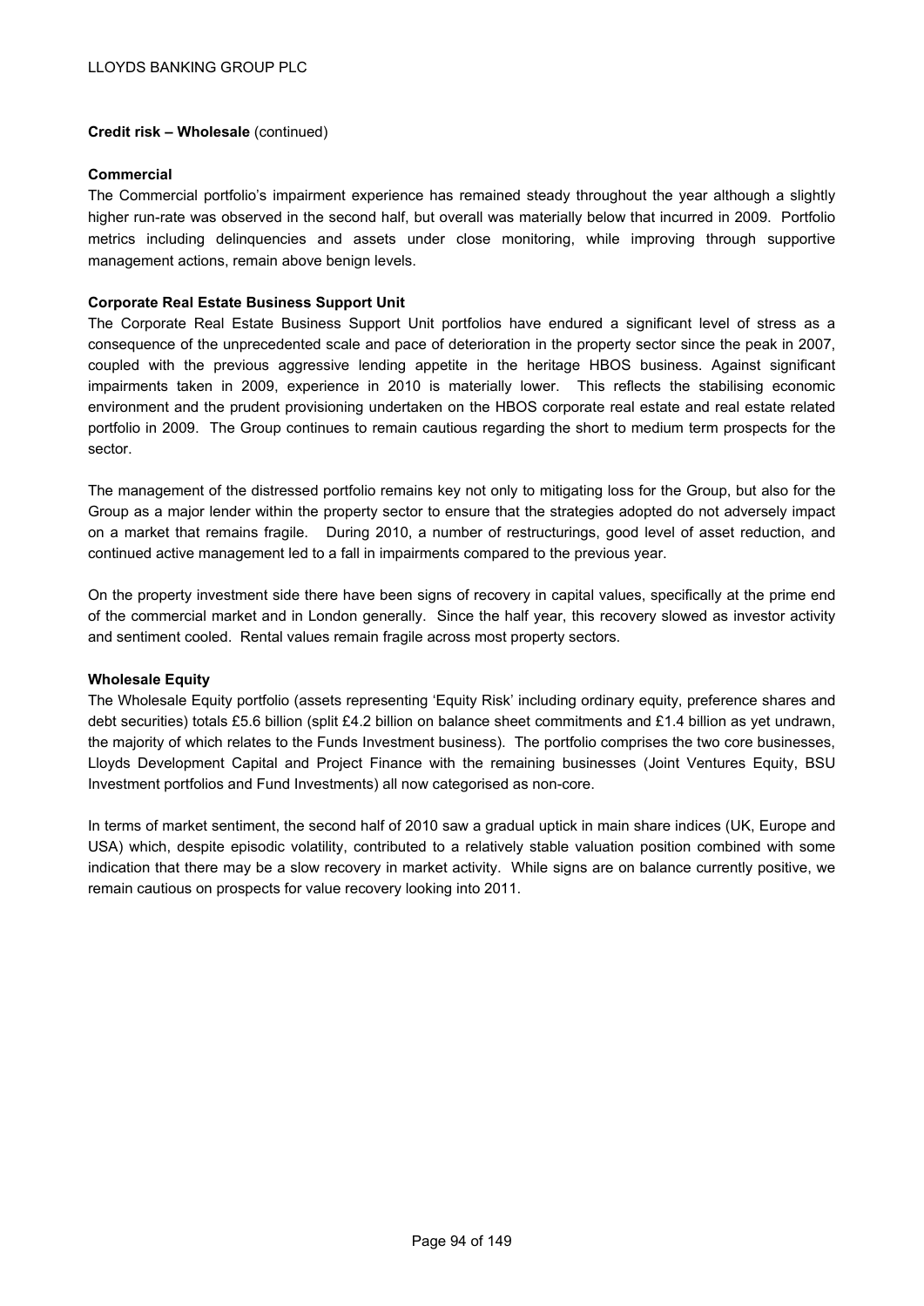**Credit risk – Wholesale** (continued)

**Commercial**

The Commercial portfolio's impairment experience has remained steady throughout the year although a slightly higher run-rate was observed in the second half, but overall was materially below that incurred in 2009. Portfolio metrics including delinquencies and assets under close monitoring, while improving through supportive management actions, remain above benign levels.

**Corporate Real Estate Business Support Unit**

The Corporate Real Estate Business Support Unit portfolios have endured a significant level of stress as a consequence of the unprecedented scale and pace of deterioration in the property sector since the peak in 2007, coupled with the previous aggressive lending appetite in the heritage HBOS business. Against significant impairments taken in 2009, experience in 2010 is materially lower. This reflects the stabilising economic environment and the prudent provisioning undertaken on the HBOS corporate real estate and real estate related portfolio in 2009. The Group continues to remain cautious regarding the short to medium term prospects for the sector.

The management of the distressed portfolio remains key not only to mitigating loss for the Group, but also for the Group as a major lender within the property sector to ensure that the strategies adopted do not adversely impact on a market that remains fragile. During 2010, a number of restructurings, good level of asset reduction, and continued active management led to a fall in impairments compared to the previous year.

On the property investment side there have been signs of recovery in capital values, specifically at the prime end of the commercial market and in London generally. Since the half year, this recovery slowed as investor activity and sentiment cooled. Rental values remain fragile across most property sectors.

**Wholesale Equity**

The Wholesale Equity portfolio (assets representing 'Equity Risk' including ordinary equity, preference shares and debt securities) totals £5.6 billion (split £4.2 billion on balance sheet commitments and £1.4 billion as yet undrawn, the majority of which relates to the Funds Investment business). The portfolio comprises the two core businesses, Lloyds Development Capital and Project Finance with the remaining businesses (Joint Ventures Equity, BSU Investment portfolios and Fund Investments) all now categorised as non-core.

In terms of market sentiment, the second half of 2010 saw a gradual uptick in main share indices (UK, Europe and USA) which, despite episodic volatility, contributed to a relatively stable valuation position combined with some indication that there may be a slow recovery in market activity. While signs are on balance currently positive, we remain cautious on prospects for value recovery looking into 2011.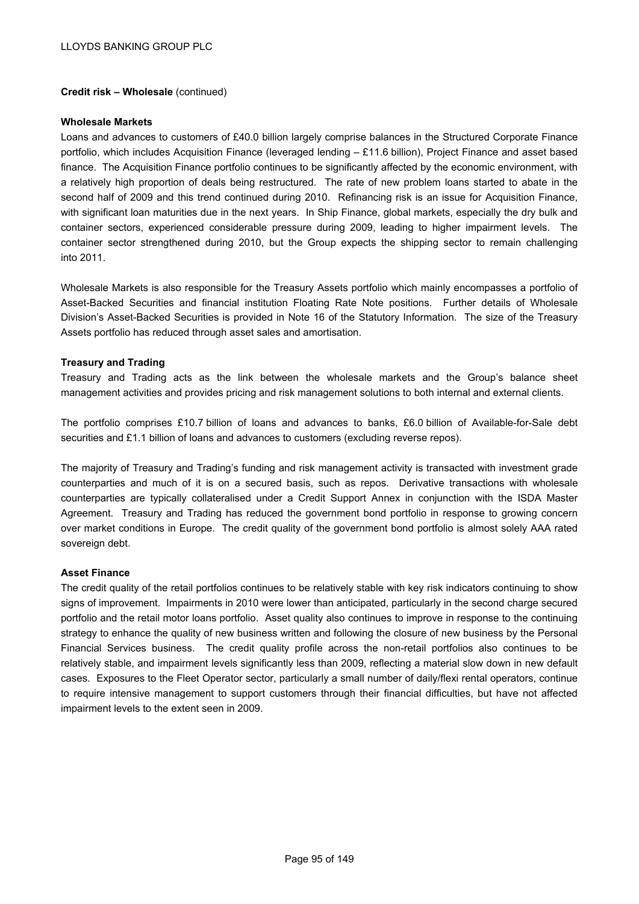**Credit risk – Wholesale** (continued)

**Wholesale Markets**

Loans and advances to customers of £40.0 billion largely comprise balances in the Structured Corporate Finance portfolio, which includes Acquisition Finance (leveraged lending – £11.6 billion), Project Finance and asset based finance. The Acquisition Finance portfolio continues to be significantly affected by the economic environment, with a relatively high proportion of deals being restructured. The rate of new problem loans started to abate in the second half of 2009 and this trend continued during 2010. Refinancing risk is an issue for Acquisition Finance, with significant loan maturities due in the next years. In Ship Finance, global markets, especially the dry bulk and container sectors, experienced considerable pressure during 2009, leading to higher impairment levels. The container sector strengthened during 2010, but the Group expects the shipping sector to remain challenging into 2011.

Wholesale Markets is also responsible for the Treasury Assets portfolio which mainly encompasses a portfolio of Asset-Backed Securities and financial institution Floating Rate Note positions. Further details of Wholesale Division's Asset-Backed Securities is provided in Note 16 of the Statutory Information. The size of the Treasury Assets portfolio has reduced through asset sales and amortisation.

**Treasury and Trading**

Treasury and Trading acts as the link between the wholesale markets and the Group's balance sheet management activities and provides pricing and risk management solutions to both internal and external clients.

The portfolio comprises £10.7 billion of loans and advances to banks, £6.0 billion of Available-for-Sale debt securities and £1.1 billion of loans and advances to customers (excluding reverse repos).

The majority of Treasury and Trading's funding and risk management activity is transacted with investment grade counterparties and much of it is on a secured basis, such as repos. Derivative transactions with wholesale counterparties are typically collateralised under a Credit Support Annex in conjunction with the ISDA Master Agreement. Treasury and Trading has reduced the government bond portfolio in response to growing concern over market conditions in Europe. The credit quality of the government bond portfolio is almost solely AAA rated sovereign debt.

**Asset Finance**

The credit quality of the retail portfolios continues to be relatively stable with key risk indicators continuing to show signs of improvement. Impairments in 2010 were lower than anticipated, particularly in the second charge secured portfolio and the retail motor loans portfolio. Asset quality also continues to improve in response to the continuing strategy to enhance the quality of new business written and following the closure of new business by the Personal Financial Services business. The credit quality profile across the non-retail portfolios also continues to be relatively stable, and impairment levels significantly less than 2009, reflecting a material slow down in new default cases. Exposures to the Fleet Operator sector, particularly a small number of daily/flexi rental operators, continue to require intensive management to support customers through their financial difficulties, but have not affected impairment levels to the extent seen in 2009.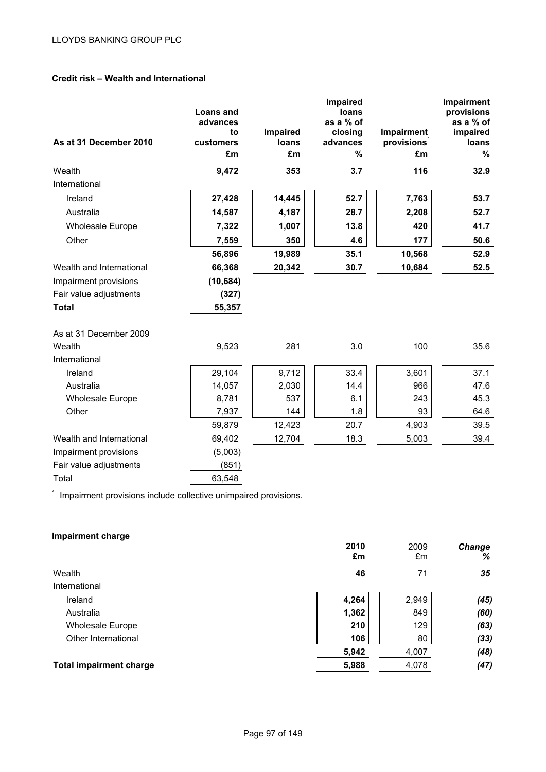### Credit risk – Wealth and International

| As at 31 December 2010 | Loans and advances to customers £m | Impaired loans £m | Impaired loans as a % of closing advances % | Impairment provisions[1] £m | Impairment provisions as a % of impaired loans % |
|---|---|---|---|---|---|
| Wealth | **9,472** | **353** | **3.7** | **116** | **32.9** |
| International | | | | | |
| Ireland | **27,428** | **14,445** | **52.7** | **7,763** | **53.7** |
| Australia | **14,587** | **4,187** | **28.7** | **2,208** | **52.7** |
| Wholesale Europe | **7,322** | **1,007** | **13.8** | **420** | **41.7** |
| Other | **7,559** | **350** | **4.6** | **177** | **50.6** |
| | **56,896** | **19,989** | **35.1** | **10,568** | **52.9** |
| Wealth and International | **66,368** | **20,342** | **30.7** | **10,684** | **52.5** |
| Impairment provisions | **(10,684)** | | | | |
| Fair value adjustments | **(327)** | | | | |
| **Total** | **55,357** | | | | |
| As at 31 December 2009 | | | | | |
| Wealth | 9,523 | 281 | 3.0 | 100 | 35.6 |
| International | | | | | |
| Ireland | 29,104 | 9,712 | 33.4 | 3,601 | 37.1 |
| Australia | 14,057 | 2,030 | 14.4 | 966 | 47.6 |
| Wholesale Europe | 8,781 | 537 | 6.1 | 243 | 45.3 |
| Other | 7,937 | 144 | 1.8 | 93 | 64.6 |
| | 59,879 | 12,423 | 20.7 | 4,903 | 39.5 |
| Wealth and International | 69,402 | 12,704 | 18.3 | 5,003 | 39.4 |
| Impairment provisions | (5,003) | | | | |
| Fair value adjustments | (851) | | | | |
| Total | 63,548 | | | | |

[1] Impairment provisions include collective unimpaired provisions.

### Impairment charge

| | 2010 £m | 2009 £m | *Change %* |
|---|---|---|---|
| Wealth | **46** | 71 | ***35*** |
| International | | | |
| Ireland | **4,264** | 2,949 | ***(45)*** |
| Australia | **1,362** | 849 | ***(60)*** |
| Wholesale Europe | **210** | 129 | ***(63)*** |
| Other International | **106** | 80 | ***(33)*** |
| | **5,942** | 4,007 | ***(48)*** |
| **Total impairment charge** | **5,988** | 4,078 | ***(47)*** |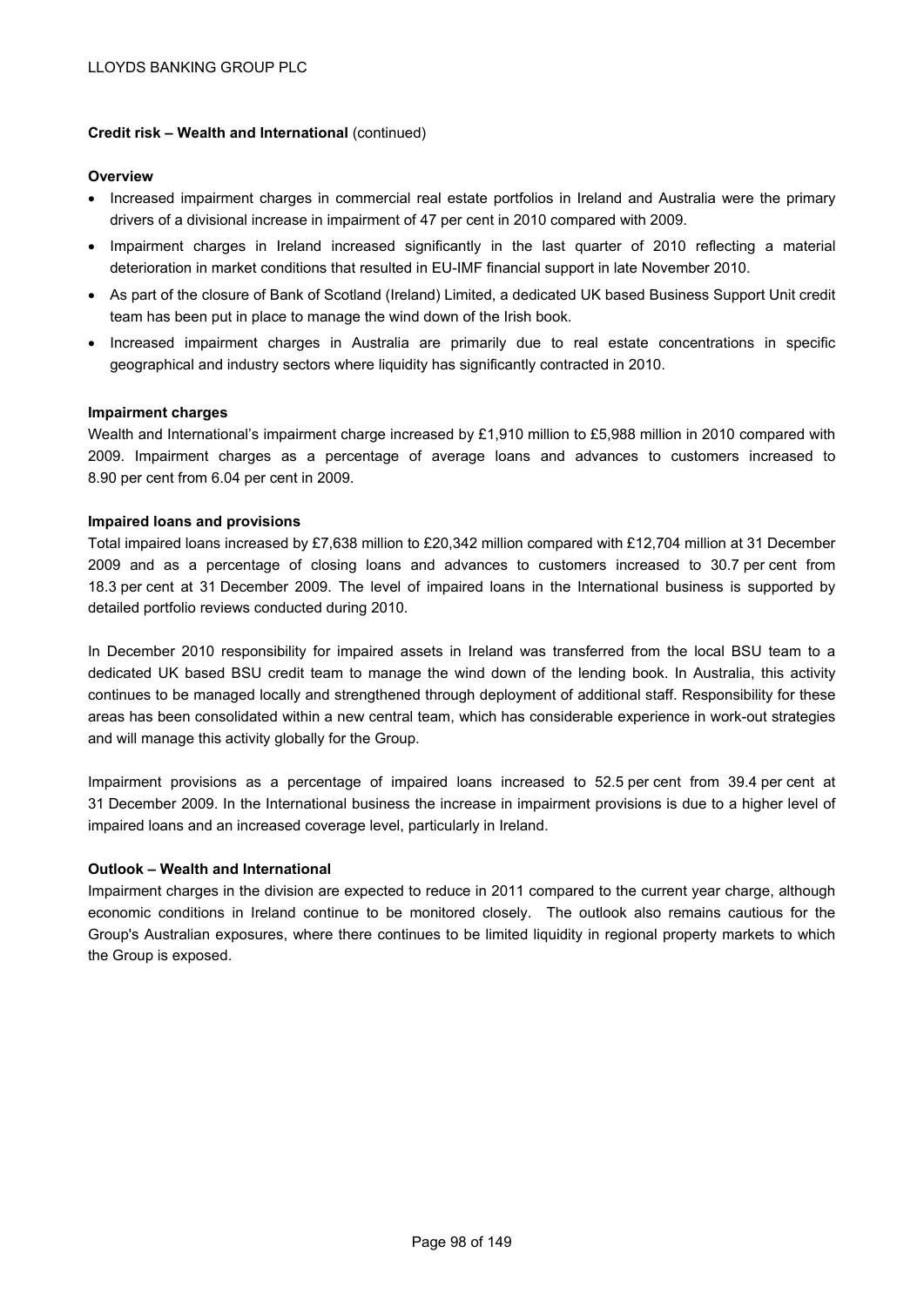**Credit risk – Wealth and International** (continued)

**Overview**

- Increased impairment charges in commercial real estate portfolios in Ireland and Australia were the primary drivers of a divisional increase in impairment of 47 per cent in 2010 compared with 2009.
- Impairment charges in Ireland increased significantly in the last quarter of 2010 reflecting a material deterioration in market conditions that resulted in EU-IMF financial support in late November 2010.
- As part of the closure of Bank of Scotland (Ireland) Limited, a dedicated UK based Business Support Unit credit team has been put in place to manage the wind down of the Irish book.
- Increased impairment charges in Australia are primarily due to real estate concentrations in specific geographical and industry sectors where liquidity has significantly contracted in 2010.

**Impairment charges**

Wealth and International's impairment charge increased by £1,910 million to £5,988 million in 2010 compared with 2009. Impairment charges as a percentage of average loans and advances to customers increased to 8.90 per cent from 6.04 per cent in 2009.

**Impaired loans and provisions**

Total impaired loans increased by £7,638 million to £20,342 million compared with £12,704 million at 31 December 2009 and as a percentage of closing loans and advances to customers increased to 30.7 per cent from 18.3 per cent at 31 December 2009. The level of impaired loans in the International business is supported by detailed portfolio reviews conducted during 2010.

In December 2010 responsibility for impaired assets in Ireland was transferred from the local BSU team to a dedicated UK based BSU credit team to manage the wind down of the lending book. In Australia, this activity continues to be managed locally and strengthened through deployment of additional staff. Responsibility for these areas has been consolidated within a new central team, which has considerable experience in work-out strategies and will manage this activity globally for the Group.

Impairment provisions as a percentage of impaired loans increased to 52.5 per cent from 39.4 per cent at 31 December 2009. In the International business the increase in impairment provisions is due to a higher level of impaired loans and an increased coverage level, particularly in Ireland.

**Outlook – Wealth and International**

Impairment charges in the division are expected to reduce in 2011 compared to the current year charge, although economic conditions in Ireland continue to be monitored closely. The outlook also remains cautious for the Group's Australian exposures, where there continues to be limited liquidity in regional property markets to which the Group is exposed.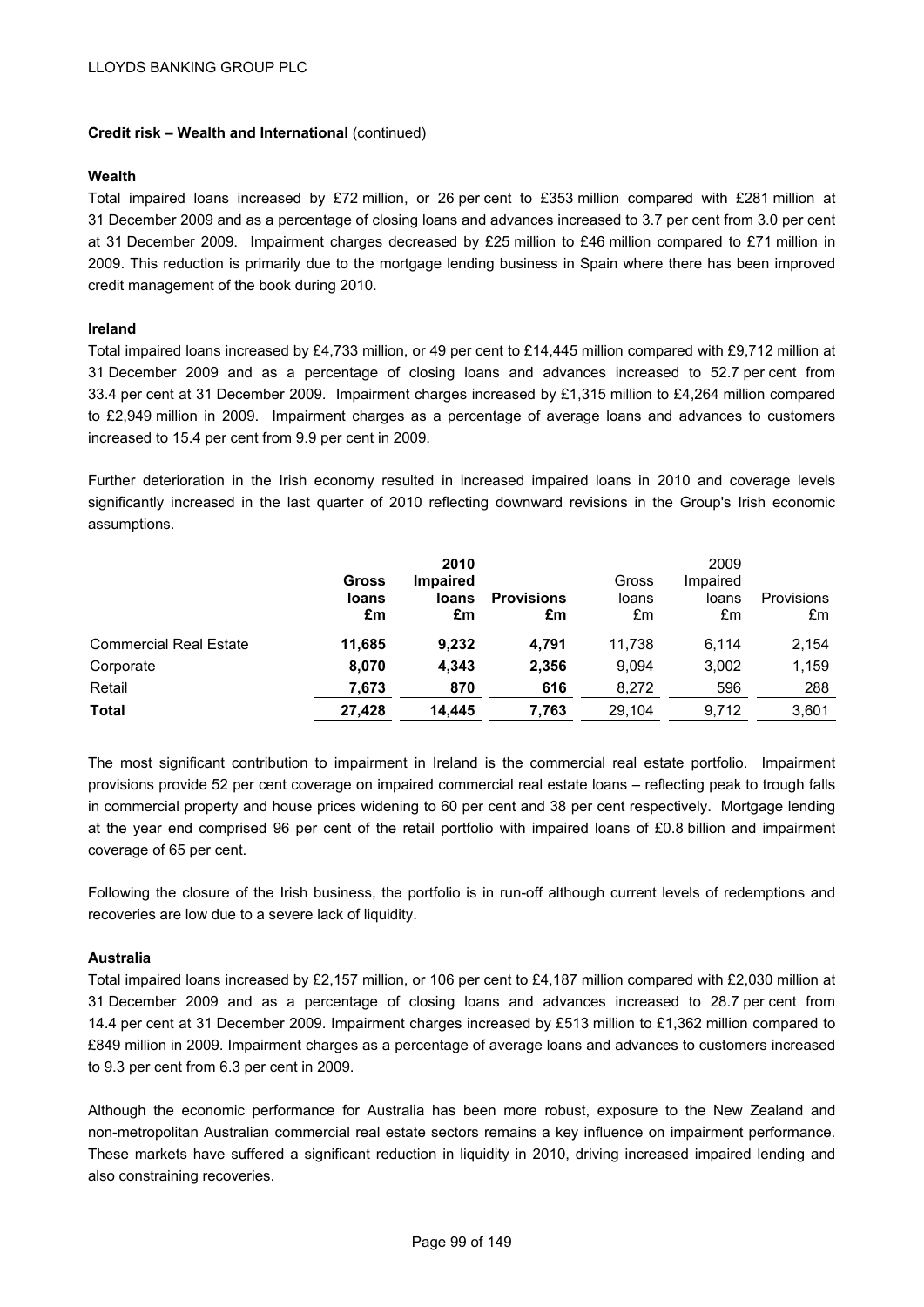**Credit risk – Wealth and International** (continued)

**Wealth**

Total impaired loans increased by £72 million, or 26 per cent to £353 million compared with £281 million at 31 December 2009 and as a percentage of closing loans and advances increased to 3.7 per cent from 3.0 per cent at 31 December 2009. Impairment charges decreased by £25 million to £46 million compared to £71 million in 2009. This reduction is primarily due to the mortgage lending business in Spain where there has been improved credit management of the book during 2010.

**Ireland**

Total impaired loans increased by £4,733 million, or 49 per cent to £14,445 million compared with £9,712 million at 31 December 2009 and as a percentage of closing loans and advances increased to 52.7 per cent from 33.4 per cent at 31 December 2009. Impairment charges increased by £1,315 million to £4,264 million compared to £2,949 million in 2009. Impairment charges as a percentage of average loans and advances to customers increased to 15.4 per cent from 9.9 per cent in 2009.

Further deterioration in the Irish economy resulted in increased impaired loans in 2010 and coverage levels significantly increased in the last quarter of 2010 reflecting downward revisions in the Group's Irish economic assumptions.

| | **Gross loans £m** | **2010 Impaired loans £m** | **Provisions £m** | Gross loans £m | 2009 Impaired loans £m | Provisions £m |
|---|---|---|---|---|---|---|
| Commercial Real Estate | **11,685** | **9,232** | **4,791** | 11,738 | 6,114 | 2,154 |
| Corporate | **8,070** | **4,343** | **2,356** | 9,094 | 3,002 | 1,159 |
| Retail | **7,673** | **870** | **616** | 8,272 | 596 | 288 |
| **Total** | **27,428** | **14,445** | **7,763** | 29,104 | 9,712 | 3,601 |

The most significant contribution to impairment in Ireland is the commercial real estate portfolio. Impairment provisions provide 52 per cent coverage on impaired commercial real estate loans – reflecting peak to trough falls in commercial property and house prices widening to 60 per cent and 38 per cent respectively. Mortgage lending at the year end comprised 96 per cent of the retail portfolio with impaired loans of £0.8 billion and impairment coverage of 65 per cent.

Following the closure of the Irish business, the portfolio is in run-off although current levels of redemptions and recoveries are low due to a severe lack of liquidity.

**Australia**

Total impaired loans increased by £2,157 million, or 106 per cent to £4,187 million compared with £2,030 million at 31 December 2009 and as a percentage of closing loans and advances increased to 28.7 per cent from 14.4 per cent at 31 December 2009. Impairment charges increased by £513 million to £1,362 million compared to £849 million in 2009. Impairment charges as a percentage of average loans and advances to customers increased to 9.3 per cent from 6.3 per cent in 2009.

Although the economic performance for Australia has been more robust, exposure to the New Zealand and non-metropolitan Australian commercial real estate sectors remains a key influence on impairment performance. These markets have suffered a significant reduction in liquidity in 2010, driving increased impaired lending and also constraining recoveries.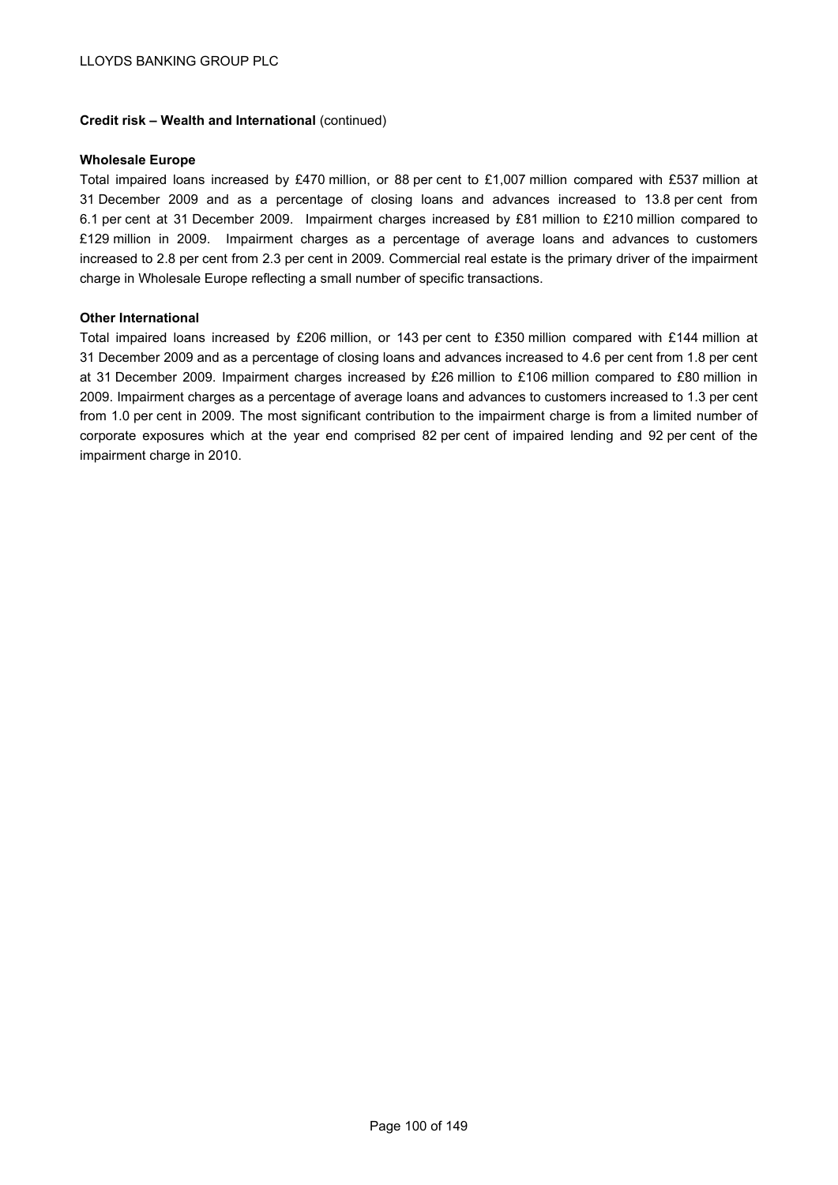**Credit risk – Wealth and International** (continued)

**Wholesale Europe**

Total impaired loans increased by £470 million, or 88 per cent to £1,007 million compared with £537 million at 31 December 2009 and as a percentage of closing loans and advances increased to 13.8 per cent from 6.1 per cent at 31 December 2009. Impairment charges increased by £81 million to £210 million compared to £129 million in 2009. Impairment charges as a percentage of average loans and advances to customers increased to 2.8 per cent from 2.3 per cent in 2009. Commercial real estate is the primary driver of the impairment charge in Wholesale Europe reflecting a small number of specific transactions.

**Other International**

Total impaired loans increased by £206 million, or 143 per cent to £350 million compared with £144 million at 31 December 2009 and as a percentage of closing loans and advances increased to 4.6 per cent from 1.8 per cent at 31 December 2009. Impairment charges increased by £26 million to £106 million compared to £80 million in 2009. Impairment charges as a percentage of average loans and advances to customers increased to 1.3 per cent from 1.0 per cent in 2009. The most significant contribution to the impairment charge is from a limited number of corporate exposures which at the year end comprised 82 per cent of impaired lending and 92 per cent of the impairment charge in 2010.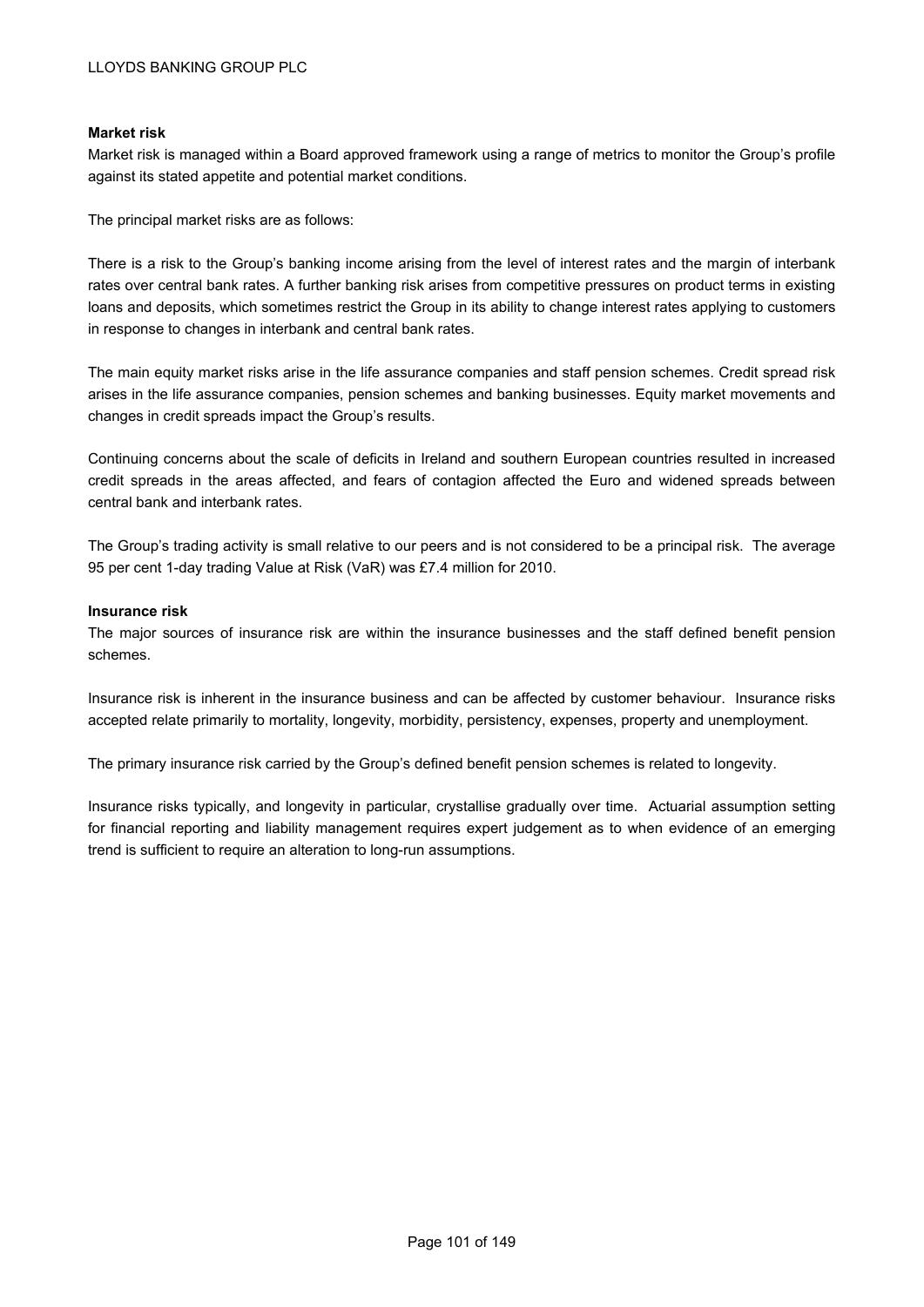**Market risk**

Market risk is managed within a Board approved framework using a range of metrics to monitor the Group's profile against its stated appetite and potential market conditions.

The principal market risks are as follows:

There is a risk to the Group's banking income arising from the level of interest rates and the margin of interbank rates over central bank rates. A further banking risk arises from competitive pressures on product terms in existing loans and deposits, which sometimes restrict the Group in its ability to change interest rates applying to customers in response to changes in interbank and central bank rates.

The main equity market risks arise in the life assurance companies and staff pension schemes. Credit spread risk arises in the life assurance companies, pension schemes and banking businesses. Equity market movements and changes in credit spreads impact the Group's results.

Continuing concerns about the scale of deficits in Ireland and southern European countries resulted in increased credit spreads in the areas affected, and fears of contagion affected the Euro and widened spreads between central bank and interbank rates.

The Group's trading activity is small relative to our peers and is not considered to be a principal risk. The average 95 per cent 1-day trading Value at Risk (VaR) was £7.4 million for 2010.

**Insurance risk**

The major sources of insurance risk are within the insurance businesses and the staff defined benefit pension schemes.

Insurance risk is inherent in the insurance business and can be affected by customer behaviour. Insurance risks accepted relate primarily to mortality, longevity, morbidity, persistency, expenses, property and unemployment.

The primary insurance risk carried by the Group's defined benefit pension schemes is related to longevity.

Insurance risks typically, and longevity in particular, crystallise gradually over time. Actuarial assumption setting for financial reporting and liability management requires expert judgement as to when evidence of an emerging trend is sufficient to require an alteration to long-run assumptions.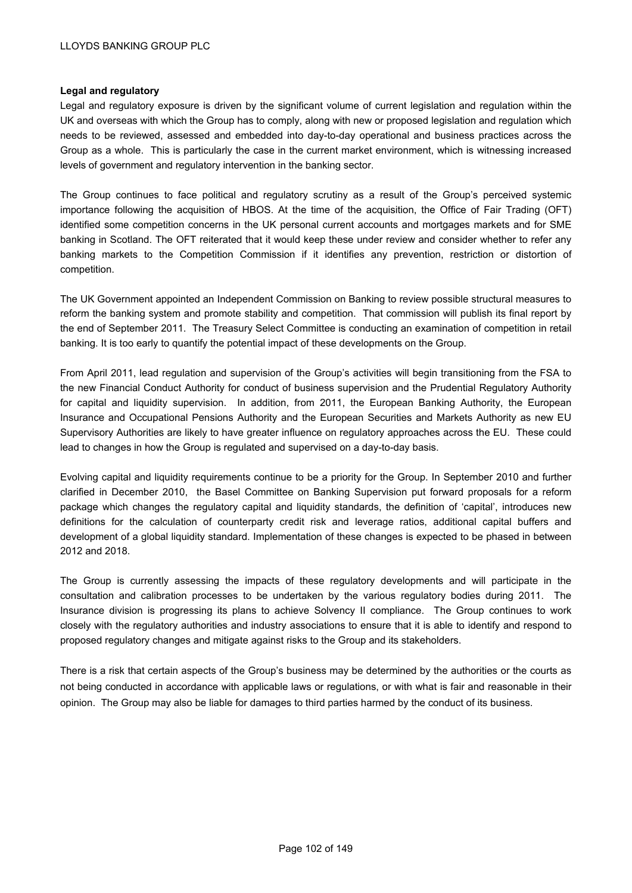**Legal and regulatory**

Legal and regulatory exposure is driven by the significant volume of current legislation and regulation within the UK and overseas with which the Group has to comply, along with new or proposed legislation and regulation which needs to be reviewed, assessed and embedded into day-to-day operational and business practices across the Group as a whole. This is particularly the case in the current market environment, which is witnessing increased levels of government and regulatory intervention in the banking sector.

The Group continues to face political and regulatory scrutiny as a result of the Group's perceived systemic importance following the acquisition of HBOS. At the time of the acquisition, the Office of Fair Trading (OFT) identified some competition concerns in the UK personal current accounts and mortgages markets and for SME banking in Scotland. The OFT reiterated that it would keep these under review and consider whether to refer any banking markets to the Competition Commission if it identifies any prevention, restriction or distortion of competition.

The UK Government appointed an Independent Commission on Banking to review possible structural measures to reform the banking system and promote stability and competition. That commission will publish its final report by the end of September 2011. The Treasury Select Committee is conducting an examination of competition in retail banking. It is too early to quantify the potential impact of these developments on the Group.

From April 2011, lead regulation and supervision of the Group's activities will begin transitioning from the FSA to the new Financial Conduct Authority for conduct of business supervision and the Prudential Regulatory Authority for capital and liquidity supervision. In addition, from 2011, the European Banking Authority, the European Insurance and Occupational Pensions Authority and the European Securities and Markets Authority as new EU Supervisory Authorities are likely to have greater influence on regulatory approaches across the EU. These could lead to changes in how the Group is regulated and supervised on a day-to-day basis.

Evolving capital and liquidity requirements continue to be a priority for the Group. In September 2010 and further clarified in December 2010, the Basel Committee on Banking Supervision put forward proposals for a reform package which changes the regulatory capital and liquidity standards, the definition of 'capital', introduces new definitions for the calculation of counterparty credit risk and leverage ratios, additional capital buffers and development of a global liquidity standard. Implementation of these changes is expected to be phased in between 2012 and 2018.

The Group is currently assessing the impacts of these regulatory developments and will participate in the consultation and calibration processes to be undertaken by the various regulatory bodies during 2011. The Insurance division is progressing its plans to achieve Solvency II compliance. The Group continues to work closely with the regulatory authorities and industry associations to ensure that it is able to identify and respond to proposed regulatory changes and mitigate against risks to the Group and its stakeholders.

There is a risk that certain aspects of the Group's business may be determined by the authorities or the courts as not being conducted in accordance with applicable laws or regulations, or with what is fair and reasonable in their opinion. The Group may also be liable for damages to third parties harmed by the conduct of its business.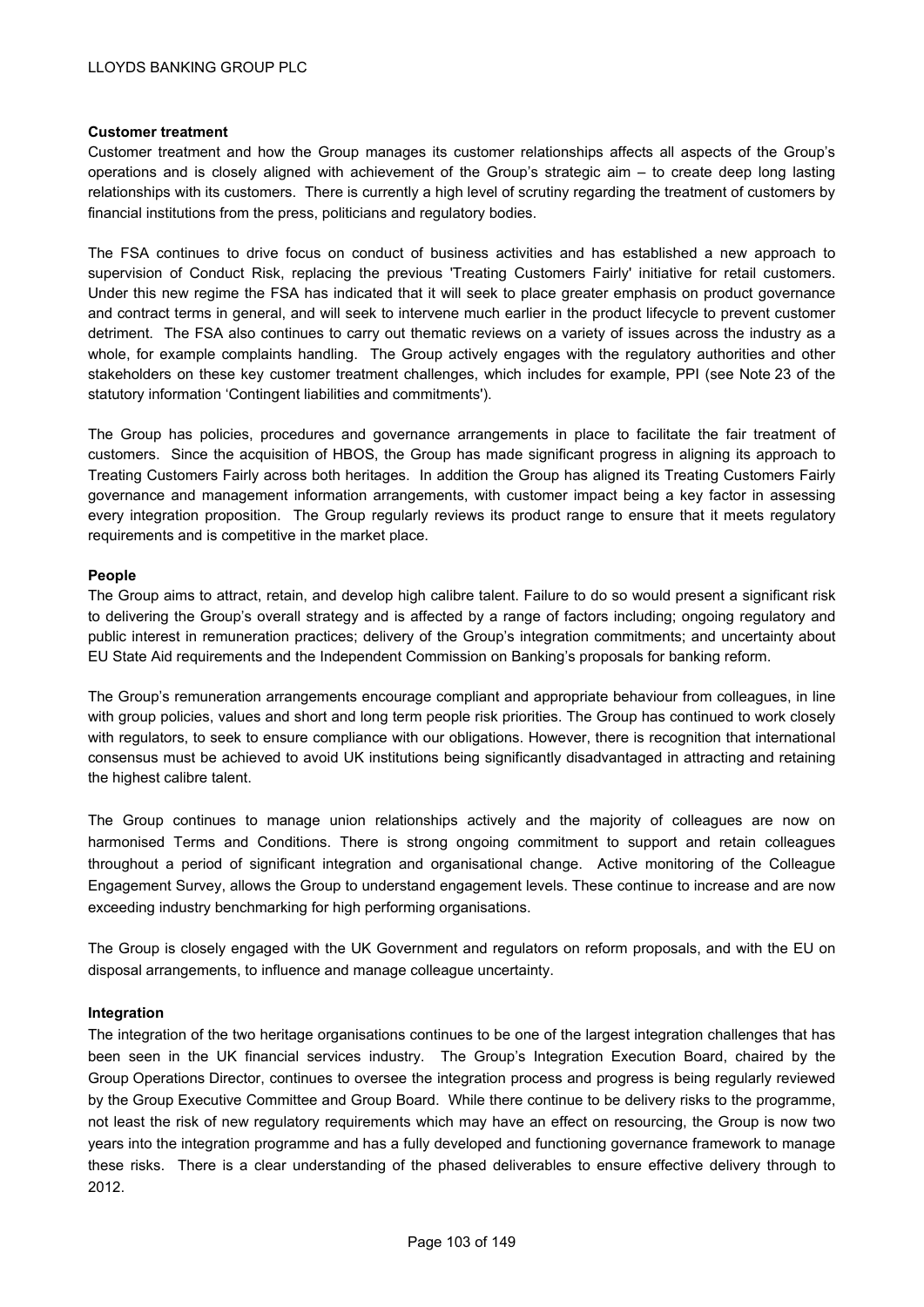**Customer treatment**

Customer treatment and how the Group manages its customer relationships affects all aspects of the Group's operations and is closely aligned with achievement of the Group's strategic aim – to create deep long lasting relationships with its customers. There is currently a high level of scrutiny regarding the treatment of customers by financial institutions from the press, politicians and regulatory bodies.

The FSA continues to drive focus on conduct of business activities and has established a new approach to supervision of Conduct Risk, replacing the previous 'Treating Customers Fairly' initiative for retail customers. Under this new regime the FSA has indicated that it will seek to place greater emphasis on product governance and contract terms in general, and will seek to intervene much earlier in the product lifecycle to prevent customer detriment. The FSA also continues to carry out thematic reviews on a variety of issues across the industry as a whole, for example complaints handling. The Group actively engages with the regulatory authorities and other stakeholders on these key customer treatment challenges, which includes for example, PPI (see Note 23 of the statutory information 'Contingent liabilities and commitments').

The Group has policies, procedures and governance arrangements in place to facilitate the fair treatment of customers. Since the acquisition of HBOS, the Group has made significant progress in aligning its approach to Treating Customers Fairly across both heritages. In addition the Group has aligned its Treating Customers Fairly governance and management information arrangements, with customer impact being a key factor in assessing every integration proposition. The Group regularly reviews its product range to ensure that it meets regulatory requirements and is competitive in the market place.

**People**

The Group aims to attract, retain, and develop high calibre talent. Failure to do so would present a significant risk to delivering the Group's overall strategy and is affected by a range of factors including; ongoing regulatory and public interest in remuneration practices; delivery of the Group's integration commitments; and uncertainty about EU State Aid requirements and the Independent Commission on Banking's proposals for banking reform.

The Group's remuneration arrangements encourage compliant and appropriate behaviour from colleagues, in line with group policies, values and short and long term people risk priorities. The Group has continued to work closely with regulators, to seek to ensure compliance with our obligations. However, there is recognition that international consensus must be achieved to avoid UK institutions being significantly disadvantaged in attracting and retaining the highest calibre talent.

The Group continues to manage union relationships actively and the majority of colleagues are now on harmonised Terms and Conditions. There is strong ongoing commitment to support and retain colleagues throughout a period of significant integration and organisational change. Active monitoring of the Colleague Engagement Survey, allows the Group to understand engagement levels. These continue to increase and are now exceeding industry benchmarking for high performing organisations.

The Group is closely engaged with the UK Government and regulators on reform proposals, and with the EU on disposal arrangements, to influence and manage colleague uncertainty.

**Integration**

The integration of the two heritage organisations continues to be one of the largest integration challenges that has been seen in the UK financial services industry. The Group's Integration Execution Board, chaired by the Group Operations Director, continues to oversee the integration process and progress is being regularly reviewed by the Group Executive Committee and Group Board. While there continue to be delivery risks to the programme, not least the risk of new regulatory requirements which may have an effect on resourcing, the Group is now two years into the integration programme and has a fully developed and functioning governance framework to manage these risks. There is a clear understanding of the phased deliverables to ensure effective delivery through to 2012.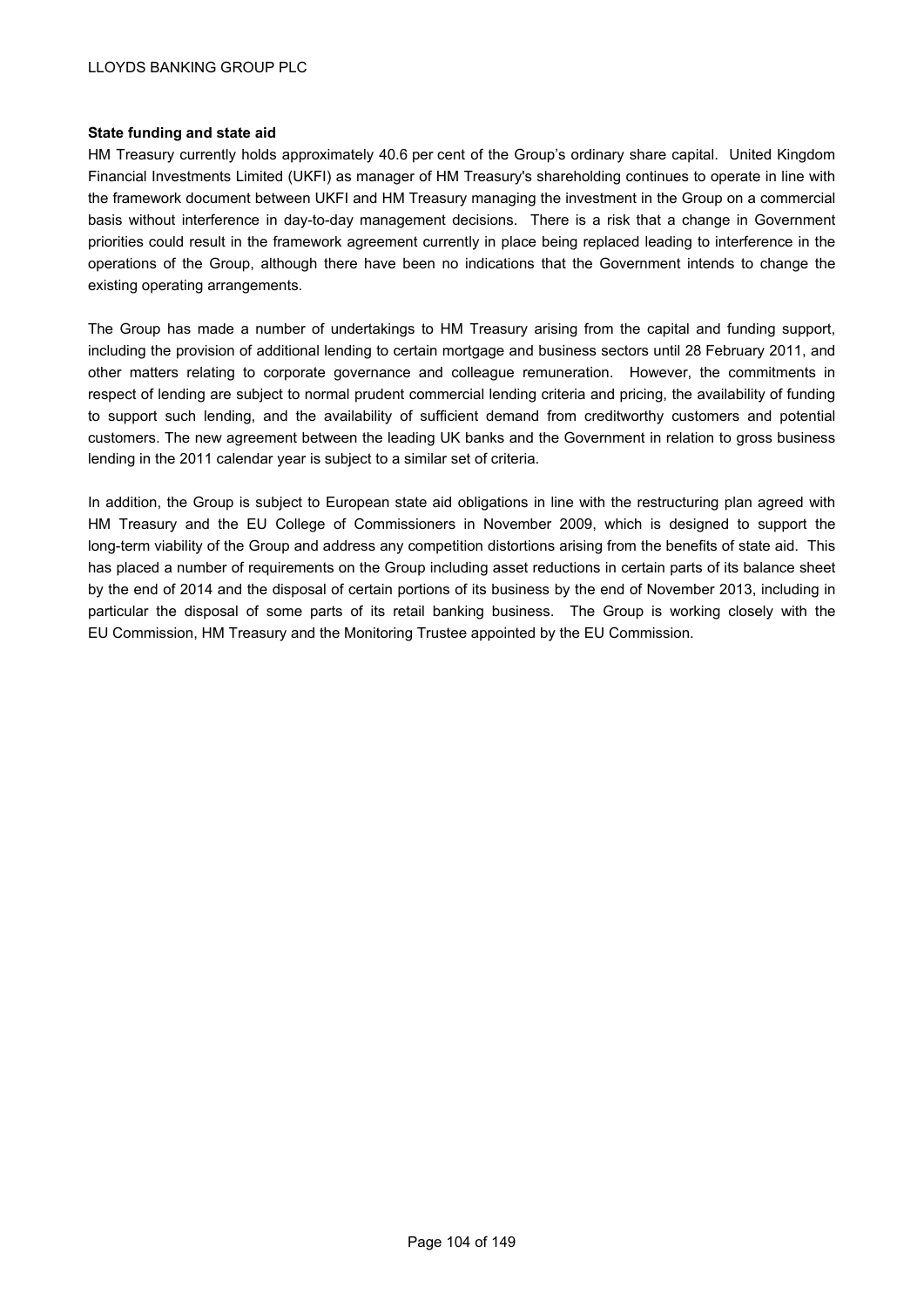**State funding and state aid**

HM Treasury currently holds approximately 40.6 per cent of the Group's ordinary share capital. United Kingdom Financial Investments Limited (UKFI) as manager of HM Treasury's shareholding continues to operate in line with the framework document between UKFI and HM Treasury managing the investment in the Group on a commercial basis without interference in day-to-day management decisions. There is a risk that a change in Government priorities could result in the framework agreement currently in place being replaced leading to interference in the operations of the Group, although there have been no indications that the Government intends to change the existing operating arrangements.

The Group has made a number of undertakings to HM Treasury arising from the capital and funding support, including the provision of additional lending to certain mortgage and business sectors until 28 February 2011, and other matters relating to corporate governance and colleague remuneration. However, the commitments in respect of lending are subject to normal prudent commercial lending criteria and pricing, the availability of funding to support such lending, and the availability of sufficient demand from creditworthy customers and potential customers. The new agreement between the leading UK banks and the Government in relation to gross business lending in the 2011 calendar year is subject to a similar set of criteria.

In addition, the Group is subject to European state aid obligations in line with the restructuring plan agreed with HM Treasury and the EU College of Commissioners in November 2009, which is designed to support the long-term viability of the Group and address any competition distortions arising from the benefits of state aid. This has placed a number of requirements on the Group including asset reductions in certain parts of its balance sheet by the end of 2014 and the disposal of certain portions of its business by the end of November 2013, including in particular the disposal of some parts of its retail banking business. The Group is working closely with the EU Commission, HM Treasury and the Monitoring Trustee appointed by the EU Commission.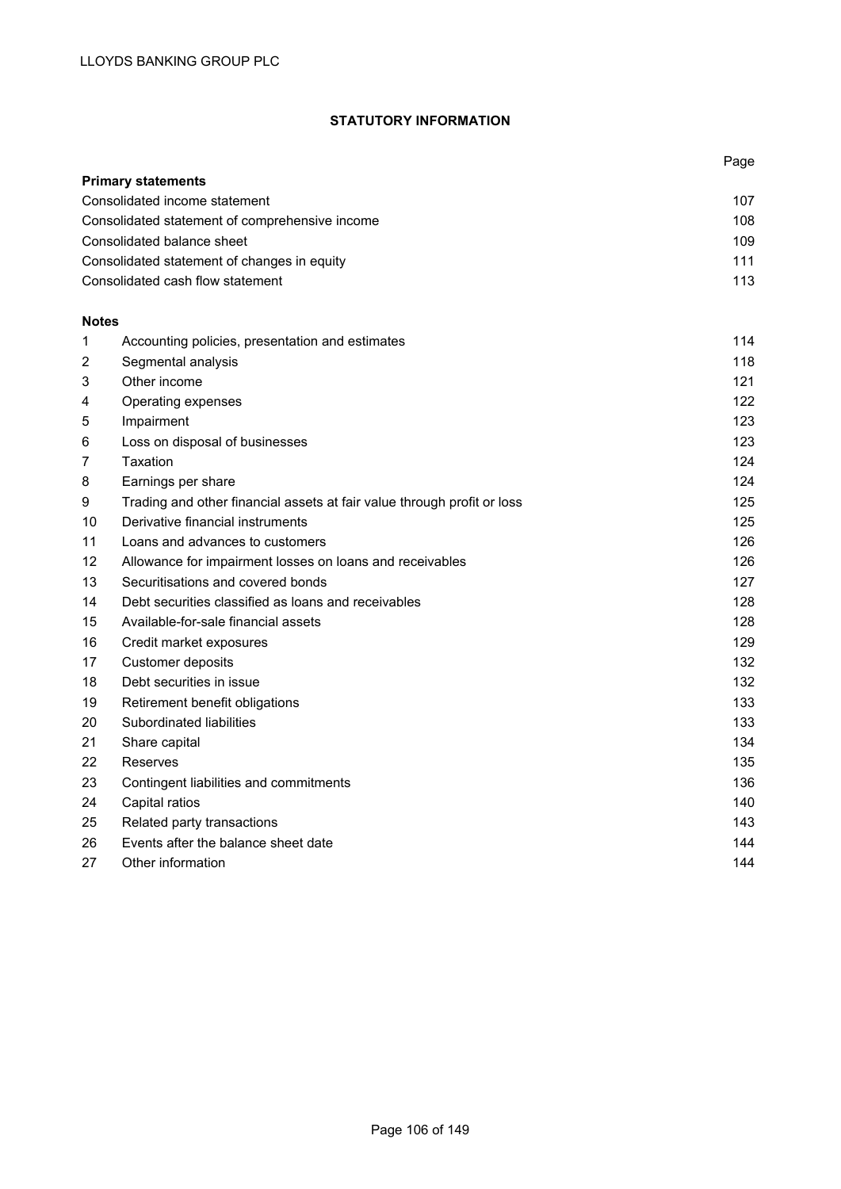# STATUTORY INFORMATION

| | | Page |
|---|---|---|
| **Primary statements** | | |
| Consolidated income statement | | 107 |
| Consolidated statement of comprehensive income | | 108 |
| Consolidated balance sheet | | 109 |
| Consolidated statement of changes in equity | | 111 |
| Consolidated cash flow statement | | 113 |
| **Notes** | | |
| 1 | Accounting policies, presentation and estimates | 114 |
| 2 | Segmental analysis | 118 |
| 3 | Other income | 121 |
| 4 | Operating expenses | 122 |
| 5 | Impairment | 123 |
| 6 | Loss on disposal of businesses | 123 |
| 7 | Taxation | 124 |
| 8 | Earnings per share | 124 |
| 9 | Trading and other financial assets at fair value through profit or loss | 125 |
| 10 | Derivative financial instruments | 125 |
| 11 | Loans and advances to customers | 126 |
| 12 | Allowance for impairment losses on loans and receivables | 126 |
| 13 | Securitisations and covered bonds | 127 |
| 14 | Debt securities classified as loans and receivables | 128 |
| 15 | Available-for-sale financial assets | 128 |
| 16 | Credit market exposures | 129 |
| 17 | Customer deposits | 132 |
| 18 | Debt securities in issue | 132 |
| 19 | Retirement benefit obligations | 133 |
| 20 | Subordinated liabilities | 133 |
| 21 | Share capital | 134 |
| 22 | Reserves | 135 |
| 23 | Contingent liabilities and commitments | 136 |
| 24 | Capital ratios | 140 |
| 25 | Related party transactions | 143 |
| 26 | Events after the balance sheet date | 144 |
| 27 | Other information | 144 |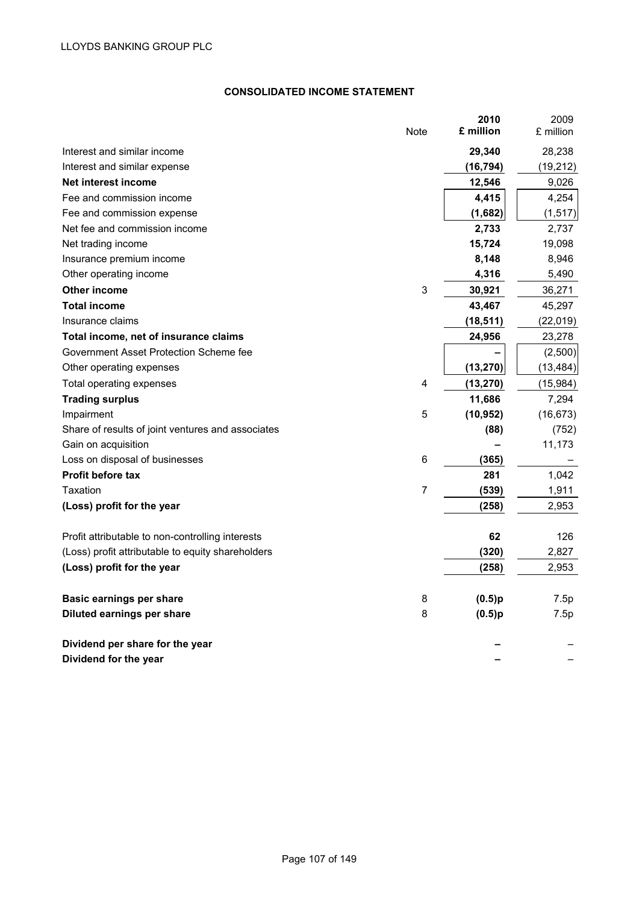LLOYDS BANKING GROUP PLC

## CONSOLIDATED INCOME STATEMENT

| | Note | **2010 £ million** | 2009 £ million |
|---|---|---|---|
| Interest and similar income | | **29,340** | 28,238 |
| Interest and similar expense | | **(16,794)** | (19,212) |
| **Net interest income** | | **12,546** | 9,026 |
| Fee and commission income | | **4,415** | 4,254 |
| Fee and commission expense | | **(1,682)** | (1,517) |
| Net fee and commission income | | **2,733** | 2,737 |
| Net trading income | | **15,724** | 19,098 |
| Insurance premium income | | **8,148** | 8,946 |
| Other operating income | | **4,316** | 5,490 |
| **Other income** | 3 | **30,921** | 36,271 |
| **Total income** | | **43,467** | 45,297 |
| Insurance claims | | **(18,511)** | (22,019) |
| **Total income, net of insurance claims** | | **24,956** | 23,278 |
| Government Asset Protection Scheme fee | | **–** | (2,500) |
| Other operating expenses | | **(13,270)** | (13,484) |
| Total operating expenses | 4 | **(13,270)** | (15,984) |
| **Trading surplus** | | **11,686** | 7,294 |
| Impairment | 5 | **(10,952)** | (16,673) |
| Share of results of joint ventures and associates | | **(88)** | (752) |
| Gain on acquisition | | **–** | 11,173 |
| Loss on disposal of businesses | 6 | **(365)** | – |
| **Profit before tax** | | **281** | 1,042 |
| Taxation | 7 | **(539)** | 1,911 |
| **(Loss) profit for the year** | | **(258)** | 2,953 |
| | | | |
| Profit attributable to non-controlling interests | | **62** | 126 |
| (Loss) profit attributable to equity shareholders | | **(320)** | 2,827 |
| **(Loss) profit for the year** | | **(258)** | 2,953 |
| | | | |
| **Basic earnings per share** | 8 | **(0.5)p** | 7.5p |
| **Diluted earnings per share** | 8 | **(0.5)p** | 7.5p |
| | | | |
| **Dividend per share for the year** | | **–** | – |
| **Dividend for the year** | | **–** | – |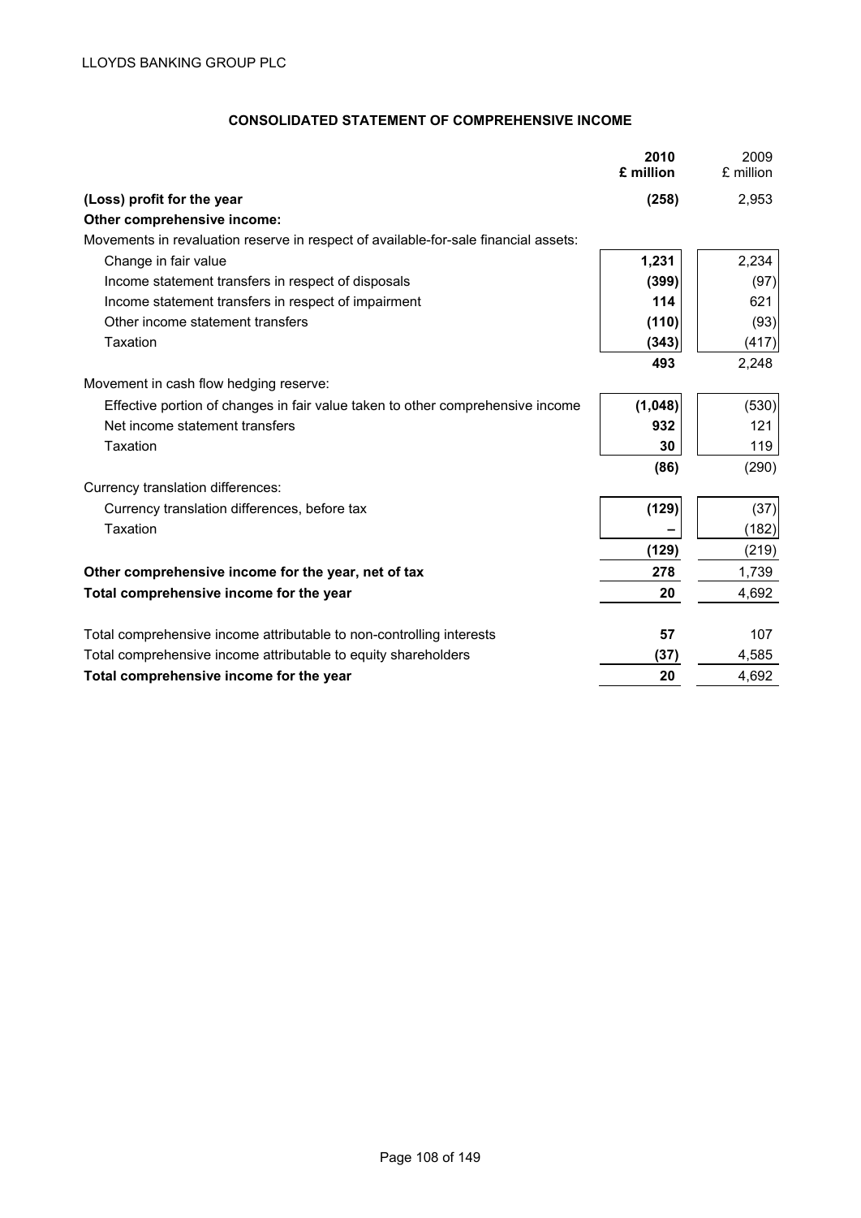# CONSOLIDATED STATEMENT OF COMPREHENSIVE INCOME

| | 2010 £ million | 2009 £ million |
|---|---|---|
| **(Loss) profit for the year** | **(258)** | 2,953 |
| **Other comprehensive income:** | | |
| Movements in revaluation reserve in respect of available-for-sale financial assets: | | |
| Change in fair value | **1,231** | 2,234 |
| Income statement transfers in respect of disposals | **(399)** | (97) |
| Income statement transfers in respect of impairment | **114** | 621 |
| Other income statement transfers | **(110)** | (93) |
| Taxation | **(343)** | (417) |
| | **493** | 2,248 |
| Movement in cash flow hedging reserve: | | |
| Effective portion of changes in fair value taken to other comprehensive income | **(1,048)** | (530) |
| Net income statement transfers | **932** | 121 |
| Taxation | **30** | 119 |
| | **(86)** | (290) |
| Currency translation differences: | | |
| Currency translation differences, before tax | **(129)** | (37) |
| Taxation | **–** | (182) |
| | **(129)** | (219) |
| **Other comprehensive income for the year, net of tax** | **278** | 1,739 |
| **Total comprehensive income for the year** | **20** | 4,692 |
| | | |
| Total comprehensive income attributable to non-controlling interests | **57** | 107 |
| Total comprehensive income attributable to equity shareholders | **(37)** | 4,585 |
| **Total comprehensive income for the year** | **20** | 4,692 |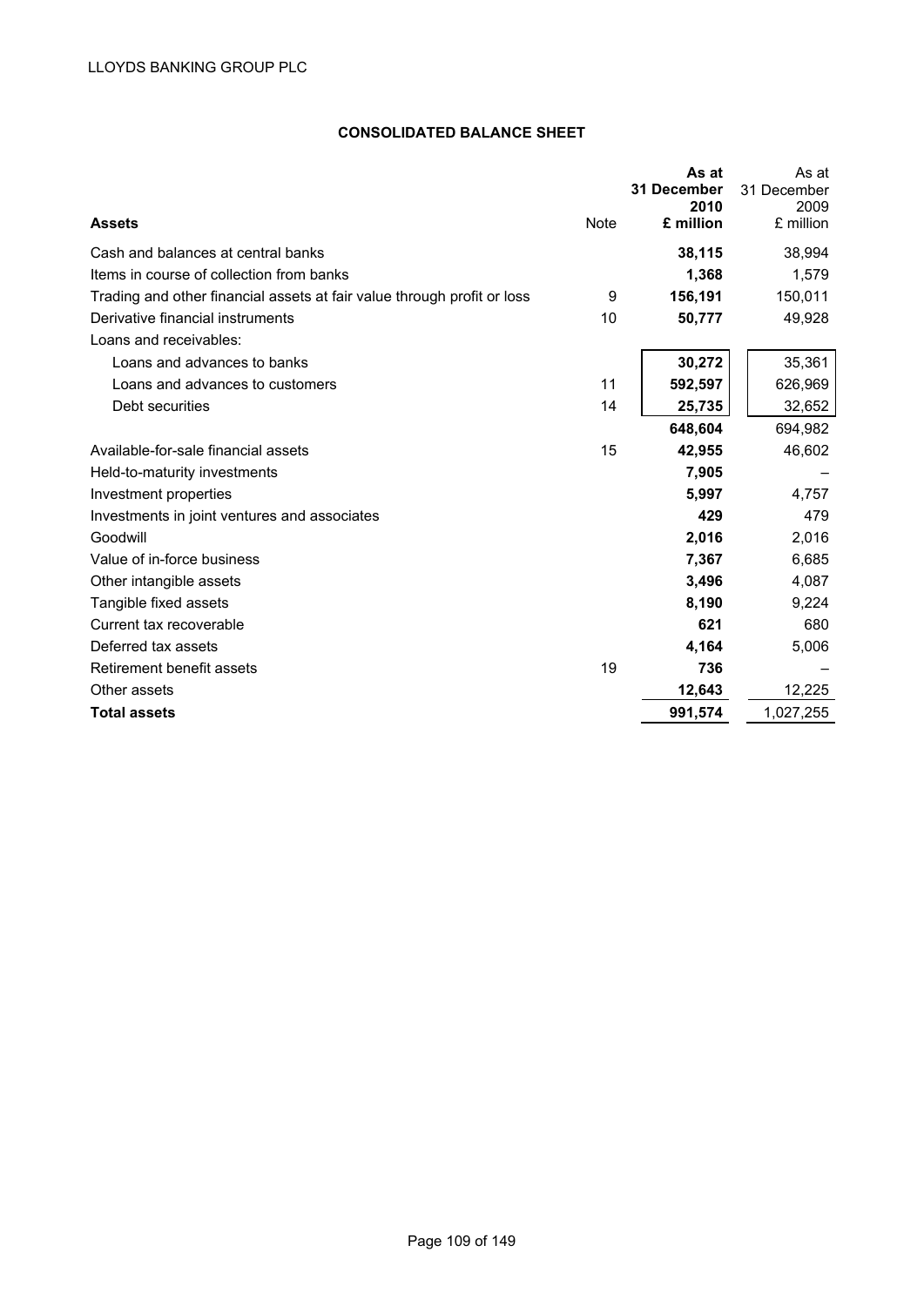LLOYDS BANKING GROUP PLC

## CONSOLIDATED BALANCE SHEET

| Assets | Note | As at 31 December 2010 £ million | As at 31 December 2009 £ million |
|---|---|---|---|
| Cash and balances at central banks | | **38,115** | 38,994 |
| Items in course of collection from banks | | **1,368** | 1,579 |
| Trading and other financial assets at fair value through profit or loss | 9 | **156,191** | 150,011 |
| Derivative financial instruments | 10 | **50,777** | 49,928 |
| Loans and receivables: | | | |
| Loans and advances to banks | | **30,272** | 35,361 |
| Loans and advances to customers | 11 | **592,597** | 626,969 |
| Debt securities | 14 | **25,735** | 32,652 |
| | | **648,604** | 694,982 |
| Available-for-sale financial assets | 15 | **42,955** | 46,602 |
| Held-to-maturity investments | | **7,905** | – |
| Investment properties | | **5,997** | 4,757 |
| Investments in joint ventures and associates | | **429** | 479 |
| Goodwill | | **2,016** | 2,016 |
| Value of in-force business | | **7,367** | 6,685 |
| Other intangible assets | | **3,496** | 4,087 |
| Tangible fixed assets | | **8,190** | 9,224 |
| Current tax recoverable | | **621** | 680 |
| Deferred tax assets | | **4,164** | 5,006 |
| Retirement benefit assets | 19 | **736** | – |
| Other assets | | **12,643** | 12,225 |
| **Total assets** | | **991,574** | 1,027,255 |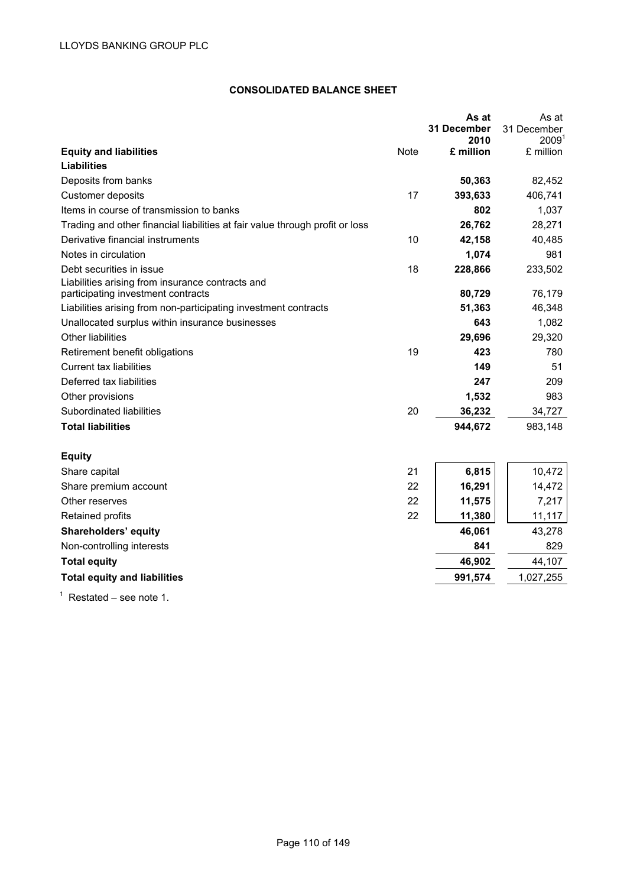LLOYDS BANKING GROUP PLC

## CONSOLIDATED BALANCE SHEET

| Equity and liabilities | Note | As at 31 December 2010 £ million | As at 31 December 2009[1] £ million |
|---|---|---|---|
| **Liabilities** | | | |
| Deposits from banks | | **50,363** | 82,452 |
| Customer deposits | 17 | **393,633** | 406,741 |
| Items in course of transmission to banks | | **802** | 1,037 |
| Trading and other financial liabilities at fair value through profit or loss | | **26,762** | 28,271 |
| Derivative financial instruments | 10 | **42,158** | 40,485 |
| Notes in circulation | | **1,074** | 981 |
| Debt securities in issue | 18 | **228,866** | 233,502 |
| Liabilities arising from insurance contracts and participating investment contracts | | **80,729** | 76,179 |
| Liabilities arising from non-participating investment contracts | | **51,363** | 46,348 |
| Unallocated surplus within insurance businesses | | **643** | 1,082 |
| Other liabilities | | **29,696** | 29,320 |
| Retirement benefit obligations | 19 | **423** | 780 |
| Current tax liabilities | | **149** | 51 |
| Deferred tax liabilities | | **247** | 209 |
| Other provisions | | **1,532** | 983 |
| Subordinated liabilities | 20 | **36,232** | 34,727 |
| **Total liabilities** | | **944,672** | 983,148 |
| | | | |
| **Equity** | | | |
| Share capital | 21 | **6,815** | 10,472 |
| Share premium account | 22 | **16,291** | 14,472 |
| Other reserves | 22 | **11,575** | 7,217 |
| Retained profits | 22 | **11,380** | 11,117 |
| **Shareholders' equity** | | **46,061** | 43,278 |
| Non-controlling interests | | **841** | 829 |
| **Total equity** | | **46,902** | 44,107 |
| **Total equity and liabilities** | | **991,574** | 1,027,255 |

[1] Restated – see note 1.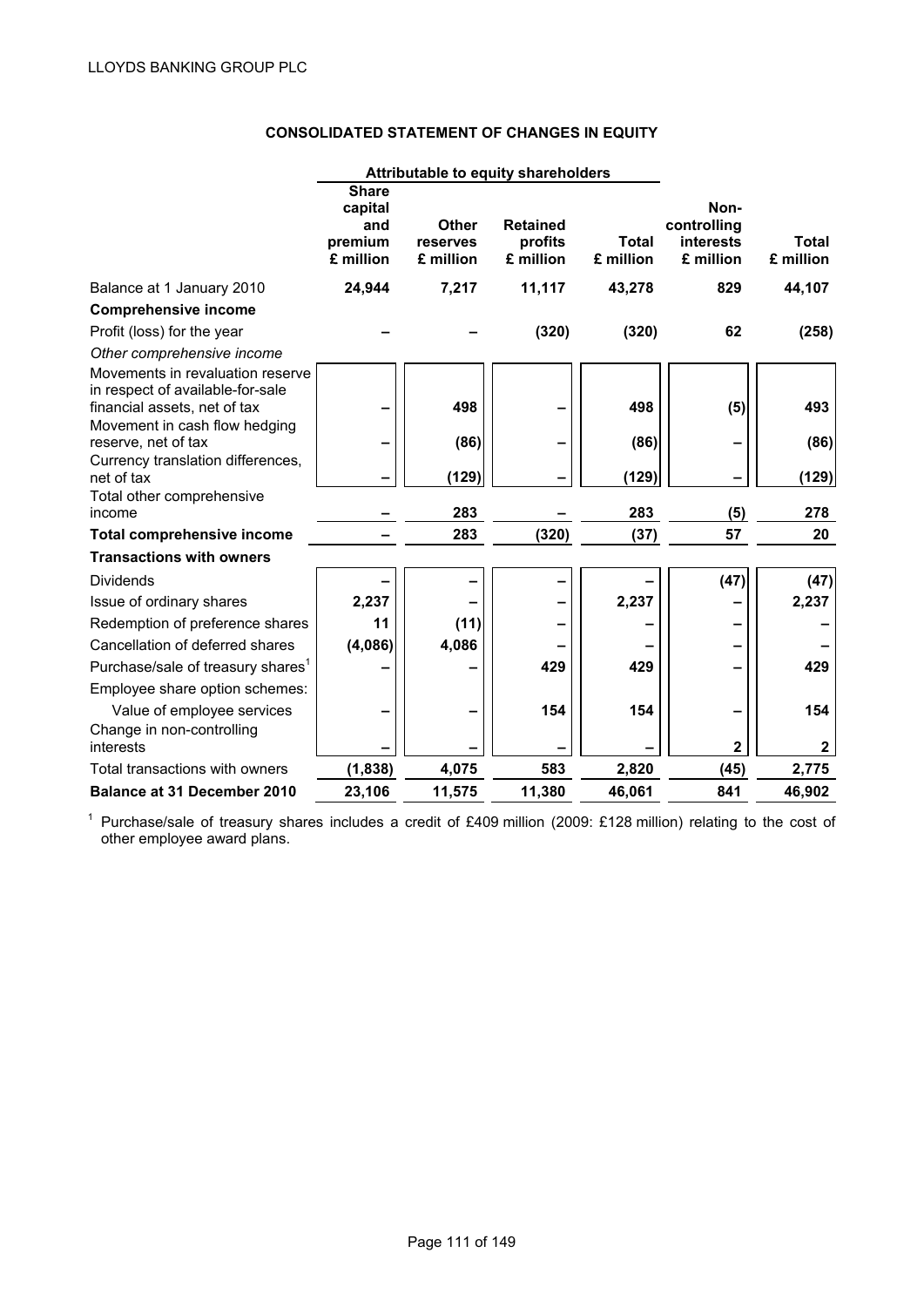## CONSOLIDATED STATEMENT OF CHANGES IN EQUITY

| | Attributable to equity shareholders | | | | | |
|---|---|---|---|---|---|---|
| | Share capital and premium £ million | Other reserves £ million | Retained profits £ million | Total £ million | Non-controlling interests £ million | Total £ million |
| Balance at 1 January 2010 | 24,944 | 7,217 | 11,117 | 43,278 | 829 | 44,107 |
| **Comprehensive income** | | | | | | |
| Profit (loss) for the year | – | – | (320) | (320) | 62 | (258) |
| *Other comprehensive income* | | | | | | |
| Movements in revaluation reserve in respect of available-for-sale financial assets, net of tax | – | 498 | – | 498 | (5) | 493 |
| Movement in cash flow hedging reserve, net of tax | – | (86) | – | (86) | – | (86) |
| Currency translation differences, net of tax | – | (129) | – | (129) | – | (129) |
| Total other comprehensive income | – | 283 | – | 283 | (5) | 278 |
| **Total comprehensive income** | – | 283 | (320) | (37) | 57 | 20 |
| **Transactions with owners** | | | | | | |
| Dividends | – | – | – | – | (47) | (47) |
| Issue of ordinary shares | 2,237 | – | – | 2,237 | – | 2,237 |
| Redemption of preference shares | 11 | (11) | – | – | – | – |
| Cancellation of deferred shares | (4,086) | 4,086 | – | – | – | – |
| Purchase/sale of treasury shares[1] | – | – | 429 | 429 | – | 429 |
| Employee share option schemes: | | | | | | |
| Value of employee services | – | – | 154 | 154 | – | 154 |
| Change in non-controlling interests | – | – | – | – | 2 | 2 |
| Total transactions with owners | (1,838) | 4,075 | 583 | 2,820 | (45) | 2,775 |
| **Balance at 31 December 2010** | 23,106 | 11,575 | 11,380 | 46,061 | 841 | 46,902 |

[1] Purchase/sale of treasury shares includes a credit of £409 million (2009: £128 million) relating to the cost of other employee award plans.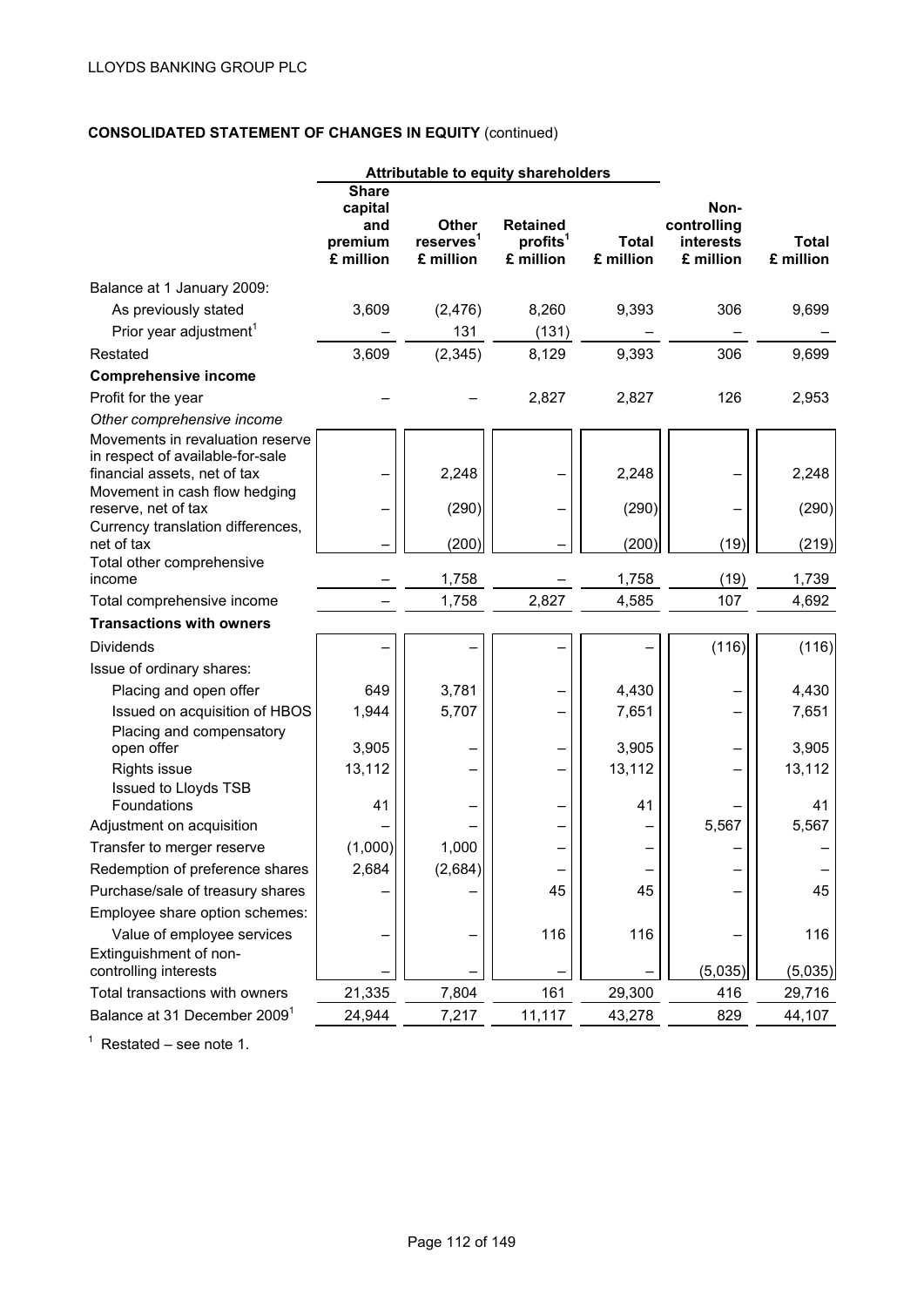LLOYDS BANKING GROUP PLC

**CONSOLIDATED STATEMENT OF CHANGES IN EQUITY** (continued)

| | Attributable to equity shareholders | | | | | |
|---|---|---|---|---|---|---|
| | Share capital and premium £ million | Other reserves[1] £ million | Retained profits[1] £ million | Total £ million | Non-controlling interests £ million | Total £ million |
| Balance at 1 January 2009: | | | | | | |
| As previously stated | 3,609 | (2,476) | 8,260 | 9,393 | 306 | 9,699 |
| Prior year adjustment[1] | – | 131 | (131) | – | – | – |
| Restated | 3,609 | (2,345) | 8,129 | 9,393 | 306 | 9,699 |
| **Comprehensive income** | | | | | | |
| Profit for the year | – | – | 2,827 | 2,827 | 126 | 2,953 |
| *Other comprehensive income* | | | | | | |
| Movements in revaluation reserve in respect of available-for-sale financial assets, net of tax | – | 2,248 | – | 2,248 | – | 2,248 |
| Movement in cash flow hedging reserve, net of tax | – | (290) | – | (290) | – | (290) |
| Currency translation differences, net of tax | – | (200) | – | (200) | (19) | (219) |
| Total other comprehensive income | – | 1,758 | – | 1,758 | (19) | 1,739 |
| Total comprehensive income | – | 1,758 | 2,827 | 4,585 | 107 | 4,692 |
| **Transactions with owners** | | | | | | |
| Dividends | – | – | – | – | (116) | (116) |
| Issue of ordinary shares: | | | | | | |
| Placing and open offer | 649 | 3,781 | – | 4,430 | – | 4,430 |
| Issued on acquisition of HBOS | 1,944 | 5,707 | – | 7,651 | – | 7,651 |
| Placing and compensatory open offer | 3,905 | – | – | 3,905 | – | 3,905 |
| Rights issue | 13,112 | – | – | 13,112 | – | 13,112 |
| Issued to Lloyds TSB Foundations | 41 | – | – | 41 | – | 41 |
| Adjustment on acquisition | – | – | – | – | 5,567 | 5,567 |
| Transfer to merger reserve | (1,000) | 1,000 | – | – | – | – |
| Redemption of preference shares | 2,684 | (2,684) | – | – | – | – |
| Purchase/sale of treasury shares | – | – | 45 | 45 | – | 45 |
| Employee share option schemes: | | | | | | |
| Value of employee services | – | – | 116 | 116 | – | 116 |
| Extinguishment of non-controlling interests | – | – | – | – | (5,035) | (5,035) |
| Total transactions with owners | 21,335 | 7,804 | 161 | 29,300 | 416 | 29,716 |
| Balance at 31 December 2009[1] | 24,944 | 7,217 | 11,117 | 43,278 | 829 | 44,107 |

[1] Restated – see note 1.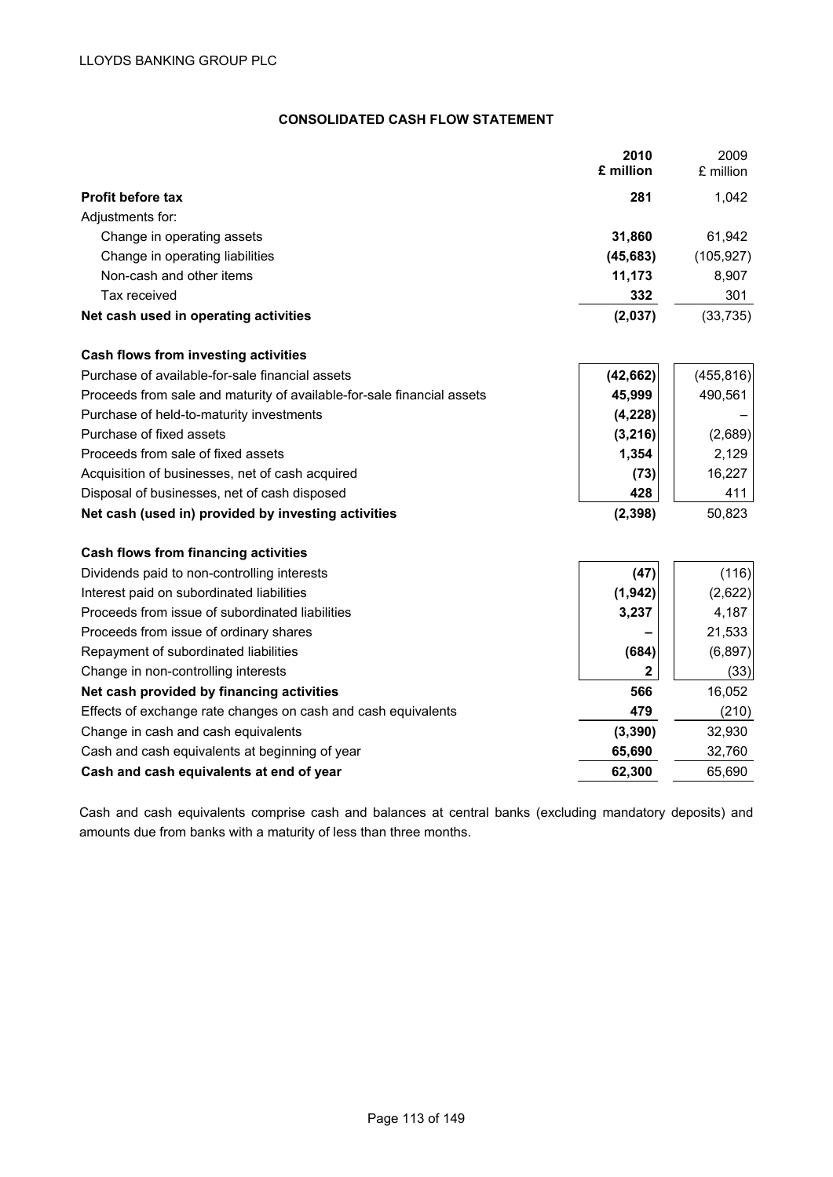LLOYDS BANKING GROUP PLC

## CONSOLIDATED CASH FLOW STATEMENT

| | 2010 £ million | 2009 £ million |
|---|---|---|
| **Profit before tax** | **281** | 1,042 |
| Adjustments for: | | |
| Change in operating assets | **31,860** | 61,942 |
| Change in operating liabilities | **(45,683)** | (105,927) |
| Non-cash and other items | **11,173** | 8,907 |
| Tax received | **332** | 301 |
| **Net cash used in operating activities** | **(2,037)** | (33,735) |
| | | |
| **Cash flows from investing activities** | | |
| Purchase of available-for-sale financial assets | **(42,662)** | (455,816) |
| Proceeds from sale and maturity of available-for-sale financial assets | **45,999** | 490,561 |
| Purchase of held-to-maturity investments | **(4,228)** | – |
| Purchase of fixed assets | **(3,216)** | (2,689) |
| Proceeds from sale of fixed assets | **1,354** | 2,129 |
| Acquisition of businesses, net of cash acquired | **(73)** | 16,227 |
| Disposal of businesses, net of cash disposed | **428** | 411 |
| **Net cash (used in) provided by investing activities** | **(2,398)** | 50,823 |
| | | |
| **Cash flows from financing activities** | | |
| Dividends paid to non-controlling interests | **(47)** | (116) |
| Interest paid on subordinated liabilities | **(1,942)** | (2,622) |
| Proceeds from issue of subordinated liabilities | **3,237** | 4,187 |
| Proceeds from issue of ordinary shares | **–** | 21,533 |
| Repayment of subordinated liabilities | **(684)** | (6,897) |
| Change in non-controlling interests | **2** | (33) |
| **Net cash provided by financing activities** | **566** | 16,052 |
| Effects of exchange rate changes on cash and cash equivalents | **479** | (210) |
| Change in cash and cash equivalents | **(3,390)** | 32,930 |
| Cash and cash equivalents at beginning of year | **65,690** | 32,760 |
| **Cash and cash equivalents at end of year** | **62,300** | 65,690 |

Cash and cash equivalents comprise cash and balances at central banks (excluding mandatory deposits) and amounts due from banks with a maturity of less than three months.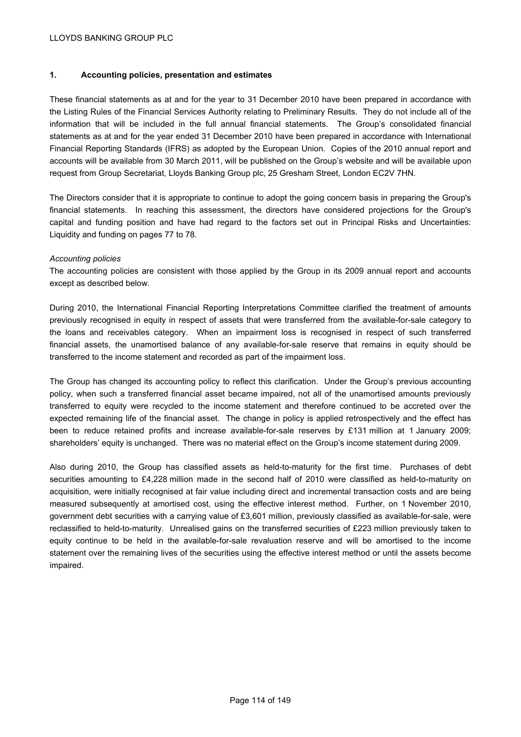## 1. Accounting policies, presentation and estimates

These financial statements as at and for the year to 31 December 2010 have been prepared in accordance with the Listing Rules of the Financial Services Authority relating to Preliminary Results. They do not include all of the information that will be included in the full annual financial statements. The Group's consolidated financial statements as at and for the year ended 31 December 2010 have been prepared in accordance with International Financial Reporting Standards (IFRS) as adopted by the European Union. Copies of the 2010 annual report and accounts will be available from 30 March 2011, will be published on the Group's website and will be available upon request from Group Secretariat, Lloyds Banking Group plc, 25 Gresham Street, London EC2V 7HN.

The Directors consider that it is appropriate to continue to adopt the going concern basis in preparing the Group's financial statements. In reaching this assessment, the directors have considered projections for the Group's capital and funding position and have had regard to the factors set out in Principal Risks and Uncertainties: Liquidity and funding on pages 77 to 78.

*Accounting policies*

The accounting policies are consistent with those applied by the Group in its 2009 annual report and accounts except as described below.

During 2010, the International Financial Reporting Interpretations Committee clarified the treatment of amounts previously recognised in equity in respect of assets that were transferred from the available-for-sale category to the loans and receivables category. When an impairment loss is recognised in respect of such transferred financial assets, the unamortised balance of any available-for-sale reserve that remains in equity should be transferred to the income statement and recorded as part of the impairment loss.

The Group has changed its accounting policy to reflect this clarification. Under the Group's previous accounting policy, when such a transferred financial asset became impaired, not all of the unamortised amounts previously transferred to equity were recycled to the income statement and therefore continued to be accreted over the expected remaining life of the financial asset. The change in policy is applied retrospectively and the effect has been to reduce retained profits and increase available-for-sale reserves by £131 million at 1 January 2009; shareholders' equity is unchanged. There was no material effect on the Group's income statement during 2009.

Also during 2010, the Group has classified assets as held-to-maturity for the first time. Purchases of debt securities amounting to £4,228 million made in the second half of 2010 were classified as held-to-maturity on acquisition, were initially recognised at fair value including direct and incremental transaction costs and are being measured subsequently at amortised cost, using the effective interest method. Further, on 1 November 2010, government debt securities with a carrying value of £3,601 million, previously classified as available-for-sale, were reclassified to held-to-maturity. Unrealised gains on the transferred securities of £223 million previously taken to equity continue to be held in the available-for-sale revaluation reserve and will be amortised to the income statement over the remaining lives of the securities using the effective interest method or until the assets become impaired.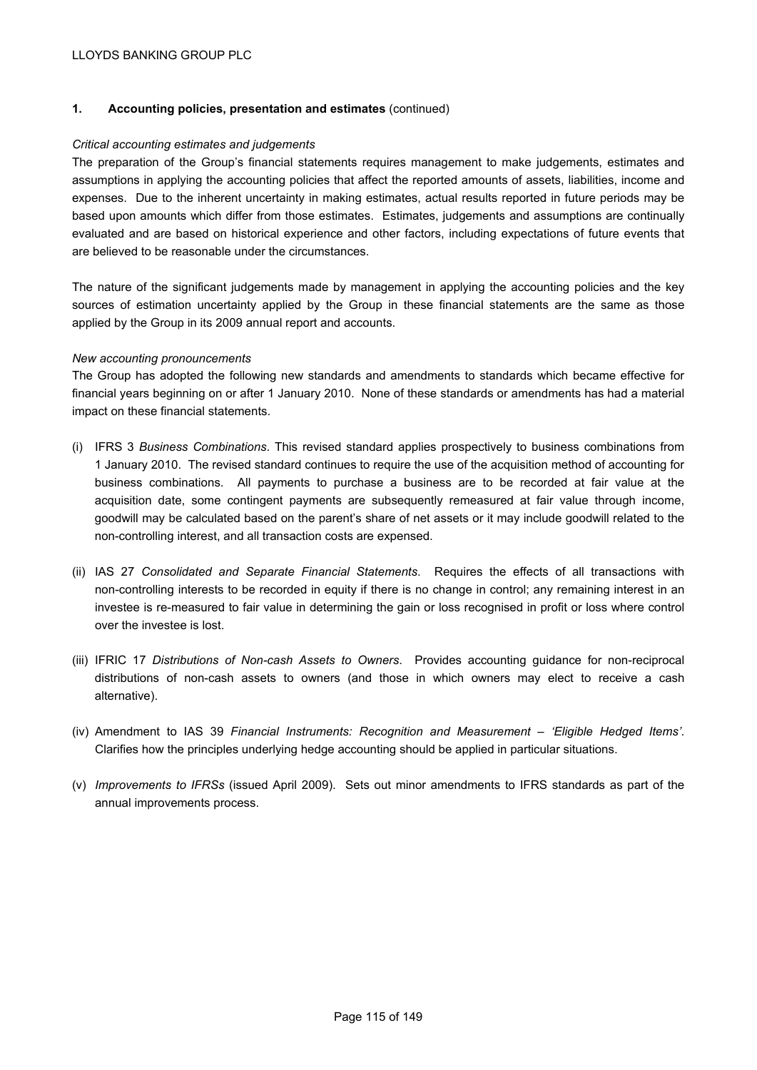## 1. Accounting policies, presentation and estimates (continued)

*Critical accounting estimates and judgements*

The preparation of the Group's financial statements requires management to make judgements, estimates and assumptions in applying the accounting policies that affect the reported amounts of assets, liabilities, income and expenses. Due to the inherent uncertainty in making estimates, actual results reported in future periods may be based upon amounts which differ from those estimates. Estimates, judgements and assumptions are continually evaluated and are based on historical experience and other factors, including expectations of future events that are believed to be reasonable under the circumstances.

The nature of the significant judgements made by management in applying the accounting policies and the key sources of estimation uncertainty applied by the Group in these financial statements are the same as those applied by the Group in its 2009 annual report and accounts.

*New accounting pronouncements*

The Group has adopted the following new standards and amendments to standards which became effective for financial years beginning on or after 1 January 2010. None of these standards or amendments has had a material impact on these financial statements.

(i) IFRS 3 *Business Combinations*. This revised standard applies prospectively to business combinations from 1 January 2010. The revised standard continues to require the use of the acquisition method of accounting for business combinations. All payments to purchase a business are to be recorded at fair value at the acquisition date, some contingent payments are subsequently remeasured at fair value through income, goodwill may be calculated based on the parent's share of net assets or it may include goodwill related to the non-controlling interest, and all transaction costs are expensed.

(ii) IAS 27 *Consolidated and Separate Financial Statements*. Requires the effects of all transactions with non-controlling interests to be recorded in equity if there is no change in control; any remaining interest in an investee is re-measured to fair value in determining the gain or loss recognised in profit or loss where control over the investee is lost.

(iii) IFRIC 17 *Distributions of Non-cash Assets to Owners*. Provides accounting guidance for non-reciprocal distributions of non-cash assets to owners (and those in which owners may elect to receive a cash alternative).

(iv) Amendment to IAS 39 *Financial Instruments: Recognition and Measurement – 'Eligible Hedged Items'*. Clarifies how the principles underlying hedge accounting should be applied in particular situations.

(v) *Improvements to IFRSs* (issued April 2009). Sets out minor amendments to IFRS standards as part of the annual improvements process.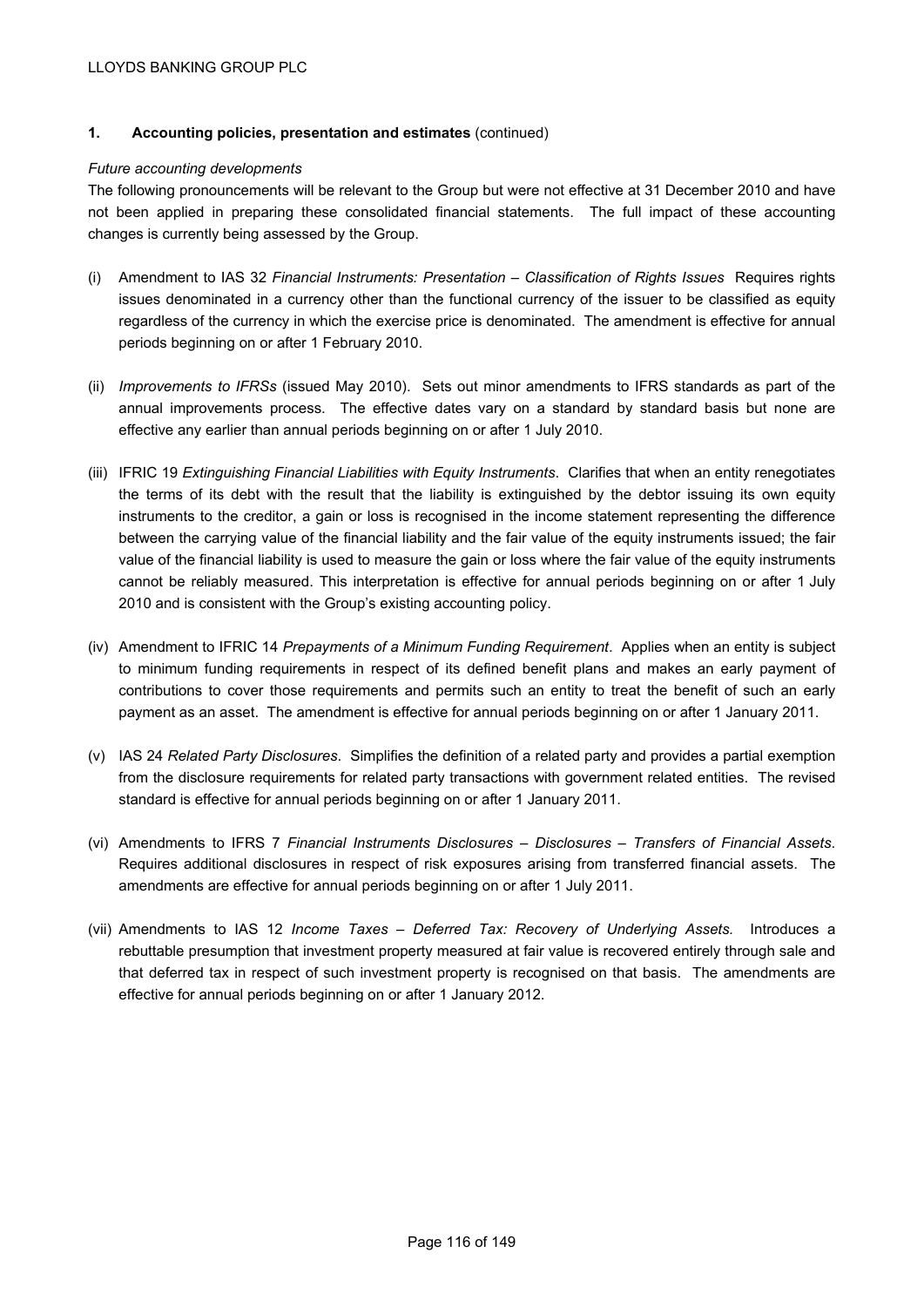## 1. Accounting policies, presentation and estimates (continued)

*Future accounting developments*

The following pronouncements will be relevant to the Group but were not effective at 31 December 2010 and have not been applied in preparing these consolidated financial statements. The full impact of these accounting changes is currently being assessed by the Group.

(i) Amendment to IAS 32 *Financial Instruments: Presentation – Classification of Rights Issues* Requires rights issues denominated in a currency other than the functional currency of the issuer to be classified as equity regardless of the currency in which the exercise price is denominated. The amendment is effective for annual periods beginning on or after 1 February 2010.

(ii) *Improvements to IFRSs* (issued May 2010). Sets out minor amendments to IFRS standards as part of the annual improvements process. The effective dates vary on a standard by standard basis but none are effective any earlier than annual periods beginning on or after 1 July 2010.

(iii) IFRIC 19 *Extinguishing Financial Liabilities with Equity Instruments*. Clarifies that when an entity renegotiates the terms of its debt with the result that the liability is extinguished by the debtor issuing its own equity instruments to the creditor, a gain or loss is recognised in the income statement representing the difference between the carrying value of the financial liability and the fair value of the equity instruments issued; the fair value of the financial liability is used to measure the gain or loss where the fair value of the equity instruments cannot be reliably measured. This interpretation is effective for annual periods beginning on or after 1 July 2010 and is consistent with the Group's existing accounting policy.

(iv) Amendment to IFRIC 14 *Prepayments of a Minimum Funding Requirement*. Applies when an entity is subject to minimum funding requirements in respect of its defined benefit plans and makes an early payment of contributions to cover those requirements and permits such an entity to treat the benefit of such an early payment as an asset. The amendment is effective for annual periods beginning on or after 1 January 2011.

(v) IAS 24 *Related Party Disclosures*. Simplifies the definition of a related party and provides a partial exemption from the disclosure requirements for related party transactions with government related entities. The revised standard is effective for annual periods beginning on or after 1 January 2011.

(vi) Amendments to IFRS 7 *Financial Instruments Disclosures – Disclosures – Transfers of Financial Assets*. Requires additional disclosures in respect of risk exposures arising from transferred financial assets. The amendments are effective for annual periods beginning on or after 1 July 2011.

(vii) Amendments to IAS 12 *Income Taxes – Deferred Tax: Recovery of Underlying Assets.* Introduces a rebuttable presumption that investment property measured at fair value is recovered entirely through sale and that deferred tax in respect of such investment property is recognised on that basis. The amendments are effective for annual periods beginning on or after 1 January 2012.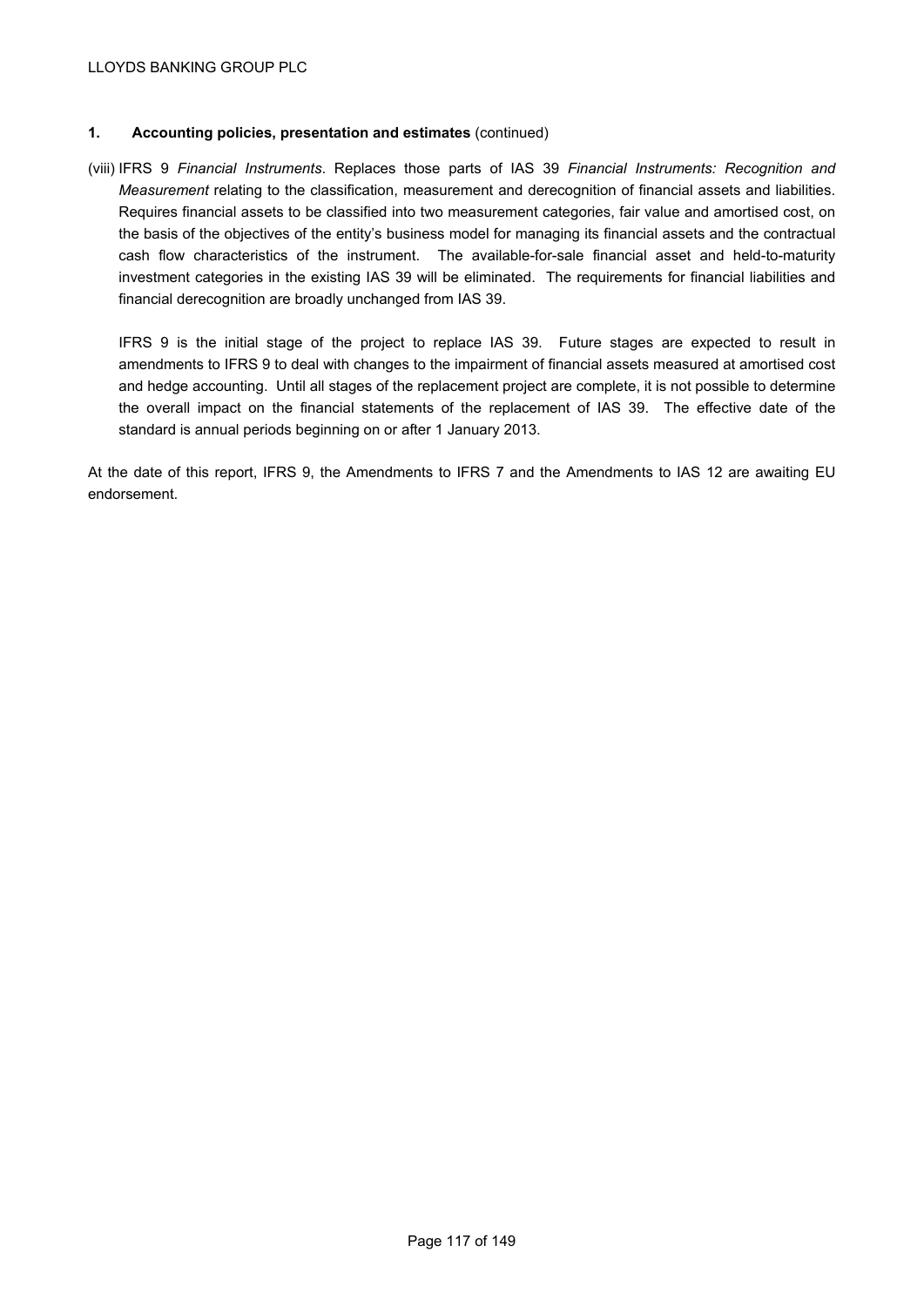## 1. Accounting policies, presentation and estimates (continued)

(viii) IFRS 9 *Financial Instruments*. Replaces those parts of IAS 39 *Financial Instruments: Recognition and Measurement* relating to the classification, measurement and derecognition of financial assets and liabilities. Requires financial assets to be classified into two measurement categories, fair value and amortised cost, on the basis of the objectives of the entity's business model for managing its financial assets and the contractual cash flow characteristics of the instrument. The available-for-sale financial asset and held-to-maturity investment categories in the existing IAS 39 will be eliminated. The requirements for financial liabilities and financial derecognition are broadly unchanged from IAS 39.

IFRS 9 is the initial stage of the project to replace IAS 39. Future stages are expected to result in amendments to IFRS 9 to deal with changes to the impairment of financial assets measured at amortised cost and hedge accounting. Until all stages of the replacement project are complete, it is not possible to determine the overall impact on the financial statements of the replacement of IAS 39. The effective date of the standard is annual periods beginning on or after 1 January 2013.

At the date of this report, IFRS 9, the Amendments to IFRS 7 and the Amendments to IAS 12 are awaiting EU endorsement.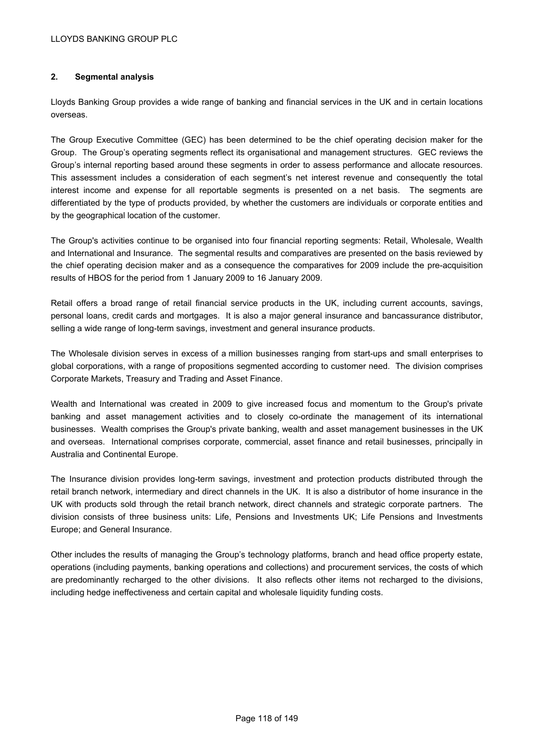## 2. Segmental analysis

Lloyds Banking Group provides a wide range of banking and financial services in the UK and in certain locations overseas.

The Group Executive Committee (GEC) has been determined to be the chief operating decision maker for the Group. The Group's operating segments reflect its organisational and management structures. GEC reviews the Group's internal reporting based around these segments in order to assess performance and allocate resources. This assessment includes a consideration of each segment's net interest revenue and consequently the total interest income and expense for all reportable segments is presented on a net basis. The segments are differentiated by the type of products provided, by whether the customers are individuals or corporate entities and by the geographical location of the customer.

The Group's activities continue to be organised into four financial reporting segments: Retail, Wholesale, Wealth and International and Insurance. The segmental results and comparatives are presented on the basis reviewed by the chief operating decision maker and as a consequence the comparatives for 2009 include the pre-acquisition results of HBOS for the period from 1 January 2009 to 16 January 2009.

Retail offers a broad range of retail financial service products in the UK, including current accounts, savings, personal loans, credit cards and mortgages. It is also a major general insurance and bancassurance distributor, selling a wide range of long-term savings, investment and general insurance products.

The Wholesale division serves in excess of a million businesses ranging from start-ups and small enterprises to global corporations, with a range of propositions segmented according to customer need. The division comprises Corporate Markets, Treasury and Trading and Asset Finance.

Wealth and International was created in 2009 to give increased focus and momentum to the Group's private banking and asset management activities and to closely co-ordinate the management of its international businesses. Wealth comprises the Group's private banking, wealth and asset management businesses in the UK and overseas. International comprises corporate, commercial, asset finance and retail businesses, principally in Australia and Continental Europe.

The Insurance division provides long-term savings, investment and protection products distributed through the retail branch network, intermediary and direct channels in the UK. It is also a distributor of home insurance in the UK with products sold through the retail branch network, direct channels and strategic corporate partners. The division consists of three business units: Life, Pensions and Investments UK; Life Pensions and Investments Europe; and General Insurance.

Other includes the results of managing the Group's technology platforms, branch and head office property estate, operations (including payments, banking operations and collections) and procurement services, the costs of which are predominantly recharged to the other divisions. It also reflects other items not recharged to the divisions, including hedge ineffectiveness and certain capital and wholesale liquidity funding costs.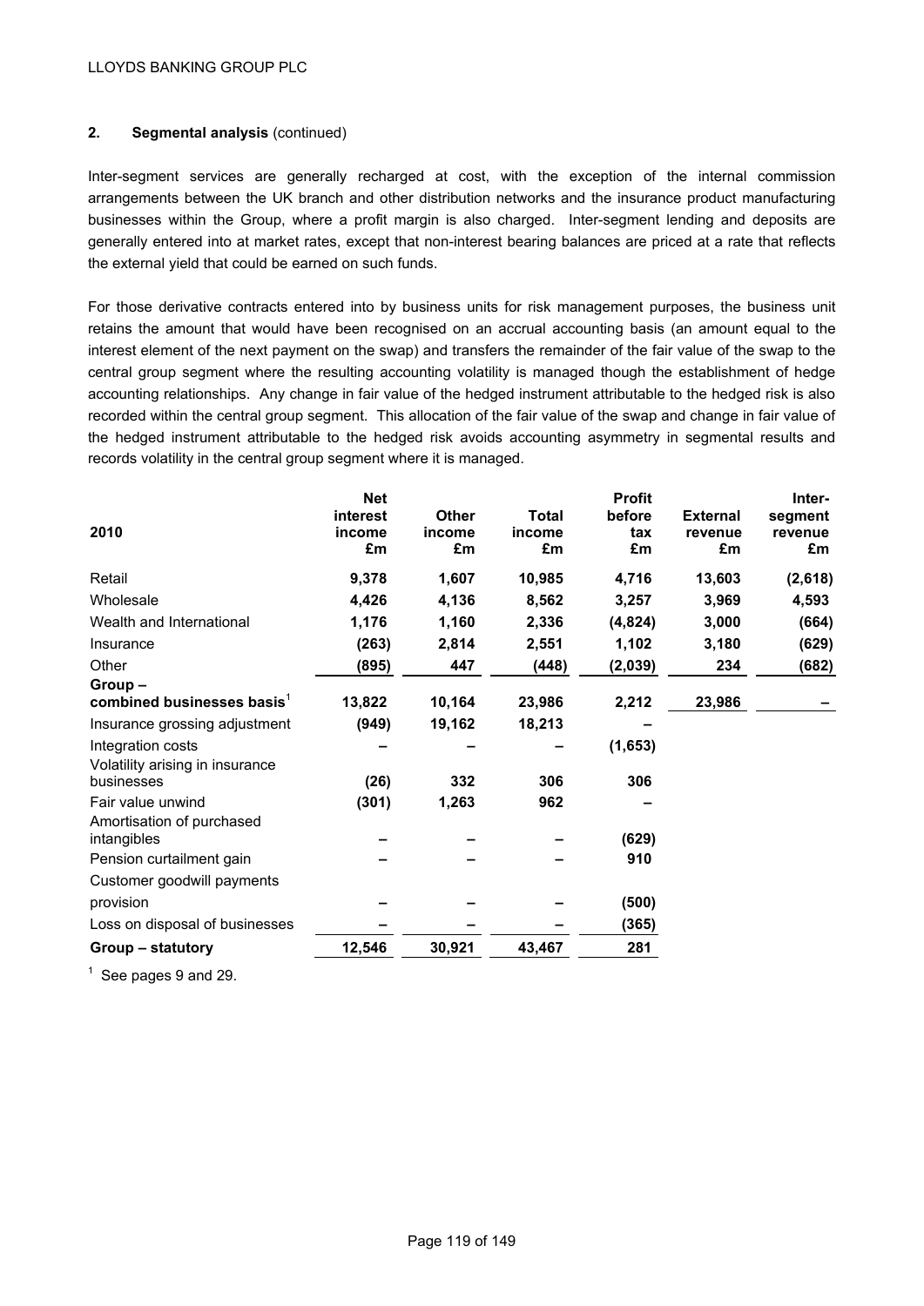## 2. Segmental analysis (continued)

Inter-segment services are generally recharged at cost, with the exception of the internal commission arrangements between the UK branch and other distribution networks and the insurance product manufacturing businesses within the Group, where a profit margin is also charged. Inter-segment lending and deposits are generally entered into at market rates, except that non-interest bearing balances are priced at a rate that reflects the external yield that could be earned on such funds.

For those derivative contracts entered into by business units for risk management purposes, the business unit retains the amount that would have been recognised on an accrual accounting basis (an amount equal to the interest element of the next payment on the swap) and transfers the remainder of the fair value of the swap to the central group segment where the resulting accounting volatility is managed though the establishment of hedge accounting relationships. Any change in fair value of the hedged instrument attributable to the hedged risk is also recorded within the central group segment. This allocation of the fair value of the swap and change in fair value of the hedged instrument attributable to the hedged risk avoids accounting asymmetry in segmental results and records volatility in the central group segment where it is managed.

| 2010 | Net interest income £m | Other income £m | Total income £m | Profit before tax £m | External revenue £m | Inter-segment revenue £m |
|---|---|---|---|---|---|---|
| Retail | 9,378 | 1,607 | 10,985 | 4,716 | 13,603 | (2,618) |
| Wholesale | 4,426 | 4,136 | 8,562 | 3,257 | 3,969 | 4,593 |
| Wealth and International | 1,176 | 1,160 | 2,336 | (4,824) | 3,000 | (664) |
| Insurance | (263) | 2,814 | 2,551 | 1,102 | 3,180 | (629) |
| Other | (895) | 447 | (448) | (2,039) | 234 | (682) |
| **Group – combined businesses basis**[1] | 13,822 | 10,164 | 23,986 | 2,212 | 23,986 | – |
| Insurance grossing adjustment | (949) | 19,162 | 18,213 | – | | |
| Integration costs | – | – | – | (1,653) | | |
| Volatility arising in insurance businesses | (26) | 332 | 306 | 306 | | |
| Fair value unwind | (301) | 1,263 | 962 | – | | |
| Amortisation of purchased intangibles | – | – | – | (629) | | |
| Pension curtailment gain | – | – | – | 910 | | |
| Customer goodwill payments provision | – | – | – | (500) | | |
| Loss on disposal of businesses | – | – | – | (365) | | |
| **Group – statutory** | 12,546 | 30,921 | 43,467 | 281 | | |

[1] See pages 9 and 29.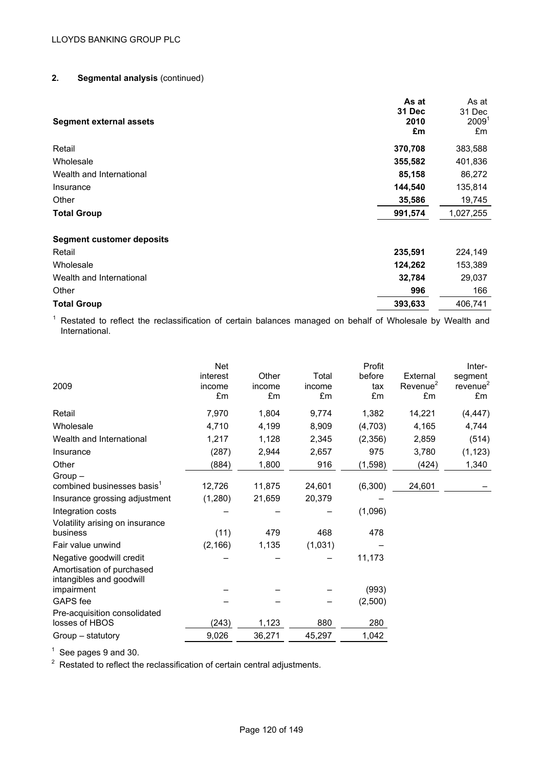## 2. Segmental analysis (continued)

| Segment external assets | As at 31 Dec 2010 £m | As at 31 Dec 2009[1] £m |
|---|---|---|
| Retail | **370,708** | 383,588 |
| Wholesale | **355,582** | 401,836 |
| Wealth and International | **85,158** | 86,272 |
| Insurance | **144,540** | 135,814 |
| Other | **35,586** | 19,745 |
| **Total Group** | **991,574** | 1,027,255 |
| | | |
| **Segment customer deposits** | | |
| Retail | **235,591** | 224,149 |
| Wholesale | **124,262** | 153,389 |
| Wealth and International | **32,784** | 29,037 |
| Other | **996** | 166 |
| **Total Group** | **393,633** | 406,741 |

[1] Restated to reflect the reclassification of certain balances managed on behalf of Wholesale by Wealth and International.

| 2009 | Net interest income £m | Other income £m | Total income £m | Profit before tax £m | External Revenue[2] £m | Inter-segment revenue[2] £m |
|---|---|---|---|---|---|---|
| Retail | 7,970 | 1,804 | 9,774 | 1,382 | 14,221 | (4,447) |
| Wholesale | 4,710 | 4,199 | 8,909 | (4,703) | 4,165 | 4,744 |
| Wealth and International | 1,217 | 1,128 | 2,345 | (2,356) | 2,859 | (514) |
| Insurance | (287) | 2,944 | 2,657 | 975 | 3,780 | (1,123) |
| Other | (884) | 1,800 | 916 | (1,598) | (424) | 1,340 |
| Group – combined businesses basis[1] | 12,726 | 11,875 | 24,601 | (6,300) | 24,601 | – |
| Insurance grossing adjustment | (1,280) | 21,659 | 20,379 | – | | |
| Integration costs | – | – | – | (1,096) | | |
| Volatility arising on insurance business | (11) | 479 | 468 | 478 | | |
| Fair value unwind | (2,166) | 1,135 | (1,031) | – | | |
| Negative goodwill credit | – | – | – | 11,173 | | |
| Amortisation of purchased intangibles and goodwill impairment | – | – | – | (993) | | |
| GAPS fee | – | – | – | (2,500) | | |
| Pre-acquisition consolidated losses of HBOS | (243) | 1,123 | 880 | 280 | | |
| Group – statutory | 9,026 | 36,271 | 45,297 | 1,042 | | |

[1] See pages 9 and 30.

[2] Restated to reflect the reclassification of certain central adjustments.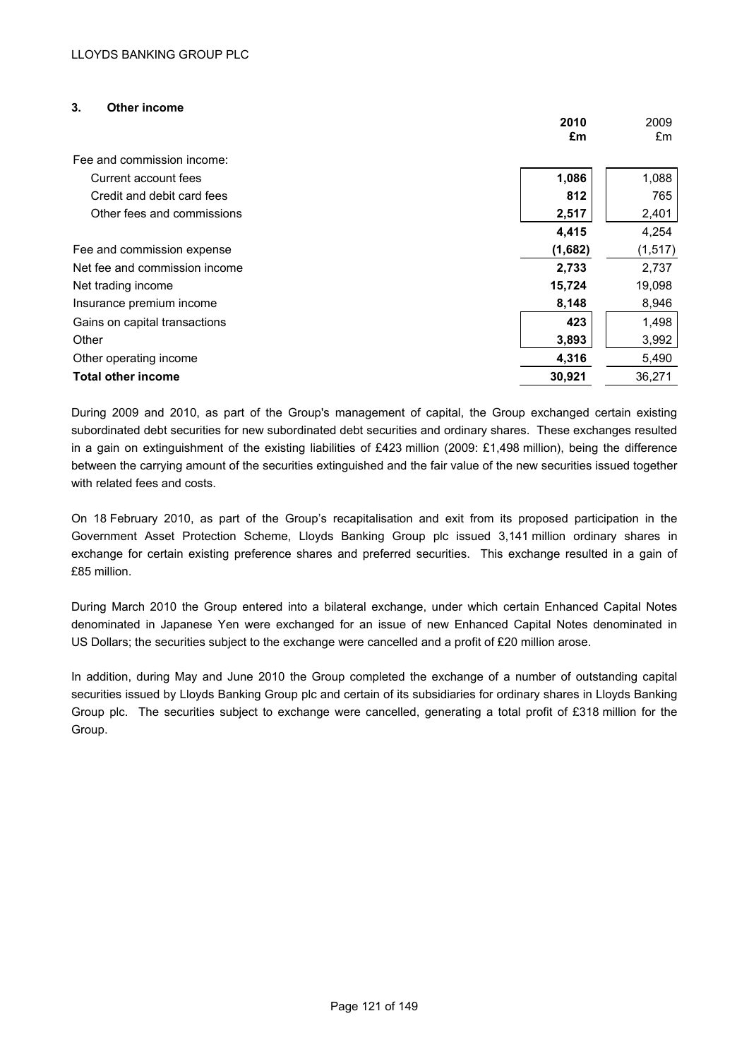## 3. Other income

| | 2010 £m | 2009 £m |
|---|---|---|
| Fee and commission income: | | |
| Current account fees | 1,086 | 1,088 |
| Credit and debit card fees | 812 | 765 |
| Other fees and commissions | 2,517 | 2,401 |
| | 4,415 | 4,254 |
| Fee and commission expense | (1,682) | (1,517) |
| Net fee and commission income | 2,733 | 2,737 |
| Net trading income | 15,724 | 19,098 |
| Insurance premium income | 8,148 | 8,946 |
| Gains on capital transactions | 423 | 1,498 |
| Other | 3,893 | 3,992 |
| Other operating income | 4,316 | 5,490 |
| **Total other income** | **30,921** | 36,271 |

During 2009 and 2010, as part of the Group's management of capital, the Group exchanged certain existing subordinated debt securities for new subordinated debt securities and ordinary shares. These exchanges resulted in a gain on extinguishment of the existing liabilities of £423 million (2009: £1,498 million), being the difference between the carrying amount of the securities extinguished and the fair value of the new securities issued together with related fees and costs.

On 18 February 2010, as part of the Group's recapitalisation and exit from its proposed participation in the Government Asset Protection Scheme, Lloyds Banking Group plc issued 3,141 million ordinary shares in exchange for certain existing preference shares and preferred securities. This exchange resulted in a gain of £85 million.

During March 2010 the Group entered into a bilateral exchange, under which certain Enhanced Capital Notes denominated in Japanese Yen were exchanged for an issue of new Enhanced Capital Notes denominated in US Dollars; the securities subject to the exchange were cancelled and a profit of £20 million arose.

In addition, during May and June 2010 the Group completed the exchange of a number of outstanding capital securities issued by Lloyds Banking Group plc and certain of its subsidiaries for ordinary shares in Lloyds Banking Group plc. The securities subject to exchange were cancelled, generating a total profit of £318 million for the Group.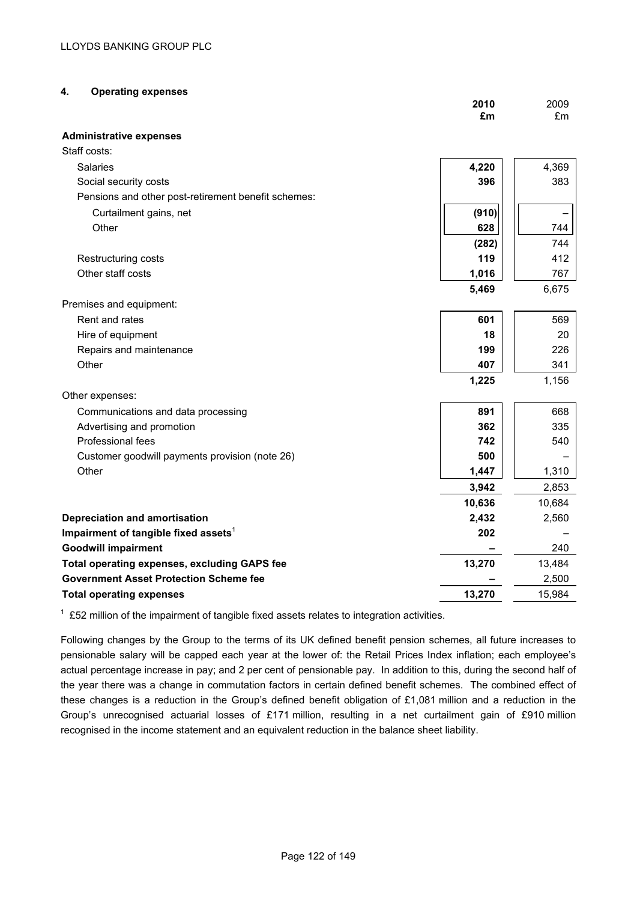## 4. Operating expenses

| | 2010 £m | 2009 £m |
|---|---|---|
| **Administrative expenses** | | |
| Staff costs: | | |
| Salaries | **4,220** | 4,369 |
| Social security costs | **396** | 383 |
| Pensions and other post-retirement benefit schemes: | | |
| Curtailment gains, net | **(910)** | – |
| Other | **628** | 744 |
| | **(282)** | 744 |
| Restructuring costs | **119** | 412 |
| Other staff costs | **1,016** | 767 |
| | **5,469** | 6,675 |
| Premises and equipment: | | |
| Rent and rates | **601** | 569 |
| Hire of equipment | **18** | 20 |
| Repairs and maintenance | **199** | 226 |
| Other | **407** | 341 |
| | **1,225** | 1,156 |
| Other expenses: | | |
| Communications and data processing | **891** | 668 |
| Advertising and promotion | **362** | 335 |
| Professional fees | **742** | 540 |
| Customer goodwill payments provision (note 26) | **500** | – |
| Other | **1,447** | 1,310 |
| | **3,942** | 2,853 |
| | **10,636** | 10,684 |
| **Depreciation and amortisation** | **2,432** | 2,560 |
| **Impairment of tangible fixed assets**[1] | **202** | – |
| **Goodwill impairment** | **–** | 240 |
| **Total operating expenses, excluding GAPS fee** | **13,270** | 13,484 |
| **Government Asset Protection Scheme fee** | **–** | 2,500 |
| **Total operating expenses** | **13,270** | 15,984 |

[1] £52 million of the impairment of tangible fixed assets relates to integration activities.

Following changes by the Group to the terms of its UK defined benefit pension schemes, all future increases to pensionable salary will be capped each year at the lower of: the Retail Prices Index inflation; each employee's actual percentage increase in pay; and 2 per cent of pensionable pay. In addition to this, during the second half of the year there was a change in commutation factors in certain defined benefit schemes. The combined effect of these changes is a reduction in the Group's defined benefit obligation of £1,081 million and a reduction in the Group's unrecognised actuarial losses of £171 million, resulting in a net curtailment gain of £910 million recognised in the income statement and an equivalent reduction in the balance sheet liability.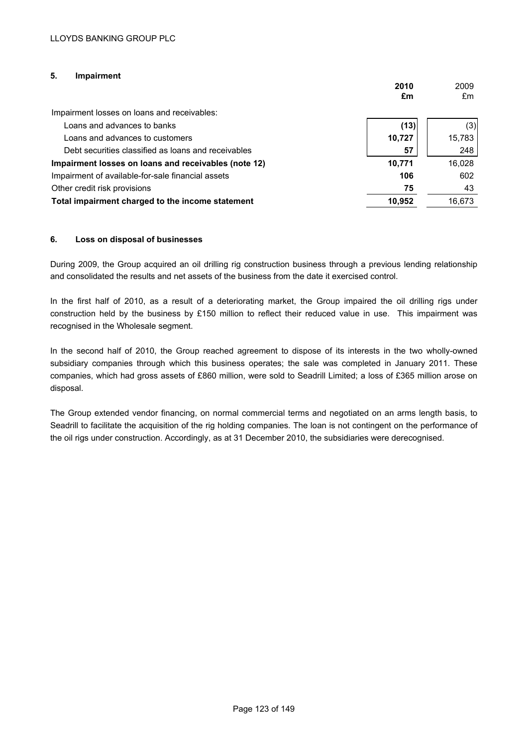## 5. Impairment

| | **2010 £m** | 2009 £m |
|---|---|---|
| Impairment losses on loans and receivables: | | |
| Loans and advances to banks | **(13)** | (3) |
| Loans and advances to customers | **10,727** | 15,783 |
| Debt securities classified as loans and receivables | **57** | 248 |
| **Impairment losses on loans and receivables (note 12)** | **10,771** | 16,028 |
| Impairment of available-for-sale financial assets | **106** | 602 |
| Other credit risk provisions | **75** | 43 |
| **Total impairment charged to the income statement** | **10,952** | 16,673 |

## 6. Loss on disposal of businesses

During 2009, the Group acquired an oil drilling rig construction business through a previous lending relationship and consolidated the results and net assets of the business from the date it exercised control.

In the first half of 2010, as a result of a deteriorating market, the Group impaired the oil drilling rigs under construction held by the business by £150 million to reflect their reduced value in use. This impairment was recognised in the Wholesale segment.

In the second half of 2010, the Group reached agreement to dispose of its interests in the two wholly-owned subsidiary companies through which this business operates; the sale was completed in January 2011. These companies, which had gross assets of £860 million, were sold to Seadrill Limited; a loss of £365 million arose on disposal.

The Group extended vendor financing, on normal commercial terms and negotiated on an arms length basis, to Seadrill to facilitate the acquisition of the rig holding companies. The loan is not contingent on the performance of the oil rigs under construction. Accordingly, as at 31 December 2010, the subsidiaries were derecognised.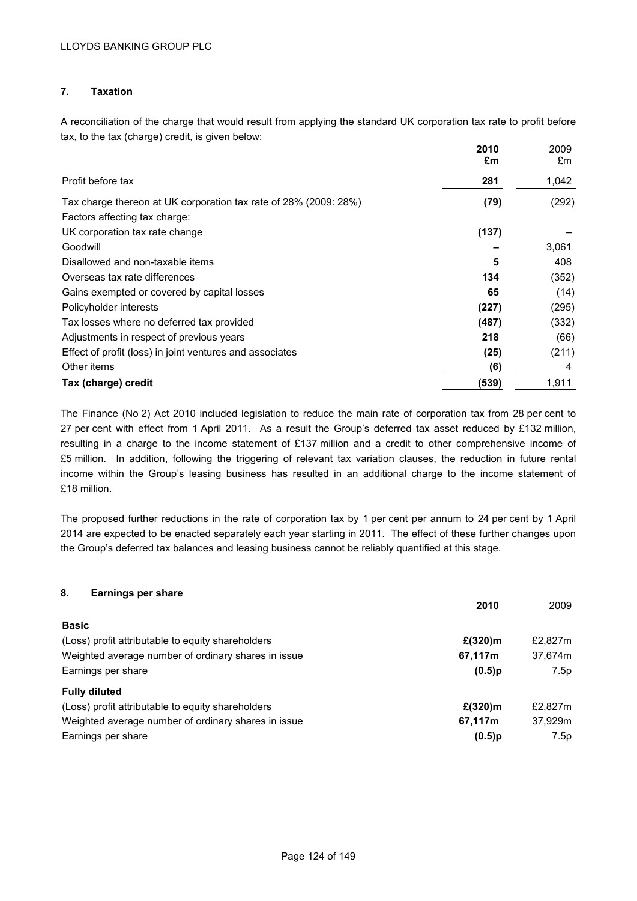## 7. Taxation

A reconciliation of the charge that would result from applying the standard UK corporation tax rate to profit before tax, to the tax (charge) credit, is given below:

| | **2010 £m** | 2009 £m |
|---|---|---|
| Profit before tax | **281** | 1,042 |
| Tax charge thereon at UK corporation tax rate of 28% (2009: 28%) | **(79)** | (292) |
| Factors affecting tax charge: | | |
| UK corporation tax rate change | **(137)** | – |
| Goodwill | **–** | 3,061 |
| Disallowed and non-taxable items | **5** | 408 |
| Overseas tax rate differences | **134** | (352) |
| Gains exempted or covered by capital losses | **65** | (14) |
| Policyholder interests | **(227)** | (295) |
| Tax losses where no deferred tax provided | **(487)** | (332) |
| Adjustments in respect of previous years | **218** | (66) |
| Effect of profit (loss) in joint ventures and associates | **(25)** | (211) |
| Other items | **(6)** | 4 |
| **Tax (charge) credit** | **(539)** | 1,911 |

The Finance (No 2) Act 2010 included legislation to reduce the main rate of corporation tax from 28 per cent to 27 per cent with effect from 1 April 2011. As a result the Group's deferred tax asset reduced by £132 million, resulting in a charge to the income statement of £137 million and a credit to other comprehensive income of £5 million. In addition, following the triggering of relevant tax variation clauses, the reduction in future rental income within the Group's leasing business has resulted in an additional charge to the income statement of £18 million.

The proposed further reductions in the rate of corporation tax by 1 per cent per annum to 24 per cent by 1 April 2014 are expected to be enacted separately each year starting in 2011. The effect of these further changes upon the Group's deferred tax balances and leasing business cannot be reliably quantified at this stage.

## 8. Earnings per share

| | **2010** | 2009 |
|---|---|---|
| **Basic** | | |
| (Loss) profit attributable to equity shareholders | **£(320)m** | £2,827m |
| Weighted average number of ordinary shares in issue | **67,117m** | 37,674m |
| Earnings per share | **(0.5)p** | 7.5p |
| **Fully diluted** | | |
| (Loss) profit attributable to equity shareholders | **£(320)m** | £2,827m |
| Weighted average number of ordinary shares in issue | **67,117m** | 37,929m |
| Earnings per share | **(0.5)p** | 7.5p |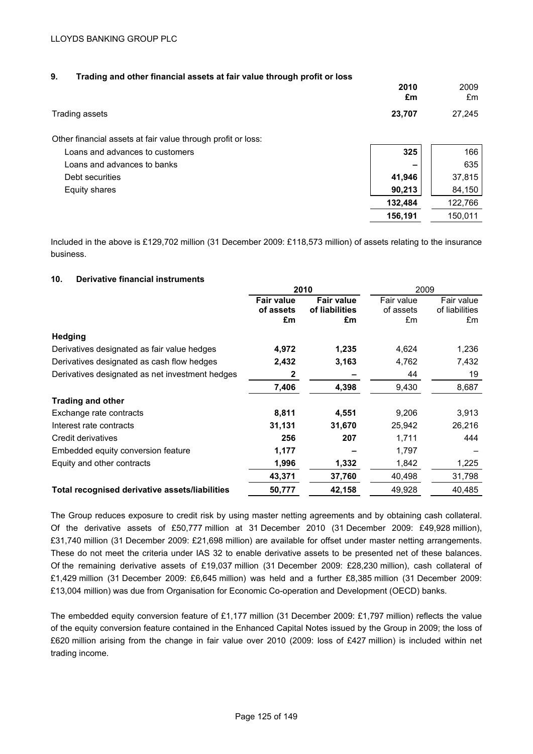## 9. Trading and other financial assets at fair value through profit or loss

| | **2010** **£m** | 2009 £m |
|---|---|---|
| Trading assets | **23,707** | 27,245 |
| Other financial assets at fair value through profit or loss: | | |
| Loans and advances to customers | **325** | 166 |
| Loans and advances to banks | **–** | 635 |
| Debt securities | **41,946** | 37,815 |
| Equity shares | **90,213** | 84,150 |
| | **132,484** | 122,766 |
| | **156,191** | 150,011 |

Included in the above is £129,702 million (31 December 2009: £118,573 million) of assets relating to the insurance business.

## 10. Derivative financial instruments

| | **2010** | | 2009 | |
|---|---|---|---|---|
| | **Fair value of assets £m** | **Fair value of liabilities £m** | Fair value of assets £m | Fair value of liabilities £m |
| **Hedging** | | | | |
| Derivatives designated as fair value hedges | **4,972** | **1,235** | 4,624 | 1,236 |
| Derivatives designated as cash flow hedges | **2,432** | **3,163** | 4,762 | 7,432 |
| Derivatives designated as net investment hedges | **2** | **–** | 44 | 19 |
| | **7,406** | **4,398** | 9,430 | 8,687 |
| **Trading and other** | | | | |
| Exchange rate contracts | **8,811** | **4,551** | 9,206 | 3,913 |
| Interest rate contracts | **31,131** | **31,670** | 25,942 | 26,216 |
| Credit derivatives | **256** | **207** | 1,711 | 444 |
| Embedded equity conversion feature | **1,177** | **–** | 1,797 | – |
| Equity and other contracts | **1,996** | **1,332** | 1,842 | 1,225 |
| | **43,371** | **37,760** | 40,498 | 31,798 |
| **Total recognised derivative assets/liabilities** | **50,777** | **42,158** | 49,928 | 40,485 |

The Group reduces exposure to credit risk by using master netting agreements and by obtaining cash collateral. Of the derivative assets of £50,777 million at 31 December 2010 (31 December 2009: £49,928 million), £31,740 million (31 December 2009: £21,698 million) are available for offset under master netting arrangements. These do not meet the criteria under IAS 32 to enable derivative assets to be presented net of these balances. Of the remaining derivative assets of £19,037 million (31 December 2009: £28,230 million), cash collateral of £1,429 million (31 December 2009: £6,645 million) was held and a further £8,385 million (31 December 2009: £13,004 million) was due from Organisation for Economic Co-operation and Development (OECD) banks.

The embedded equity conversion feature of £1,177 million (31 December 2009: £1,797 million) reflects the value of the equity conversion feature contained in the Enhanced Capital Notes issued by the Group in 2009; the loss of £620 million arising from the change in fair value over 2010 (2009: loss of £427 million) is included within net trading income.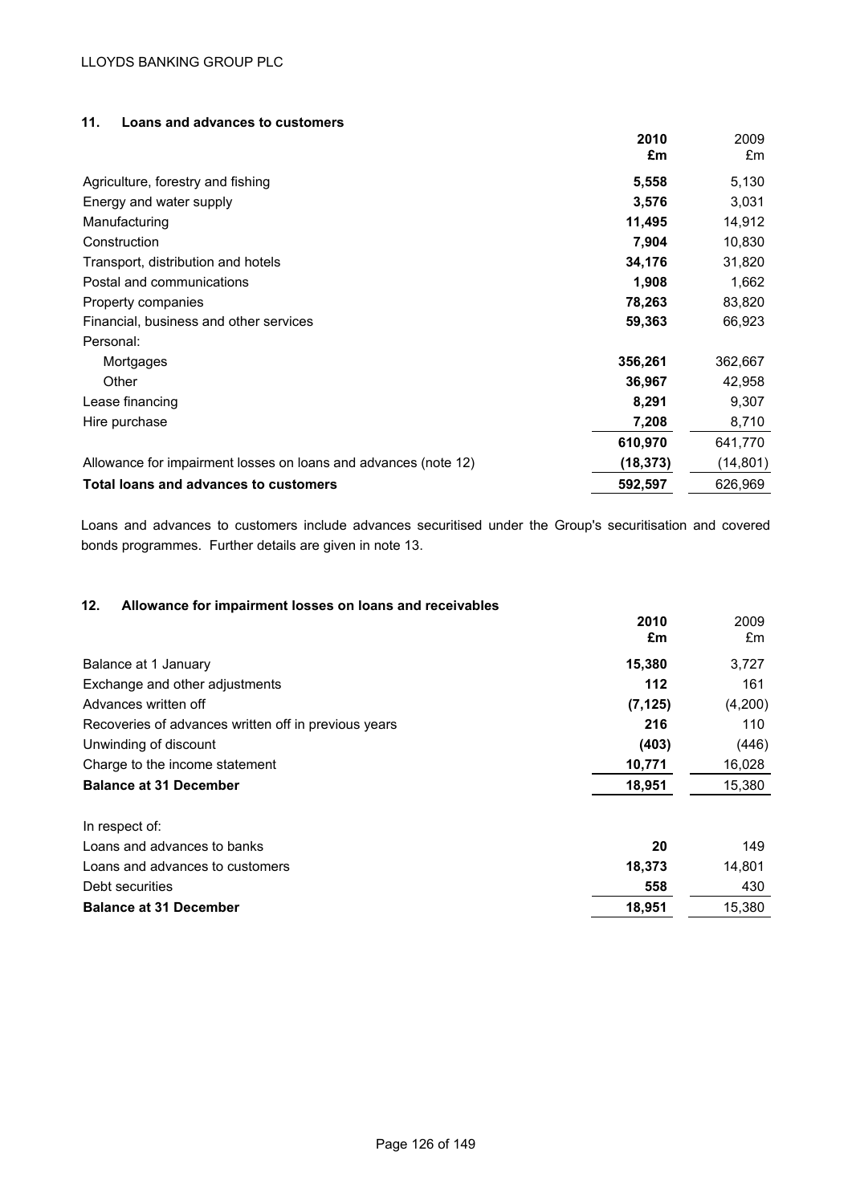## 11. Loans and advances to customers

| | 2010 £m | 2009 £m |
|---|---|---|
| Agriculture, forestry and fishing | **5,558** | 5,130 |
| Energy and water supply | **3,576** | 3,031 |
| Manufacturing | **11,495** | 14,912 |
| Construction | **7,904** | 10,830 |
| Transport, distribution and hotels | **34,176** | 31,820 |
| Postal and communications | **1,908** | 1,662 |
| Property companies | **78,263** | 83,820 |
| Financial, business and other services | **59,363** | 66,923 |
| Personal: | | |
| Mortgages | **356,261** | 362,667 |
| Other | **36,967** | 42,958 |
| Lease financing | **8,291** | 9,307 |
| Hire purchase | **7,208** | 8,710 |
| | **610,970** | 641,770 |
| Allowance for impairment losses on loans and advances (note 12) | **(18,373)** | (14,801) |
| **Total loans and advances to customers** | **592,597** | 626,969 |

Loans and advances to customers include advances securitised under the Group's securitisation and covered bonds programmes. Further details are given in note 13.

## 12. Allowance for impairment losses on loans and receivables

| | 2010 £m | 2009 £m |
|---|---|---|
| Balance at 1 January | **15,380** | 3,727 |
| Exchange and other adjustments | **112** | 161 |
| Advances written off | **(7,125)** | (4,200) |
| Recoveries of advances written off in previous years | **216** | 110 |
| Unwinding of discount | **(403)** | (446) |
| Charge to the income statement | **10,771** | 16,028 |
| **Balance at 31 December** | **18,951** | 15,380 |
| | | |
| In respect of: | | |
| Loans and advances to banks | **20** | 149 |
| Loans and advances to customers | **18,373** | 14,801 |
| Debt securities | **558** | 430 |
| **Balance at 31 December** | **18,951** | 15,380 |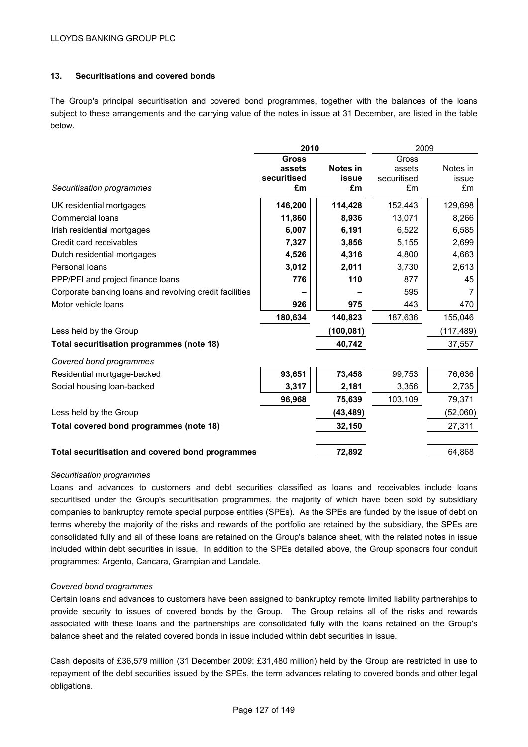## 13. Securitisations and covered bonds

The Group's principal securitisation and covered bond programmes, together with the balances of the loans subject to these arrangements and the carrying value of the notes in issue at 31 December, are listed in the table below.

| | **2010** | | 2009 | |
|---|---|---|---|---|
| *Securitisation programmes* | **Gross assets securitised £m** | **Notes in issue £m** | Gross assets securitised £m | Notes in issue £m |
| UK residential mortgages | **146,200** | **114,428** | 152,443 | 129,698 |
| Commercial loans | **11,860** | **8,936** | 13,071 | 8,266 |
| Irish residential mortgages | **6,007** | **6,191** | 6,522 | 6,585 |
| Credit card receivables | **7,327** | **3,856** | 5,155 | 2,699 |
| Dutch residential mortgages | **4,526** | **4,316** | 4,800 | 4,663 |
| Personal loans | **3,012** | **2,011** | 3,730 | 2,613 |
| PPP/PFI and project finance loans | **776** | **110** | 877 | 45 |
| Corporate banking loans and revolving credit facilities | **–** | **–** | 595 | 7 |
| Motor vehicle loans | **926** | **975** | 443 | 470 |
| | **180,634** | **140,823** | 187,636 | 155,046 |
| Less held by the Group | | **(100,081)** | | (117,489) |
| **Total securitisation programmes (note 18)** | | **40,742** | | 37,557 |
| *Covered bond programmes* | | | | |
| Residential mortgage-backed | **93,651** | **73,458** | 99,753 | 76,636 |
| Social housing loan-backed | **3,317** | **2,181** | 3,356 | 2,735 |
| | **96,968** | **75,639** | 103,109 | 79,371 |
| Less held by the Group | | **(43,489)** | | (52,060) |
| **Total covered bond programmes (note 18)** | | **32,150** | | 27,311 |
| **Total securitisation and covered bond programmes** | | **72,892** | | 64,868 |

*Securitisation programmes*

Loans and advances to customers and debt securities classified as loans and receivables include loans securitised under the Group's securitisation programmes, the majority of which have been sold by subsidiary companies to bankruptcy remote special purpose entities (SPEs). As the SPEs are funded by the issue of debt on terms whereby the majority of the risks and rewards of the portfolio are retained by the subsidiary, the SPEs are consolidated fully and all of these loans are retained on the Group's balance sheet, with the related notes in issue included within debt securities in issue. In addition to the SPEs detailed above, the Group sponsors four conduit programmes: Argento, Cancara, Grampian and Landale.

*Covered bond programmes*

Certain loans and advances to customers have been assigned to bankruptcy remote limited liability partnerships to provide security to issues of covered bonds by the Group. The Group retains all of the risks and rewards associated with these loans and the partnerships are consolidated fully with the loans retained on the Group's balance sheet and the related covered bonds in issue included within debt securities in issue.

Cash deposits of £36,579 million (31 December 2009: £31,480 million) held by the Group are restricted in use to repayment of the debt securities issued by the SPEs, the term advances relating to covered bonds and other legal obligations.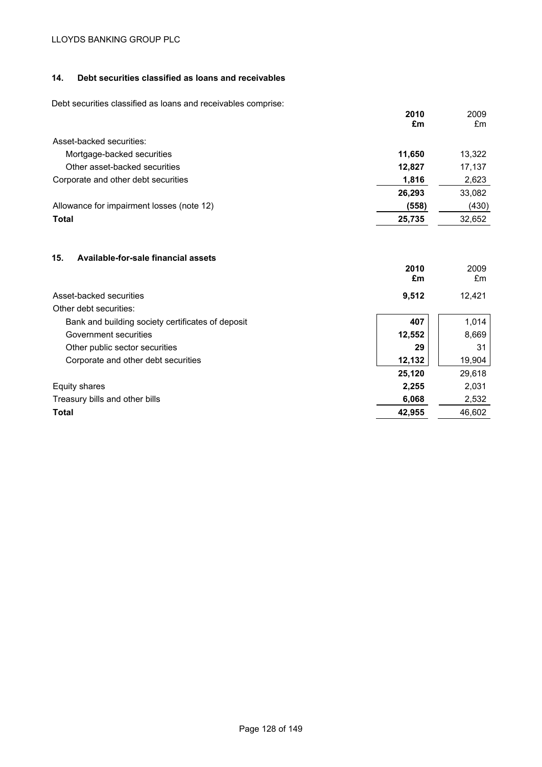## 14. Debt securities classified as loans and receivables

Debt securities classified as loans and receivables comprise:

| | 2010 £m | 2009 £m |
|---|---|---|
| Asset-backed securities: | | |
| Mortgage-backed securities | **11,650** | 13,322 |
| Other asset-backed securities | **12,827** | 17,137 |
| Corporate and other debt securities | **1,816** | 2,623 |
| | **26,293** | 33,082 |
| Allowance for impairment losses (note 12) | **(558)** | (430) |
| **Total** | **25,735** | 32,652 |

## 15. Available-for-sale financial assets

| | 2010 £m | 2009 £m |
|---|---|---|
| Asset-backed securities | **9,512** | 12,421 |
| Other debt securities: | | |
| Bank and building society certificates of deposit | **407** | 1,014 |
| Government securities | **12,552** | 8,669 |
| Other public sector securities | **29** | 31 |
| Corporate and other debt securities | **12,132** | 19,904 |
| | **25,120** | 29,618 |
| Equity shares | **2,255** | 2,031 |
| Treasury bills and other bills | **6,068** | 2,532 |
| **Total** | **42,955** | 46,602 |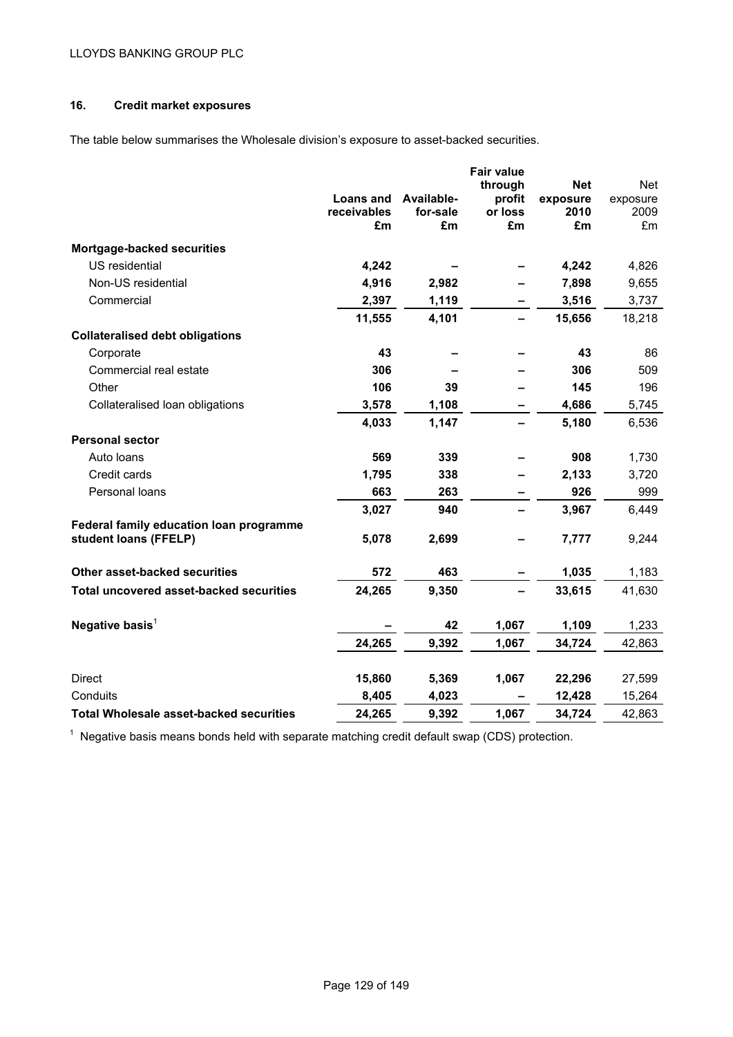## 16. Credit market exposures

The table below summarises the Wholesale division's exposure to asset-backed securities.

| | **Loans and receivables £m** | **Available-for-sale £m** | **Fair value through profit or loss £m** | **Net exposure 2010 £m** | Net exposure 2009 £m |
|---|---|---|---|---|---|
| **Mortgage-backed securities** | | | | | |
| US residential | **4,242** | **–** | **–** | **4,242** | 4,826 |
| Non-US residential | **4,916** | **2,982** | **–** | **7,898** | 9,655 |
| Commercial | **2,397** | **1,119** | **–** | **3,516** | 3,737 |
| | **11,555** | **4,101** | **–** | **15,656** | 18,218 |
| **Collateralised debt obligations** | | | | | |
| Corporate | **43** | **–** | **–** | **43** | 86 |
| Commercial real estate | **306** | **–** | **–** | **306** | 509 |
| Other | **106** | **39** | **–** | **145** | 196 |
| Collateralised loan obligations | **3,578** | **1,108** | **–** | **4,686** | 5,745 |
| | **4,033** | **1,147** | **–** | **5,180** | 6,536 |
| **Personal sector** | | | | | |
| Auto loans | **569** | **339** | **–** | **908** | 1,730 |
| Credit cards | **1,795** | **338** | **–** | **2,133** | 3,720 |
| Personal loans | **663** | **263** | **–** | **926** | 999 |
| | **3,027** | **940** | **–** | **3,967** | 6,449 |
| **Federal family education loan programme student loans (FFELP)** | **5,078** | **2,699** | **–** | **7,777** | 9,244 |
| **Other asset-backed securities** | **572** | **463** | **–** | **1,035** | 1,183 |
| **Total uncovered asset-backed securities** | **24,265** | **9,350** | **–** | **33,615** | 41,630 |
| **Negative basis**[1] | **–** | **42** | **1,067** | **1,109** | 1,233 |
| | **24,265** | **9,392** | **1,067** | **34,724** | 42,863 |
| Direct | **15,860** | **5,369** | **1,067** | **22,296** | 27,599 |
| Conduits | **8,405** | **4,023** | **–** | **12,428** | 15,264 |
| **Total Wholesale asset-backed securities** | **24,265** | **9,392** | **1,067** | **34,724** | 42,863 |

[1] Negative basis means bonds held with separate matching credit default swap (CDS) protection.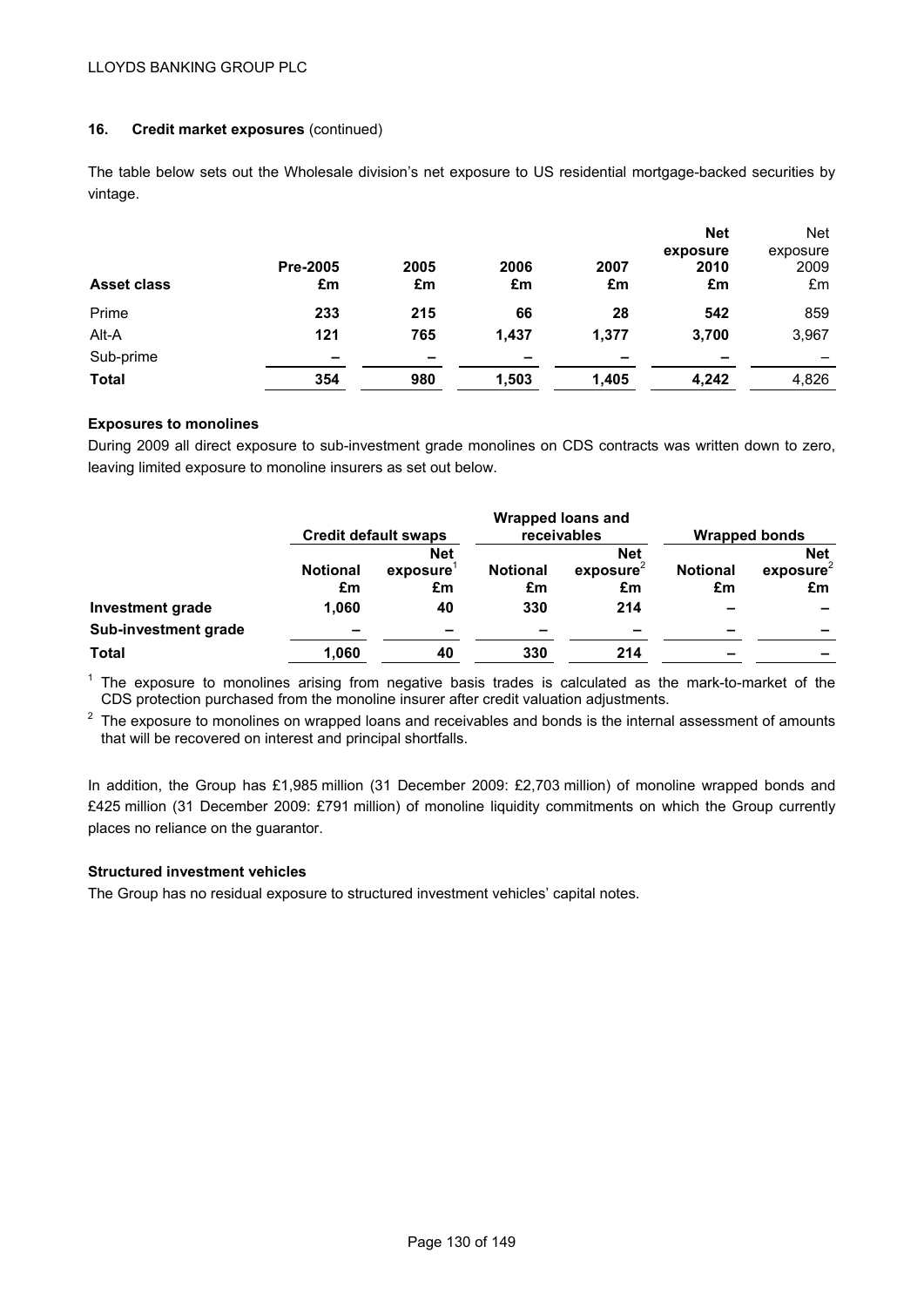### 16. Credit market exposures (continued)

The table below sets out the Wholesale division's net exposure to US residential mortgage-backed securities by vintage.

| Asset class | Pre-2005 £m | 2005 £m | 2006 £m | 2007 £m | Net exposure 2010 £m | Net exposure 2009 £m |
|---|---|---|---|---|---|---|
| Prime | 233 | 215 | 66 | 28 | 542 | 859 |
| Alt-A | 121 | 765 | 1,437 | 1,377 | 3,700 | 3,967 |
| Sub-prime | – | – | – | – | – | – |
| **Total** | **354** | **980** | **1,503** | **1,405** | **4,242** | 4,826 |

**Exposures to monolines**

During 2009 all direct exposure to sub-investment grade monolines on CDS contracts was written down to zero, leaving limited exposure to monoline insurers as set out below.

| | Credit default swaps | | Wrapped loans and receivables | | Wrapped bonds | |
|---|---|---|---|---|---|---|
| | Notional £m | Net exposure[1] £m | Notional £m | Net exposure[2] £m | Notional £m | Net exposure[2] £m |
| **Investment grade** | 1,060 | 40 | 330 | 214 | – | – |
| **Sub-investment grade** | – | – | – | – | – | – |
| **Total** | 1,060 | 40 | 330 | 214 | – | – |

[1] The exposure to monolines arising from negative basis trades is calculated as the mark-to-market of the CDS protection purchased from the monoline insurer after credit valuation adjustments.

[2] The exposure to monolines on wrapped loans and receivables and bonds is the internal assessment of amounts that will be recovered on interest and principal shortfalls.

In addition, the Group has £1,985 million (31 December 2009: £2,703 million) of monoline wrapped bonds and £425 million (31 December 2009: £791 million) of monoline liquidity commitments on which the Group currently places no reliance on the guarantor.

**Structured investment vehicles**

The Group has no residual exposure to structured investment vehicles' capital notes.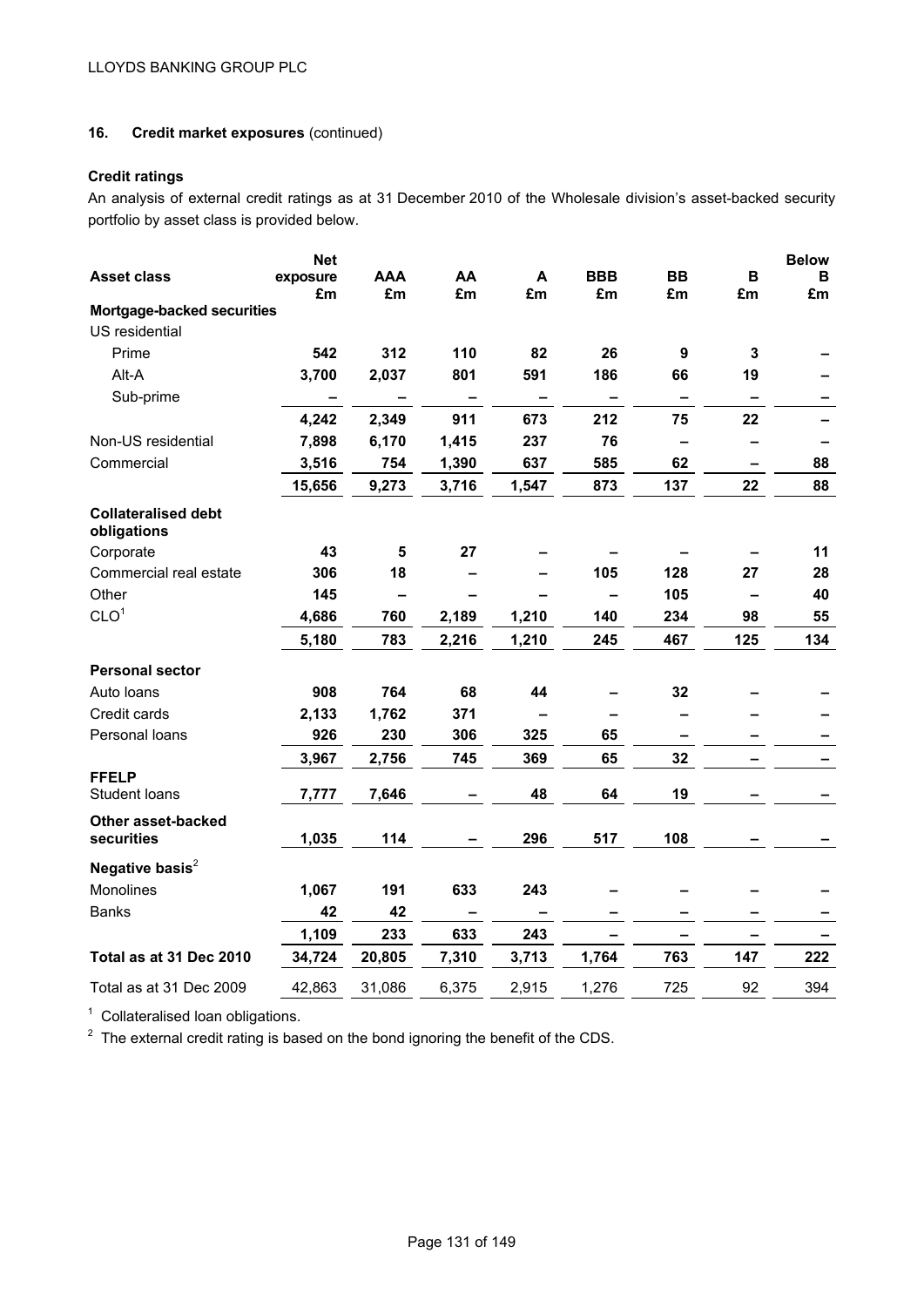## 16. Credit market exposures (continued)

### Credit ratings

An analysis of external credit ratings as at 31 December 2010 of the Wholesale division's asset-backed security portfolio by asset class is provided below.

| Asset class | Net exposure £m | AAA £m | AA £m | A £m | BBB £m | BB £m | B £m | Below B £m |
|---|---|---|---|---|---|---|---|---|
| **Mortgage-backed securities** | | | | | | | | |
| US residential | | | | | | | | |
| Prime | **542** | **312** | **110** | **82** | **26** | **9** | **3** | **–** |
| Alt-A | **3,700** | **2,037** | **801** | **591** | **186** | **66** | **19** | **–** |
| Sub-prime | **–** | **–** | **–** | **–** | **–** | **–** | **–** | **–** |
| | **4,242** | **2,349** | **911** | **673** | **212** | **75** | **22** | **–** |
| Non-US residential | **7,898** | **6,170** | **1,415** | **237** | **76** | **–** | **–** | **–** |
| Commercial | **3,516** | **754** | **1,390** | **637** | **585** | **62** | **–** | **88** |
| | **15,656** | **9,273** | **3,716** | **1,547** | **873** | **137** | **22** | **88** |
| **Collateralised debt obligations** | | | | | | | | |
| Corporate | **43** | **5** | **27** | **–** | **–** | **–** | **–** | **11** |
| Commercial real estate | **306** | **18** | **–** | **–** | **105** | **128** | **27** | **28** |
| Other | **145** | **–** | **–** | **–** | **–** | **105** | **–** | **40** |
| CLO[1] | **4,686** | **760** | **2,189** | **1,210** | **140** | **234** | **98** | **55** |
| | **5,180** | **783** | **2,216** | **1,210** | **245** | **467** | **125** | **134** |
| **Personal sector** | | | | | | | | |
| Auto loans | **908** | **764** | **68** | **44** | **–** | **32** | **–** | **–** |
| Credit cards | **2,133** | **1,762** | **371** | **–** | **–** | **–** | **–** | **–** |
| Personal loans | **926** | **230** | **306** | **325** | **65** | **–** | **–** | **–** |
| | **3,967** | **2,756** | **745** | **369** | **65** | **32** | **–** | **–** |
| **FFELP** Student loans | **7,777** | **7,646** | **–** | **48** | **64** | **19** | **–** | **–** |
| **Other asset-backed securities** | **1,035** | **114** | **–** | **296** | **517** | **108** | **–** | **–** |
| **Negative basis**[2] | | | | | | | | |
| Monolines | **1,067** | **191** | **633** | **243** | **–** | **–** | **–** | **–** |
| Banks | **42** | **42** | **–** | **–** | **–** | **–** | **–** | **–** |
| | **1,109** | **233** | **633** | **243** | **–** | **–** | **–** | **–** |
| **Total as at 31 Dec 2010** | **34,724** | **20,805** | **7,310** | **3,713** | **1,764** | **763** | **147** | **222** |
| Total as at 31 Dec 2009 | 42,863 | 31,086 | 6,375 | 2,915 | 1,276 | 725 | 92 | 394 |

[1] Collateralised loan obligations.

[2] The external credit rating is based on the bond ignoring the benefit of the CDS.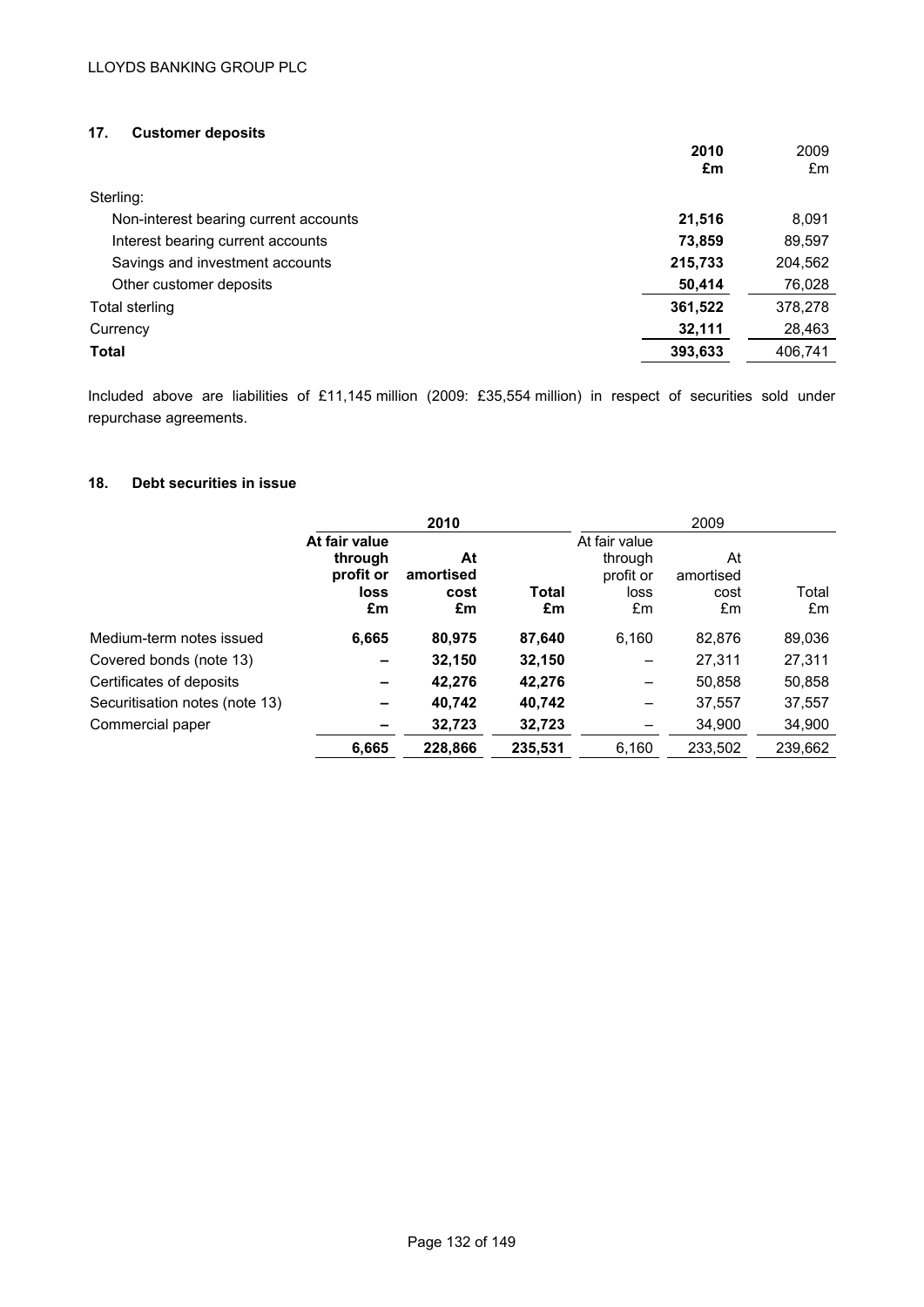## 17. Customer deposits

| | **2010 £m** | 2009 £m |
|---|---|---|
| Sterling: | | |
| Non-interest bearing current accounts | **21,516** | 8,091 |
| Interest bearing current accounts | **73,859** | 89,597 |
| Savings and investment accounts | **215,733** | 204,562 |
| Other customer deposits | **50,414** | 76,028 |
| Total sterling | **361,522** | 378,278 |
| Currency | **32,111** | 28,463 |
| **Total** | **393,633** | 406,741 |

Included above are liabilities of £11,145 million (2009: £35,554 million) in respect of securities sold under repurchase agreements.

## 18. Debt securities in issue

| | **2010** | | | 2009 | | |
|---|---|---|---|---|---|---|
| | **At fair value through profit or loss £m** | **At amortised cost £m** | **Total £m** | At fair value through profit or loss £m | At amortised cost £m | Total £m |
| Medium-term notes issued | **6,665** | **80,975** | **87,640** | 6,160 | 82,876 | 89,036 |
| Covered bonds (note 13) | **–** | **32,150** | **32,150** | – | 27,311 | 27,311 |
| Certificates of deposits | **–** | **42,276** | **42,276** | – | 50,858 | 50,858 |
| Securitisation notes (note 13) | **–** | **40,742** | **40,742** | – | 37,557 | 37,557 |
| Commercial paper | **–** | **32,723** | **32,723** | – | 34,900 | 34,900 |
| | **6,665** | **228,866** | **235,531** | 6,160 | 233,502 | 239,662 |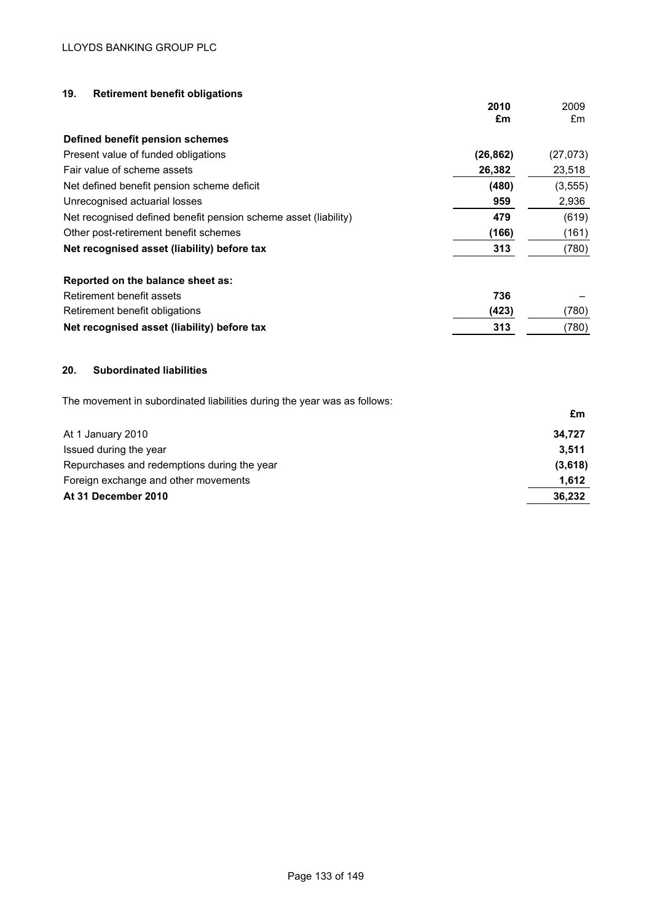## 19. Retirement benefit obligations

| | **2010 £m** | 2009 £m |
|---|---|---|
| **Defined benefit pension schemes** | | |
| Present value of funded obligations | **(26,862)** | (27,073) |
| Fair value of scheme assets | **26,382** | 23,518 |
| Net defined benefit pension scheme deficit | **(480)** | (3,555) |
| Unrecognised actuarial losses | **959** | 2,936 |
| Net recognised defined benefit pension scheme asset (liability) | **479** | (619) |
| Other post-retirement benefit schemes | **(166)** | (161) |
| **Net recognised asset (liability) before tax** | **313** | (780) |
| | | |
| **Reported on the balance sheet as:** | | |
| Retirement benefit assets | **736** | – |
| Retirement benefit obligations | **(423)** | (780) |
| **Net recognised asset (liability) before tax** | **313** | (780) |

## 20. Subordinated liabilities

The movement in subordinated liabilities during the year was as follows:

| | **£m** |
|---|---|
| At 1 January 2010 | **34,727** |
| Issued during the year | **3,511** |
| Repurchases and redemptions during the year | **(3,618)** |
| Foreign exchange and other movements | **1,612** |
| **At 31 December 2010** | **36,232** |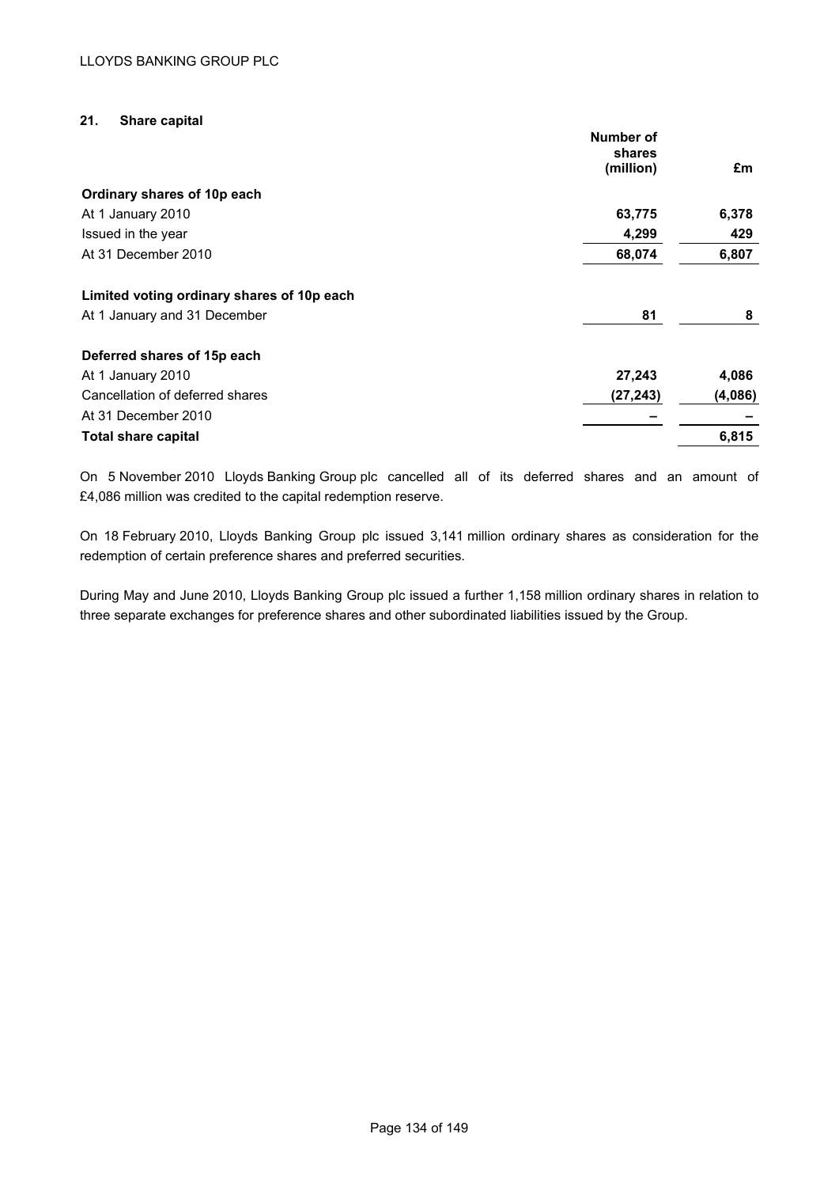## 21. Share capital

| | Number of shares (million) | £m |
|---|---|---|
| **Ordinary shares of 10p each** | | |
| At 1 January 2010 | **63,775** | **6,378** |
| Issued in the year | **4,299** | **429** |
| At 31 December 2010 | **68,074** | **6,807** |
| | | |
| **Limited voting ordinary shares of 10p each** | | |
| At 1 January and 31 December | **81** | **8** |
| | | |
| **Deferred shares of 15p each** | | |
| At 1 January 2010 | **27,243** | **4,086** |
| Cancellation of deferred shares | **(27,243)** | **(4,086)** |
| At 31 December 2010 | **–** | **–** |
| **Total share capital** | | **6,815** |

On 5 November 2010 Lloyds Banking Group plc cancelled all of its deferred shares and an amount of £4,086 million was credited to the capital redemption reserve.

On 18 February 2010, Lloyds Banking Group plc issued 3,141 million ordinary shares as consideration for the redemption of certain preference shares and preferred securities.

During May and June 2010, Lloyds Banking Group plc issued a further 1,158 million ordinary shares in relation to three separate exchanges for preference shares and other subordinated liabilities issued by the Group.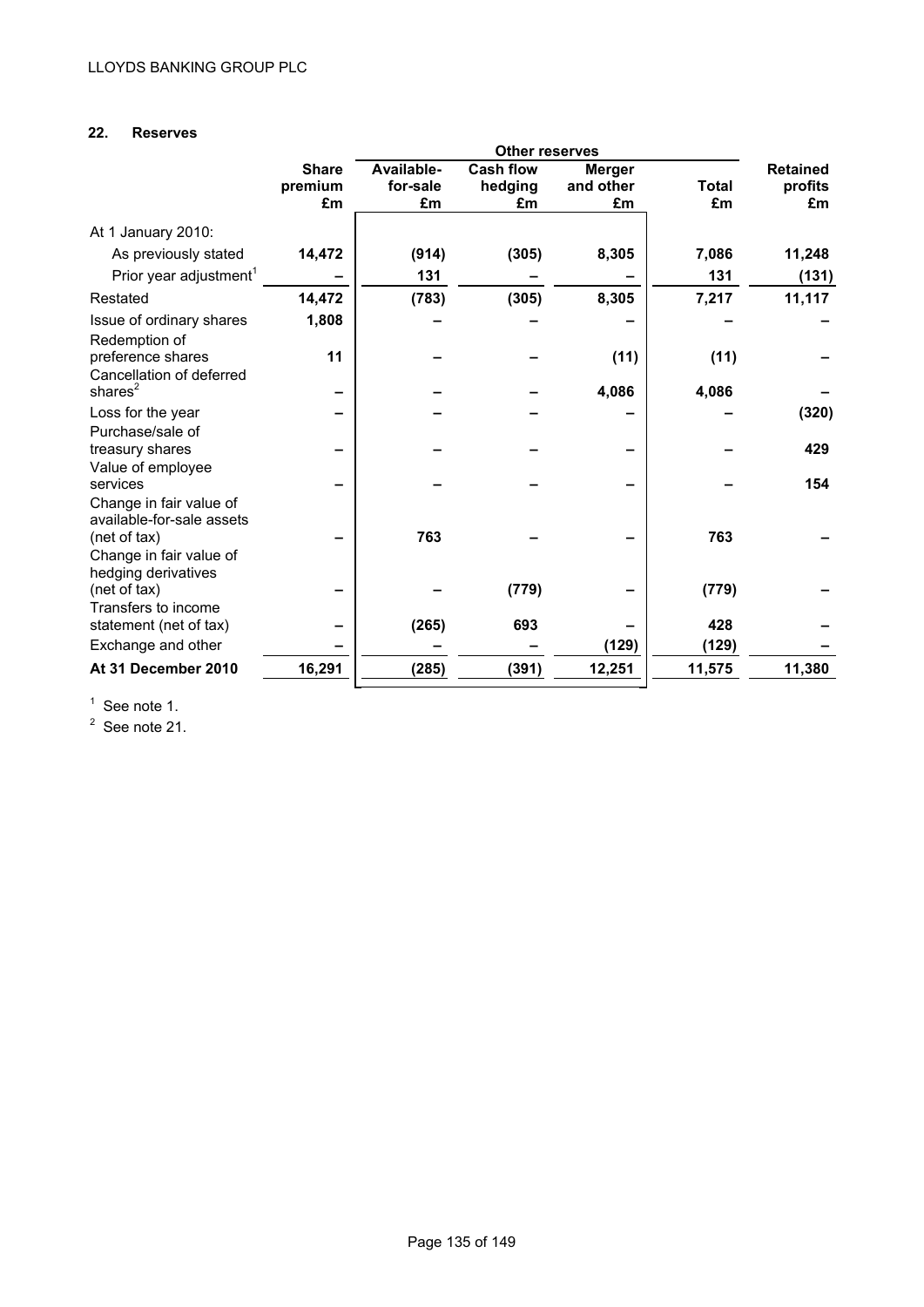## 22. Reserves

| | Share premium £m | Other reserves | | | | Retained profits £m |
|---|---|---|---|---|---|---|
| | | Available-for-sale £m | Cash flow hedging £m | Merger and other £m | Total £m | |
| At 1 January 2010: | | | | | | |
| As previously stated | **14,472** | (914) | (305) | 8,305 | 7,086 | 11,248 |
| Prior year adjustment[1] | – | 131 | – | – | 131 | (131) |
| Restated | 14,472 | (783) | (305) | 8,305 | 7,217 | 11,117 |
| Issue of ordinary shares | 1,808 | – | – | – | – | – |
| Redemption of preference shares | 11 | – | – | (11) | (11) | – |
| Cancellation of deferred shares[2] | – | – | – | 4,086 | 4,086 | – |
| Loss for the year | – | – | – | – | – | (320) |
| Purchase/sale of treasury shares | – | – | – | – | – | 429 |
| Value of employee services | – | – | – | – | – | 154 |
| Change in fair value of available-for-sale assets (net of tax) | – | 763 | – | – | 763 | – |
| Change in fair value of hedging derivatives (net of tax) | – | – | (779) | – | (779) | – |
| Transfers to income statement (net of tax) | – | (265) | 693 | – | 428 | – |
| Exchange and other | – | – | – | (129) | (129) | – |
| **At 31 December 2010** | **16,291** | **(285)** | **(391)** | **12,251** | **11,575** | **11,380** |

[1] See note 1.

[2] See note 21.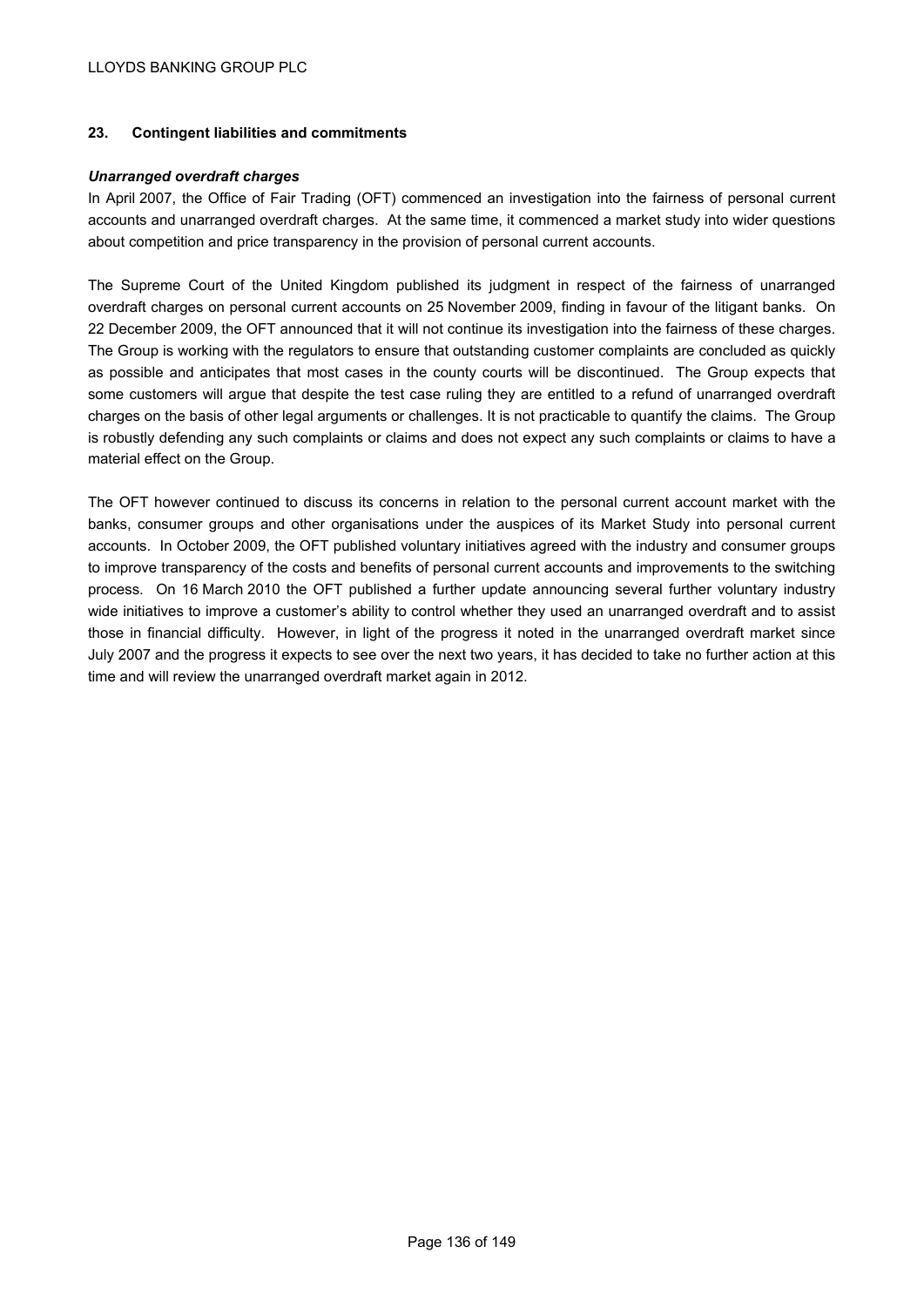## 23. Contingent liabilities and commitments

***Unarranged overdraft charges***

In April 2007, the Office of Fair Trading (OFT) commenced an investigation into the fairness of personal current accounts and unarranged overdraft charges. At the same time, it commenced a market study into wider questions about competition and price transparency in the provision of personal current accounts.

The Supreme Court of the United Kingdom published its judgment in respect of the fairness of unarranged overdraft charges on personal current accounts on 25 November 2009, finding in favour of the litigant banks. On 22 December 2009, the OFT announced that it will not continue its investigation into the fairness of these charges. The Group is working with the regulators to ensure that outstanding customer complaints are concluded as quickly as possible and anticipates that most cases in the county courts will be discontinued. The Group expects that some customers will argue that despite the test case ruling they are entitled to a refund of unarranged overdraft charges on the basis of other legal arguments or challenges. It is not practicable to quantify the claims. The Group is robustly defending any such complaints or claims and does not expect any such complaints or claims to have a material effect on the Group.

The OFT however continued to discuss its concerns in relation to the personal current account market with the banks, consumer groups and other organisations under the auspices of its Market Study into personal current accounts. In October 2009, the OFT published voluntary initiatives agreed with the industry and consumer groups to improve transparency of the costs and benefits of personal current accounts and improvements to the switching process. On 16 March 2010 the OFT published a further update announcing several further voluntary industry wide initiatives to improve a customer's ability to control whether they used an unarranged overdraft and to assist those in financial difficulty. However, in light of the progress it noted in the unarranged overdraft market since July 2007 and the progress it expects to see over the next two years, it has decided to take no further action at this time and will review the unarranged overdraft market again in 2012.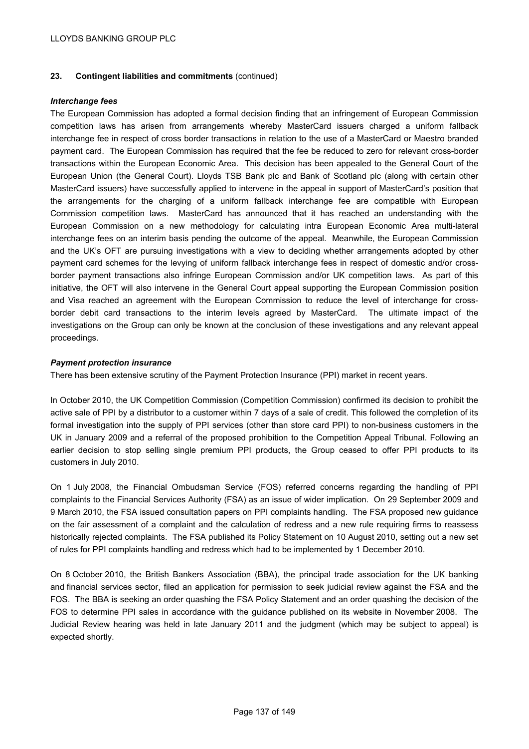## 23. Contingent liabilities and commitments (continued)

***Interchange fees***

The European Commission has adopted a formal decision finding that an infringement of European Commission competition laws has arisen from arrangements whereby MasterCard issuers charged a uniform fallback interchange fee in respect of cross border transactions in relation to the use of a MasterCard or Maestro branded payment card. The European Commission has required that the fee be reduced to zero for relevant cross-border transactions within the European Economic Area. This decision has been appealed to the General Court of the European Union (the General Court). Lloyds TSB Bank plc and Bank of Scotland plc (along with certain other MasterCard issuers) have successfully applied to intervene in the appeal in support of MasterCard's position that the arrangements for the charging of a uniform fallback interchange fee are compatible with European Commission competition laws. MasterCard has announced that it has reached an understanding with the European Commission on a new methodology for calculating intra European Economic Area multi-lateral interchange fees on an interim basis pending the outcome of the appeal. Meanwhile, the European Commission and the UK's OFT are pursuing investigations with a view to deciding whether arrangements adopted by other payment card schemes for the levying of uniform fallback interchange fees in respect of domestic and/or cross-border payment transactions also infringe European Commission and/or UK competition laws. As part of this initiative, the OFT will also intervene in the General Court appeal supporting the European Commission position and Visa reached an agreement with the European Commission to reduce the level of interchange for cross-border debit card transactions to the interim levels agreed by MasterCard. The ultimate impact of the investigations on the Group can only be known at the conclusion of these investigations and any relevant appeal proceedings.

***Payment protection insurance***

There has been extensive scrutiny of the Payment Protection Insurance (PPI) market in recent years.

In October 2010, the UK Competition Commission (Competition Commission) confirmed its decision to prohibit the active sale of PPI by a distributor to a customer within 7 days of a sale of credit. This followed the completion of its formal investigation into the supply of PPI services (other than store card PPI) to non-business customers in the UK in January 2009 and a referral of the proposed prohibition to the Competition Appeal Tribunal. Following an earlier decision to stop selling single premium PPI products, the Group ceased to offer PPI products to its customers in July 2010.

On 1 July 2008, the Financial Ombudsman Service (FOS) referred concerns regarding the handling of PPI complaints to the Financial Services Authority (FSA) as an issue of wider implication. On 29 September 2009 and 9 March 2010, the FSA issued consultation papers on PPI complaints handling. The FSA proposed new guidance on the fair assessment of a complaint and the calculation of redress and a new rule requiring firms to reassess historically rejected complaints. The FSA published its Policy Statement on 10 August 2010, setting out a new set of rules for PPI complaints handling and redress which had to be implemented by 1 December 2010.

On 8 October 2010, the British Bankers Association (BBA), the principal trade association for the UK banking and financial services sector, filed an application for permission to seek judicial review against the FSA and the FOS. The BBA is seeking an order quashing the FSA Policy Statement and an order quashing the decision of the FOS to determine PPI sales in accordance with the guidance published on its website in November 2008. The Judicial Review hearing was held in late January 2011 and the judgment (which may be subject to appeal) is expected shortly.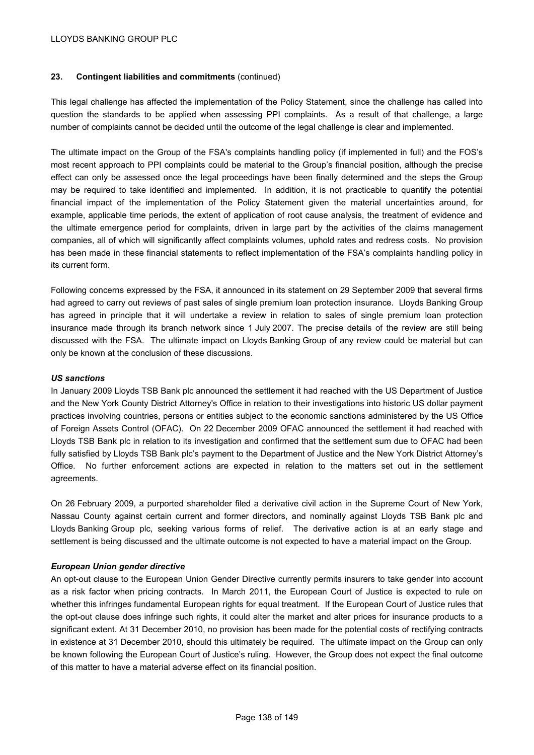**23. Contingent liabilities and commitments** (continued)

This legal challenge has affected the implementation of the Policy Statement, since the challenge has called into question the standards to be applied when assessing PPI complaints. As a result of that challenge, a large number of complaints cannot be decided until the outcome of the legal challenge is clear and implemented.

The ultimate impact on the Group of the FSA's complaints handling policy (if implemented in full) and the FOS's most recent approach to PPI complaints could be material to the Group's financial position, although the precise effect can only be assessed once the legal proceedings have been finally determined and the steps the Group may be required to take identified and implemented. In addition, it is not practicable to quantify the potential financial impact of the implementation of the Policy Statement given the material uncertainties around, for example, applicable time periods, the extent of application of root cause analysis, the treatment of evidence and the ultimate emergence period for complaints, driven in large part by the activities of the claims management companies, all of which will significantly affect complaints volumes, uphold rates and redress costs. No provision has been made in these financial statements to reflect implementation of the FSA's complaints handling policy in its current form.

Following concerns expressed by the FSA, it announced in its statement on 29 September 2009 that several firms had agreed to carry out reviews of past sales of single premium loan protection insurance. Lloyds Banking Group has agreed in principle that it will undertake a review in relation to sales of single premium loan protection insurance made through its branch network since 1 July 2007. The precise details of the review are still being discussed with the FSA. The ultimate impact on Lloyds Banking Group of any review could be material but can only be known at the conclusion of these discussions.

***US sanctions***

In January 2009 Lloyds TSB Bank plc announced the settlement it had reached with the US Department of Justice and the New York County District Attorney's Office in relation to their investigations into historic US dollar payment practices involving countries, persons or entities subject to the economic sanctions administered by the US Office of Foreign Assets Control (OFAC). On 22 December 2009 OFAC announced the settlement it had reached with Lloyds TSB Bank plc in relation to its investigation and confirmed that the settlement sum due to OFAC had been fully satisfied by Lloyds TSB Bank plc's payment to the Department of Justice and the New York District Attorney's Office. No further enforcement actions are expected in relation to the matters set out in the settlement agreements.

On 26 February 2009, a purported shareholder filed a derivative civil action in the Supreme Court of New York, Nassau County against certain current and former directors, and nominally against Lloyds TSB Bank plc and Lloyds Banking Group plc, seeking various forms of relief. The derivative action is at an early stage and settlement is being discussed and the ultimate outcome is not expected to have a material impact on the Group.

***European Union gender directive***

An opt-out clause to the European Union Gender Directive currently permits insurers to take gender into account as a risk factor when pricing contracts. In March 2011, the European Court of Justice is expected to rule on whether this infringes fundamental European rights for equal treatment. If the European Court of Justice rules that the opt-out clause does infringe such rights, it could alter the market and alter prices for insurance products to a significant extent. At 31 December 2010, no provision has been made for the potential costs of rectifying contracts in existence at 31 December 2010, should this ultimately be required. The ultimate impact on the Group can only be known following the European Court of Justice's ruling. However, the Group does not expect the final outcome of this matter to have a material adverse effect on its financial position.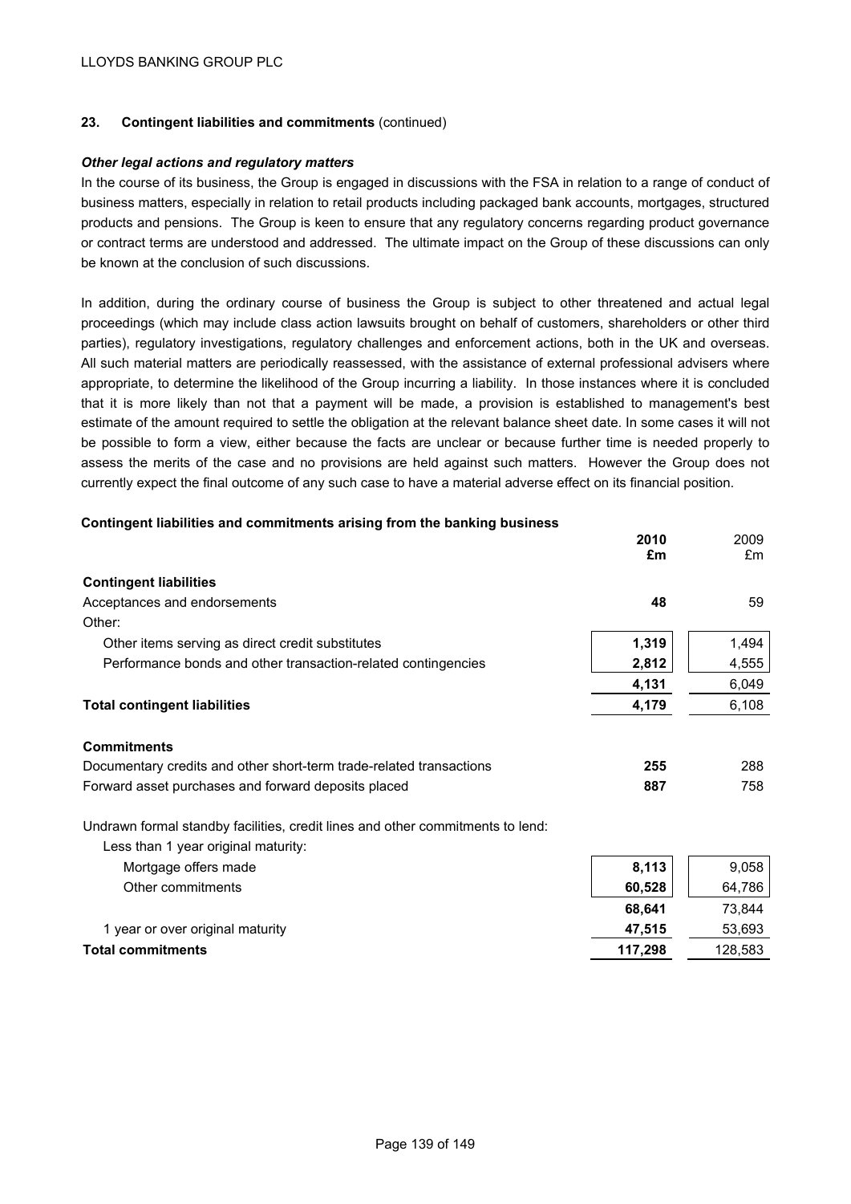## 23. Contingent liabilities and commitments (continued)

### *Other legal actions and regulatory matters*

In the course of its business, the Group is engaged in discussions with the FSA in relation to a range of conduct of business matters, especially in relation to retail products including packaged bank accounts, mortgages, structured products and pensions. The Group is keen to ensure that any regulatory concerns regarding product governance or contract terms are understood and addressed. The ultimate impact on the Group of these discussions can only be known at the conclusion of such discussions.

In addition, during the ordinary course of business the Group is subject to other threatened and actual legal proceedings (which may include class action lawsuits brought on behalf of customers, shareholders or other third parties), regulatory investigations, regulatory challenges and enforcement actions, both in the UK and overseas. All such material matters are periodically reassessed, with the assistance of external professional advisers where appropriate, to determine the likelihood of the Group incurring a liability. In those instances where it is concluded that it is more likely than not that a payment will be made, a provision is established to management's best estimate of the amount required to settle the obligation at the relevant balance sheet date. In some cases it will not be possible to form a view, either because the facts are unclear or because further time is needed properly to assess the merits of the case and no provisions are held against such matters. However the Group does not currently expect the final outcome of any such case to have a material adverse effect on its financial position.

### Contingent liabilities and commitments arising from the banking business

| | **2010 £m** | 2009 £m |
|---|---|---|
| **Contingent liabilities** | | |
| Acceptances and endorsements | **48** | 59 |
| Other: | | |
| Other items serving as direct credit substitutes | **1,319** | 1,494 |
| Performance bonds and other transaction-related contingencies | **2,812** | 4,555 |
| | **4,131** | 6,049 |
| **Total contingent liabilities** | **4,179** | 6,108 |
| | | |
| **Commitments** | | |
| Documentary credits and other short-term trade-related transactions | **255** | 288 |
| Forward asset purchases and forward deposits placed | **887** | 758 |
| | | |
| Undrawn formal standby facilities, credit lines and other commitments to lend: | | |
| Less than 1 year original maturity: | | |
| Mortgage offers made | **8,113** | 9,058 |
| Other commitments | **60,528** | 64,786 |
| | **68,641** | 73,844 |
| 1 year or over original maturity | **47,515** | 53,693 |
| **Total commitments** | **117,298** | 128,583 |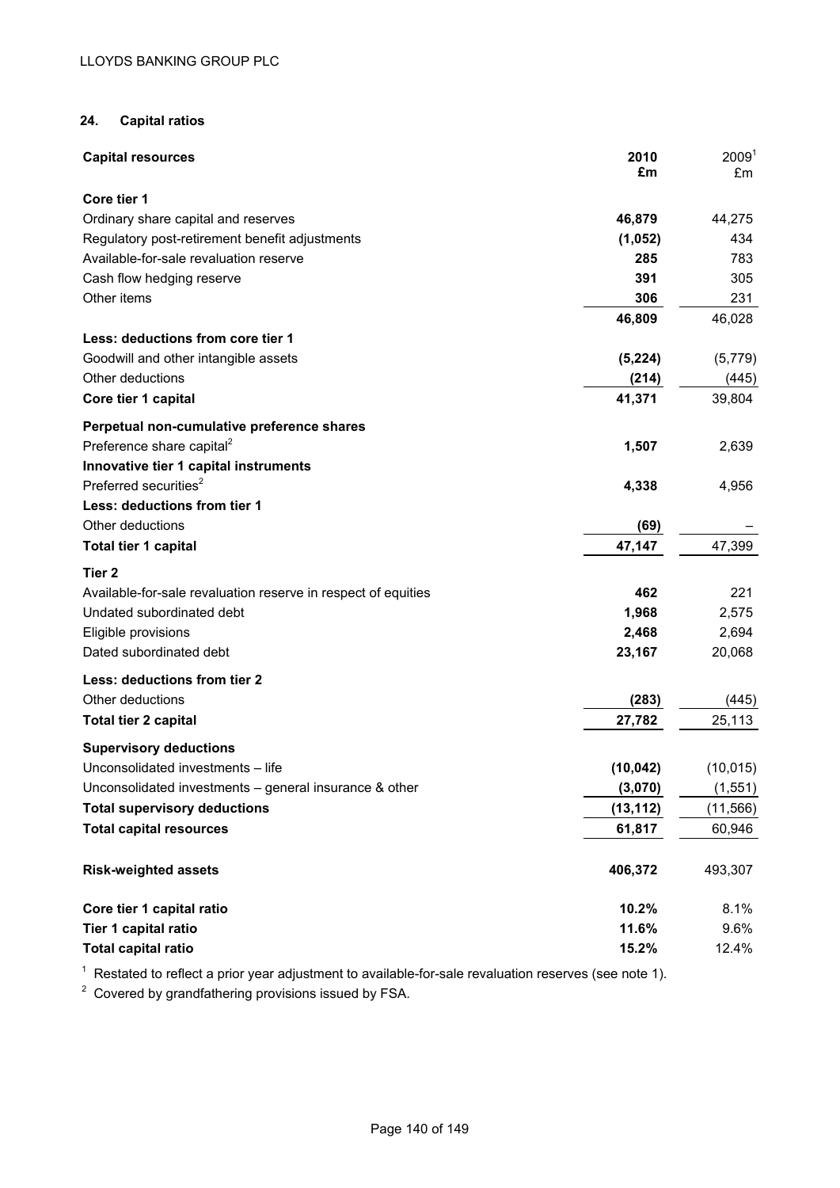## 24. Capital ratios

| Capital resources | 2010 £m | 2009[1] £m |
|---|---|---|
| **Core tier 1** | | |
| Ordinary share capital and reserves | **46,879** | 44,275 |
| Regulatory post-retirement benefit adjustments | **(1,052)** | 434 |
| Available-for-sale revaluation reserve | **285** | 783 |
| Cash flow hedging reserve | **391** | 305 |
| Other items | **306** | 231 |
| | **46,809** | 46,028 |
| **Less: deductions from core tier 1** | | |
| Goodwill and other intangible assets | **(5,224)** | (5,779) |
| Other deductions | **(214)** | (445) |
| **Core tier 1 capital** | **41,371** | 39,804 |
| **Perpetual non-cumulative preference shares** | | |
| Preference share capital[2] | **1,507** | 2,639 |
| **Innovative tier 1 capital instruments** | | |
| Preferred securities[2] | **4,338** | 4,956 |
| **Less: deductions from tier 1** | | |
| Other deductions | **(69)** | – |
| **Total tier 1 capital** | **47,147** | 47,399 |
| **Tier 2** | | |
| Available-for-sale revaluation reserve in respect of equities | **462** | 221 |
| Undated subordinated debt | **1,968** | 2,575 |
| Eligible provisions | **2,468** | 2,694 |
| Dated subordinated debt | **23,167** | 20,068 |
| **Less: deductions from tier 2** | | |
| Other deductions | **(283)** | (445) |
| **Total tier 2 capital** | **27,782** | 25,113 |
| **Supervisory deductions** | | |
| Unconsolidated investments – life | **(10,042)** | (10,015) |
| Unconsolidated investments – general insurance & other | **(3,070)** | (1,551) |
| **Total supervisory deductions** | **(13,112)** | (11,566) |
| **Total capital resources** | **61,817** | 60,946 |
| | | |
| **Risk-weighted assets** | **406,372** | 493,307 |
| | | |
| **Core tier 1 capital ratio** | **10.2%** | 8.1% |
| **Tier 1 capital ratio** | **11.6%** | 9.6% |
| **Total capital ratio** | **15.2%** | 12.4% |

[1] Restated to reflect a prior year adjustment to available-for-sale revaluation reserves (see note 1).

[2] Covered by grandfathering provisions issued by FSA.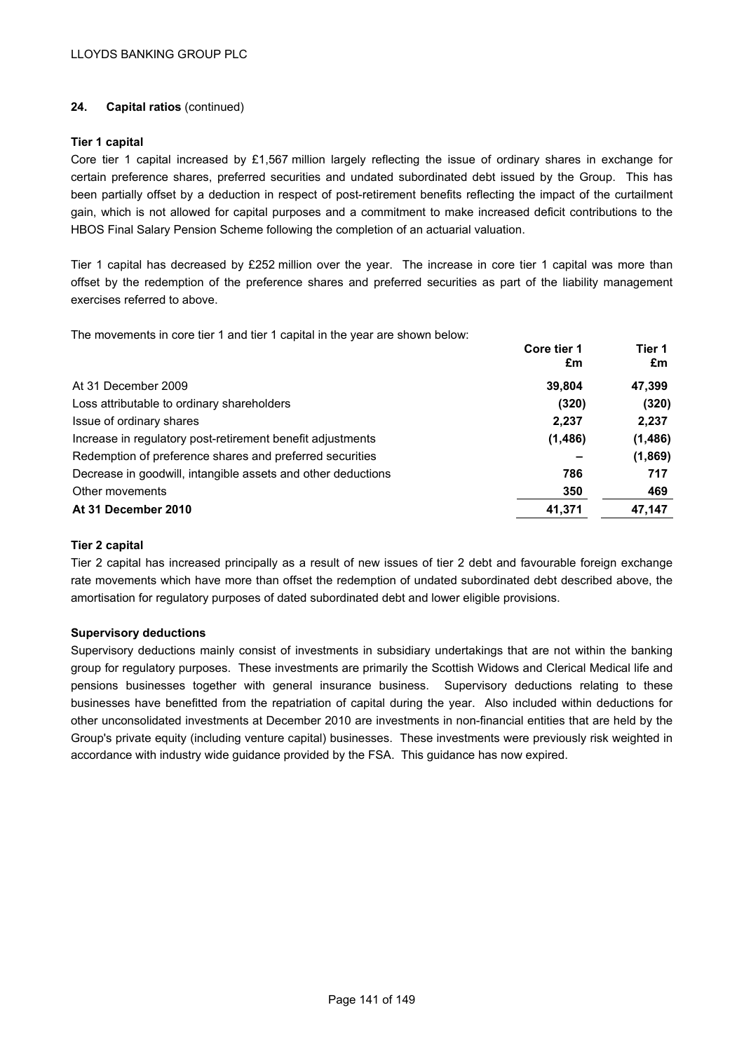## 24. Capital ratios (continued)

### Tier 1 capital

Core tier 1 capital increased by £1,567 million largely reflecting the issue of ordinary shares in exchange for certain preference shares, preferred securities and undated subordinated debt issued by the Group. This has been partially offset by a deduction in respect of post-retirement benefits reflecting the impact of the curtailment gain, which is not allowed for capital purposes and a commitment to make increased deficit contributions to the HBOS Final Salary Pension Scheme following the completion of an actuarial valuation.

Tier 1 capital has decreased by £252 million over the year. The increase in core tier 1 capital was more than offset by the redemption of the preference shares and preferred securities as part of the liability management exercises referred to above.

The movements in core tier 1 and tier 1 capital in the year are shown below:

| | Core tier 1 £m | Tier 1 £m |
|---|---|---|
| At 31 December 2009 | **39,804** | **47,399** |
| Loss attributable to ordinary shareholders | **(320)** | **(320)** |
| Issue of ordinary shares | **2,237** | **2,237** |
| Increase in regulatory post-retirement benefit adjustments | **(1,486)** | **(1,486)** |
| Redemption of preference shares and preferred securities | **–** | **(1,869)** |
| Decrease in goodwill, intangible assets and other deductions | **786** | **717** |
| Other movements | **350** | **469** |
| **At 31 December 2010** | **41,371** | **47,147** |

### Tier 2 capital

Tier 2 capital has increased principally as a result of new issues of tier 2 debt and favourable foreign exchange rate movements which have more than offset the redemption of undated subordinated debt described above, the amortisation for regulatory purposes of dated subordinated debt and lower eligible provisions.

### Supervisory deductions

Supervisory deductions mainly consist of investments in subsidiary undertakings that are not within the banking group for regulatory purposes. These investments are primarily the Scottish Widows and Clerical Medical life and pensions businesses together with general insurance business. Supervisory deductions relating to these businesses have benefitted from the repatriation of capital during the year. Also included within deductions for other unconsolidated investments at December 2010 are investments in non-financial entities that are held by the Group's private equity (including venture capital) businesses. These investments were previously risk weighted in accordance with industry wide guidance provided by the FSA. This guidance has now expired.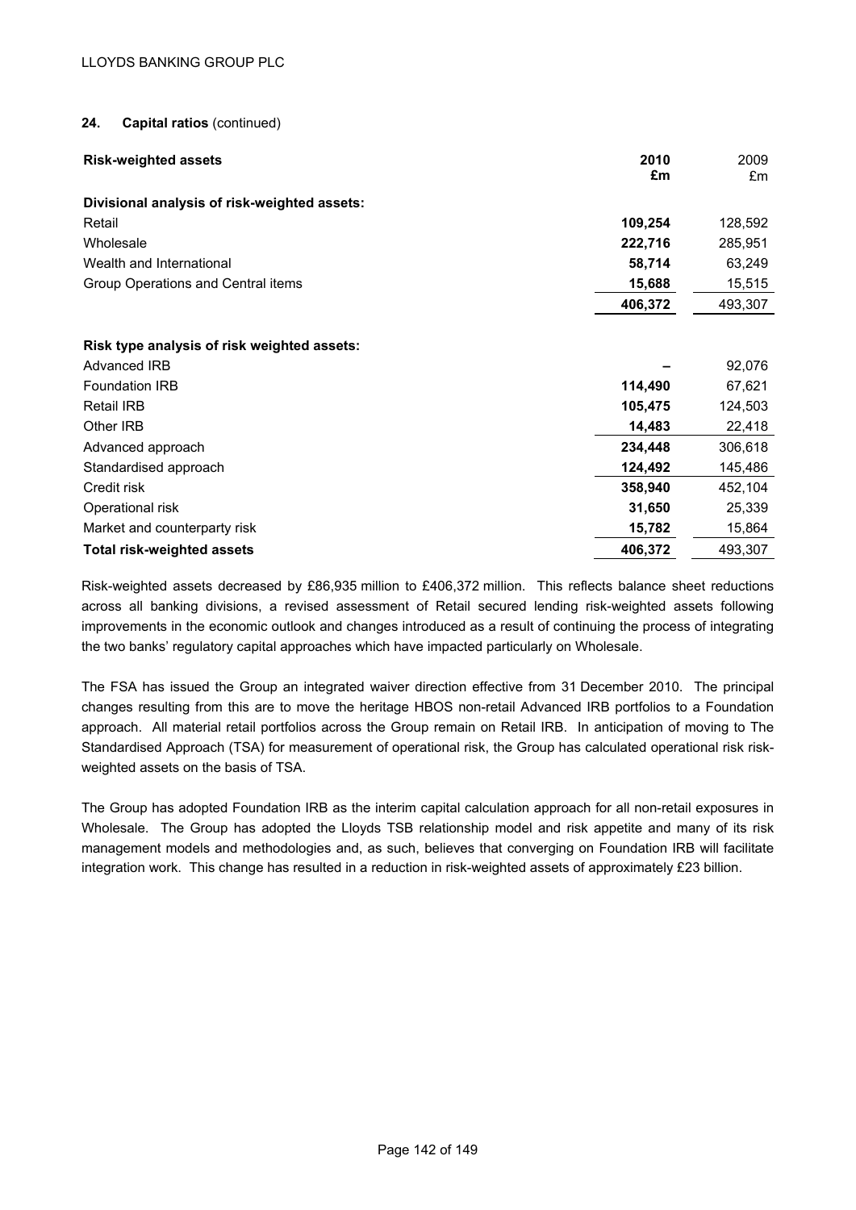## 24. Capital ratios (continued)

| Risk-weighted assets | 2010 £m | 2009 £m |
|---|---|---|
| **Divisional analysis of risk-weighted assets:** | | |
| Retail | **109,254** | 128,592 |
| Wholesale | **222,716** | 285,951 |
| Wealth and International | **58,714** | 63,249 |
| Group Operations and Central items | **15,688** | 15,515 |
| | **406,372** | 493,307 |
| | | |
| **Risk type analysis of risk weighted assets:** | | |
| Advanced IRB | **–** | 92,076 |
| Foundation IRB | **114,490** | 67,621 |
| Retail IRB | **105,475** | 124,503 |
| Other IRB | **14,483** | 22,418 |
| Advanced approach | **234,448** | 306,618 |
| Standardised approach | **124,492** | 145,486 |
| Credit risk | **358,940** | 452,104 |
| Operational risk | **31,650** | 25,339 |
| Market and counterparty risk | **15,782** | 15,864 |
| **Total risk-weighted assets** | **406,372** | 493,307 |

Risk-weighted assets decreased by £86,935 million to £406,372 million. This reflects balance sheet reductions across all banking divisions, a revised assessment of Retail secured lending risk-weighted assets following improvements in the economic outlook and changes introduced as a result of continuing the process of integrating the two banks' regulatory capital approaches which have impacted particularly on Wholesale.

The FSA has issued the Group an integrated waiver direction effective from 31 December 2010. The principal changes resulting from this are to move the heritage HBOS non-retail Advanced IRB portfolios to a Foundation approach. All material retail portfolios across the Group remain on Retail IRB. In anticipation of moving to The Standardised Approach (TSA) for measurement of operational risk, the Group has calculated operational risk risk-weighted assets on the basis of TSA.

The Group has adopted Foundation IRB as the interim capital calculation approach for all non-retail exposures in Wholesale. The Group has adopted the Lloyds TSB relationship model and risk appetite and many of its risk management models and methodologies and, as such, believes that converging on Foundation IRB will facilitate integration work. This change has resulted in a reduction in risk-weighted assets of approximately £23 billion.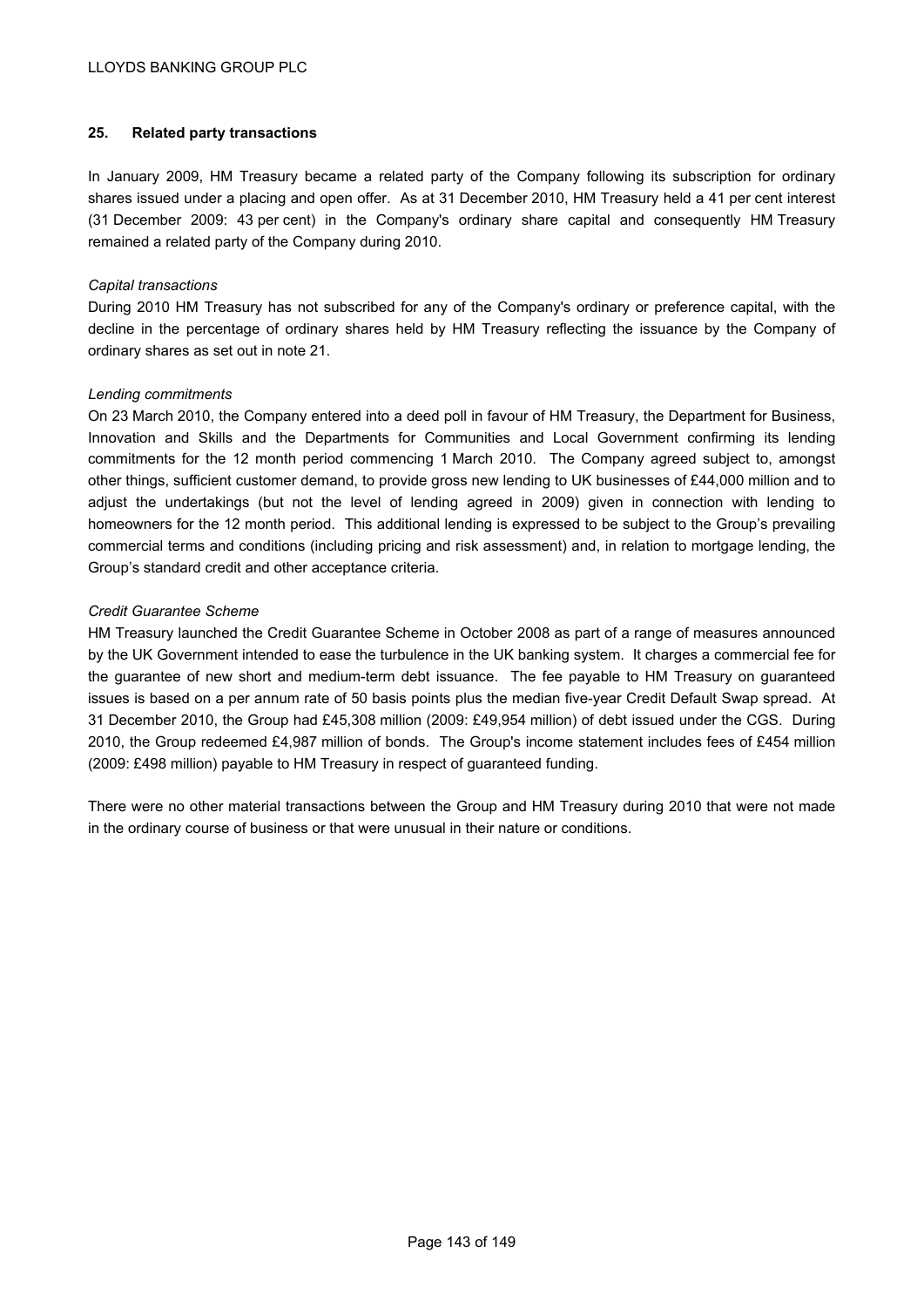## 25. Related party transactions

In January 2009, HM Treasury became a related party of the Company following its subscription for ordinary shares issued under a placing and open offer. As at 31 December 2010, HM Treasury held a 41 per cent interest (31 December 2009: 43 per cent) in the Company's ordinary share capital and consequently HM Treasury remained a related party of the Company during 2010.

*Capital transactions*

During 2010 HM Treasury has not subscribed for any of the Company's ordinary or preference capital, with the decline in the percentage of ordinary shares held by HM Treasury reflecting the issuance by the Company of ordinary shares as set out in note 21.

*Lending commitments*

On 23 March 2010, the Company entered into a deed poll in favour of HM Treasury, the Department for Business, Innovation and Skills and the Departments for Communities and Local Government confirming its lending commitments for the 12 month period commencing 1 March 2010. The Company agreed subject to, amongst other things, sufficient customer demand, to provide gross new lending to UK businesses of £44,000 million and to adjust the undertakings (but not the level of lending agreed in 2009) given in connection with lending to homeowners for the 12 month period. This additional lending is expressed to be subject to the Group's prevailing commercial terms and conditions (including pricing and risk assessment) and, in relation to mortgage lending, the Group's standard credit and other acceptance criteria.

*Credit Guarantee Scheme*

HM Treasury launched the Credit Guarantee Scheme in October 2008 as part of a range of measures announced by the UK Government intended to ease the turbulence in the UK banking system. It charges a commercial fee for the guarantee of new short and medium-term debt issuance. The fee payable to HM Treasury on guaranteed issues is based on a per annum rate of 50 basis points plus the median five-year Credit Default Swap spread. At 31 December 2010, the Group had £45,308 million (2009: £49,954 million) of debt issued under the CGS. During 2010, the Group redeemed £4,987 million of bonds. The Group's income statement includes fees of £454 million (2009: £498 million) payable to HM Treasury in respect of guaranteed funding.

There were no other material transactions between the Group and HM Treasury during 2010 that were not made in the ordinary course of business or that were unusual in their nature or conditions.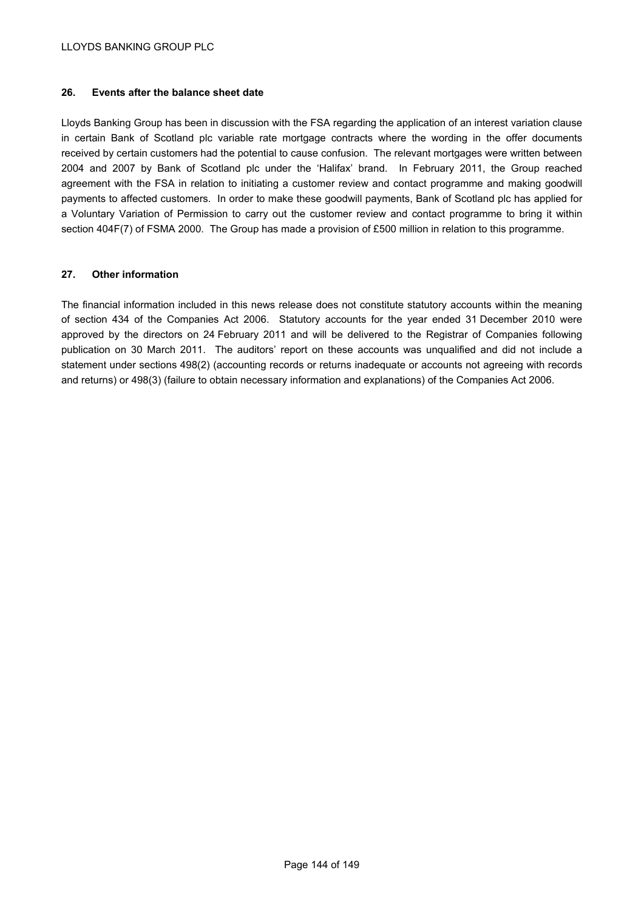## 26. Events after the balance sheet date

Lloyds Banking Group has been in discussion with the FSA regarding the application of an interest variation clause in certain Bank of Scotland plc variable rate mortgage contracts where the wording in the offer documents received by certain customers had the potential to cause confusion. The relevant mortgages were written between 2004 and 2007 by Bank of Scotland plc under the 'Halifax' brand. In February 2011, the Group reached agreement with the FSA in relation to initiating a customer review and contact programme and making goodwill payments to affected customers. In order to make these goodwill payments, Bank of Scotland plc has applied for a Voluntary Variation of Permission to carry out the customer review and contact programme to bring it within section 404F(7) of FSMA 2000. The Group has made a provision of £500 million in relation to this programme.

## 27. Other information

The financial information included in this news release does not constitute statutory accounts within the meaning of section 434 of the Companies Act 2006. Statutory accounts for the year ended 31 December 2010 were approved by the directors on 24 February 2011 and will be delivered to the Registrar of Companies following publication on 30 March 2011. The auditors' report on these accounts was unqualified and did not include a statement under sections 498(2) (accounting records or returns inadequate or accounts not agreeing with records and returns) or 498(3) (failure to obtain necessary information and explanations) of the Companies Act 2006.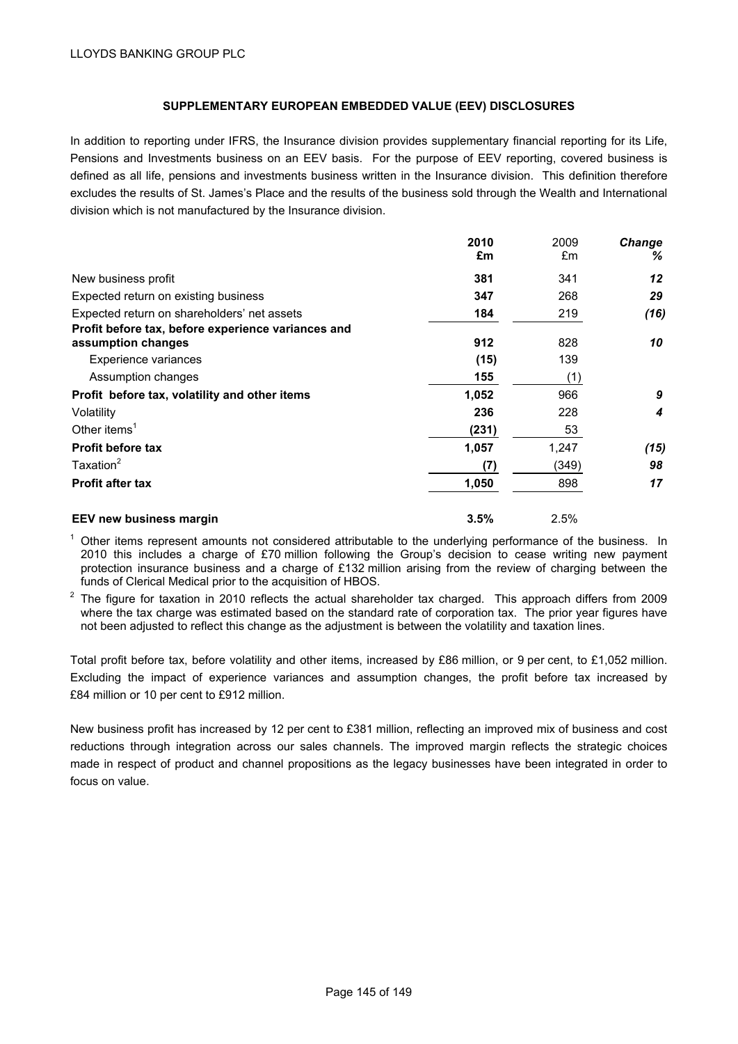## SUPPLEMENTARY EUROPEAN EMBEDDED VALUE (EEV) DISCLOSURES

In addition to reporting under IFRS, the Insurance division provides supplementary financial reporting for its Life, Pensions and Investments business on an EEV basis. For the purpose of EEV reporting, covered business is defined as all life, pensions and investments business written in the Insurance division. This definition therefore excludes the results of St. James's Place and the results of the business sold through the Wealth and International division which is not manufactured by the Insurance division.

| | **2010 £m** | 2009 £m | ***Change %*** |
|---|---|---|---|
| New business profit | **381** | 341 | ***12*** |
| Expected return on existing business | **347** | 268 | ***29*** |
| Expected return on shareholders' net assets | **184** | 219 | ***(16)*** |
| **Profit before tax, before experience variances and assumption changes** | **912** | 828 | ***10*** |
| Experience variances | **(15)** | 139 | |
| Assumption changes | **155** | (1) | |
| **Profit before tax, volatility and other items** | **1,052** | 966 | ***9*** |
| Volatility | **236** | 228 | ***4*** |
| Other items[1] | **(231)** | 53 | |
| **Profit before tax** | **1,057** | 1,247 | ***(15)*** |
| Taxation[2] | **(7)** | (349) | ***98*** |
| **Profit after tax** | **1,050** | 898 | ***17*** |
| | | | |
| **EEV new business margin** | **3.5%** | 2.5% | |

[1] Other items represent amounts not considered attributable to the underlying performance of the business. In 2010 this includes a charge of £70 million following the Group's decision to cease writing new payment protection insurance business and a charge of £132 million arising from the review of charging between the funds of Clerical Medical prior to the acquisition of HBOS.

[2] The figure for taxation in 2010 reflects the actual shareholder tax charged. This approach differs from 2009 where the tax charge was estimated based on the standard rate of corporation tax. The prior year figures have not been adjusted to reflect this change as the adjustment is between the volatility and taxation lines.

Total profit before tax, before volatility and other items, increased by £86 million, or 9 per cent, to £1,052 million. Excluding the impact of experience variances and assumption changes, the profit before tax increased by £84 million or 10 per cent to £912 million.

New business profit has increased by 12 per cent to £381 million, reflecting an improved mix of business and cost reductions through integration across our sales channels. The improved margin reflects the strategic choices made in respect of product and channel propositions as the legacy businesses have been integrated in order to focus on value.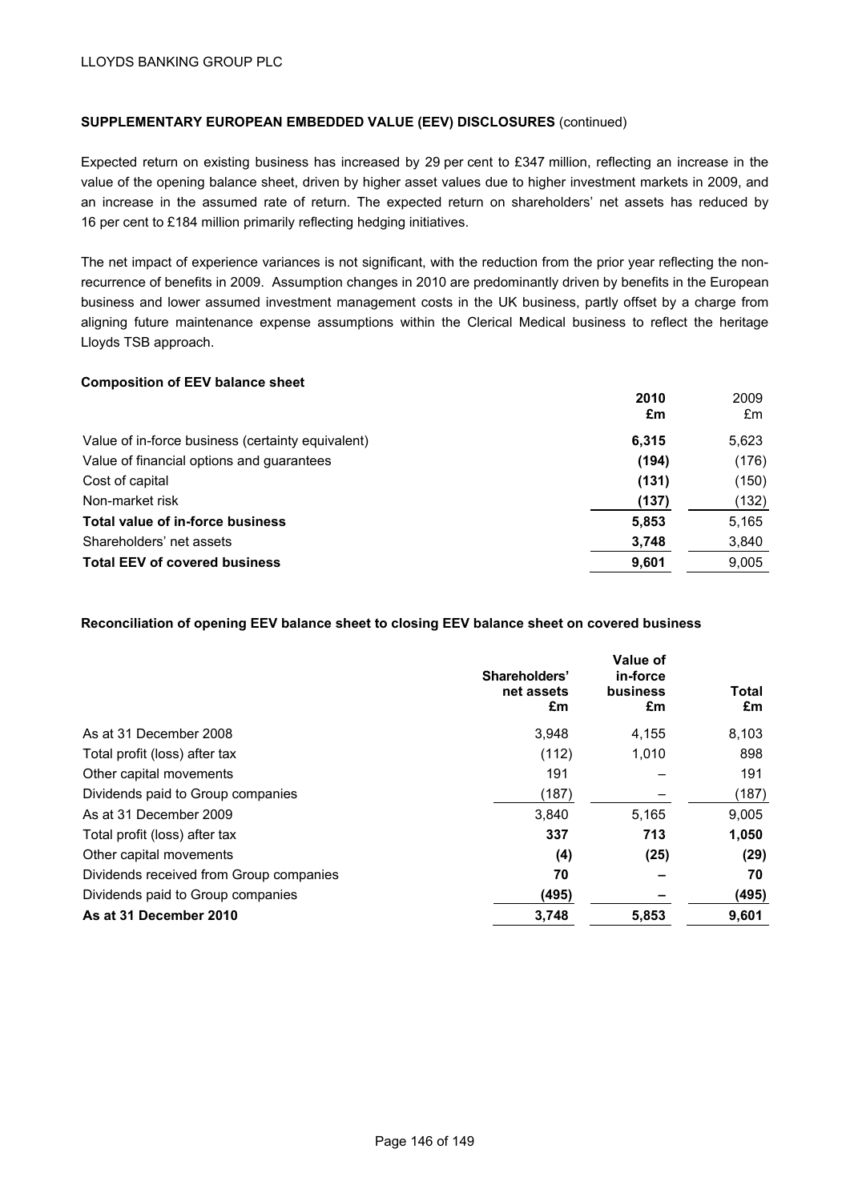## SUPPLEMENTARY EUROPEAN EMBEDDED VALUE (EEV) DISCLOSURES (continued)

Expected return on existing business has increased by 29 per cent to £347 million, reflecting an increase in the value of the opening balance sheet, driven by higher asset values due to higher investment markets in 2009, and an increase in the assumed rate of return. The expected return on shareholders' net assets has reduced by 16 per cent to £184 million primarily reflecting hedging initiatives.

The net impact of experience variances is not significant, with the reduction from the prior year reflecting the non-recurrence of benefits in 2009. Assumption changes in 2010 are predominantly driven by benefits in the European business and lower assumed investment management costs in the UK business, partly offset by a charge from aligning future maintenance expense assumptions within the Clerical Medical business to reflect the heritage Lloyds TSB approach.

### Composition of EEV balance sheet

| | **2010 £m** | 2009 £m |
|---|---|---|
| Value of in-force business (certainty equivalent) | **6,315** | 5,623 |
| Value of financial options and guarantees | **(194)** | (176) |
| Cost of capital | **(131)** | (150) |
| Non-market risk | **(137)** | (132) |
| **Total value of in-force business** | **5,853** | 5,165 |
| Shareholders' net assets | **3,748** | 3,840 |
| **Total EEV of covered business** | **9,601** | 9,005 |

### Reconciliation of opening EEV balance sheet to closing EEV balance sheet on covered business

| | **Shareholders' net assets £m** | **Value of in-force business £m** | **Total £m** |
|---|---|---|---|
| As at 31 December 2008 | 3,948 | 4,155 | 8,103 |
| Total profit (loss) after tax | (112) | 1,010 | 898 |
| Other capital movements | 191 | – | 191 |
| Dividends paid to Group companies | (187) | – | (187) |
| As at 31 December 2009 | 3,840 | 5,165 | 9,005 |
| Total profit (loss) after tax | **337** | **713** | **1,050** |
| Other capital movements | **(4)** | **(25)** | **(29)** |
| Dividends received from Group companies | **70** | **–** | **70** |
| Dividends paid to Group companies | **(495)** | **–** | **(495)** |
| **As at 31 December 2010** | **3,748** | **5,853** | **9,601** |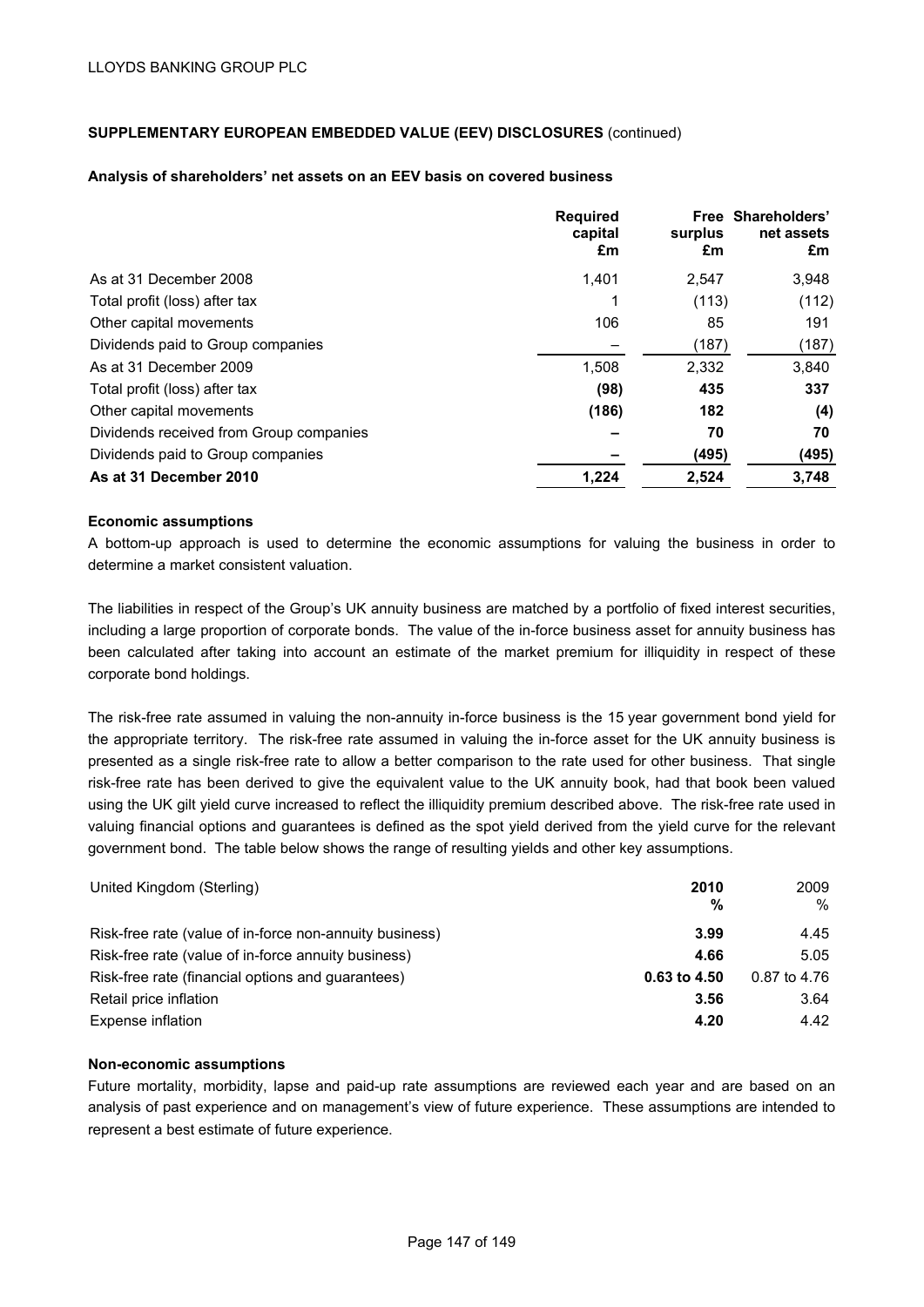LLOYDS BANKING GROUP PLC

**SUPPLEMENTARY EUROPEAN EMBEDDED VALUE (EEV) DISCLOSURES** (continued)

**Analysis of shareholders' net assets on an EEV basis on covered business**

| | Required capital £m | Free surplus £m | Shareholders' net assets £m |
|---|---|---|---|
| As at 31 December 2008 | 1,401 | 2,547 | 3,948 |
| Total profit (loss) after tax | 1 | (113) | (112) |
| Other capital movements | 106 | 85 | 191 |
| Dividends paid to Group companies | – | (187) | (187) |
| As at 31 December 2009 | 1,508 | 2,332 | 3,840 |
| Total profit (loss) after tax | **(98)** | **435** | **337** |
| Other capital movements | **(186)** | **182** | **(4)** |
| Dividends received from Group companies | **–** | **70** | **70** |
| Dividends paid to Group companies | **–** | **(495)** | **(495)** |
| **As at 31 December 2010** | **1,224** | **2,524** | **3,748** |

**Economic assumptions**

A bottom-up approach is used to determine the economic assumptions for valuing the business in order to determine a market consistent valuation.

The liabilities in respect of the Group's UK annuity business are matched by a portfolio of fixed interest securities, including a large proportion of corporate bonds. The value of the in-force business asset for annuity business has been calculated after taking into account an estimate of the market premium for illiquidity in respect of these corporate bond holdings.

The risk-free rate assumed in valuing the non-annuity in-force business is the 15 year government bond yield for the appropriate territory. The risk-free rate assumed in valuing the in-force asset for the UK annuity business is presented as a single risk-free rate to allow a better comparison to the rate used for other business. That single risk-free rate has been derived to give the equivalent value to the UK annuity book, had that book been valued using the UK gilt yield curve increased to reflect the illiquidity premium described above. The risk-free rate used in valuing financial options and guarantees is defined as the spot yield derived from the yield curve for the relevant government bond. The table below shows the range of resulting yields and other key assumptions.

| United Kingdom (Sterling) | 2010 % | 2009 % |
|---|---|---|
| Risk-free rate (value of in-force non-annuity business) | **3.99** | 4.45 |
| Risk-free rate (value of in-force annuity business) | **4.66** | 5.05 |
| Risk-free rate (financial options and guarantees) | **0.63 to 4.50** | 0.87 to 4.76 |
| Retail price inflation | **3.56** | 3.64 |
| Expense inflation | **4.20** | 4.42 |

**Non-economic assumptions**

Future mortality, morbidity, lapse and paid-up rate assumptions are reviewed each year and are based on an analysis of past experience and on management's view of future experience. These assumptions are intended to represent a best estimate of future experience.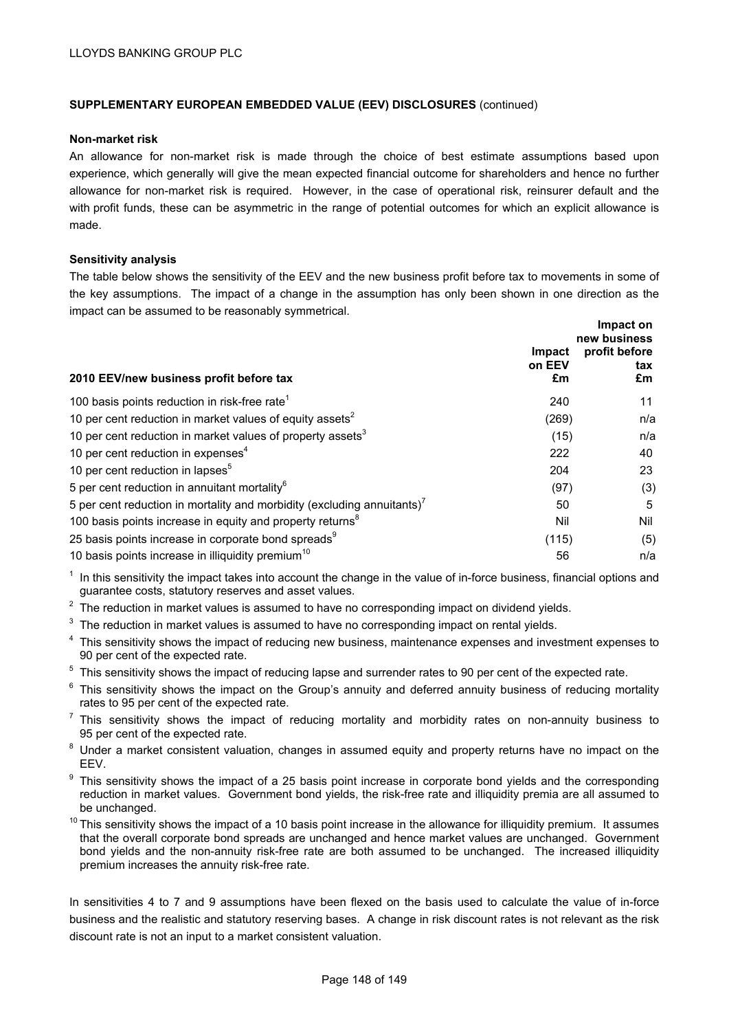LLOYDS BANKING GROUP PLC

**SUPPLEMENTARY EUROPEAN EMBEDDED VALUE (EEV) DISCLOSURES** (continued)

**Non-market risk**

An allowance for non-market risk is made through the choice of best estimate assumptions based upon experience, which generally will give the mean expected financial outcome for shareholders and hence no further allowance for non-market risk is required. However, in the case of operational risk, reinsurer default and the with profit funds, these can be asymmetric in the range of potential outcomes for which an explicit allowance is made.

**Sensitivity analysis**

The table below shows the sensitivity of the EEV and the new business profit before tax to movements in some of the key assumptions. The impact of a change in the assumption has only been shown in one direction as the impact can be assumed to be reasonably symmetrical.

| **2010 EEV/new business profit before tax** | **Impact on EEV £m** | **Impact on new business profit before tax £m** |
|---|---|---|
| 100 basis points reduction in risk-free rate[1] | 240 | 11 |
| 10 per cent reduction in market values of equity assets[2] | (269) | n/a |
| 10 per cent reduction in market values of property assets[3] | (15) | n/a |
| 10 per cent reduction in expenses[4] | 222 | 40 |
| 10 per cent reduction in lapses[5] | 204 | 23 |
| 5 per cent reduction in annuitant mortality[6] | (97) | (3) |
| 5 per cent reduction in mortality and morbidity (excluding annuitants)[7] | 50 | 5 |
| 100 basis points increase in equity and property returns[8] | Nil | Nil |
| 25 basis points increase in corporate bond spreads[9] | (115) | (5) |
| 10 basis points increase in illiquidity premium[10] | 56 | n/a |

[1] In this sensitivity the impact takes into account the change in the value of in-force business, financial options and guarantee costs, statutory reserves and asset values.

[2] The reduction in market values is assumed to have no corresponding impact on dividend yields.

[3] The reduction in market values is assumed to have no corresponding impact on rental yields.

[4] This sensitivity shows the impact of reducing new business, maintenance expenses and investment expenses to 90 per cent of the expected rate.

[5] This sensitivity shows the impact of reducing lapse and surrender rates to 90 per cent of the expected rate.

[6] This sensitivity shows the impact on the Group's annuity and deferred annuity business of reducing mortality rates to 95 per cent of the expected rate.

[7] This sensitivity shows the impact of reducing mortality and morbidity rates on non-annuity business to 95 per cent of the expected rate.

[8] Under a market consistent valuation, changes in assumed equity and property returns have no impact on the EEV.

[9] This sensitivity shows the impact of a 25 basis point increase in corporate bond yields and the corresponding reduction in market values. Government bond yields, the risk-free rate and illiquidity premia are all assumed to be unchanged.

[10] This sensitivity shows the impact of a 10 basis point increase in the allowance for illiquidity premium. It assumes that the overall corporate bond spreads are unchanged and hence market values are unchanged. Government bond yields and the non-annuity risk-free rate are both assumed to be unchanged. The increased illiquidity premium increases the annuity risk-free rate.

In sensitivities 4 to 7 and 9 assumptions have been flexed on the basis used to calculate the value of in-force business and the realistic and statutory reserving bases. A change in risk discount rates is not relevant as the risk discount rate is not an input to a market consistent valuation.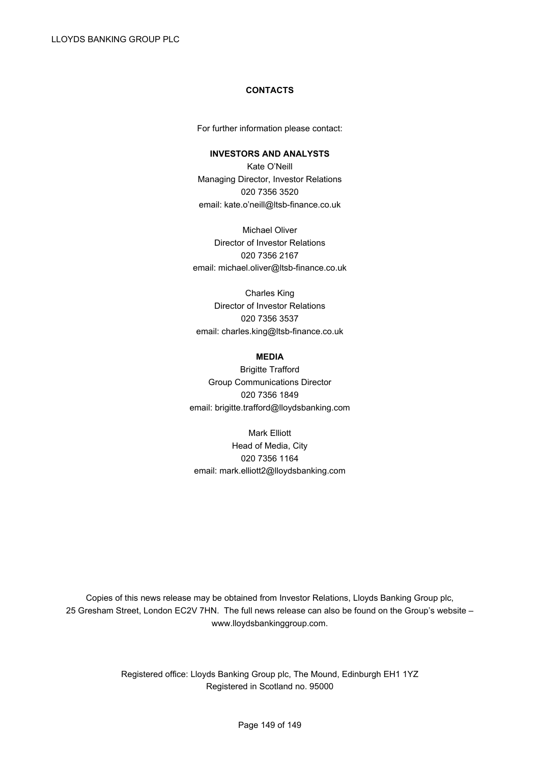# CONTACTS

For further information please contact:

**INVESTORS AND ANALYSTS**

Kate O'Neill
Managing Director, Investor Relations
020 7356 3520
email: kate.o'neill@ltsb-finance.co.uk

Michael Oliver
Director of Investor Relations
020 7356 2167
email: michael.oliver@ltsb-finance.co.uk

Charles King
Director of Investor Relations
020 7356 3537
email: charles.king@ltsb-finance.co.uk

**MEDIA**

Brigitte Trafford
Group Communications Director
020 7356 1849
email: brigitte.trafford@lloydsbanking.com

Mark Elliott
Head of Media, City
020 7356 1164
email: mark.elliott2@lloydsbanking.com

Copies of this news release may be obtained from Investor Relations, Lloyds Banking Group plc, 25 Gresham Street, London EC2V 7HN. The full news release can also be found on the Group's website – www.lloydsbankinggroup.com.

Registered office: Lloyds Banking Group plc, The Mound, Edinburgh EH1 1YZ
Registered in Scotland no. 95000